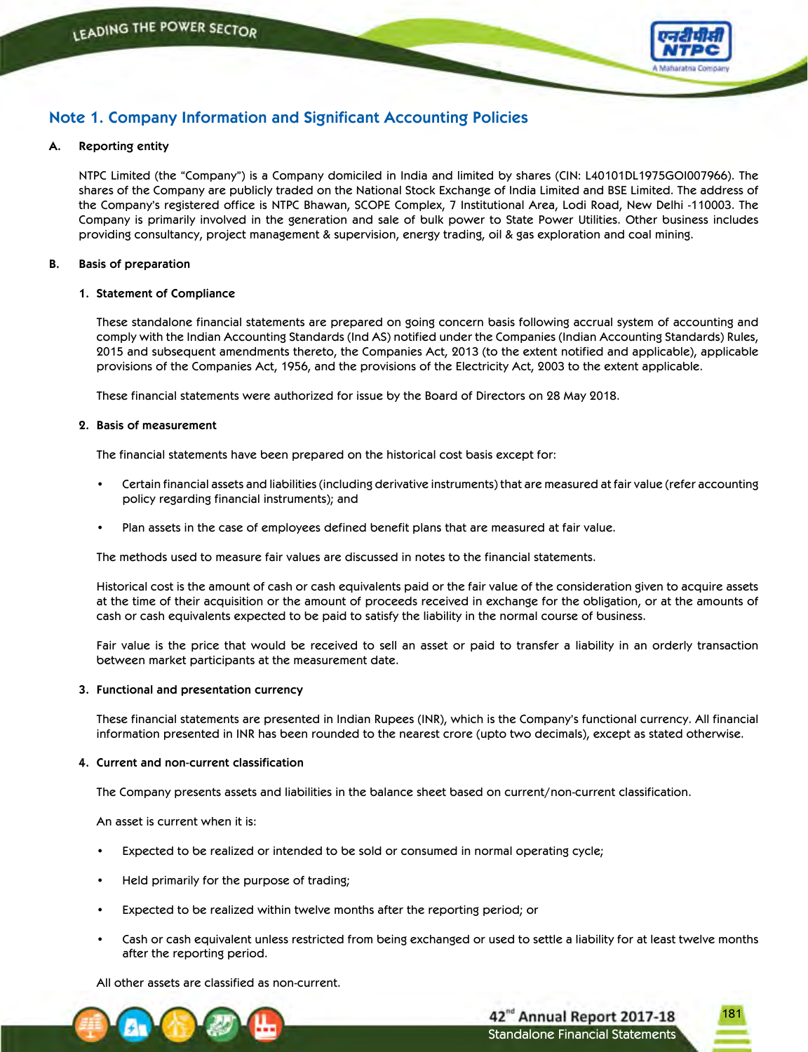# Note 1. Company Information and Significant Accounting Policies

**A. Reporting entity**

NTPC Limited (the "Company") is a Company domiciled in India and limited by shares (CIN: L40101DL1975GOI007966). The shares of the Company are publicly traded on the National Stock Exchange of India Limited and BSE Limited. The address of the Company's registered office is NTPC Bhawan, SCOPE Complex, 7 Institutional Area, Lodi Road, New Delhi -110003. The Company is primarily involved in the generation and sale of bulk power to State Power Utilities. Other business includes providing consultancy, project management & supervision, energy trading, oil & gas exploration and coal mining.

**B. Basis of preparation**

**1. Statement of Compliance**

These standalone financial statements are prepared on going concern basis following accrual system of accounting and comply with the Indian Accounting Standards (Ind AS) notified under the Companies (Indian Accounting Standards) Rules, 2015 and subsequent amendments thereto, the Companies Act, 2013 (to the extent notified and applicable), applicable provisions of the Companies Act, 1956, and the provisions of the Electricity Act, 2003 to the extent applicable.

These financial statements were authorized for issue by the Board of Directors on 28 May 2018.

**2. Basis of measurement**

The financial statements have been prepared on the historical cost basis except for:

- Certain financial assets and liabilities (including derivative instruments) that are measured at fair value (refer accounting policy regarding financial instruments); and
- Plan assets in the case of employees defined benefit plans that are measured at fair value.

The methods used to measure fair values are discussed in notes to the financial statements.

Historical cost is the amount of cash or cash equivalents paid or the fair value of the consideration given to acquire assets at the time of their acquisition or the amount of proceeds received in exchange for the obligation, or at the amounts of cash or cash equivalents expected to be paid to satisfy the liability in the normal course of business.

Fair value is the price that would be received to sell an asset or paid to transfer a liability in an orderly transaction between market participants at the measurement date.

**3. Functional and presentation currency**

These financial statements are presented in Indian Rupees (INR), which is the Company's functional currency. All financial information presented in INR has been rounded to the nearest crore (upto two decimals), except as stated otherwise.

**4. Current and non-current classification**

The Company presents assets and liabilities in the balance sheet based on current/non-current classification.

An asset is current when it is:

- Expected to be realized or intended to be sold or consumed in normal operating cycle;
- Held primarily for the purpose of trading;
- Expected to be realized within twelve months after the reporting period; or
- Cash or cash equivalent unless restricted from being exchanged or used to settle a liability for at least twelve months after the reporting period.

All other assets are classified as non-current.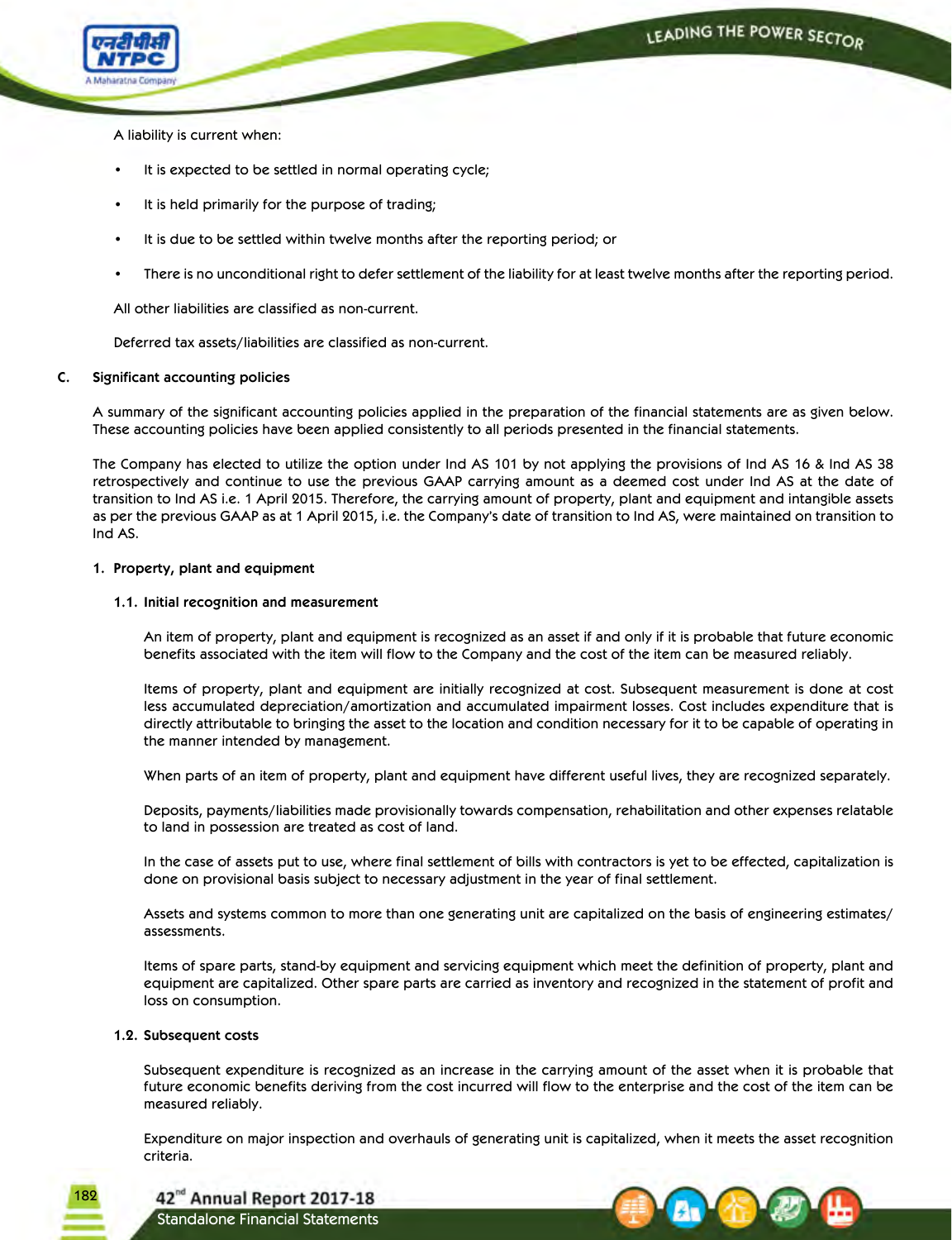A liability is current when:

- It is expected to be settled in normal operating cycle;
- It is held primarily for the purpose of trading;
- It is due to be settled within twelve months after the reporting period; or
- There is no unconditional right to defer settlement of the liability for at least twelve months after the reporting period.

All other liabilities are classified as non-current.

Deferred tax assets/liabilities are classified as non-current.

## C. Significant accounting policies

A summary of the significant accounting policies applied in the preparation of the financial statements are as given below. These accounting policies have been applied consistently to all periods presented in the financial statements.

The Company has elected to utilize the option under Ind AS 101 by not applying the provisions of Ind AS 16 & Ind AS 38 retrospectively and continue to use the previous GAAP carrying amount as a deemed cost under Ind AS at the date of transition to Ind AS i.e. 1 April 2015. Therefore, the carrying amount of property, plant and equipment and intangible assets as per the previous GAAP as at 1 April 2015, i.e. the Company's date of transition to Ind AS, were maintained on transition to Ind AS.

### 1. Property, plant and equipment

#### 1.1. Initial recognition and measurement

An item of property, plant and equipment is recognized as an asset if and only if it is probable that future economic benefits associated with the item will flow to the Company and the cost of the item can be measured reliably.

Items of property, plant and equipment are initially recognized at cost. Subsequent measurement is done at cost less accumulated depreciation/amortization and accumulated impairment losses. Cost includes expenditure that is directly attributable to bringing the asset to the location and condition necessary for it to be capable of operating in the manner intended by management.

When parts of an item of property, plant and equipment have different useful lives, they are recognized separately.

Deposits, payments/liabilities made provisionally towards compensation, rehabilitation and other expenses relatable to land in possession are treated as cost of land.

In the case of assets put to use, where final settlement of bills with contractors is yet to be effected, capitalization is done on provisional basis subject to necessary adjustment in the year of final settlement.

Assets and systems common to more than one generating unit are capitalized on the basis of engineering estimates/assessments.

Items of spare parts, stand-by equipment and servicing equipment which meet the definition of property, plant and equipment are capitalized. Other spare parts are carried as inventory and recognized in the statement of profit and loss on consumption.

#### 1.2. Subsequent costs

Subsequent expenditure is recognized as an increase in the carrying amount of the asset when it is probable that future economic benefits deriving from the cost incurred will flow to the enterprise and the cost of the item can be measured reliably.

Expenditure on major inspection and overhauls of generating unit is capitalized, when it meets the asset recognition criteria.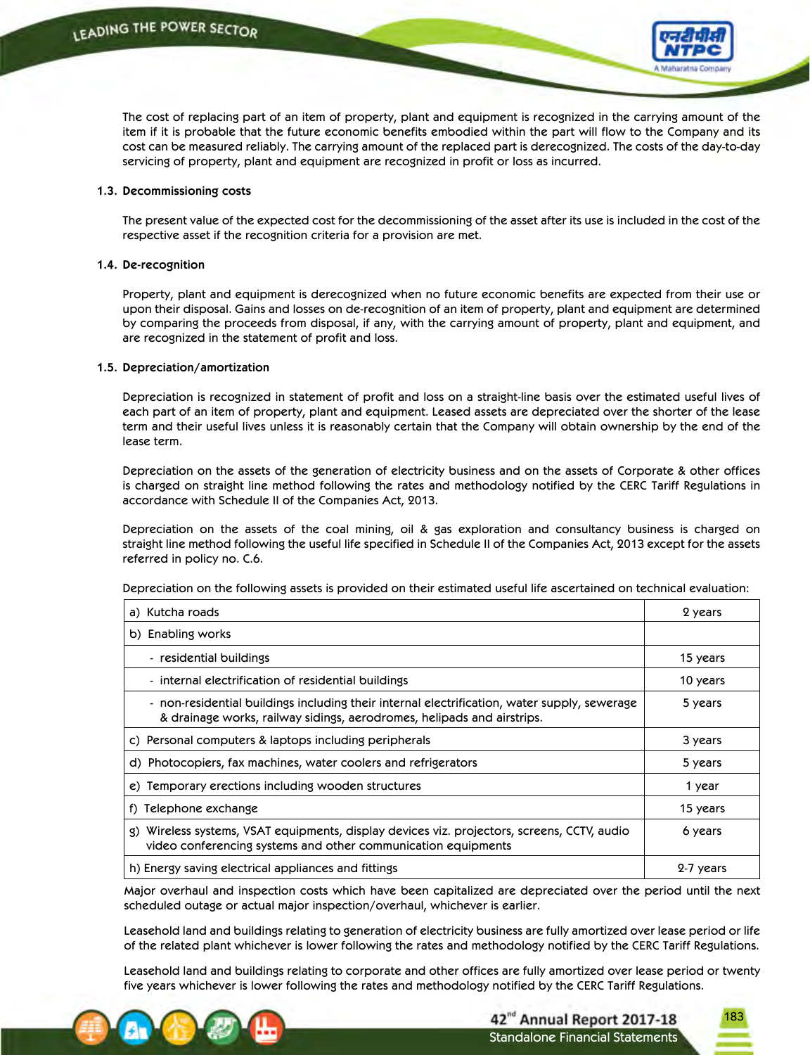The cost of replacing part of an item of property, plant and equipment is recognized in the carrying amount of the item if it is probable that the future economic benefits embodied within the part will flow to the Company and its cost can be measured reliably. The carrying amount of the replaced part is derecognized. The costs of the day-to-day servicing of property, plant and equipment are recognized in profit or loss as incurred.

**1.3. Decommissioning costs**

The present value of the expected cost for the decommissioning of the asset after its use is included in the cost of the respective asset if the recognition criteria for a provision are met.

**1.4. De-recognition**

Property, plant and equipment is derecognized when no future economic benefits are expected from their use or upon their disposal. Gains and losses on de-recognition of an item of property, plant and equipment are determined by comparing the proceeds from disposal, if any, with the carrying amount of property, plant and equipment, and are recognized in the statement of profit and loss.

**1.5. Depreciation/amortization**

Depreciation is recognized in statement of profit and loss on a straight-line basis over the estimated useful lives of each part of an item of property, plant and equipment. Leased assets are depreciated over the shorter of the lease term and their useful lives unless it is reasonably certain that the Company will obtain ownership by the end of the lease term.

Depreciation on the assets of the generation of electricity business and on the assets of Corporate & other offices is charged on straight line method following the rates and methodology notified by the CERC Tariff Regulations in accordance with Schedule II of the Companies Act, 2013.

Depreciation on the assets of the coal mining, oil & gas exploration and consultancy business is charged on straight line method following the useful life specified in Schedule II of the Companies Act, 2013 except for the assets referred in policy no. C.6.

Depreciation on the following assets is provided on their estimated useful life ascertained on technical evaluation:

| Asset | Useful life |
|---|---|
| a) Kutcha roads | 2 years |
| b) Enabling works | |
| - residential buildings | 15 years |
| - internal electrification of residential buildings | 10 years |
| - non-residential buildings including their internal electrification, water supply, sewerage & drainage works, railway sidings, aerodromes, helipads and airstrips. | 5 years |
| c) Personal computers & laptops including peripherals | 3 years |
| d) Photocopiers, fax machines, water coolers and refrigerators | 5 years |
| e) Temporary erections including wooden structures | 1 year |
| f) Telephone exchange | 15 years |
| g) Wireless systems, VSAT equipments, display devices viz. projectors, screens, CCTV, audio video conferencing systems and other communication equipments | 6 years |
| h) Energy saving electrical appliances and fittings | 2-7 years |

Major overhaul and inspection costs which have been capitalized are depreciated over the period until the next scheduled outage or actual major inspection/overhaul, whichever is earlier.

Leasehold land and buildings relating to generation of electricity business are fully amortized over lease period or life of the related plant whichever is lower following the rates and methodology notified by the CERC Tariff Regulations.

Leasehold land and buildings relating to corporate and other offices are fully amortized over lease period or twenty five years whichever is lower following the rates and methodology notified by the CERC Tariff Regulations.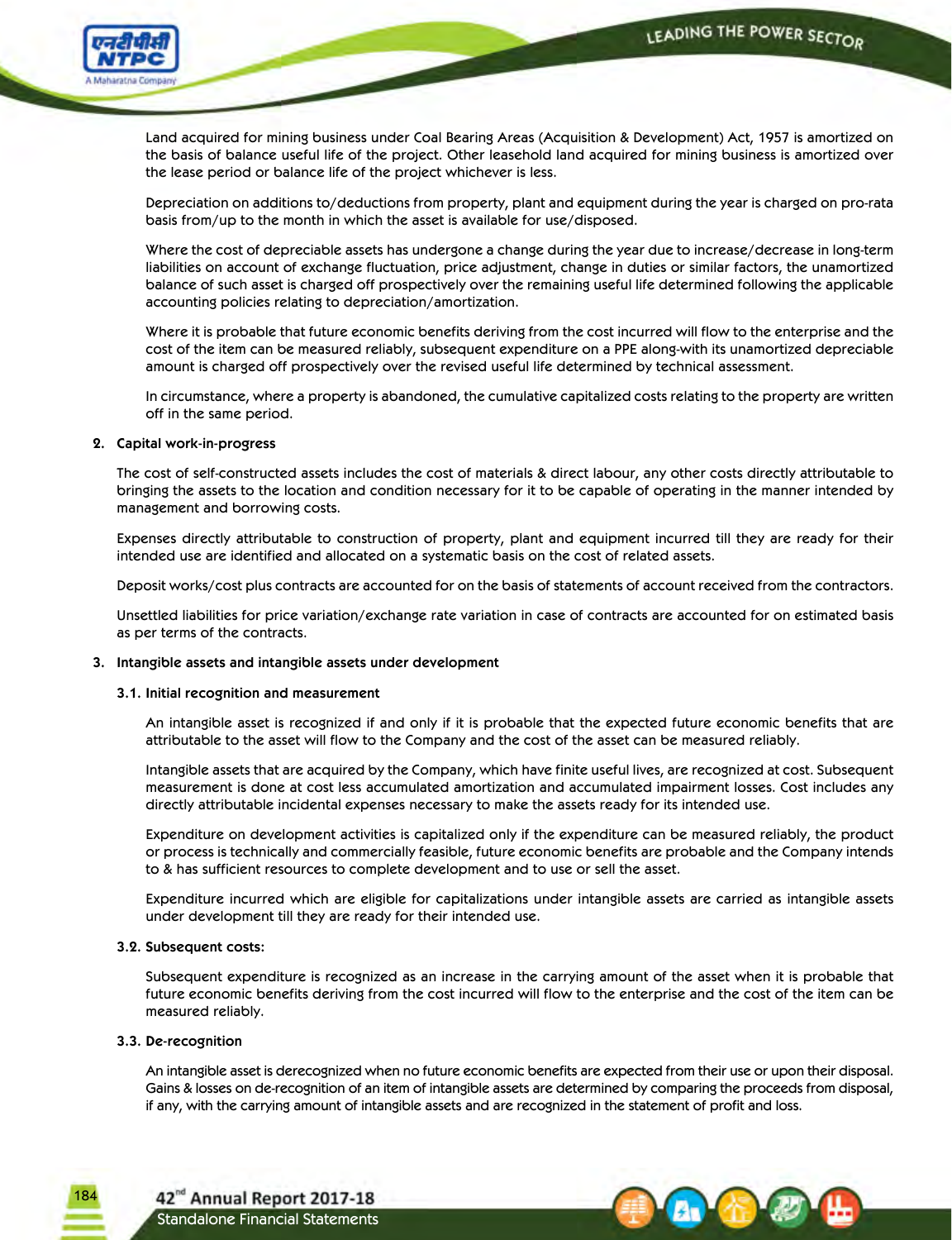Land acquired for mining business under Coal Bearing Areas (Acquisition & Development) Act, 1957 is amortized on the basis of balance useful life of the project. Other leasehold land acquired for mining business is amortized over the lease period or balance life of the project whichever is less.

Depreciation on additions to/deductions from property, plant and equipment during the year is charged on pro-rata basis from/up to the month in which the asset is available for use/disposed.

Where the cost of depreciable assets has undergone a change during the year due to increase/decrease in long-term liabilities on account of exchange fluctuation, price adjustment, change in duties or similar factors, the unamortized balance of such asset is charged off prospectively over the remaining useful life determined following the applicable accounting policies relating to depreciation/amortization.

Where it is probable that future economic benefits deriving from the cost incurred will flow to the enterprise and the cost of the item can be measured reliably, subsequent expenditure on a PPE along-with its unamortized depreciable amount is charged off prospectively over the revised useful life determined by technical assessment.

In circumstance, where a property is abandoned, the cumulative capitalized costs relating to the property are written off in the same period.

**2. Capital work-in-progress**

The cost of self-constructed assets includes the cost of materials & direct labour, any other costs directly attributable to bringing the assets to the location and condition necessary for it to be capable of operating in the manner intended by management and borrowing costs.

Expenses directly attributable to construction of property, plant and equipment incurred till they are ready for their intended use are identified and allocated on a systematic basis on the cost of related assets.

Deposit works/cost plus contracts are accounted for on the basis of statements of account received from the contractors.

Unsettled liabilities for price variation/exchange rate variation in case of contracts are accounted for on estimated basis as per terms of the contracts.

**3. Intangible assets and intangible assets under development**

**3.1. Initial recognition and measurement**

An intangible asset is recognized if and only if it is probable that the expected future economic benefits that are attributable to the asset will flow to the Company and the cost of the asset can be measured reliably.

Intangible assets that are acquired by the Company, which have finite useful lives, are recognized at cost. Subsequent measurement is done at cost less accumulated amortization and accumulated impairment losses. Cost includes any directly attributable incidental expenses necessary to make the assets ready for its intended use.

Expenditure on development activities is capitalized only if the expenditure can be measured reliably, the product or process is technically and commercially feasible, future economic benefits are probable and the Company intends to & has sufficient resources to complete development and to use or sell the asset.

Expenditure incurred which are eligible for capitalizations under intangible assets are carried as intangible assets under development till they are ready for their intended use.

**3.2. Subsequent costs:**

Subsequent expenditure is recognized as an increase in the carrying amount of the asset when it is probable that future economic benefits deriving from the cost incurred will flow to the enterprise and the cost of the item can be measured reliably.

**3.3. De-recognition**

An intangible asset is derecognized when no future economic benefits are expected from their use or upon their disposal. Gains & losses on de-recognition of an item of intangible assets are determined by comparing the proceeds from disposal, if any, with the carrying amount of intangible assets and are recognized in the statement of profit and loss.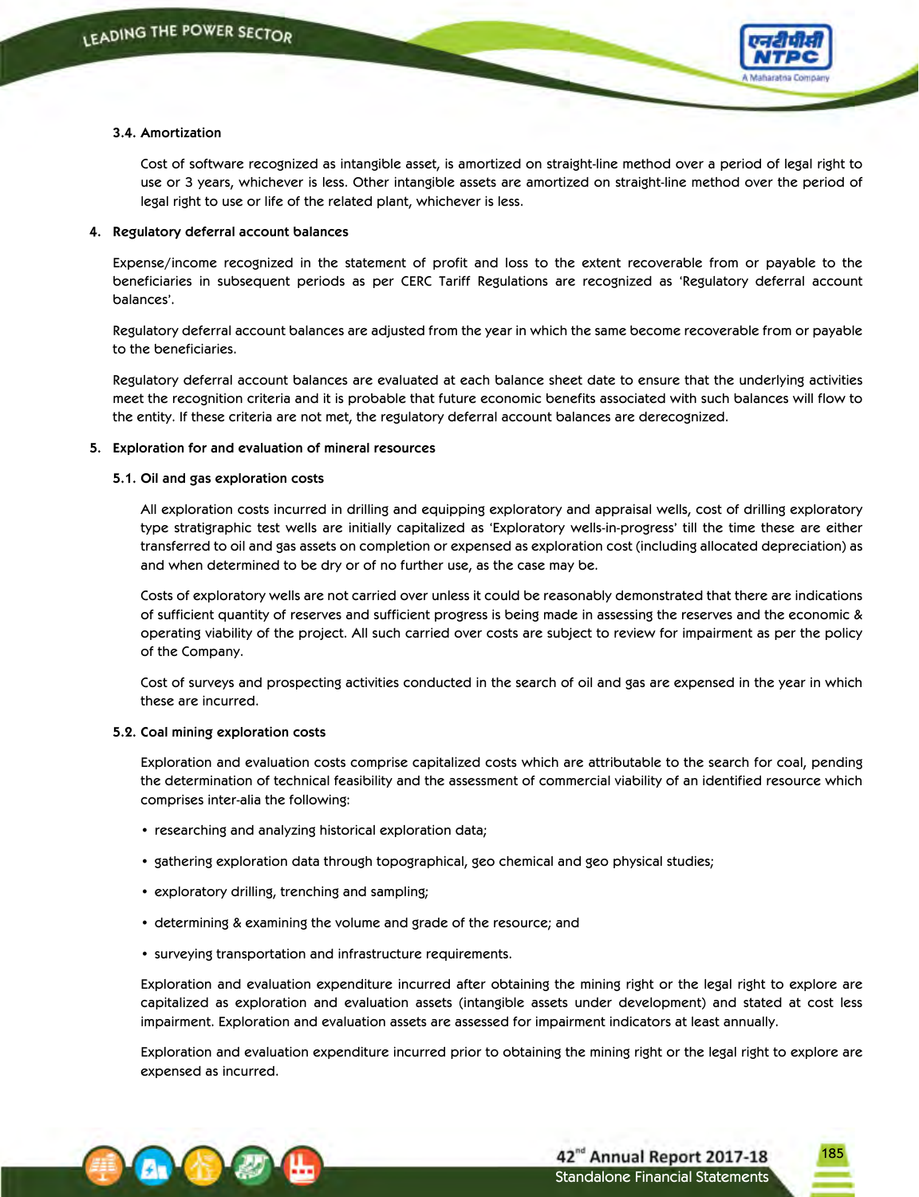#### 3.4. Amortization

Cost of software recognized as intangible asset, is amortized on straight-line method over a period of legal right to use or 3 years, whichever is less. Other intangible assets are amortized on straight-line method over the period of legal right to use or life of the related plant, whichever is less.

### 4. Regulatory deferral account balances

Expense/income recognized in the statement of profit and loss to the extent recoverable from or payable to the beneficiaries in subsequent periods as per CERC Tariff Regulations are recognized as 'Regulatory deferral account balances'.

Regulatory deferral account balances are adjusted from the year in which the same become recoverable from or payable to the beneficiaries.

Regulatory deferral account balances are evaluated at each balance sheet date to ensure that the underlying activities meet the recognition criteria and it is probable that future economic benefits associated with such balances will flow to the entity. If these criteria are not met, the regulatory deferral account balances are derecognized.

### 5. Exploration for and evaluation of mineral resources

#### 5.1. Oil and gas exploration costs

All exploration costs incurred in drilling and equipping exploratory and appraisal wells, cost of drilling exploratory type stratigraphic test wells are initially capitalized as 'Exploratory wells-in-progress' till the time these are either transferred to oil and gas assets on completion or expensed as exploration cost (including allocated depreciation) as and when determined to be dry or of no further use, as the case may be.

Costs of exploratory wells are not carried over unless it could be reasonably demonstrated that there are indications of sufficient quantity of reserves and sufficient progress is being made in assessing the reserves and the economic & operating viability of the project. All such carried over costs are subject to review for impairment as per the policy of the Company.

Cost of surveys and prospecting activities conducted in the search of oil and gas are expensed in the year in which these are incurred.

#### 5.2. Coal mining exploration costs

Exploration and evaluation costs comprise capitalized costs which are attributable to the search for coal, pending the determination of technical feasibility and the assessment of commercial viability of an identified resource which comprises inter-alia the following:

- researching and analyzing historical exploration data;
- gathering exploration data through topographical, geo chemical and geo physical studies;
- exploratory drilling, trenching and sampling;
- determining & examining the volume and grade of the resource; and
- surveying transportation and infrastructure requirements.

Exploration and evaluation expenditure incurred after obtaining the mining right or the legal right to explore are capitalized as exploration and evaluation assets (intangible assets under development) and stated at cost less impairment. Exploration and evaluation assets are assessed for impairment indicators at least annually.

Exploration and evaluation expenditure incurred prior to obtaining the mining right or the legal right to explore are expensed as incurred.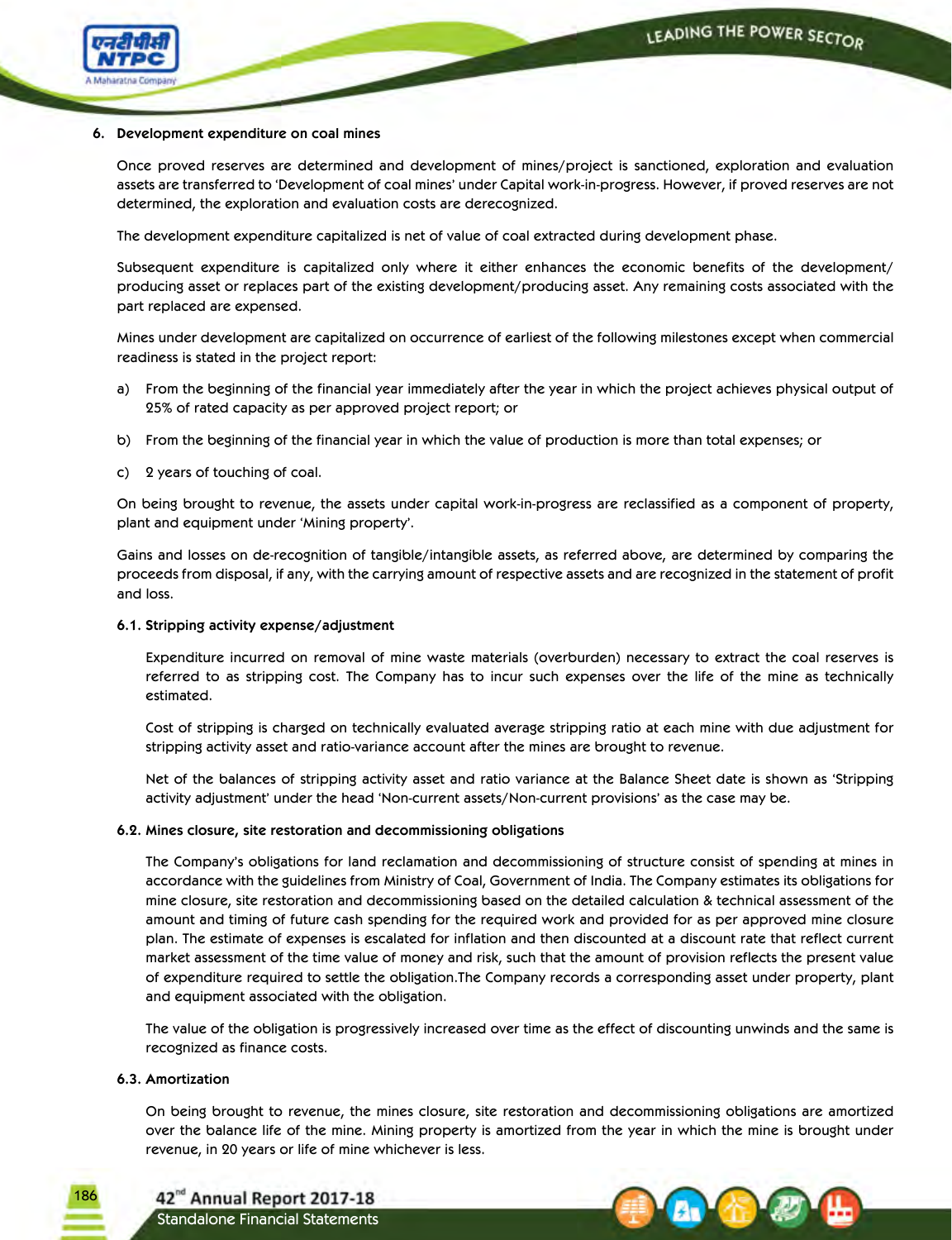## 6. Development expenditure on coal mines

Once proved reserves are determined and development of mines/project is sanctioned, exploration and evaluation assets are transferred to 'Development of coal mines' under Capital work-in-progress. However, if proved reserves are not determined, the exploration and evaluation costs are derecognized.

The development expenditure capitalized is net of value of coal extracted during development phase.

Subsequent expenditure is capitalized only where it either enhances the economic benefits of the development/producing asset or replaces part of the existing development/producing asset. Any remaining costs associated with the part replaced are expensed.

Mines under development are capitalized on occurrence of earliest of the following milestones except when commercial readiness is stated in the project report:

a) From the beginning of the financial year immediately after the year in which the project achieves physical output of 25% of rated capacity as per approved project report; or

b) From the beginning of the financial year in which the value of production is more than total expenses; or

c) 2 years of touching of coal.

On being brought to revenue, the assets under capital work-in-progress are reclassified as a component of property, plant and equipment under 'Mining property'.

Gains and losses on de-recognition of tangible/intangible assets, as referred above, are determined by comparing the proceeds from disposal, if any, with the carrying amount of respective assets and are recognized in the statement of profit and loss.

### 6.1. Stripping activity expense/adjustment

Expenditure incurred on removal of mine waste materials (overburden) necessary to extract the coal reserves is referred to as stripping cost. The Company has to incur such expenses over the life of the mine as technically estimated.

Cost of stripping is charged on technically evaluated average stripping ratio at each mine with due adjustment for stripping activity asset and ratio-variance account after the mines are brought to revenue.

Net of the balances of stripping activity asset and ratio variance at the Balance Sheet date is shown as 'Stripping activity adjustment' under the head 'Non-current assets/Non-current provisions' as the case may be.

### 6.2. Mines closure, site restoration and decommissioning obligations

The Company's obligations for land reclamation and decommissioning of structure consist of spending at mines in accordance with the guidelines from Ministry of Coal, Government of India. The Company estimates its obligations for mine closure, site restoration and decommissioning based on the detailed calculation & technical assessment of the amount and timing of future cash spending for the required work and provided for as per approved mine closure plan. The estimate of expenses is escalated for inflation and then discounted at a discount rate that reflect current market assessment of the time value of money and risk, such that the amount of provision reflects the present value of expenditure required to settle the obligation.The Company records a corresponding asset under property, plant and equipment associated with the obligation.

The value of the obligation is progressively increased over time as the effect of discounting unwinds and the same is recognized as finance costs.

### 6.3. Amortization

On being brought to revenue, the mines closure, site restoration and decommissioning obligations are amortized over the balance life of the mine. Mining property is amortized from the year in which the mine is brought under revenue, in 20 years or life of mine whichever is less.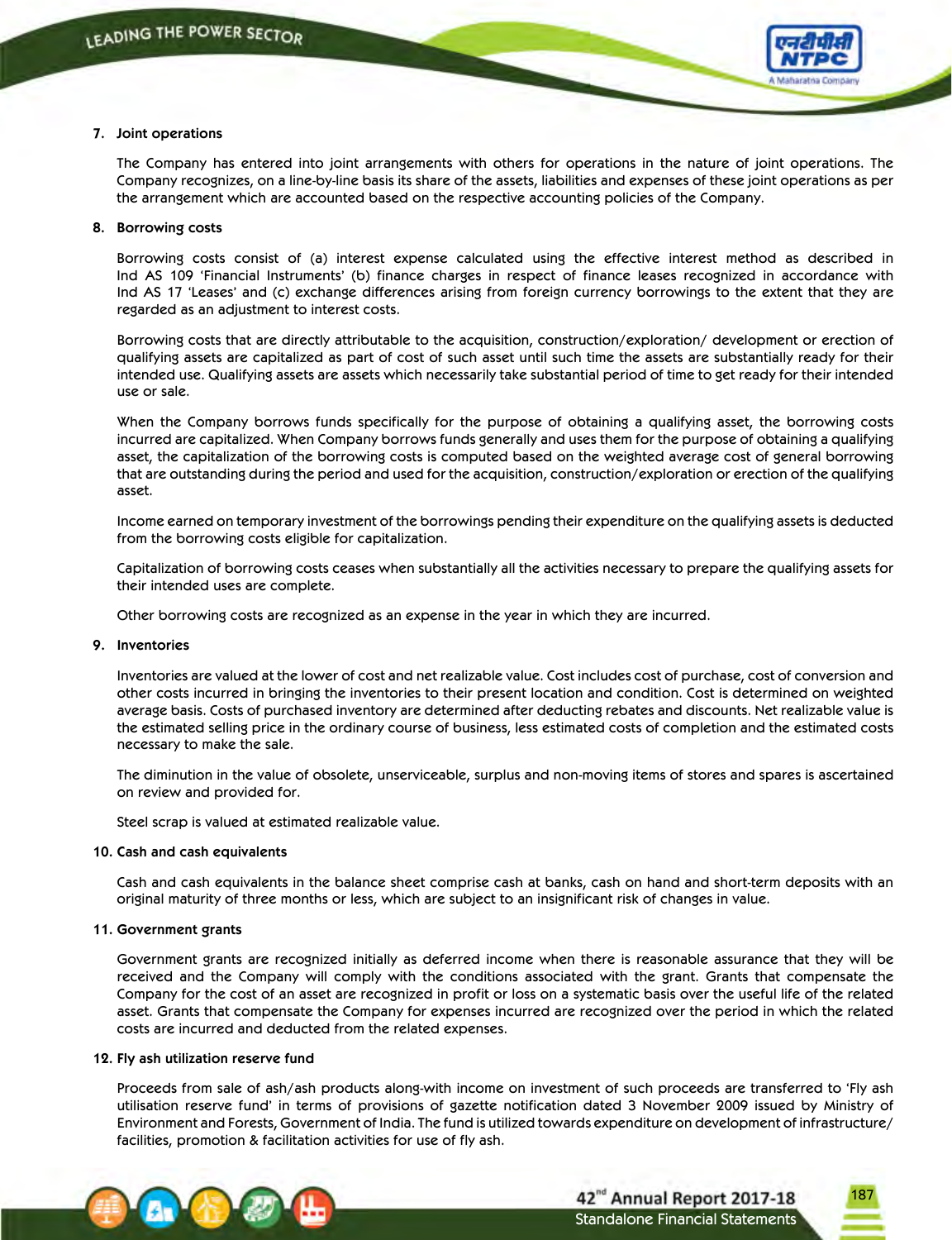## 7. Joint operations

The Company has entered into joint arrangements with others for operations in the nature of joint operations. The Company recognizes, on a line-by-line basis its share of the assets, liabilities and expenses of these joint operations as per the arrangement which are accounted based on the respective accounting policies of the Company.

## 8. Borrowing costs

Borrowing costs consist of (a) interest expense calculated using the effective interest method as described in Ind AS 109 'Financial Instruments' (b) finance charges in respect of finance leases recognized in accordance with Ind AS 17 'Leases' and (c) exchange differences arising from foreign currency borrowings to the extent that they are regarded as an adjustment to interest costs.

Borrowing costs that are directly attributable to the acquisition, construction/exploration/ development or erection of qualifying assets are capitalized as part of cost of such asset until such time the assets are substantially ready for their intended use. Qualifying assets are assets which necessarily take substantial period of time to get ready for their intended use or sale.

When the Company borrows funds specifically for the purpose of obtaining a qualifying asset, the borrowing costs incurred are capitalized. When Company borrows funds generally and uses them for the purpose of obtaining a qualifying asset, the capitalization of the borrowing costs is computed based on the weighted average cost of general borrowing that are outstanding during the period and used for the acquisition, construction/exploration or erection of the qualifying asset.

Income earned on temporary investment of the borrowings pending their expenditure on the qualifying assets is deducted from the borrowing costs eligible for capitalization.

Capitalization of borrowing costs ceases when substantially all the activities necessary to prepare the qualifying assets for their intended uses are complete.

Other borrowing costs are recognized as an expense in the year in which they are incurred.

## 9. Inventories

Inventories are valued at the lower of cost and net realizable value. Cost includes cost of purchase, cost of conversion and other costs incurred in bringing the inventories to their present location and condition. Cost is determined on weighted average basis. Costs of purchased inventory are determined after deducting rebates and discounts. Net realizable value is the estimated selling price in the ordinary course of business, less estimated costs of completion and the estimated costs necessary to make the sale.

The diminution in the value of obsolete, unserviceable, surplus and non-moving items of stores and spares is ascertained on review and provided for.

Steel scrap is valued at estimated realizable value.

## 10. Cash and cash equivalents

Cash and cash equivalents in the balance sheet comprise cash at banks, cash on hand and short-term deposits with an original maturity of three months or less, which are subject to an insignificant risk of changes in value.

## 11. Government grants

Government grants are recognized initially as deferred income when there is reasonable assurance that they will be received and the Company will comply with the conditions associated with the grant. Grants that compensate the Company for the cost of an asset are recognized in profit or loss on a systematic basis over the useful life of the related asset. Grants that compensate the Company for expenses incurred are recognized over the period in which the related costs are incurred and deducted from the related expenses.

## 12. Fly ash utilization reserve fund

Proceeds from sale of ash/ash products along-with income on investment of such proceeds are transferred to 'Fly ash utilisation reserve fund' in terms of provisions of gazette notification dated 3 November 2009 issued by Ministry of Environment and Forests, Government of India. The fund is utilized towards expenditure on development of infrastructure/ facilities, promotion & facilitation activities for use of fly ash.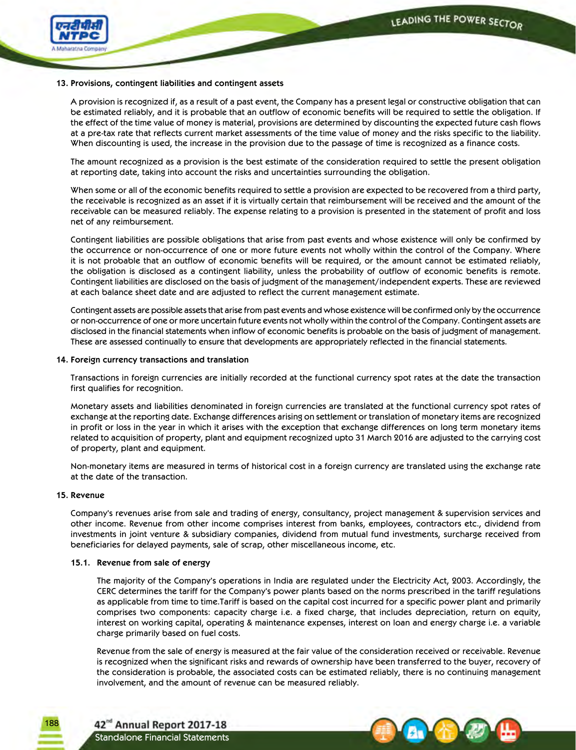**13. Provisions, contingent liabilities and contingent assets**

A provision is recognized if, as a result of a past event, the Company has a present legal or constructive obligation that can be estimated reliably, and it is probable that an outflow of economic benefits will be required to settle the obligation. If the effect of the time value of money is material, provisions are determined by discounting the expected future cash flows at a pre-tax rate that reflects current market assessments of the time value of money and the risks specific to the liability. When discounting is used, the increase in the provision due to the passage of time is recognized as a finance costs.

The amount recognized as a provision is the best estimate of the consideration required to settle the present obligation at reporting date, taking into account the risks and uncertainties surrounding the obligation.

When some or all of the economic benefits required to settle a provision are expected to be recovered from a third party, the receivable is recognized as an asset if it is virtually certain that reimbursement will be received and the amount of the receivable can be measured reliably. The expense relating to a provision is presented in the statement of profit and loss net of any reimbursement.

Contingent liabilities are possible obligations that arise from past events and whose existence will only be confirmed by the occurrence or non-occurrence of one or more future events not wholly within the control of the Company. Where it is not probable that an outflow of economic benefits will be required, or the amount cannot be estimated reliably, the obligation is disclosed as a contingent liability, unless the probability of outflow of economic benefits is remote. Contingent liabilities are disclosed on the basis of judgment of the management/independent experts. These are reviewed at each balance sheet date and are adjusted to reflect the current management estimate.

Contingent assets are possible assets that arise from past events and whose existence will be confirmed only by the occurrence or non-occurrence of one or more uncertain future events not wholly within the control of the Company. Contingent assets are disclosed in the financial statements when inflow of economic benefits is probable on the basis of judgment of management. These are assessed continually to ensure that developments are appropriately reflected in the financial statements.

**14. Foreign currency transactions and translation**

Transactions in foreign currencies are initially recorded at the functional currency spot rates at the date the transaction first qualifies for recognition.

Monetary assets and liabilities denominated in foreign currencies are translated at the functional currency spot rates of exchange at the reporting date. Exchange differences arising on settlement or translation of monetary items are recognized in profit or loss in the year in which it arises with the exception that exchange differences on long term monetary items related to acquisition of property, plant and equipment recognized upto 31 March 2016 are adjusted to the carrying cost of property, plant and equipment.

Non-monetary items are measured in terms of historical cost in a foreign currency are translated using the exchange rate at the date of the transaction.

**15. Revenue**

Company's revenues arise from sale and trading of energy, consultancy, project management & supervision services and other income. Revenue from other income comprises interest from banks, employees, contractors etc., dividend from investments in joint venture & subsidiary companies, dividend from mutual fund investments, surcharge received from beneficiaries for delayed payments, sale of scrap, other miscellaneous income, etc.

**15.1. Revenue from sale of energy**

The majority of the Company's operations in India are regulated under the Electricity Act, 2003. Accordingly, the CERC determines the tariff for the Company's power plants based on the norms prescribed in the tariff regulations as applicable from time to time.Tariff is based on the capital cost incurred for a specific power plant and primarily comprises two components: capacity charge i.e. a fixed charge, that includes depreciation, return on equity, interest on working capital, operating & maintenance expenses, interest on loan and energy charge i.e. a variable charge primarily based on fuel costs.

Revenue from the sale of energy is measured at the fair value of the consideration received or receivable. Revenue is recognized when the significant risks and rewards of ownership have been transferred to the buyer, recovery of the consideration is probable, the associated costs can be estimated reliably, there is no continuing management involvement, and the amount of revenue can be measured reliably.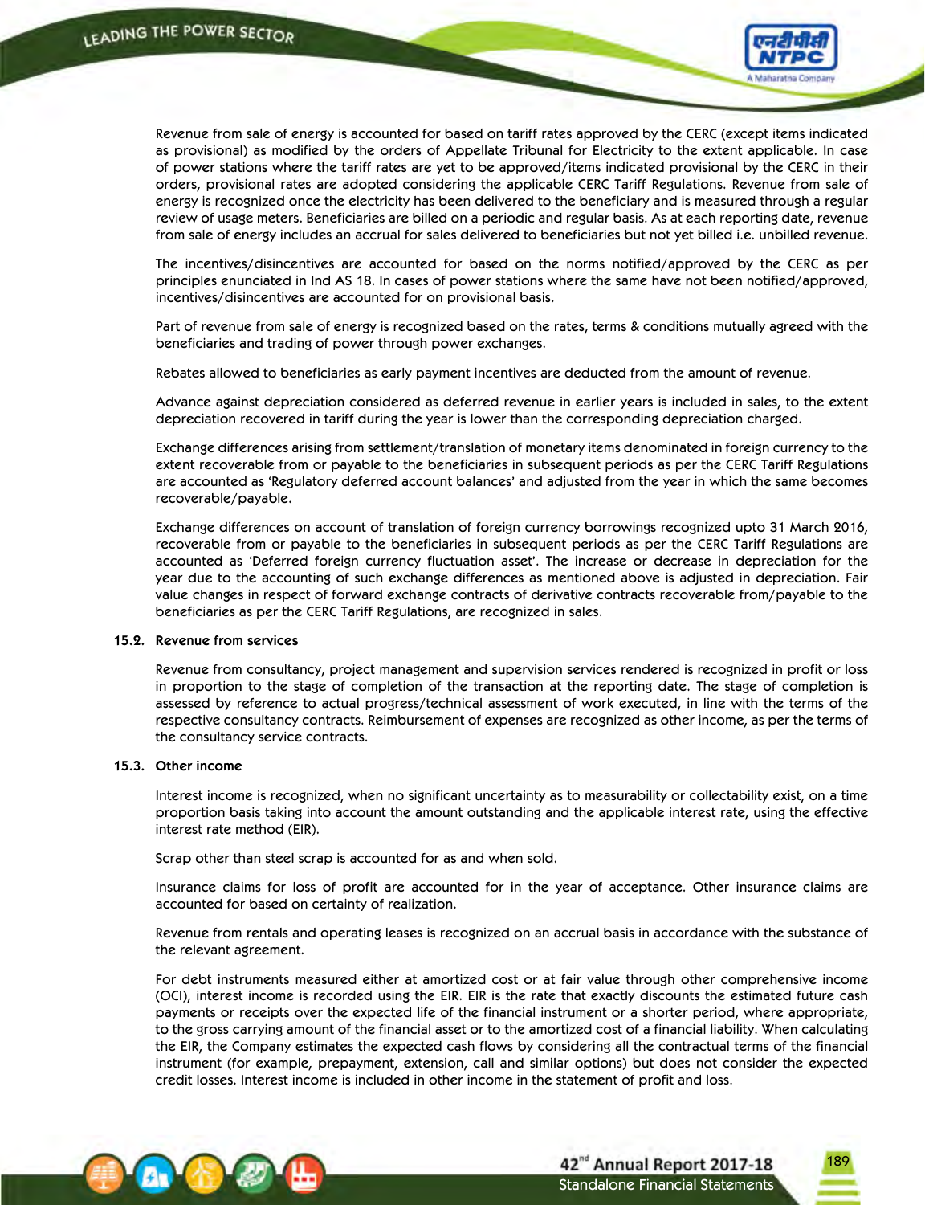Revenue from sale of energy is accounted for based on tariff rates approved by the CERC (except items indicated as provisional) as modified by the orders of Appellate Tribunal for Electricity to the extent applicable. In case of power stations where the tariff rates are yet to be approved/items indicated provisional by the CERC in their orders, provisional rates are adopted considering the applicable CERC Tariff Regulations. Revenue from sale of energy is recognized once the electricity has been delivered to the beneficiary and is measured through a regular review of usage meters. Beneficiaries are billed on a periodic and regular basis. As at each reporting date, revenue from sale of energy includes an accrual for sales delivered to beneficiaries but not yet billed i.e. unbilled revenue.

The incentives/disincentives are accounted for based on the norms notified/approved by the CERC as per principles enunciated in Ind AS 18. In cases of power stations where the same have not been notified/approved, incentives/disincentives are accounted for on provisional basis.

Part of revenue from sale of energy is recognized based on the rates, terms & conditions mutually agreed with the beneficiaries and trading of power through power exchanges.

Rebates allowed to beneficiaries as early payment incentives are deducted from the amount of revenue.

Advance against depreciation considered as deferred revenue in earlier years is included in sales, to the extent depreciation recovered in tariff during the year is lower than the corresponding depreciation charged.

Exchange differences arising from settlement/translation of monetary items denominated in foreign currency to the extent recoverable from or payable to the beneficiaries in subsequent periods as per the CERC Tariff Regulations are accounted as 'Regulatory deferred account balances' and adjusted from the year in which the same becomes recoverable/payable.

Exchange differences on account of translation of foreign currency borrowings recognized upto 31 March 2016, recoverable from or payable to the beneficiaries in subsequent periods as per the CERC Tariff Regulations are accounted as 'Deferred foreign currency fluctuation asset'. The increase or decrease in depreciation for the year due to the accounting of such exchange differences as mentioned above is adjusted in depreciation. Fair value changes in respect of forward exchange contracts of derivative contracts recoverable from/payable to the beneficiaries as per the CERC Tariff Regulations, are recognized in sales.

### 15.2. Revenue from services

Revenue from consultancy, project management and supervision services rendered is recognized in profit or loss in proportion to the stage of completion of the transaction at the reporting date. The stage of completion is assessed by reference to actual progress/technical assessment of work executed, in line with the terms of the respective consultancy contracts. Reimbursement of expenses are recognized as other income, as per the terms of the consultancy service contracts.

### 15.3. Other income

Interest income is recognized, when no significant uncertainty as to measurability or collectability exist, on a time proportion basis taking into account the amount outstanding and the applicable interest rate, using the effective interest rate method (EIR).

Scrap other than steel scrap is accounted for as and when sold.

Insurance claims for loss of profit are accounted for in the year of acceptance. Other insurance claims are accounted for based on certainty of realization.

Revenue from rentals and operating leases is recognized on an accrual basis in accordance with the substance of the relevant agreement.

For debt instruments measured either at amortized cost or at fair value through other comprehensive income (OCI), interest income is recorded using the EIR. EIR is the rate that exactly discounts the estimated future cash payments or receipts over the expected life of the financial instrument or a shorter period, where appropriate, to the gross carrying amount of the financial asset or to the amortized cost of a financial liability. When calculating the EIR, the Company estimates the expected cash flows by considering all the contractual terms of the financial instrument (for example, prepayment, extension, call and similar options) but does not consider the expected credit losses. Interest income is included in other income in the statement of profit and loss.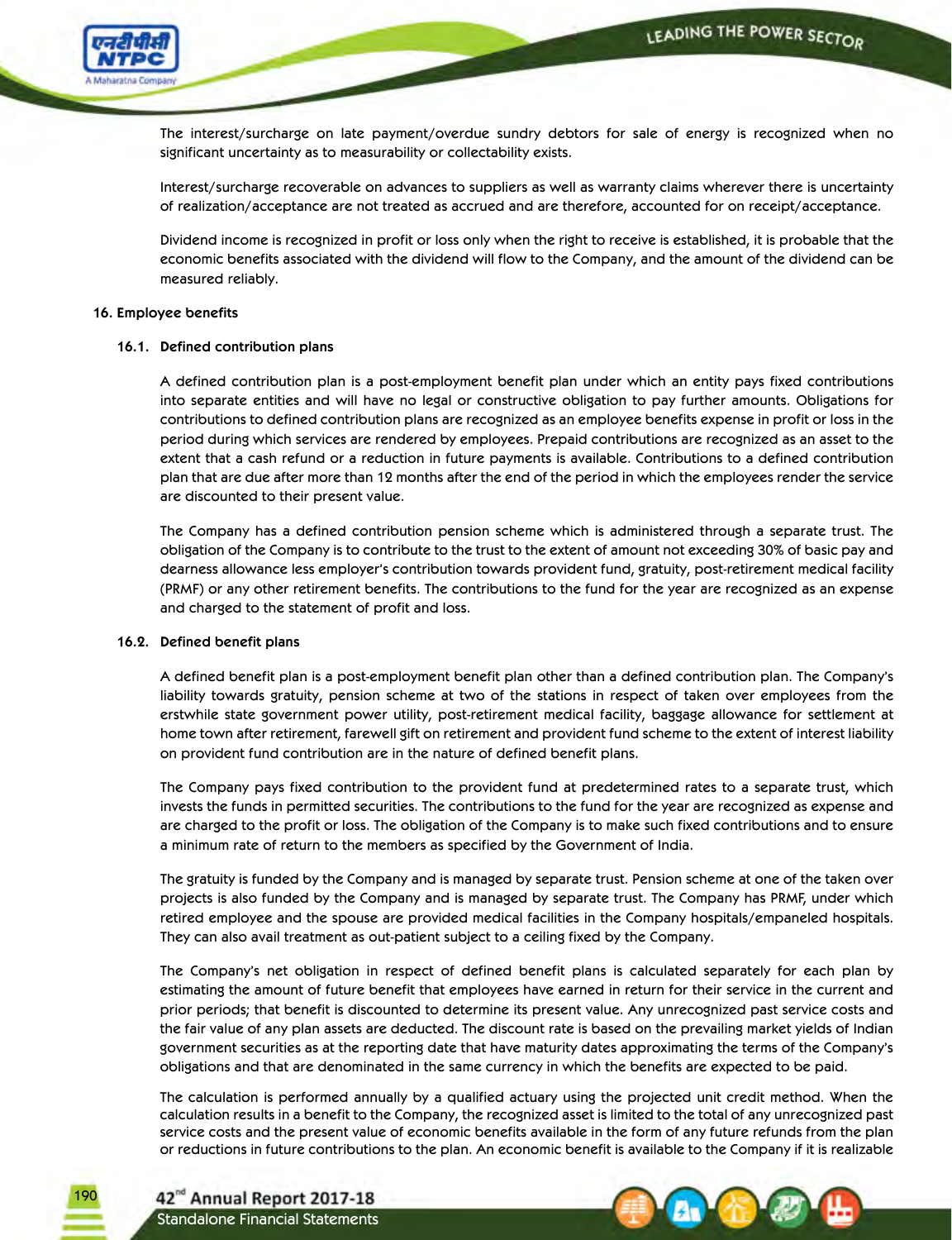The interest/surcharge on late payment/overdue sundry debtors for sale of energy is recognized when no significant uncertainty as to measurability or collectability exists.

Interest/surcharge recoverable on advances to suppliers as well as warranty claims wherever there is uncertainty of realization/acceptance are not treated as accrued and are therefore, accounted for on receipt/acceptance.

Dividend income is recognized in profit or loss only when the right to receive is established, it is probable that the economic benefits associated with the dividend will flow to the Company, and the amount of the dividend can be measured reliably.

**16. Employee benefits**

**16.1. Defined contribution plans**

A defined contribution plan is a post-employment benefit plan under which an entity pays fixed contributions into separate entities and will have no legal or constructive obligation to pay further amounts. Obligations for contributions to defined contribution plans are recognized as an employee benefits expense in profit or loss in the period during which services are rendered by employees. Prepaid contributions are recognized as an asset to the extent that a cash refund or a reduction in future payments is available. Contributions to a defined contribution plan that are due after more than 12 months after the end of the period in which the employees render the service are discounted to their present value.

The Company has a defined contribution pension scheme which is administered through a separate trust. The obligation of the Company is to contribute to the trust to the extent of amount not exceeding 30% of basic pay and dearness allowance less employer's contribution towards provident fund, gratuity, post-retirement medical facility (PRMF) or any other retirement benefits. The contributions to the fund for the year are recognized as an expense and charged to the statement of profit and loss.

**16.2. Defined benefit plans**

A defined benefit plan is a post-employment benefit plan other than a defined contribution plan. The Company's liability towards gratuity, pension scheme at two of the stations in respect of taken over employees from the erstwhile state government power utility, post-retirement medical facility, baggage allowance for settlement at home town after retirement, farewell gift on retirement and provident fund scheme to the extent of interest liability on provident fund contribution are in the nature of defined benefit plans.

The Company pays fixed contribution to the provident fund at predetermined rates to a separate trust, which invests the funds in permitted securities. The contributions to the fund for the year are recognized as expense and are charged to the profit or loss. The obligation of the Company is to make such fixed contributions and to ensure a minimum rate of return to the members as specified by the Government of India.

The gratuity is funded by the Company and is managed by separate trust. Pension scheme at one of the taken over projects is also funded by the Company and is managed by separate trust. The Company has PRMF, under which retired employee and the spouse are provided medical facilities in the Company hospitals/empaneled hospitals. They can also avail treatment as out-patient subject to a ceiling fixed by the Company.

The Company's net obligation in respect of defined benefit plans is calculated separately for each plan by estimating the amount of future benefit that employees have earned in return for their service in the current and prior periods; that benefit is discounted to determine its present value. Any unrecognized past service costs and the fair value of any plan assets are deducted. The discount rate is based on the prevailing market yields of Indian government securities as at the reporting date that have maturity dates approximating the terms of the Company's obligations and that are denominated in the same currency in which the benefits are expected to be paid.

The calculation is performed annually by a qualified actuary using the projected unit credit method. When the calculation results in a benefit to the Company, the recognized asset is limited to the total of any unrecognized past service costs and the present value of economic benefits available in the form of any future refunds from the plan or reductions in future contributions to the plan. An economic benefit is available to the Company if it is realizable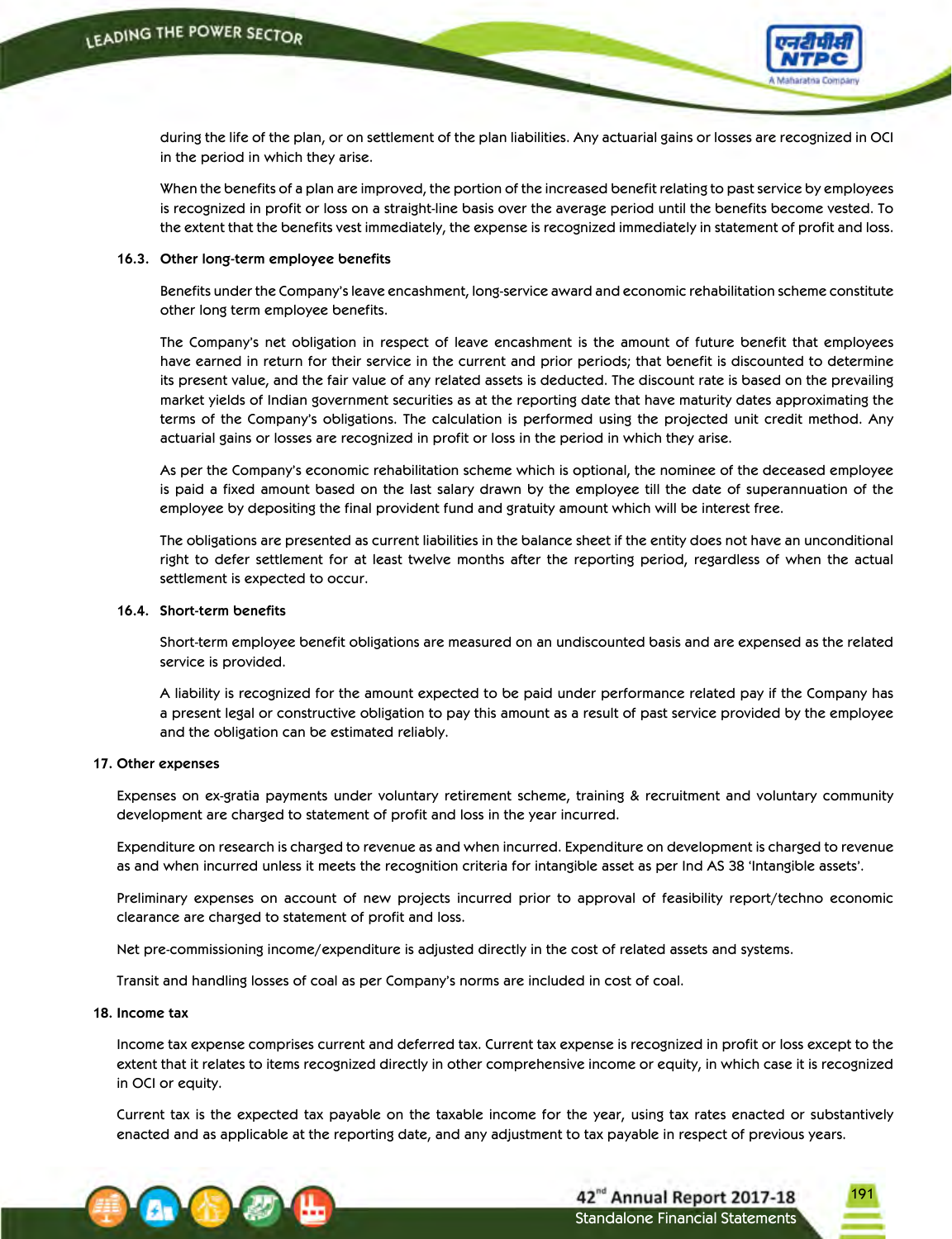during the life of the plan, or on settlement of the plan liabilities. Any actuarial gains or losses are recognized in OCI in the period in which they arise.

When the benefits of a plan are improved, the portion of the increased benefit relating to past service by employees is recognized in profit or loss on a straight-line basis over the average period until the benefits become vested. To the extent that the benefits vest immediately, the expense is recognized immediately in statement of profit and loss.

### 16.3. Other long-term employee benefits

Benefits under the Company's leave encashment, long-service award and economic rehabilitation scheme constitute other long term employee benefits.

The Company's net obligation in respect of leave encashment is the amount of future benefit that employees have earned in return for their service in the current and prior periods; that benefit is discounted to determine its present value, and the fair value of any related assets is deducted. The discount rate is based on the prevailing market yields of Indian government securities as at the reporting date that have maturity dates approximating the terms of the Company's obligations. The calculation is performed using the projected unit credit method. Any actuarial gains or losses are recognized in profit or loss in the period in which they arise.

As per the Company's economic rehabilitation scheme which is optional, the nominee of the deceased employee is paid a fixed amount based on the last salary drawn by the employee till the date of superannuation of the employee by depositing the final provident fund and gratuity amount which will be interest free.

The obligations are presented as current liabilities in the balance sheet if the entity does not have an unconditional right to defer settlement for at least twelve months after the reporting period, regardless of when the actual settlement is expected to occur.

### 16.4. Short-term benefits

Short-term employee benefit obligations are measured on an undiscounted basis and are expensed as the related service is provided.

A liability is recognized for the amount expected to be paid under performance related pay if the Company has a present legal or constructive obligation to pay this amount as a result of past service provided by the employee and the obligation can be estimated reliably.

## 17. Other expenses

Expenses on ex-gratia payments under voluntary retirement scheme, training & recruitment and voluntary community development are charged to statement of profit and loss in the year incurred.

Expenditure on research is charged to revenue as and when incurred. Expenditure on development is charged to revenue as and when incurred unless it meets the recognition criteria for intangible asset as per Ind AS 38 'Intangible assets'.

Preliminary expenses on account of new projects incurred prior to approval of feasibility report/techno economic clearance are charged to statement of profit and loss.

Net pre-commissioning income/expenditure is adjusted directly in the cost of related assets and systems.

Transit and handling losses of coal as per Company's norms are included in cost of coal.

## 18. Income tax

Income tax expense comprises current and deferred tax. Current tax expense is recognized in profit or loss except to the extent that it relates to items recognized directly in other comprehensive income or equity, in which case it is recognized in OCI or equity.

Current tax is the expected tax payable on the taxable income for the year, using tax rates enacted or substantively enacted and as applicable at the reporting date, and any adjustment to tax payable in respect of previous years.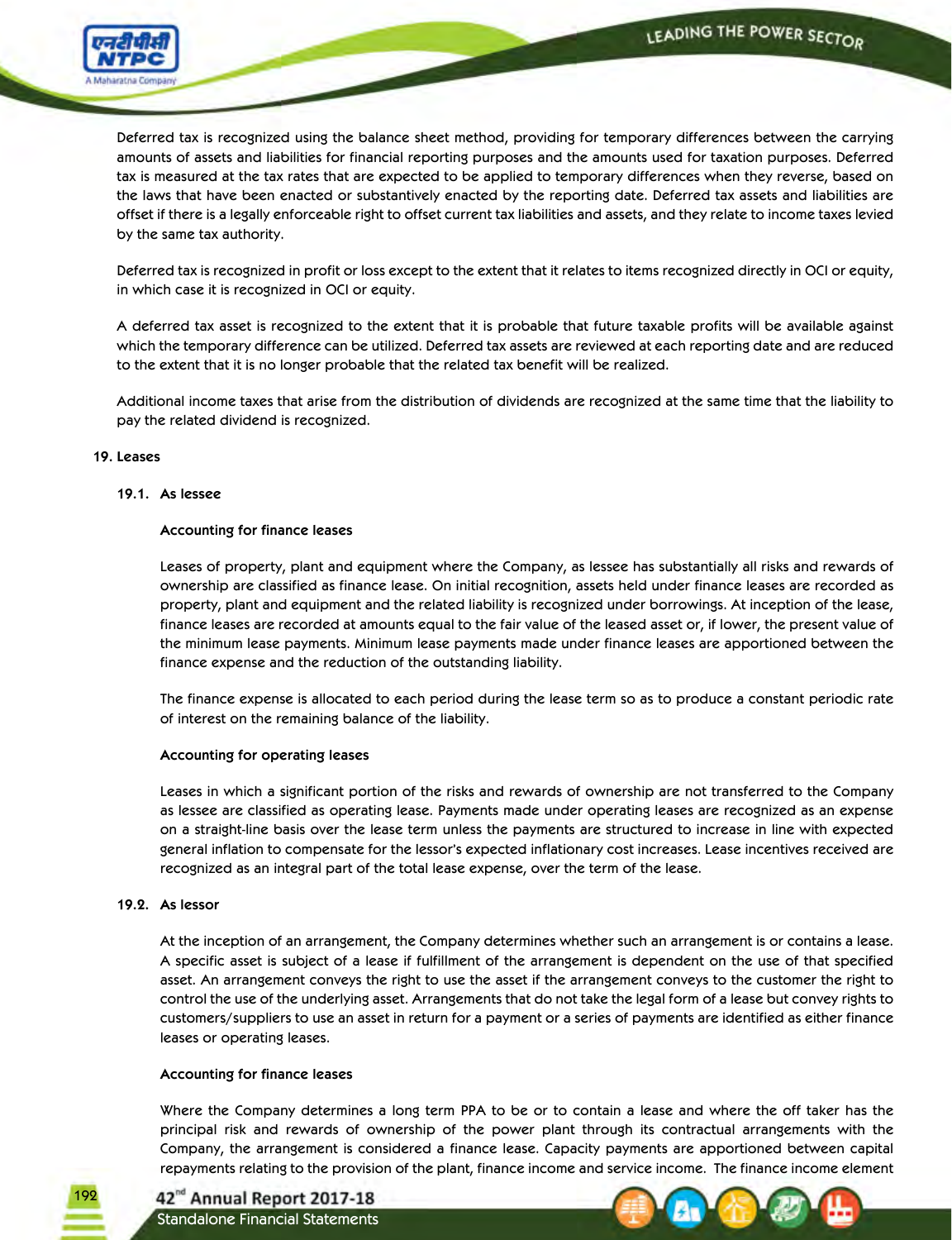Deferred tax is recognized using the balance sheet method, providing for temporary differences between the carrying amounts of assets and liabilities for financial reporting purposes and the amounts used for taxation purposes. Deferred tax is measured at the tax rates that are expected to be applied to temporary differences when they reverse, based on the laws that have been enacted or substantively enacted by the reporting date. Deferred tax assets and liabilities are offset if there is a legally enforceable right to offset current tax liabilities and assets, and they relate to income taxes levied by the same tax authority.

Deferred tax is recognized in profit or loss except to the extent that it relates to items recognized directly in OCI or equity, in which case it is recognized in OCI or equity.

A deferred tax asset is recognized to the extent that it is probable that future taxable profits will be available against which the temporary difference can be utilized. Deferred tax assets are reviewed at each reporting date and are reduced to the extent that it is no longer probable that the related tax benefit will be realized.

Additional income taxes that arise from the distribution of dividends are recognized at the same time that the liability to pay the related dividend is recognized.

## 19. Leases

### 19.1. As lessee

**Accounting for finance leases**

Leases of property, plant and equipment where the Company, as lessee has substantially all risks and rewards of ownership are classified as finance lease. On initial recognition, assets held under finance leases are recorded as property, plant and equipment and the related liability is recognized under borrowings. At inception of the lease, finance leases are recorded at amounts equal to the fair value of the leased asset or, if lower, the present value of the minimum lease payments. Minimum lease payments made under finance leases are apportioned between the finance expense and the reduction of the outstanding liability.

The finance expense is allocated to each period during the lease term so as to produce a constant periodic rate of interest on the remaining balance of the liability.

**Accounting for operating leases**

Leases in which a significant portion of the risks and rewards of ownership are not transferred to the Company as lessee are classified as operating lease. Payments made under operating leases are recognized as an expense on a straight-line basis over the lease term unless the payments are structured to increase in line with expected general inflation to compensate for the lessor's expected inflationary cost increases. Lease incentives received are recognized as an integral part of the total lease expense, over the term of the lease.

### 19.2. As lessor

At the inception of an arrangement, the Company determines whether such an arrangement is or contains a lease. A specific asset is subject of a lease if fulfillment of the arrangement is dependent on the use of that specified asset. An arrangement conveys the right to use the asset if the arrangement conveys to the customer the right to control the use of the underlying asset. Arrangements that do not take the legal form of a lease but convey rights to customers/suppliers to use an asset in return for a payment or a series of payments are identified as either finance leases or operating leases.

**Accounting for finance leases**

Where the Company determines a long term PPA to be or to contain a lease and where the off taker has the principal risk and rewards of ownership of the power plant through its contractual arrangements with the Company, the arrangement is considered a finance lease. Capacity payments are apportioned between capital repayments relating to the provision of the plant, finance income and service income. The finance income element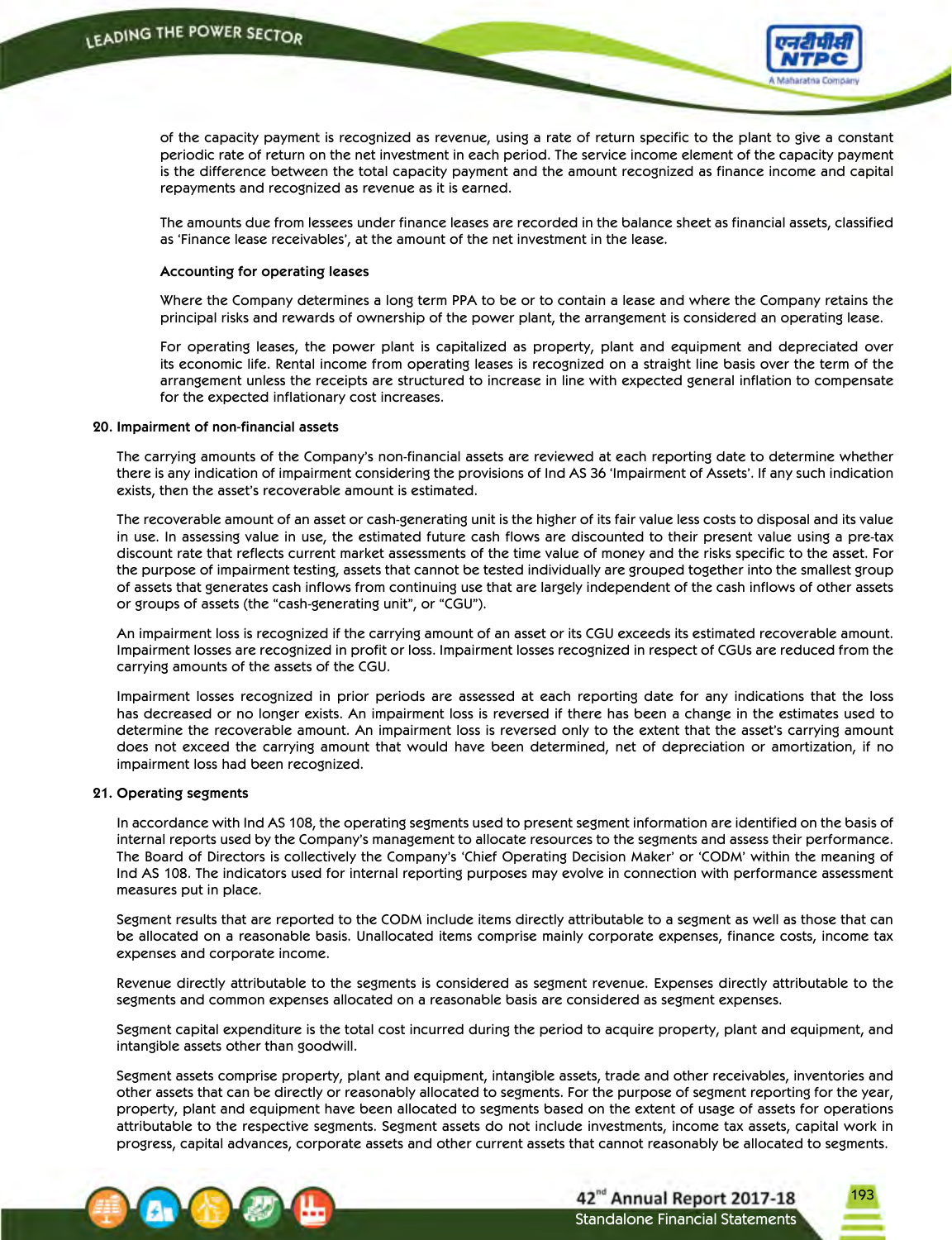of the capacity payment is recognized as revenue, using a rate of return specific to the plant to give a constant periodic rate of return on the net investment in each period. The service income element of the capacity payment is the difference between the total capacity payment and the amount recognized as finance income and capital repayments and recognized as revenue as it is earned.

The amounts due from lessees under finance leases are recorded in the balance sheet as financial assets, classified as 'Finance lease receivables', at the amount of the net investment in the lease.

**Accounting for operating leases**

Where the Company determines a long term PPA to be or to contain a lease and where the Company retains the principal risks and rewards of ownership of the power plant, the arrangement is considered an operating lease.

For operating leases, the power plant is capitalized as property, plant and equipment and depreciated over its economic life. Rental income from operating leases is recognized on a straight line basis over the term of the arrangement unless the receipts are structured to increase in line with expected general inflation to compensate for the expected inflationary cost increases.

**20. Impairment of non-financial assets**

The carrying amounts of the Company's non-financial assets are reviewed at each reporting date to determine whether there is any indication of impairment considering the provisions of Ind AS 36 'Impairment of Assets'. If any such indication exists, then the asset's recoverable amount is estimated.

The recoverable amount of an asset or cash-generating unit is the higher of its fair value less costs to disposal and its value in use. In assessing value in use, the estimated future cash flows are discounted to their present value using a pre-tax discount rate that reflects current market assessments of the time value of money and the risks specific to the asset. For the purpose of impairment testing, assets that cannot be tested individually are grouped together into the smallest group of assets that generates cash inflows from continuing use that are largely independent of the cash inflows of other assets or groups of assets (the "cash-generating unit", or "CGU").

An impairment loss is recognized if the carrying amount of an asset or its CGU exceeds its estimated recoverable amount. Impairment losses are recognized in profit or loss. Impairment losses recognized in respect of CGUs are reduced from the carrying amounts of the assets of the CGU.

Impairment losses recognized in prior periods are assessed at each reporting date for any indications that the loss has decreased or no longer exists. An impairment loss is reversed if there has been a change in the estimates used to determine the recoverable amount. An impairment loss is reversed only to the extent that the asset's carrying amount does not exceed the carrying amount that would have been determined, net of depreciation or amortization, if no impairment loss had been recognized.

**21. Operating segments**

In accordance with Ind AS 108, the operating segments used to present segment information are identified on the basis of internal reports used by the Company's management to allocate resources to the segments and assess their performance. The Board of Directors is collectively the Company's 'Chief Operating Decision Maker' or 'CODM' within the meaning of Ind AS 108. The indicators used for internal reporting purposes may evolve in connection with performance assessment measures put in place.

Segment results that are reported to the CODM include items directly attributable to a segment as well as those that can be allocated on a reasonable basis. Unallocated items comprise mainly corporate expenses, finance costs, income tax expenses and corporate income.

Revenue directly attributable to the segments is considered as segment revenue. Expenses directly attributable to the segments and common expenses allocated on a reasonable basis are considered as segment expenses.

Segment capital expenditure is the total cost incurred during the period to acquire property, plant and equipment, and intangible assets other than goodwill.

Segment assets comprise property, plant and equipment, intangible assets, trade and other receivables, inventories and other assets that can be directly or reasonably allocated to segments. For the purpose of segment reporting for the year, property, plant and equipment have been allocated to segments based on the extent of usage of assets for operations attributable to the respective segments. Segment assets do not include investments, income tax assets, capital work in progress, capital advances, corporate assets and other current assets that cannot reasonably be allocated to segments.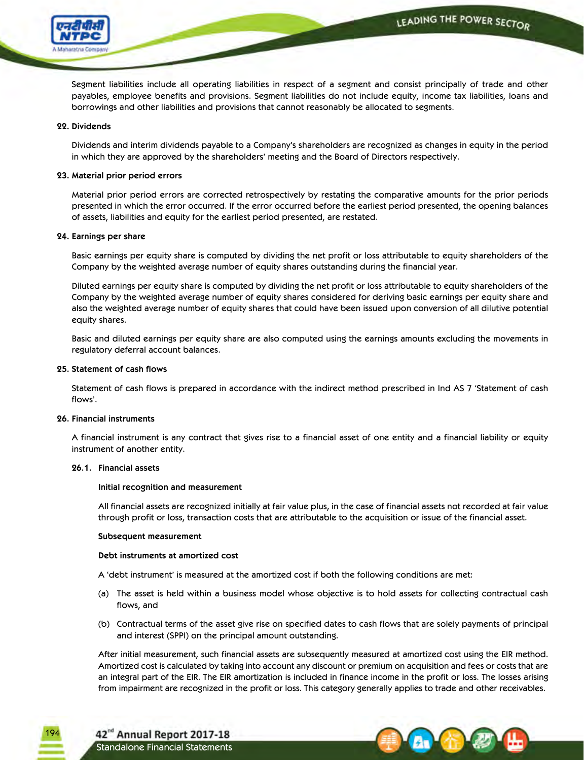Segment liabilities include all operating liabilities in respect of a segment and consist principally of trade and other payables, employee benefits and provisions. Segment liabilities do not include equity, income tax liabilities, loans and borrowings and other liabilities and provisions that cannot reasonably be allocated to segments.

**22. Dividends**

Dividends and interim dividends payable to a Company's shareholders are recognized as changes in equity in the period in which they are approved by the shareholders' meeting and the Board of Directors respectively.

**23. Material prior period errors**

Material prior period errors are corrected retrospectively by restating the comparative amounts for the prior periods presented in which the error occurred. If the error occurred before the earliest period presented, the opening balances of assets, liabilities and equity for the earliest period presented, are restated.

**24. Earnings per share**

Basic earnings per equity share is computed by dividing the net profit or loss attributable to equity shareholders of the Company by the weighted average number of equity shares outstanding during the financial year.

Diluted earnings per equity share is computed by dividing the net profit or loss attributable to equity shareholders of the Company by the weighted average number of equity shares considered for deriving basic earnings per equity share and also the weighted average number of equity shares that could have been issued upon conversion of all dilutive potential equity shares.

Basic and diluted earnings per equity share are also computed using the earnings amounts excluding the movements in regulatory deferral account balances.

**25. Statement of cash flows**

Statement of cash flows is prepared in accordance with the indirect method prescribed in Ind AS 7 'Statement of cash flows'.

**26. Financial instruments**

A financial instrument is any contract that gives rise to a financial asset of one entity and a financial liability or equity instrument of another entity.

**26.1. Financial assets**

**Initial recognition and measurement**

All financial assets are recognized initially at fair value plus, in the case of financial assets not recorded at fair value through profit or loss, transaction costs that are attributable to the acquisition or issue of the financial asset.

**Subsequent measurement**

**Debt instruments at amortized cost**

A 'debt instrument' is measured at the amortized cost if both the following conditions are met:

(a) The asset is held within a business model whose objective is to hold assets for collecting contractual cash flows, and

(b) Contractual terms of the asset give rise on specified dates to cash flows that are solely payments of principal and interest (SPPI) on the principal amount outstanding.

After initial measurement, such financial assets are subsequently measured at amortized cost using the EIR method. Amortized cost is calculated by taking into account any discount or premium on acquisition and fees or costs that are an integral part of the EIR. The EIR amortization is included in finance income in the profit or loss. The losses arising from impairment are recognized in the profit or loss. This category generally applies to trade and other receivables.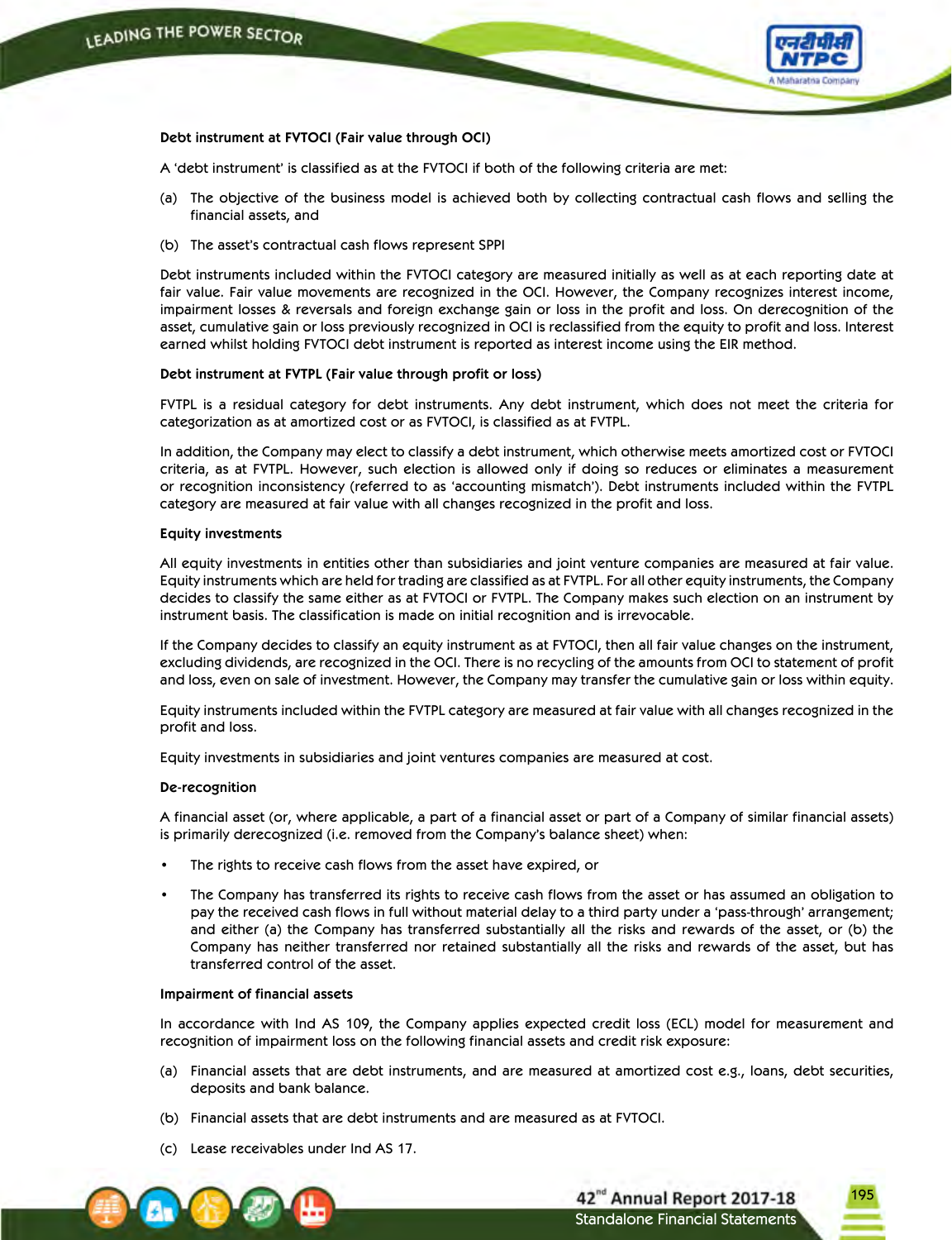**Debt instrument at FVTOCI (Fair value through OCI)**

A 'debt instrument' is classified as at the FVTOCI if both of the following criteria are met:

(a) The objective of the business model is achieved both by collecting contractual cash flows and selling the financial assets, and

(b) The asset's contractual cash flows represent SPPI

Debt instruments included within the FVTOCI category are measured initially as well as at each reporting date at fair value. Fair value movements are recognized in the OCI. However, the Company recognizes interest income, impairment losses & reversals and foreign exchange gain or loss in the profit and loss. On derecognition of the asset, cumulative gain or loss previously recognized in OCI is reclassified from the equity to profit and loss. Interest earned whilst holding FVTOCI debt instrument is reported as interest income using the EIR method.

**Debt instrument at FVTPL (Fair value through profit or loss)**

FVTPL is a residual category for debt instruments. Any debt instrument, which does not meet the criteria for categorization as at amortized cost or as FVTOCI, is classified as at FVTPL.

In addition, the Company may elect to classify a debt instrument, which otherwise meets amortized cost or FVTOCI criteria, as at FVTPL. However, such election is allowed only if doing so reduces or eliminates a measurement or recognition inconsistency (referred to as 'accounting mismatch'). Debt instruments included within the FVTPL category are measured at fair value with all changes recognized in the profit and loss.

**Equity investments**

All equity investments in entities other than subsidiaries and joint venture companies are measured at fair value. Equity instruments which are held for trading are classified as at FVTPL. For all other equity instruments, the Company decides to classify the same either as at FVTOCI or FVTPL. The Company makes such election on an instrument by instrument basis. The classification is made on initial recognition and is irrevocable.

If the Company decides to classify an equity instrument as at FVTOCI, then all fair value changes on the instrument, excluding dividends, are recognized in the OCI. There is no recycling of the amounts from OCI to statement of profit and loss, even on sale of investment. However, the Company may transfer the cumulative gain or loss within equity.

Equity instruments included within the FVTPL category are measured at fair value with all changes recognized in the profit and loss.

Equity investments in subsidiaries and joint ventures companies are measured at cost.

**De-recognition**

A financial asset (or, where applicable, a part of a financial asset or part of a Company of similar financial assets) is primarily derecognized (i.e. removed from the Company's balance sheet) when:

- The rights to receive cash flows from the asset have expired, or
- The Company has transferred its rights to receive cash flows from the asset or has assumed an obligation to pay the received cash flows in full without material delay to a third party under a 'pass-through' arrangement; and either (a) the Company has transferred substantially all the risks and rewards of the asset, or (b) the Company has neither transferred nor retained substantially all the risks and rewards of the asset, but has transferred control of the asset.

**Impairment of financial assets**

In accordance with Ind AS 109, the Company applies expected credit loss (ECL) model for measurement and recognition of impairment loss on the following financial assets and credit risk exposure:

(a) Financial assets that are debt instruments, and are measured at amortized cost e.g., loans, debt securities, deposits and bank balance.

(b) Financial assets that are debt instruments and are measured as at FVTOCI.

(c) Lease receivables under Ind AS 17.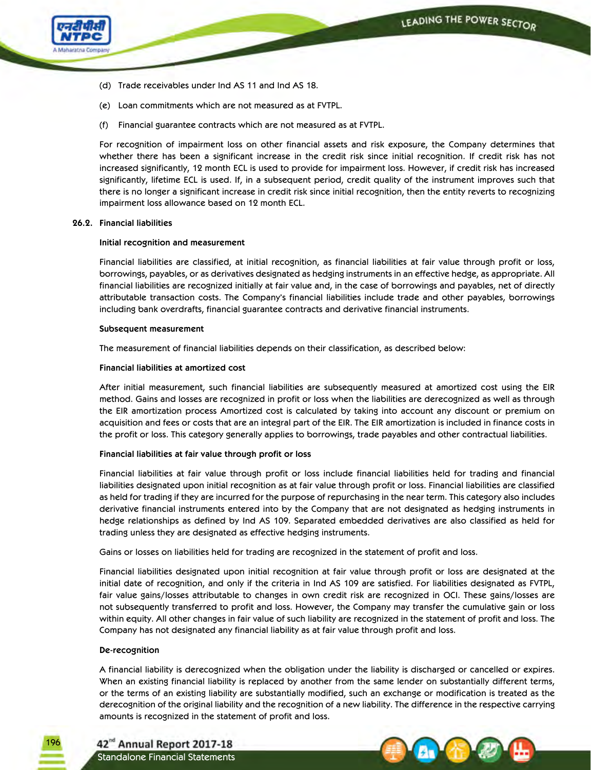(d) Trade receivables under Ind AS 11 and Ind AS 18.

(e) Loan commitments which are not measured as at FVTPL.

(f) Financial guarantee contracts which are not measured as at FVTPL.

For recognition of impairment loss on other financial assets and risk exposure, the Company determines that whether there has been a significant increase in the credit risk since initial recognition. If credit risk has not increased significantly, 12 month ECL is used to provide for impairment loss. However, if credit risk has increased significantly, lifetime ECL is used. If, in a subsequent period, credit quality of the instrument improves such that there is no longer a significant increase in credit risk since initial recognition, then the entity reverts to recognizing impairment loss allowance based on 12 month ECL.

**26.2. Financial liabilities**

**Initial recognition and measurement**

Financial liabilities are classified, at initial recognition, as financial liabilities at fair value through profit or loss, borrowings, payables, or as derivatives designated as hedging instruments in an effective hedge, as appropriate. All financial liabilities are recognized initially at fair value and, in the case of borrowings and payables, net of directly attributable transaction costs. The Company's financial liabilities include trade and other payables, borrowings including bank overdrafts, financial guarantee contracts and derivative financial instruments.

**Subsequent measurement**

The measurement of financial liabilities depends on their classification, as described below:

**Financial liabilities at amortized cost**

After initial measurement, such financial liabilities are subsequently measured at amortized cost using the EIR method. Gains and losses are recognized in profit or loss when the liabilities are derecognized as well as through the EIR amortization process Amortized cost is calculated by taking into account any discount or premium on acquisition and fees or costs that are an integral part of the EIR. The EIR amortization is included in finance costs in the profit or loss. This category generally applies to borrowings, trade payables and other contractual liabilities.

**Financial liabilities at fair value through profit or loss**

Financial liabilities at fair value through profit or loss include financial liabilities held for trading and financial liabilities designated upon initial recognition as at fair value through profit or loss. Financial liabilities are classified as held for trading if they are incurred for the purpose of repurchasing in the near term. This category also includes derivative financial instruments entered into by the Company that are not designated as hedging instruments in hedge relationships as defined by Ind AS 109. Separated embedded derivatives are also classified as held for trading unless they are designated as effective hedging instruments.

Gains or losses on liabilities held for trading are recognized in the statement of profit and loss.

Financial liabilities designated upon initial recognition at fair value through profit or loss are designated at the initial date of recognition, and only if the criteria in Ind AS 109 are satisfied. For liabilities designated as FVTPL, fair value gains/losses attributable to changes in own credit risk are recognized in OCI. These gains/losses are not subsequently transferred to profit and loss. However, the Company may transfer the cumulative gain or loss within equity. All other changes in fair value of such liability are recognized in the statement of profit and loss. The Company has not designated any financial liability as at fair value through profit and loss.

**De-recognition**

A financial liability is derecognized when the obligation under the liability is discharged or cancelled or expires. When an existing financial liability is replaced by another from the same lender on substantially different terms, or the terms of an existing liability are substantially modified, such an exchange or modification is treated as the derecognition of the original liability and the recognition of a new liability. The difference in the respective carrying amounts is recognized in the statement of profit and loss.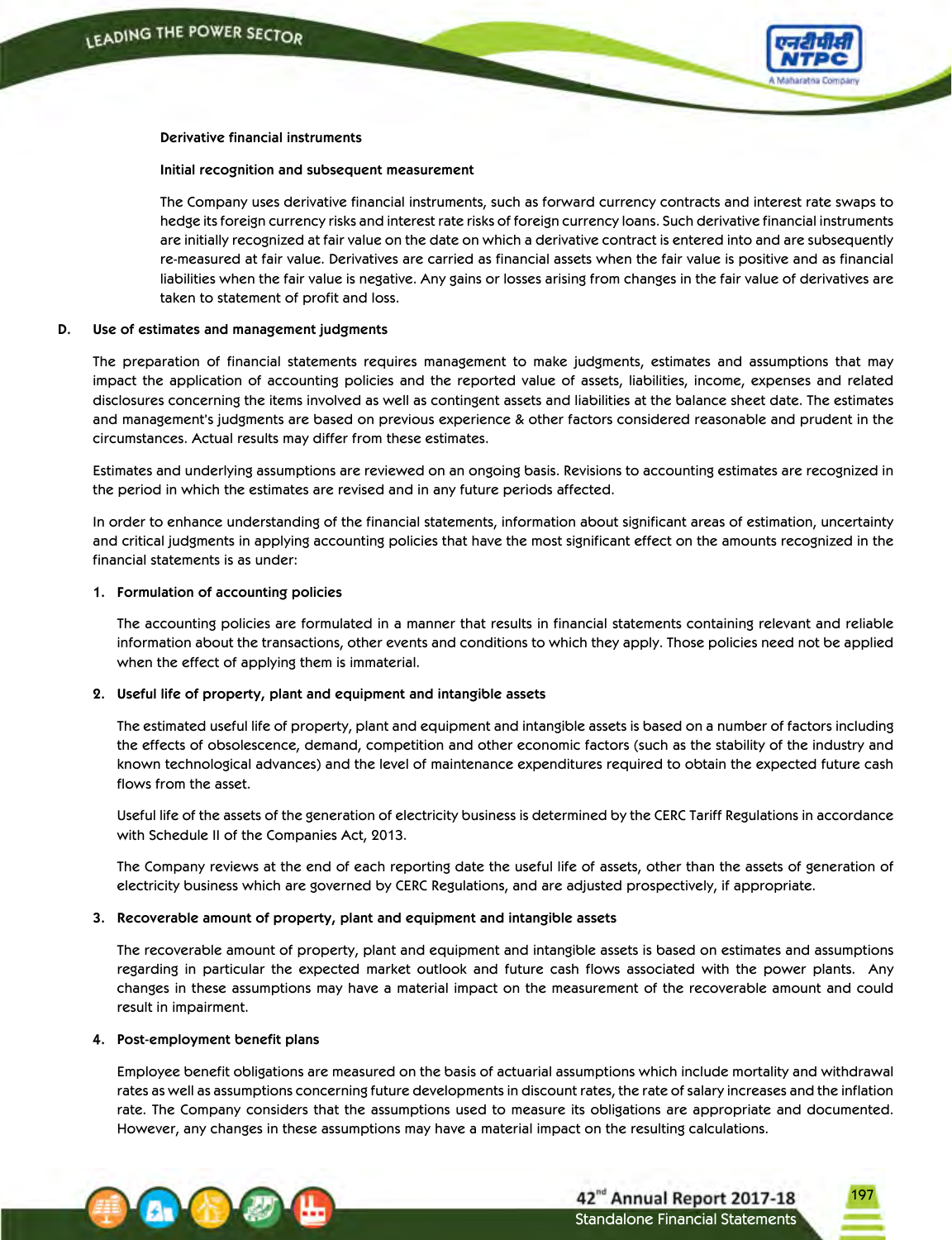**Derivative financial instruments**

**Initial recognition and subsequent measurement**

The Company uses derivative financial instruments, such as forward currency contracts and interest rate swaps to hedge its foreign currency risks and interest rate risks of foreign currency loans. Such derivative financial instruments are initially recognized at fair value on the date on which a derivative contract is entered into and are subsequently re-measured at fair value. Derivatives are carried as financial assets when the fair value is positive and as financial liabilities when the fair value is negative. Any gains or losses arising from changes in the fair value of derivatives are taken to statement of profit and loss.

**D. Use of estimates and management judgments**

The preparation of financial statements requires management to make judgments, estimates and assumptions that may impact the application of accounting policies and the reported value of assets, liabilities, income, expenses and related disclosures concerning the items involved as well as contingent assets and liabilities at the balance sheet date. The estimates and management's judgments are based on previous experience & other factors considered reasonable and prudent in the circumstances. Actual results may differ from these estimates.

Estimates and underlying assumptions are reviewed on an ongoing basis. Revisions to accounting estimates are recognized in the period in which the estimates are revised and in any future periods affected.

In order to enhance understanding of the financial statements, information about significant areas of estimation, uncertainty and critical judgments in applying accounting policies that have the most significant effect on the amounts recognized in the financial statements is as under:

**1. Formulation of accounting policies**

The accounting policies are formulated in a manner that results in financial statements containing relevant and reliable information about the transactions, other events and conditions to which they apply. Those policies need not be applied when the effect of applying them is immaterial.

**2. Useful life of property, plant and equipment and intangible assets**

The estimated useful life of property, plant and equipment and intangible assets is based on a number of factors including the effects of obsolescence, demand, competition and other economic factors (such as the stability of the industry and known technological advances) and the level of maintenance expenditures required to obtain the expected future cash flows from the asset.

Useful life of the assets of the generation of electricity business is determined by the CERC Tariff Regulations in accordance with Schedule II of the Companies Act, 2013.

The Company reviews at the end of each reporting date the useful life of assets, other than the assets of generation of electricity business which are governed by CERC Regulations, and are adjusted prospectively, if appropriate.

**3. Recoverable amount of property, plant and equipment and intangible assets**

The recoverable amount of property, plant and equipment and intangible assets is based on estimates and assumptions regarding in particular the expected market outlook and future cash flows associated with the power plants. Any changes in these assumptions may have a material impact on the measurement of the recoverable amount and could result in impairment.

**4. Post-employment benefit plans**

Employee benefit obligations are measured on the basis of actuarial assumptions which include mortality and withdrawal rates as well as assumptions concerning future developments in discount rates, the rate of salary increases and the inflation rate. The Company considers that the assumptions used to measure its obligations are appropriate and documented. However, any changes in these assumptions may have a material impact on the resulting calculations.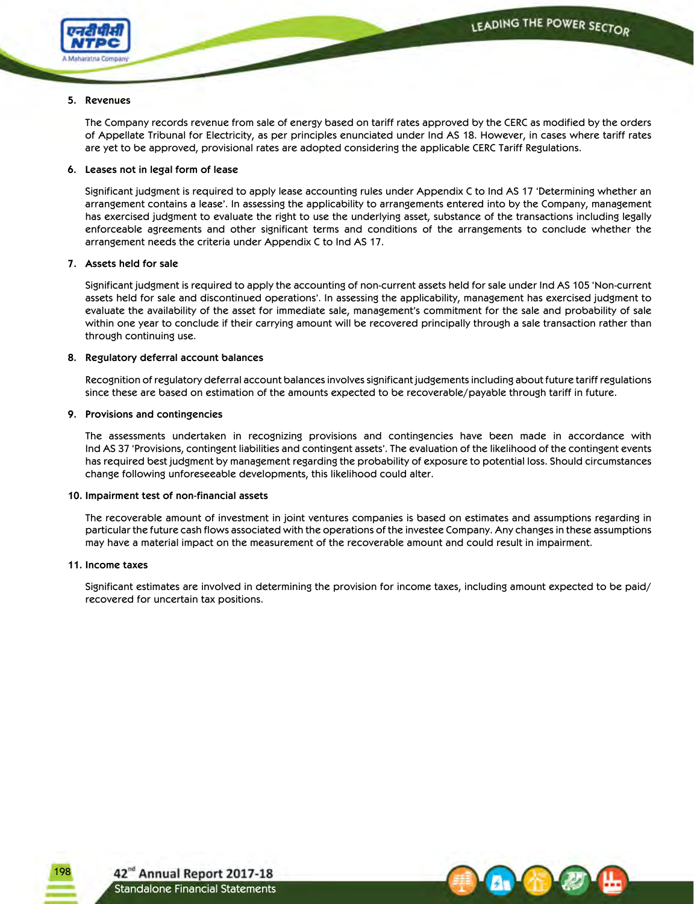5. **Revenues**

   The Company records revenue from sale of energy based on tariff rates approved by the CERC as modified by the orders of Appellate Tribunal for Electricity, as per principles enunciated under Ind AS 18. However, in cases where tariff rates are yet to be approved, provisional rates are adopted considering the applicable CERC Tariff Regulations.

6. **Leases not in legal form of lease**

   Significant judgment is required to apply lease accounting rules under Appendix C to Ind AS 17 'Determining whether an arrangement contains a lease'. In assessing the applicability to arrangements entered into by the Company, management has exercised judgment to evaluate the right to use the underlying asset, substance of the transactions including legally enforceable agreements and other significant terms and conditions of the arrangements to conclude whether the arrangement needs the criteria under Appendix C to Ind AS 17.

7. **Assets held for sale**

   Significant judgment is required to apply the accounting of non-current assets held for sale under Ind AS 105 'Non-current assets held for sale and discontinued operations'. In assessing the applicability, management has exercised judgment to evaluate the availability of the asset for immediate sale, management's commitment for the sale and probability of sale within one year to conclude if their carrying amount will be recovered principally through a sale transaction rather than through continuing use.

8. **Regulatory deferral account balances**

   Recognition of regulatory deferral account balances involves significant judgements including about future tariff regulations since these are based on estimation of the amounts expected to be recoverable/payable through tariff in future.

9. **Provisions and contingencies**

   The assessments undertaken in recognizing provisions and contingencies have been made in accordance with Ind AS 37 'Provisions, contingent liabilities and contingent assets'. The evaluation of the likelihood of the contingent events has required best judgment by management regarding the probability of exposure to potential loss. Should circumstances change following unforeseeable developments, this likelihood could alter.

10. **Impairment test of non-financial assets**

    The recoverable amount of investment in joint ventures companies is based on estimates and assumptions regarding in particular the future cash flows associated with the operations of the investee Company. Any changes in these assumptions may have a material impact on the measurement of the recoverable amount and could result in impairment.

11. **Income taxes**

    Significant estimates are involved in determining the provision for income taxes, including amount expected to be paid/recovered for uncertain tax positions.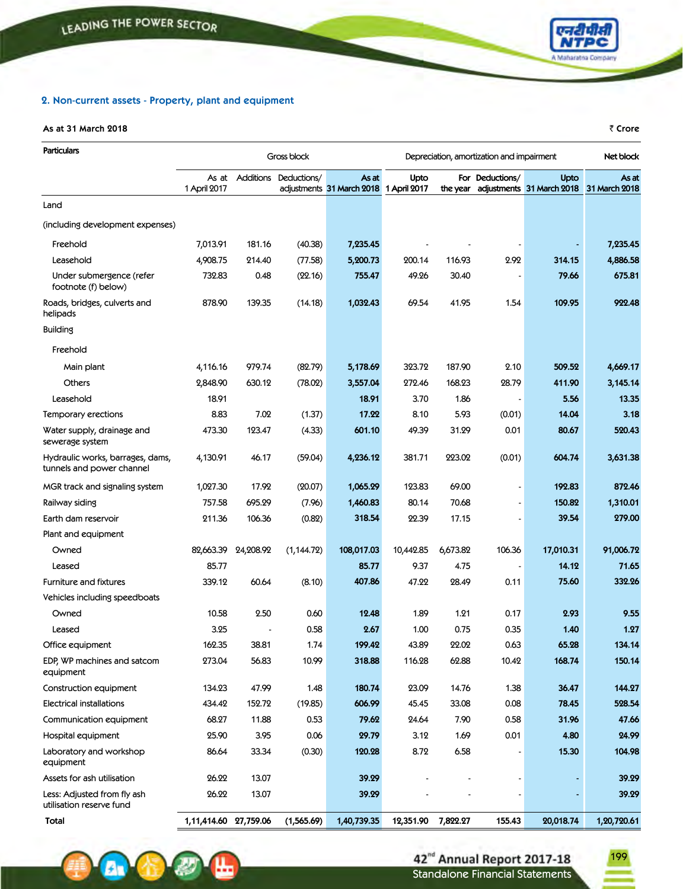## 2. Non-current assets - Property, plant and equipment

**As at 31 March 2018** ₹ Crore

| Particulars | Gross block | | | | Depreciation, amortization and impairment | | | | Net block |
|---|---|---|---|---|---|---|---|---|---|
| | As at 1 April 2017 | Additions | Deductions/ adjustments | As at 31 March 2018 | Upto 1 April 2017 | For the year | Deductions/ adjustments | Upto 31 March 2018 | As at 31 March 2018 |
| Land | | | | | | | | | |
| (including development expenses) | | | | | | | | | |
| Freehold | 7,013.91 | 181.16 | (40.38) | **7,235.45** | - | - | - | **-** | **7,235.45** |
| Leasehold | 4,908.75 | 214.40 | (77.58) | **5,200.73** | 200.14 | 116.93 | 2.92 | **314.15** | **4,886.58** |
| Under submergence (refer footnote (f) below) | 732.83 | 0.48 | (22.16) | **755.47** | 49.26 | 30.40 | - | **79.66** | **675.81** |
| Roads, bridges, culverts and helipads | 878.90 | 139.35 | (14.18) | **1,032.43** | 69.54 | 41.95 | 1.54 | **109.95** | **922.48** |
| Building | | | | | | | | | |
| Freehold | | | | | | | | | |
| Main plant | 4,116.16 | 979.74 | (82.79) | **5,178.69** | 323.72 | 187.90 | 2.10 | **509.52** | **4,669.17** |
| Others | 2,848.90 | 630.12 | (78.02) | **3,557.04** | 272.46 | 168.23 | 28.79 | **411.90** | **3,145.14** |
| Leasehold | 18.91 | | | **18.91** | 3.70 | 1.86 | - | **5.56** | **13.35** |
| Temporary erections | 8.83 | 7.02 | (1.37) | **17.22** | 8.10 | 5.93 | (0.01) | **14.04** | **3.18** |
| Water supply, drainage and sewerage system | 473.30 | 123.47 | (4.33) | **601.10** | 49.39 | 31.29 | 0.01 | **80.67** | **520.43** |
| Hydraulic works, barrages, dams, tunnels and power channel | 4,130.91 | 46.17 | (59.04) | **4,236.12** | 381.71 | 223.02 | (0.01) | **604.74** | **3,631.38** |
| MGR track and signaling system | 1,027.30 | 17.92 | (20.07) | **1,065.29** | 123.83 | 69.00 | - | **192.83** | **872.46** |
| Railway siding | 757.58 | 695.29 | (7.96) | **1,460.83** | 80.14 | 70.68 | - | **150.82** | **1,310.01** |
| Earth dam reservoir | 211.36 | 106.36 | (0.82) | **318.54** | 22.39 | 17.15 | - | **39.54** | **279.00** |
| Plant and equipment | | | | | | | | | |
| Owned | 82,663.39 | 24,208.92 | (1,144.72) | **108,017.03** | 10,442.85 | 6,673.82 | 106.36 | **17,010.31** | **91,006.72** |
| Leased | 85.77 | | | **85.77** | 9.37 | 4.75 | - | **14.12** | **71.65** |
| Furniture and fixtures | 339.12 | 60.64 | (8.10) | **407.86** | 47.22 | 28.49 | 0.11 | **75.60** | **332.26** |
| Vehicles including speedboats | | | | | | | | | |
| Owned | 10.58 | 2.50 | 0.60 | **12.48** | 1.89 | 1.21 | 0.17 | **2.93** | **9.55** |
| Leased | 3.25 | - | 0.58 | **2.67** | 1.00 | 0.75 | 0.35 | **1.40** | **1.27** |
| Office equipment | 162.35 | 38.81 | 1.74 | **199.42** | 43.89 | 22.02 | 0.63 | **65.28** | **134.14** |
| EDP, WP machines and satcom equipment | 273.04 | 56.83 | 10.99 | **318.88** | 116.28 | 62.88 | 10.42 | **168.74** | **150.14** |
| Construction equipment | 134.23 | 47.99 | 1.48 | **180.74** | 23.09 | 14.76 | 1.38 | **36.47** | **144.27** |
| Electrical installations | 434.42 | 152.72 | (19.85) | **606.99** | 45.45 | 33.08 | 0.08 | **78.45** | **528.54** |
| Communication equipment | 68.27 | 11.88 | 0.53 | **79.62** | 24.64 | 7.90 | 0.58 | **31.96** | **47.66** |
| Hospital equipment | 25.90 | 3.95 | 0.06 | **29.79** | 3.12 | 1.69 | 0.01 | **4.80** | **24.99** |
| Laboratory and workshop equipment | 86.64 | 33.34 | (0.30) | **120.28** | 8.72 | 6.58 | - | **15.30** | **104.98** |
| Assets for ash utilisation | 26.22 | 13.07 | | **39.29** | - | - | - | **-** | **39.29** |
| Less: Adjusted from fly ash utilisation reserve fund | 26.22 | 13.07 | | **39.29** | - | - | - | **-** | **39.29** |
| **Total** | **1,11,414.60** | **27,759.06** | **(1,565.69)** | **1,40,739.35** | **12,351.90** | **7,822.27** | **155.43** | **20,018.74** | **1,20,720.61** |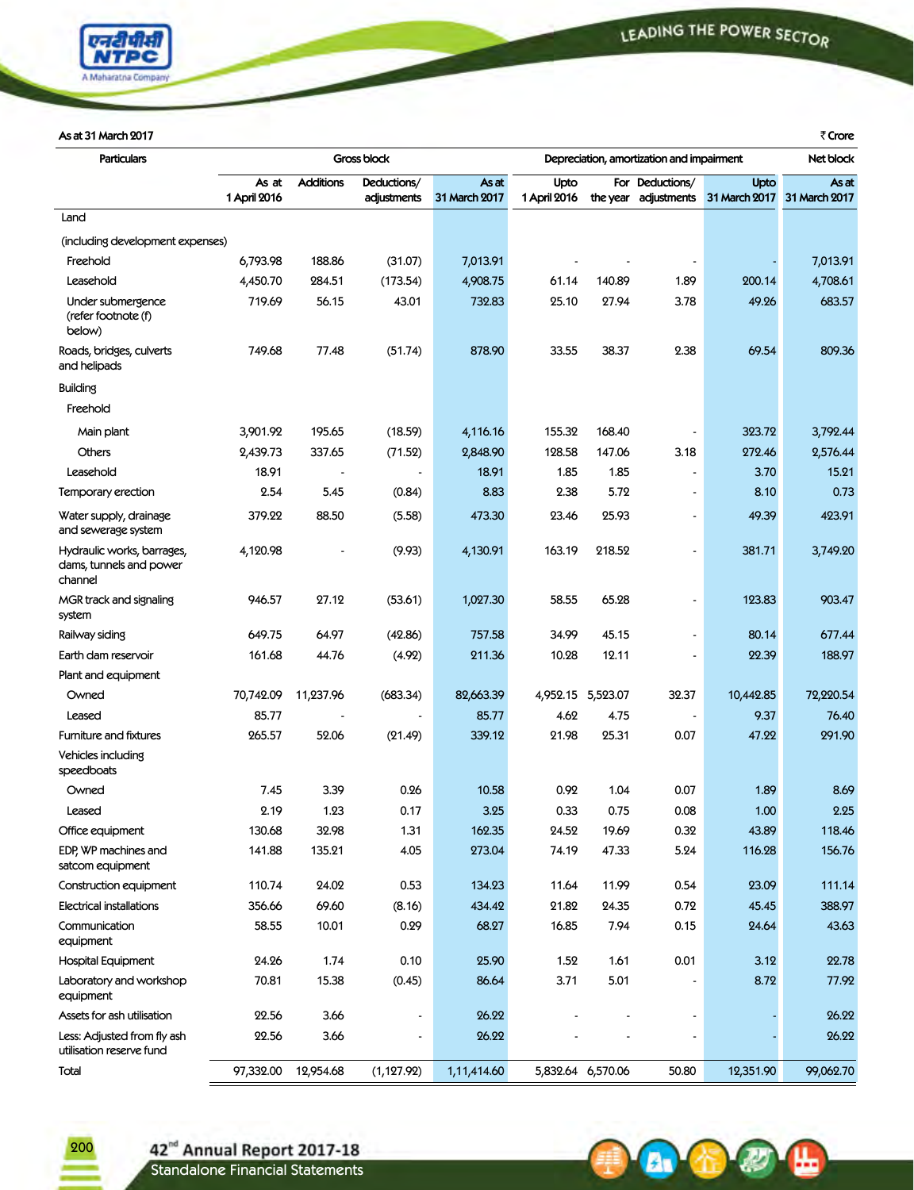As at 31 March 2017

₹ Crore

| Particulars | Gross block | | | | Depreciation, amortization and impairment | | | | Net block |
|---|---|---|---|---|---|---|---|---|---|
| | As at 1 April 2016 | Additions | Deductions/ adjustments | As at 31 March 2017 | Upto 1 April 2016 | For the year | Deductions/ adjustments | Upto 31 March 2017 | As at 31 March 2017 |
| Land | | | | | | | | | |
| (including development expenses) | | | | | | | | | |
| Freehold | 6,793.98 | 188.86 | (31.07) | 7,013.91 | - | - | - | - | 7,013.91 |
| Leasehold | 4,450.70 | 284.51 | (173.54) | 4,908.75 | 61.14 | 140.89 | 1.89 | 200.14 | 4,708.61 |
| Under submergence (refer footnote (f) below) | 719.69 | 56.15 | 43.01 | 732.83 | 25.10 | 27.94 | 3.78 | 49.26 | 683.57 |
| Roads, bridges, culverts and helipads | 749.68 | 77.48 | (51.74) | 878.90 | 33.55 | 38.37 | 2.38 | 69.54 | 809.36 |
| Building | | | | | | | | | |
| Freehold | | | | | | | | | |
| Main plant | 3,901.92 | 195.65 | (18.59) | 4,116.16 | 155.32 | 168.40 | - | 323.72 | 3,792.44 |
| Others | 2,439.73 | 337.65 | (71.52) | 2,848.90 | 128.58 | 147.06 | 3.18 | 272.46 | 2,576.44 |
| Leasehold | 18.91 | - | - | 18.91 | 1.85 | 1.85 | - | 3.70 | 15.21 |
| Temporary erection | 2.54 | 5.45 | (0.84) | 8.83 | 2.38 | 5.72 | - | 8.10 | 0.73 |
| Water supply, drainage and sewerage system | 379.22 | 88.50 | (5.58) | 473.30 | 23.46 | 25.93 | - | 49.39 | 423.91 |
| Hydraulic works, barrages, dams, tunnels and power channel | 4,120.98 | - | (9.93) | 4,130.91 | 163.19 | 218.52 | - | 381.71 | 3,749.20 |
| MGR track and signaling system | 946.57 | 27.12 | (53.61) | 1,027.30 | 58.55 | 65.28 | - | 123.83 | 903.47 |
| Railway siding | 649.75 | 64.97 | (42.86) | 757.58 | 34.99 | 45.15 | - | 80.14 | 677.44 |
| Earth dam reservoir | 161.68 | 44.76 | (4.92) | 211.36 | 10.28 | 12.11 | - | 22.39 | 188.97 |
| Plant and equipment | | | | | | | | | |
| Owned | 70,742.09 | 11,237.96 | (683.34) | 82,663.39 | 4,952.15 | 5,523.07 | 32.37 | 10,442.85 | 72,220.54 |
| Leased | 85.77 | - | - | 85.77 | 4.62 | 4.75 | - | 9.37 | 76.40 |
| Furniture and fixtures | 265.57 | 52.06 | (21.49) | 339.12 | 21.98 | 25.31 | 0.07 | 47.22 | 291.90 |
| Vehicles including speedboats | | | | | | | | | |
| Owned | 7.45 | 3.39 | 0.26 | 10.58 | 0.92 | 1.04 | 0.07 | 1.89 | 8.69 |
| Leased | 2.19 | 1.23 | 0.17 | 3.25 | 0.33 | 0.75 | 0.08 | 1.00 | 2.25 |
| Office equipment | 130.68 | 32.98 | 1.31 | 162.35 | 24.52 | 19.69 | 0.32 | 43.89 | 118.46 |
| EDP, WP machines and satcom equipment | 141.88 | 135.21 | 4.05 | 273.04 | 74.19 | 47.33 | 5.24 | 116.28 | 156.76 |
| Construction equipment | 110.74 | 24.02 | 0.53 | 134.23 | 11.64 | 11.99 | 0.54 | 23.09 | 111.14 |
| Electrical installations | 356.66 | 69.60 | (8.16) | 434.42 | 21.82 | 24.35 | 0.72 | 45.45 | 388.97 |
| Communication equipment | 58.55 | 10.01 | 0.29 | 68.27 | 16.85 | 7.94 | 0.15 | 24.64 | 43.63 |
| Hospital Equipment | 24.26 | 1.74 | 0.10 | 25.90 | 1.52 | 1.61 | 0.01 | 3.12 | 22.78 |
| Laboratory and workshop equipment | 70.81 | 15.38 | (0.45) | 86.64 | 3.71 | 5.01 | - | 8.72 | 77.92 |
| Assets for ash utilisation | 22.56 | 3.66 | - | 26.22 | - | - | - | - | 26.22 |
| Less: Adjusted from fly ash utilisation reserve fund | 22.56 | 3.66 | - | 26.22 | - | - | - | - | 26.22 |
| Total | 97,332.00 | 12,954.68 | (1,127.92) | 1,11,414.60 | 5,832.64 | 6,570.06 | 50.80 | 12,351.90 | 99,062.70 |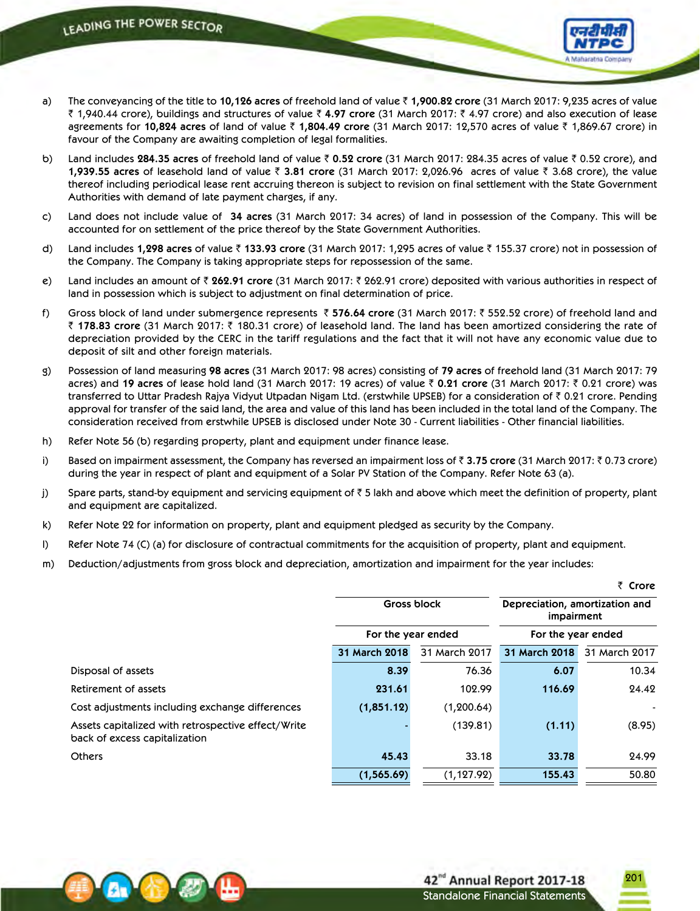a) The conveyancing of the title to **10,126 acres** of freehold land of value ₹ **1,900.82 crore** (31 March 2017: 9,235 acres of value ₹ 1,940.44 crore), buildings and structures of value ₹ **4.97 crore** (31 March 2017: ₹ 4.97 crore) and also execution of lease agreements for **10,824 acres** of land of value ₹ **1,804.49 crore** (31 March 2017: 12,570 acres of value ₹ 1,869.67 crore) in favour of the Company are awaiting completion of legal formalities.

b) Land includes **284.35 acres** of freehold land of value ₹ **0.52 crore** (31 March 2017: 284.35 acres of value ₹ 0.52 crore), and **1,939.55 acres** of leasehold land of value ₹ **3.81 crore** (31 March 2017: 2,026.96 acres of value ₹ 3.68 crore), the value thereof including periodical lease rent accruing thereon is subject to revision on final settlement with the State Government Authorities with demand of late payment charges, if any.

c) Land does not include value of **34 acres** (31 March 2017: 34 acres) of land in possession of the Company. This will be accounted for on settlement of the price thereof by the State Government Authorities.

d) Land includes **1,298 acres** of value ₹ **133.93 crore** (31 March 2017: 1,295 acres of value ₹ 155.37 crore) not in possession of the Company. The Company is taking appropriate steps for repossession of the same.

e) Land includes an amount of ₹ **262.91 crore** (31 March 2017: ₹ 262.91 crore) deposited with various authorities in respect of land in possession which is subject to adjustment on final determination of price.

f) Gross block of land under submergence represents ₹ **576.64 crore** (31 March 2017: ₹ 552.52 crore) of freehold land and ₹ **178.83 crore** (31 March 2017: ₹ 180.31 crore) of leasehold land. The land has been amortized considering the rate of depreciation provided by the CERC in the tariff regulations and the fact that it will not have any economic value due to deposit of silt and other foreign materials.

g) Possession of land measuring **98 acres** (31 March 2017: 98 acres) consisting of **79 acres** of freehold land (31 March 2017: 79 acres) and **19 acres** of lease hold land (31 March 2017: 19 acres) of value ₹ **0.21 crore** (31 March 2017: ₹ 0.21 crore) was transferred to Uttar Pradesh Rajya Vidyut Utpadan Nigam Ltd. (erstwhile UPSEB) for a consideration of ₹ 0.21 crore. Pending approval for transfer of the said land, the area and value of this land has been included in the total land of the Company. The consideration received from erstwhile UPSEB is disclosed under Note 30 - Current liabilities - Other financial liabilities.

h) Refer Note 56 (b) regarding property, plant and equipment under finance lease.

i) Based on impairment assessment, the Company has reversed an impairment loss of ₹ **3.75 crore** (31 March 2017: ₹ 0.73 crore) during the year in respect of plant and equipment of a Solar PV Station of the Company. Refer Note 63 (a).

j) Spare parts, stand-by equipment and servicing equipment of ₹ 5 lakh and above which meet the definition of property, plant and equipment are capitalized.

k) Refer Note 22 for information on property, plant and equipment pledged as security by the Company.

l) Refer Note 74 (C) (a) for disclosure of contractual commitments for the acquisition of property, plant and equipment.

m) Deduction/adjustments from gross block and depreciation, amortization and impairment for the year includes:

₹ Crore

| | Gross block | | Depreciation, amortization and impairment | |
|---|---|---|---|---|
| | For the year ended | | For the year ended | |
| | **31 March 2018** | 31 March 2017 | **31 March 2018** | 31 March 2017 |
| Disposal of assets | **8.39** | 76.36 | **6.07** | 10.34 |
| Retirement of assets | **231.61** | 102.99 | **116.69** | 24.42 |
| Cost adjustments including exchange differences | **(1,851.12)** | (1,200.64) | | - |
| Assets capitalized with retrospective effect/Write back of excess capitalization | **-** | (139.81) | **(1.11)** | (8.95) |
| Others | **45.43** | 33.18 | **33.78** | 24.99 |
| | **(1,565.69)** | (1,127.92) | **155.43** | 50.80 |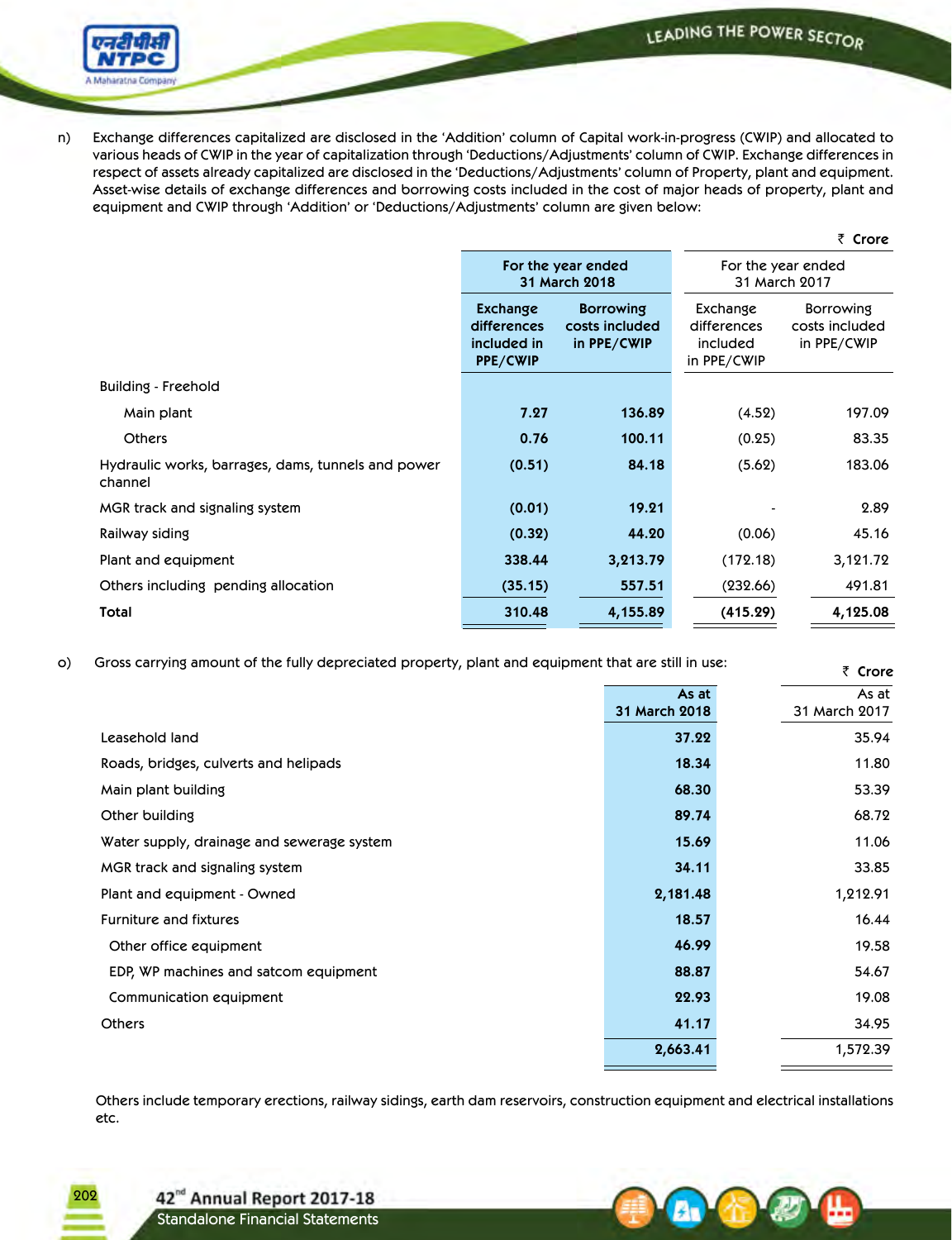n) Exchange differences capitalized are disclosed in the 'Addition' column of Capital work-in-progress (CWIP) and allocated to various heads of CWIP in the year of capitalization through 'Deductions/Adjustments' column of CWIP. Exchange differences in respect of assets already capitalized are disclosed in the 'Deductions/Adjustments' column of Property, plant and equipment. Asset-wise details of exchange differences and borrowing costs included in the cost of major heads of property, plant and equipment and CWIP through 'Addition' or 'Deductions/Adjustments' column are given below:

₹ Crore

| | For the year ended 31 March 2018 | | For the year ended 31 March 2017 | |
|---|---|---|---|---|
| | **Exchange differences included in PPE/CWIP** | **Borrowing costs included in PPE/CWIP** | Exchange differences included in PPE/CWIP | Borrowing costs included in PPE/CWIP |
| Building - Freehold | | | | |
| Main plant | **7.27** | **136.89** | (4.52) | 197.09 |
| Others | **0.76** | **100.11** | (0.25) | 83.35 |
| Hydraulic works, barrages, dams, tunnels and power channel | **(0.51)** | **84.18** | (5.62) | 183.06 |
| MGR track and signaling system | **(0.01)** | **19.21** | - | 2.89 |
| Railway siding | **(0.32)** | **44.20** | (0.06) | 45.16 |
| Plant and equipment | **338.44** | **3,213.79** | (172.18) | 3,121.72 |
| Others including pending allocation | **(35.15)** | **557.51** | (232.66) | 491.81 |
| **Total** | **310.48** | **4,155.89** | **(415.29)** | **4,125.08** |

o) Gross carrying amount of the fully depreciated property, plant and equipment that are still in use:

₹ Crore

| | As at 31 March 2018 | As at 31 March 2017 |
|---|---|---|
| Leasehold land | **37.22** | 35.94 |
| Roads, bridges, culverts and helipads | **18.34** | 11.80 |
| Main plant building | **68.30** | 53.39 |
| Other building | **89.74** | 68.72 |
| Water supply, drainage and sewerage system | **15.69** | 11.06 |
| MGR track and signaling system | **34.11** | 33.85 |
| Plant and equipment - Owned | **2,181.48** | 1,212.91 |
| Furniture and fixtures | **18.57** | 16.44 |
| Other office equipment | **46.99** | 19.58 |
| EDP, WP machines and satcom equipment | **88.87** | 54.67 |
| Communication equipment | **22.93** | 19.08 |
| Others | **41.17** | 34.95 |
| | **2,663.41** | 1,572.39 |

Others include temporary erections, railway sidings, earth dam reservoirs, construction equipment and electrical installations etc.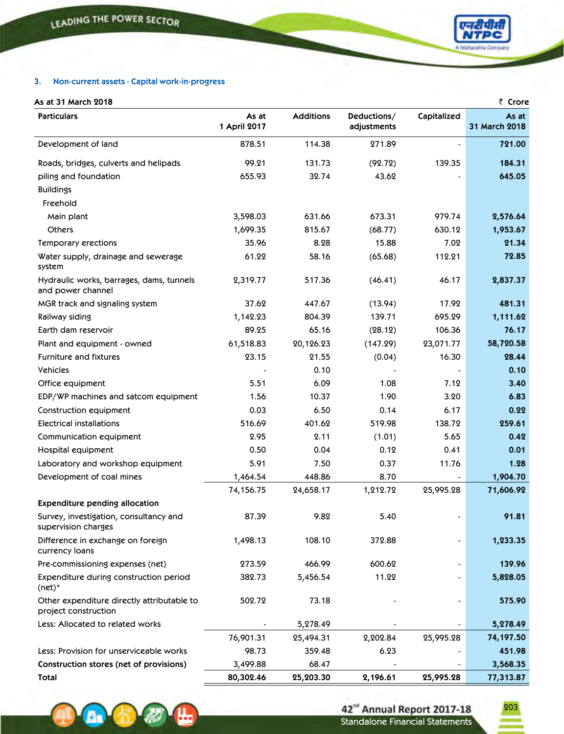## 3. Non-current assets - Capital work-in-progress

**As at 31 March 2018** ₹ Crore

| Particulars | As at 1 April 2017 | Additions | Deductions/ adjustments | Capitalized | As at 31 March 2018 |
|---|---|---|---|---|---|
| Development of land | 878.51 | 114.38 | 271.89 | - | **721.00** |
| Roads, bridges, culverts and helipads | 99.21 | 131.73 | (92.72) | 139.35 | **184.31** |
| piling and foundation | 655.93 | 32.74 | 43.62 | - | **645.05** |
| Buildings | | | | | |
| Freehold | | | | | |
| Main plant | 3,598.03 | 631.66 | 673.31 | 979.74 | **2,576.64** |
| Others | 1,699.35 | 815.67 | (68.77) | 630.12 | **1,953.67** |
| Temporary erections | 35.96 | 8.28 | 15.88 | 7.02 | **21.34** |
| Water supply, drainage and sewerage system | 61.22 | 58.16 | (65.68) | 112.21 | **72.85** |
| Hydraulic works, barrages, dams, tunnels and power channel | 2,319.77 | 517.36 | (46.41) | 46.17 | **2,837.37** |
| MGR track and signaling system | 37.62 | 447.67 | (13.94) | 17.92 | **481.31** |
| Railway siding | 1,142.23 | 804.39 | 139.71 | 695.29 | **1,111.62** |
| Earth dam reservoir | 89.25 | 65.16 | (28.12) | 106.36 | **76.17** |
| Plant and equipment - owned | 61,518.83 | 20,126.23 | (147.29) | 23,071.77 | **58,720.58** |
| Furniture and fixtures | 23.15 | 21.55 | (0.04) | 16.30 | **28.44** |
| Vehicles | - | 0.10 | - | - | **0.10** |
| Office equipment | 5.51 | 6.09 | 1.08 | 7.12 | **3.40** |
| EDP/WP machines and satcom equipment | 1.56 | 10.37 | 1.90 | 3.20 | **6.83** |
| Construction equipment | 0.03 | 6.50 | 0.14 | 6.17 | **0.22** |
| Electrical installations | 516.69 | 401.62 | 519.98 | 138.72 | **259.61** |
| Communication equipment | 2.95 | 2.11 | (1.01) | 5.65 | **0.42** |
| Hospital equipment | 0.50 | 0.04 | 0.12 | 0.41 | **0.01** |
| Laboratory and workshop equipment | 5.91 | 7.50 | 0.37 | 11.76 | **1.28** |
| Development of coal mines | 1,464.54 | 448.86 | 8.70 | - | **1,904.70** |
| | 74,156.75 | 24,658.17 | 1,212.72 | 25,995.28 | **71,606.92** |
| **Expenditure pending allocation** | | | | | |
| Survey, investigation, consultancy and supervision charges | 87.39 | 9.82 | 5.40 | - | **91.81** |
| Difference in exchange on foreign currency loans | 1,498.13 | 108.10 | 372.88 | - | **1,233.35** |
| Pre-commissioning expenses (net) | 273.59 | 466.99 | 600.62 | - | **139.96** |
| Expenditure during construction period (net)* | 382.73 | 5,456.54 | 11.22 | - | **5,828.05** |
| Other expenditure directly attributable to project construction | 502.72 | 73.18 | - | - | **575.90** |
| Less: Allocated to related works | - | 5,278.49 | - | - | **5,278.49** |
| | 76,901.31 | 25,494.31 | 2,202.84 | 25,995.28 | **74,197.50** |
| Less: Provision for unserviceable works | 98.73 | 359.48 | 6.23 | - | **451.98** |
| **Construction stores (net of provisions)** | 3,499.88 | 68.47 | - | - | **3,568.35** |
| **Total** | **80,302.46** | **25,203.30** | **2,196.61** | **25,995.28** | **77,313.87** |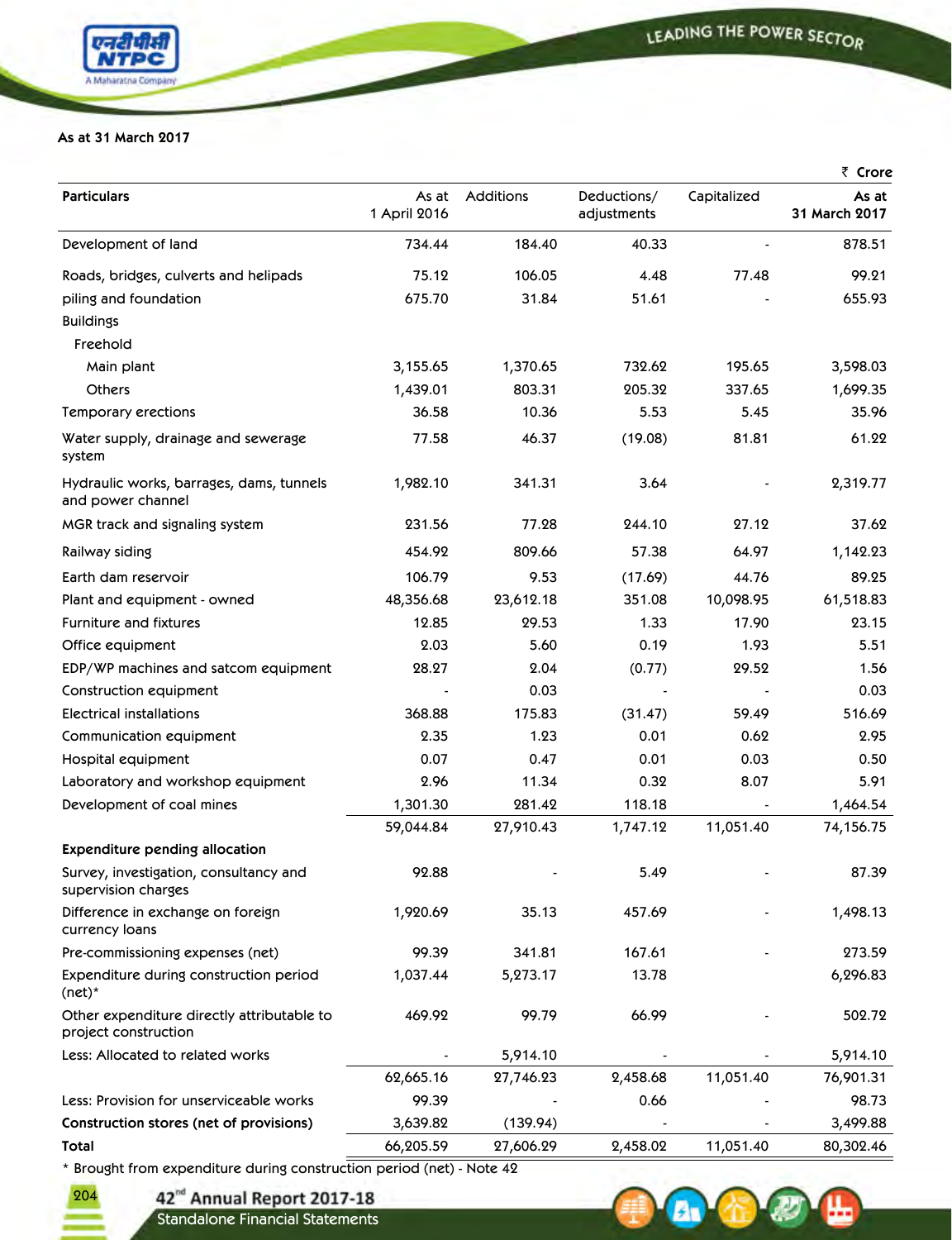As at 31 March 2017

₹ Crore

| Particulars | As at 1 April 2016 | Additions | Deductions/ adjustments | Capitalized | As at 31 March 2017 |
|---|---|---|---|---|---|
| Development of land | 734.44 | 184.40 | 40.33 | - | 878.51 |
| Roads, bridges, culverts and helipads | 75.12 | 106.05 | 4.48 | 77.48 | 99.21 |
| piling and foundation | 675.70 | 31.84 | 51.61 | - | 655.93 |
| Buildings | | | | | |
| Freehold | | | | | |
| Main plant | 3,155.65 | 1,370.65 | 732.62 | 195.65 | 3,598.03 |
| Others | 1,439.01 | 803.31 | 205.32 | 337.65 | 1,699.35 |
| Temporary erections | 36.58 | 10.36 | 5.53 | 5.45 | 35.96 |
| Water supply, drainage and sewerage system | 77.58 | 46.37 | (19.08) | 81.81 | 61.22 |
| Hydraulic works, barrages, dams, tunnels and power channel | 1,982.10 | 341.31 | 3.64 | - | 2,319.77 |
| MGR track and signaling system | 231.56 | 77.28 | 244.10 | 27.12 | 37.62 |
| Railway siding | 454.92 | 809.66 | 57.38 | 64.97 | 1,142.23 |
| Earth dam reservoir | 106.79 | 9.53 | (17.69) | 44.76 | 89.25 |
| Plant and equipment - owned | 48,356.68 | 23,612.18 | 351.08 | 10,098.95 | 61,518.83 |
| Furniture and fixtures | 12.85 | 29.53 | 1.33 | 17.90 | 23.15 |
| Office equipment | 2.03 | 5.60 | 0.19 | 1.93 | 5.51 |
| EDP/WP machines and satcom equipment | 28.27 | 2.04 | (0.77) | 29.52 | 1.56 |
| Construction equipment | - | 0.03 | - | - | 0.03 |
| Electrical installations | 368.88 | 175.83 | (31.47) | 59.49 | 516.69 |
| Communication equipment | 2.35 | 1.23 | 0.01 | 0.62 | 2.95 |
| Hospital equipment | 0.07 | 0.47 | 0.01 | 0.03 | 0.50 |
| Laboratory and workshop equipment | 2.96 | 11.34 | 0.32 | 8.07 | 5.91 |
| Development of coal mines | 1,301.30 | 281.42 | 118.18 | - | 1,464.54 |
| | 59,044.84 | 27,910.43 | 1,747.12 | 11,051.40 | 74,156.75 |
| **Expenditure pending allocation** | | | | | |
| Survey, investigation, consultancy and supervision charges | 92.88 | - | 5.49 | - | 87.39 |
| Difference in exchange on foreign currency loans | 1,920.69 | 35.13 | 457.69 | - | 1,498.13 |
| Pre-commissioning expenses (net) | 99.39 | 341.81 | 167.61 | - | 273.59 |
| Expenditure during construction period (net)* | 1,037.44 | 5,273.17 | 13.78 | | 6,296.83 |
| Other expenditure directly attributable to project construction | 469.92 | 99.79 | 66.99 | - | 502.72 |
| Less: Allocated to related works | - | 5,914.10 | - | - | 5,914.10 |
| | 62,665.16 | 27,746.23 | 2,458.68 | 11,051.40 | 76,901.31 |
| Less: Provision for unserviceable works | 99.39 | - | 0.66 | - | 98.73 |
| **Construction stores (net of provisions)** | 3,639.82 | (139.94) | - | - | 3,499.88 |
| **Total** | 66,205.59 | 27,606.29 | 2,458.02 | 11,051.40 | 80,302.46 |

* Brought from expenditure during construction period (net) - Note 42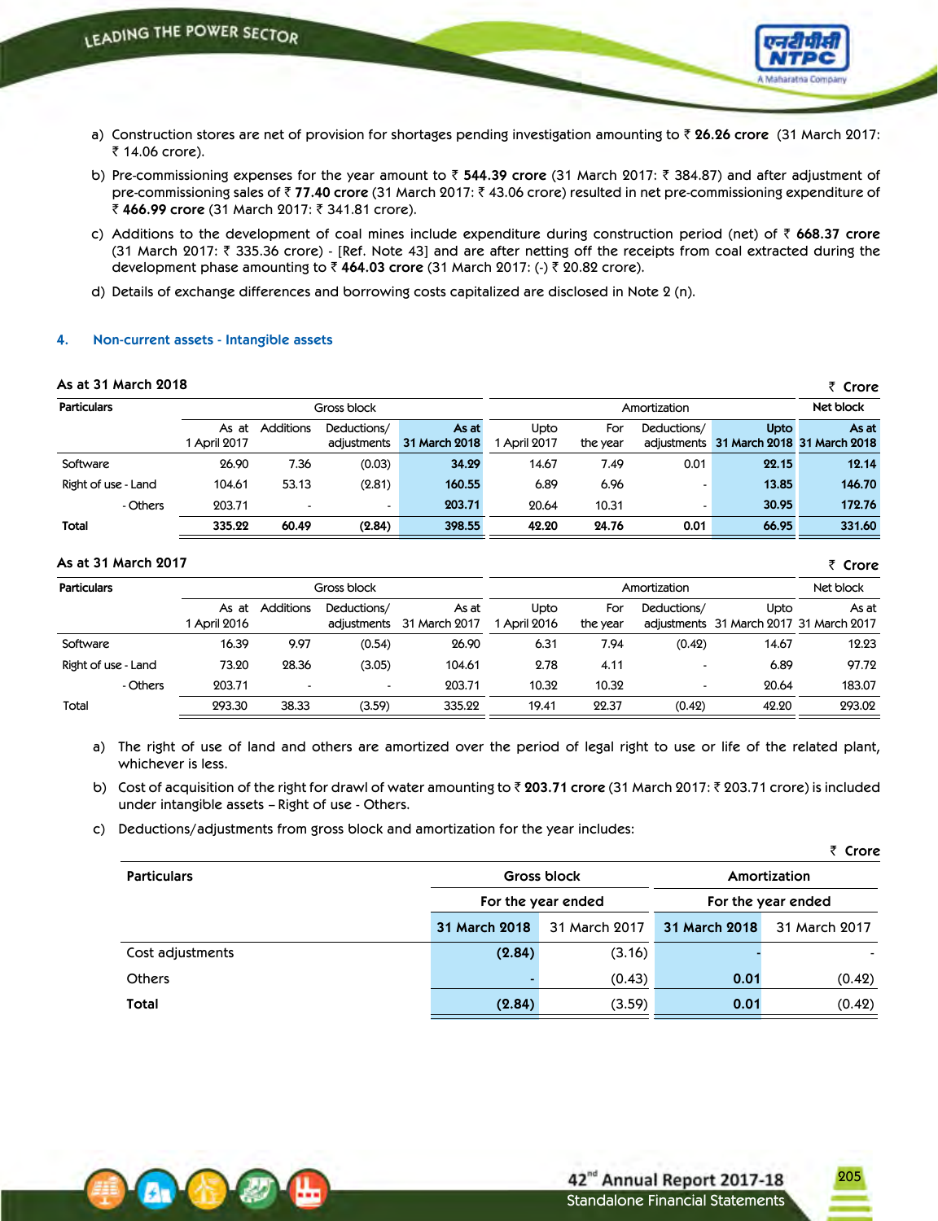a) Construction stores are net of provision for shortages pending investigation amounting to ₹ **26.26 crore** (31 March 2017: ₹ 14.06 crore).

b) Pre-commissioning expenses for the year amount to ₹ **544.39 crore** (31 March 2017: ₹ 384.87) and after adjustment of pre-commissioning sales of ₹ **77.40 crore** (31 March 2017: ₹ 43.06 crore) resulted in net pre-commissioning expenditure of ₹ **466.99 crore** (31 March 2017: ₹ 341.81 crore).

c) Additions to the development of coal mines include expenditure during construction period (net) of ₹ **668.37 crore** (31 March 2017: ₹ 335.36 crore) - [Ref. Note 43] and are after netting off the receipts from coal extracted during the development phase amounting to ₹ **464.03 crore** (31 March 2017: (-) ₹ 20.82 crore).

d) Details of exchange differences and borrowing costs capitalized are disclosed in Note 2 (n).

## 4. Non-current assets - Intangible assets

**As at 31 March 2018**

₹ Crore

| Particulars | Gross block | | | | Amortization | | | | Net block |
|---|---|---|---|---|---|---|---|---|---|
| | As at 1 April 2017 | Additions | Deductions/ adjustments | As at 31 March 2018 | Upto 1 April 2017 | For the year | Deductions/ adjustments | Upto 31 March 2018 | As at 31 March 2018 |
| Software | 26.90 | 7.36 | (0.03) | **34.29** | 14.67 | 7.49 | 0.01 | **22.15** | **12.14** |
| Right of use - Land | 104.61 | 53.13 | (2.81) | **160.55** | 6.89 | 6.96 | - | **13.85** | **146.70** |
| - Others | 203.71 | - | - | **203.71** | 20.64 | 10.31 | - | **30.95** | **172.76** |
| **Total** | **335.22** | **60.49** | **(2.84)** | **398.55** | **42.20** | **24.76** | **0.01** | **66.95** | **331.60** |

**As at 31 March 2017**

₹ Crore

| Particulars | Gross block | | | | Amortization | | | | Net block |
|---|---|---|---|---|---|---|---|---|---|
| | As at 1 April 2016 | Additions | Deductions/ adjustments | As at 31 March 2017 | Upto 1 April 2016 | For the year | Deductions/ adjustments | Upto 31 March 2017 | As at 31 March 2017 |
| Software | 16.39 | 9.97 | (0.54) | 26.90 | 6.31 | 7.94 | (0.42) | 14.67 | 12.23 |
| Right of use - Land | 73.20 | 28.36 | (3.05) | 104.61 | 2.78 | 4.11 | - | 6.89 | 97.72 |
| - Others | 203.71 | - | - | 203.71 | 10.32 | 10.32 | - | 20.64 | 183.07 |
| Total | 293.30 | 38.33 | (3.59) | 335.22 | 19.41 | 22.37 | (0.42) | 42.20 | 293.02 |

a) The right of use of land and others are amortized over the period of legal right to use or life of the related plant, whichever is less.

b) Cost of acquisition of the right for drawl of water amounting to ₹ **203.71 crore** (31 March 2017: ₹ 203.71 crore) is included under intangible assets – Right of use - Others.

c) Deductions/adjustments from gross block and amortization for the year includes:

₹ Crore

| Particulars | Gross block | | Amortization | |
|---|---|---|---|---|
| | For the year ended | | For the year ended | |
| | **31 March 2018** | 31 March 2017 | **31 March 2018** | 31 March 2017 |
| Cost adjustments | **(2.84)** | (3.16) | **-** | - |
| Others | **-** | (0.43) | **0.01** | (0.42) |
| **Total** | **(2.84)** | (3.59) | **0.01** | (0.42) |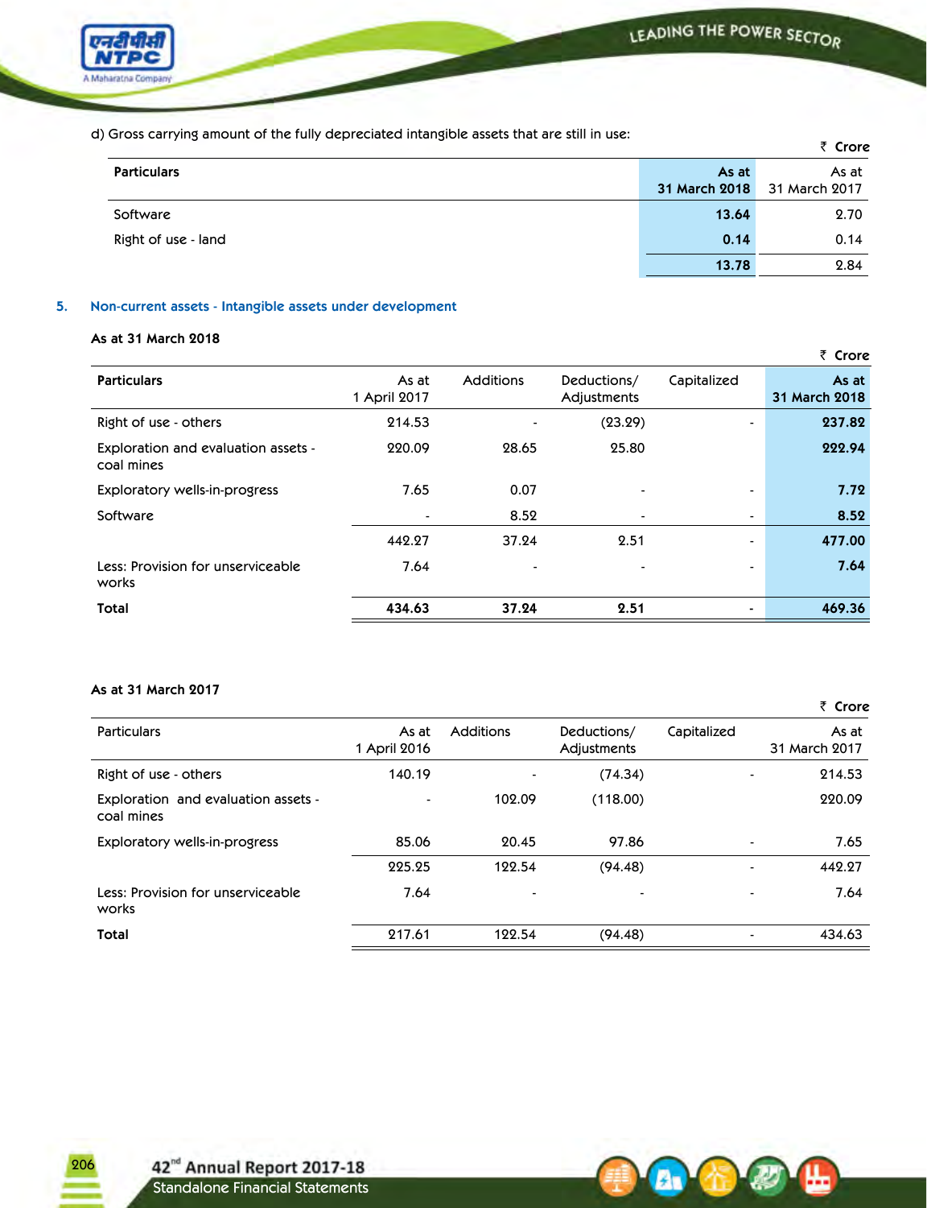d) Gross carrying amount of the fully depreciated intangible assets that are still in use:

₹ Crore

| Particulars | As at 31 March 2018 | As at 31 March 2017 |
|---|---|---|
| Software | **13.64** | 2.70 |
| Right of use - land | **0.14** | 0.14 |
| | **13.78** | 2.84 |

## 5. Non-current assets - Intangible assets under development

**As at 31 March 2018**

₹ Crore

| Particulars | As at 1 April 2017 | Additions | Deductions/ Adjustments | Capitalized | As at 31 March 2018 |
|---|---|---|---|---|---|
| Right of use - others | 214.53 | - | (23.29) | - | **237.82** |
| Exploration and evaluation assets - coal mines | 220.09 | 28.65 | 25.80 | | **222.94** |
| Exploratory wells-in-progress | 7.65 | 0.07 | - | - | **7.72** |
| Software | - | 8.52 | - | - | **8.52** |
| | 442.27 | 37.24 | 2.51 | - | **477.00** |
| Less: Provision for unserviceable works | 7.64 | - | - | - | **7.64** |
| **Total** | **434.63** | **37.24** | **2.51** | - | **469.36** |

**As at 31 March 2017**

₹ Crore

| Particulars | As at 1 April 2016 | Additions | Deductions/ Adjustments | Capitalized | As at 31 March 2017 |
|---|---|---|---|---|---|
| Right of use - others | 140.19 | - | (74.34) | - | 214.53 |
| Exploration and evaluation assets - coal mines | - | 102.09 | (118.00) | | 220.09 |
| Exploratory wells-in-progress | 85.06 | 20.45 | 97.86 | - | 7.65 |
| | 225.25 | 122.54 | (94.48) | - | 442.27 |
| Less: Provision for unserviceable works | 7.64 | - | - | - | 7.64 |
| **Total** | 217.61 | 122.54 | (94.48) | - | 434.63 |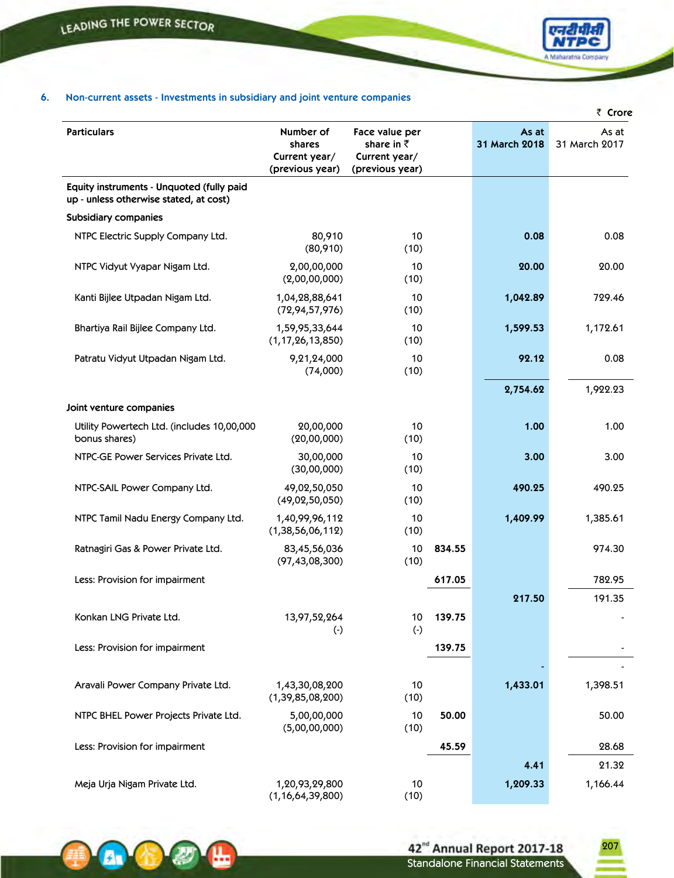## 6. Non-current assets - Investments in subsidiary and joint venture companies

₹ Crore

| Particulars | Number of shares Current year/ (previous year) | Face value per share in ₹ Current year/ (previous year) | | As at 31 March 2018 | As at 31 March 2017 |
|---|---|---|---|---|---|
| **Equity instruments - Unquoted (fully paid up - unless otherwise stated, at cost)** | | | | | |
| **Subsidiary companies** | | | | | |
| NTPC Electric Supply Company Ltd. | 80,910 (80,910) | 10 (10) | | **0.08** | 0.08 |
| NTPC Vidyut Vyapar Nigam Ltd. | 2,00,00,000 (2,00,00,000) | 10 (10) | | **20.00** | 20.00 |
| Kanti Bijlee Utpadan Nigam Ltd. | 1,04,28,88,641 (72,94,57,976) | 10 (10) | | **1,042.89** | 729.46 |
| Bhartiya Rail Bijlee Company Ltd. | 1,59,95,33,644 (1,17,26,13,850) | 10 (10) | | **1,599.53** | 1,172.61 |
| Patratu Vidyut Utpadan Nigam Ltd. | 9,21,24,000 (74,000) | 10 (10) | | **92.12** | 0.08 |
| | | | | **2,754.62** | 1,922.23 |
| **Joint venture companies** | | | | | |
| Utility Powertech Ltd. (includes 10,00,000 bonus shares) | 20,00,000 (20,00,000) | 10 (10) | | **1.00** | 1.00 |
| NTPC-GE Power Services Private Ltd. | 30,00,000 (30,00,000) | 10 (10) | | **3.00** | 3.00 |
| NTPC-SAIL Power Company Ltd. | 49,02,50,050 (49,02,50,050) | 10 (10) | | **490.25** | 490.25 |
| NTPC Tamil Nadu Energy Company Ltd. | 1,40,99,96,112 (1,38,56,06,112) | 10 (10) | | **1,409.99** | 1,385.61 |
| Ratnagiri Gas & Power Private Ltd. | 83,45,56,036 (97,43,08,300) | 10 (10) | **834.55** | | 974.30 |
| Less: Provision for impairment | | | **617.05** | | 782.95 |
| | | | | **217.50** | 191.35 |
| Konkan LNG Private Ltd. | 13,97,52,264 (-) | 10 (-) | **139.75** | | - |
| Less: Provision for impairment | | | **139.75** | | - |
| | | | | **-** | - |
| Aravali Power Company Private Ltd. | 1,43,30,08,200 (1,39,85,08,200) | 10 (10) | | **1,433.01** | 1,398.51 |
| NTPC BHEL Power Projects Private Ltd. | 5,00,00,000 (5,00,00,000) | 10 (10) | **50.00** | | 50.00 |
| Less: Provision for impairment | | | **45.59** | | 28.68 |
| | | | | **4.41** | 21.32 |
| Meja Urja Nigam Private Ltd. | 1,20,93,29,800 (1,16,64,39,800) | 10 (10) | | **1,209.33** | 1,166.44 |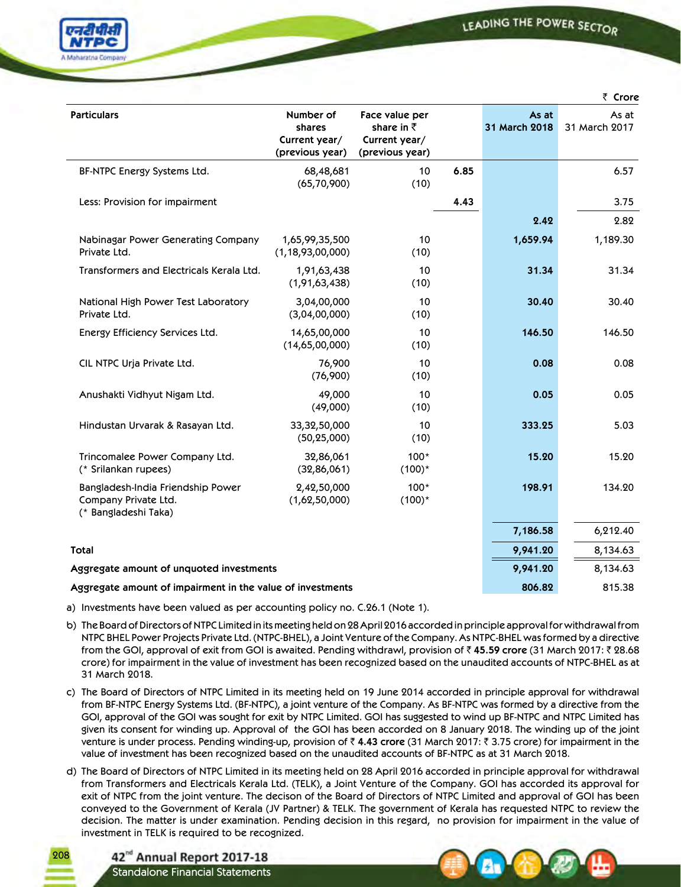₹ Crore

| Particulars | Number of shares Current year/ (previous year) | Face value per share in ₹ Current year/ (previous year) | | As at 31 March 2018 | As at 31 March 2017 |
|---|---|---|---|---|---|
| BF-NTPC Energy Systems Ltd. | 68,48,681 (65,70,900) | 10 (10) | 6.85 | | 6.57 |
| Less: Provision for impairment | | | 4.43 | | 3.75 |
| | | | | 2.42 | 2.82 |
| Nabinagar Power Generating Company Private Ltd. | 1,65,99,35,500 (1,18,93,00,000) | 10 (10) | | 1,659.94 | 1,189.30 |
| Transformers and Electricals Kerala Ltd. | 1,91,63,438 (1,91,63,438) | 10 (10) | | 31.34 | 31.34 |
| National High Power Test Laboratory Private Ltd. | 3,04,00,000 (3,04,00,000) | 10 (10) | | 30.40 | 30.40 |
| Energy Efficiency Services Ltd. | 14,65,00,000 (14,65,00,000) | 10 (10) | | 146.50 | 146.50 |
| CIL NTPC Urja Private Ltd. | 76,900 (76,900) | 10 (10) | | 0.08 | 0.08 |
| Anushakti Vidhyut Nigam Ltd. | 49,000 (49,000) | 10 (10) | | 0.05 | 0.05 |
| Hindustan Urvarak & Rasayan Ltd. | 33,32,50,000 (50,25,000) | 10 (10) | | 333.25 | 5.03 |
| Trincomalee Power Company Ltd. (* Srilankan rupees) | 32,86,061 (32,86,061) | 100* (100)* | | 15.20 | 15.20 |
| Bangladesh-India Friendship Power Company Private Ltd. (* Bangladeshi Taka) | 2,42,50,000 (1,62,50,000) | 100* (100)* | | 198.91 | 134.20 |
| | | | | 7,186.58 | 6,212.40 |
| **Total** | | | | 9,941.20 | 8,134.63 |
| **Aggregate amount of unquoted investments** | | | | 9,941.20 | 8,134.63 |
| **Aggregate amount of impairment in the value of investments** | | | | 806.82 | 815.38 |

a) Investments have been valued as per accounting policy no. C.26.1 (Note 1).

b) The Board of Directors of NTPC Limited in its meeting held on 28 April 2016 accorded in principle approval for withdrawal from NTPC BHEL Power Projects Private Ltd. (NTPC-BHEL), a Joint Venture of the Company. As NTPC-BHEL was formed by a directive from the GOI, approval of exit from GOI is awaited. Pending withdrawl, provision of ₹ **45.59 crore** (31 March 2017: ₹ 28.68 crore) for impairment in the value of investment has been recognized based on the unaudited accounts of NTPC-BHEL as at 31 March 2018.

c) The Board of Directors of NTPC Limited in its meeting held on 19 June 2014 accorded in principle approval for withdrawal from BF-NTPC Energy Systems Ltd. (BF-NTPC), a joint venture of the Company. As BF-NTPC was formed by a directive from the GOI, approval of the GOI was sought for exit by NTPC Limited. GOI has suggested to wind up BF-NTPC and NTPC Limited has given its consent for winding up. Approval of the GOI has been accorded on 8 January 2018. The winding up of the joint venture is under process. Pending winding-up, provision of ₹ **4.43 crore** (31 March 2017: ₹ 3.75 crore) for impairment in the value of investment has been recognized based on the unaudited accounts of BF-NTPC as at 31 March 2018.

d) The Board of Directors of NTPC Limited in its meeting held on 28 April 2016 accorded in principle approval for withdrawal from Transformers and Electricals Kerala Ltd. (TELK), a Joint Venture of the Company. GOI has accorded its approval for exit of NTPC from the joint venture. The decison of the Board of Directors of NTPC Limited and approval of GOI has been conveyed to the Government of Kerala (JV Partner) & TELK. The government of Kerala has requested NTPC to review the decision. The matter is under examination. Pending decision in this regard, no provision for impairment in the value of investment in TELK is required to be recognized.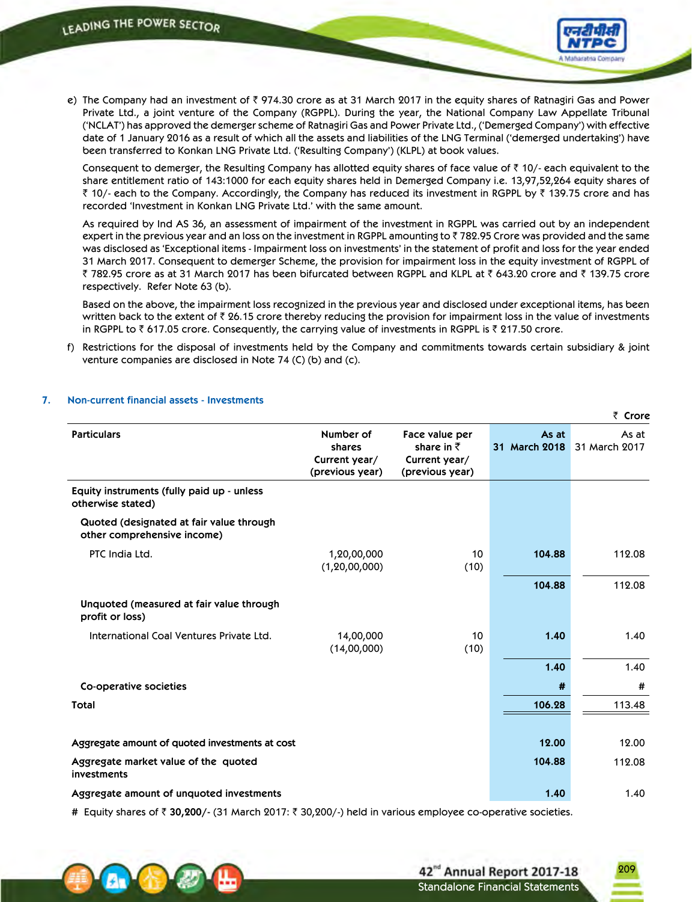e) The Company had an investment of ₹ 974.30 crore as at 31 March 2017 in the equity shares of Ratnagiri Gas and Power Private Ltd., a joint venture of the Company (RGPPL). During the year, the National Company Law Appellate Tribunal ('NCLAT') has approved the demerger scheme of Ratnagiri Gas and Power Private Ltd., ('Demerged Company') with effective date of 1 January 2016 as a result of which all the assets and liabilities of the LNG Terminal ('demerged undertaking') have been transferred to Konkan LNG Private Ltd. ('Resulting Company') (KLPL) at book values.

   Consequent to demerger, the Resulting Company has allotted equity shares of face value of ₹ 10/- each equivalent to the share entitlement ratio of 143:1000 for each equity shares held in Demerged Company i.e. 13,97,52,264 equity shares of ₹ 10/- each to the Company. Accordingly, the Company has reduced its investment in RGPPL by ₹ 139.75 crore and has recorded 'Investment in Konkan LNG Private Ltd.' with the same amount.

   As required by Ind AS 36, an assessment of impairment of the investment in RGPPL was carried out by an independent expert in the previous year and an loss on the investment in RGPPL amounting to ₹ 782.95 Crore was provided and the same was disclosed as 'Exceptional items - Impairment loss on investments' in the statement of profit and loss for the year ended 31 March 2017. Consequent to demerger Scheme, the provision for impairment loss in the equity investment of RGPPL of ₹ 782.95 crore as at 31 March 2017 has been bifurcated between RGPPL and KLPL at ₹ 643.20 crore and ₹ 139.75 crore respectively. Refer Note 63 (b).

   Based on the above, the impairment loss recognized in the previous year and disclosed under exceptional items, has been written back to the extent of ₹ 26.15 crore thereby reducing the provision for impairment loss in the value of investments in RGPPL to ₹ 617.05 crore. Consequently, the carrying value of investments in RGPPL is ₹ 217.50 crore.

f) Restrictions for the disposal of investments held by the Company and commitments towards certain subsidiary & joint venture companies are disclosed in Note 74 (C) (b) and (c).

## 7. Non-current financial assets - Investments

₹ Crore

| Particulars | Number of shares Current year/ (previous year) | Face value per share in ₹ Current year/ (previous year) | As at 31 March 2018 | As at 31 March 2017 |
|---|---|---|---|---|
| **Equity instruments (fully paid up - unless otherwise stated)** | | | | |
| **Quoted (designated at fair value through other comprehensive income)** | | | | |
| PTC India Ltd. | 1,20,00,000 (1,20,00,000) | 10 (10) | **104.88** | 112.08 |
| | | | **104.88** | 112.08 |
| **Unquoted (measured at fair value through profit or loss)** | | | | |
| International Coal Ventures Private Ltd. | 14,00,000 (14,00,000) | 10 (10) | **1.40** | 1.40 |
| | | | **1.40** | 1.40 |
| **Co-operative societies** | | | **#** | # |
| **Total** | | | **106.28** | 113.48 |
| **Aggregate amount of quoted investments at cost** | | | **12.00** | 12.00 |
| **Aggregate market value of the quoted investments** | | | **104.88** | 112.08 |
| **Aggregate amount of unquoted investments** | | | **1.40** | 1.40 |

\# Equity shares of ₹ **30,200**/- (31 March 2017: ₹ 30,200/-) held in various employee co-operative societies.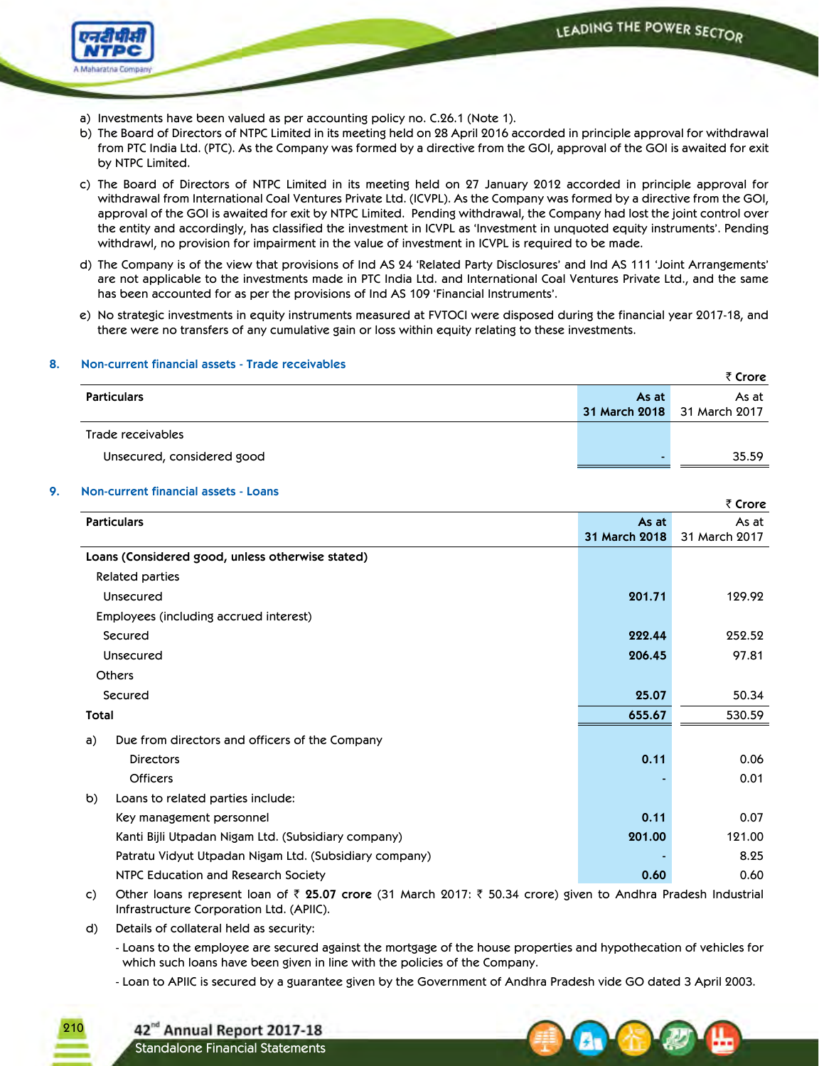a) Investments have been valued as per accounting policy no. C.26.1 (Note 1).

b) The Board of Directors of NTPC Limited in its meeting held on 28 April 2016 accorded in principle approval for withdrawal from PTC India Ltd. (PTC). As the Company was formed by a directive from the GOI, approval of the GOI is awaited for exit by NTPC Limited.

c) The Board of Directors of NTPC Limited in its meeting held on 27 January 2012 accorded in principle approval for withdrawal from International Coal Ventures Private Ltd. (ICVPL). As the Company was formed by a directive from the GOI, approval of the GOI is awaited for exit by NTPC Limited. Pending withdrawal, the Company had lost the joint control over the entity and accordingly, has classified the investment in ICVPL as 'Investment in unquoted equity instruments'. Pending withdrawl, no provision for impairment in the value of investment in ICVPL is required to be made.

d) The Company is of the view that provisions of Ind AS 24 'Related Party Disclosures' and Ind AS 111 'Joint Arrangements' are not applicable to the investments made in PTC India Ltd. and International Coal Ventures Private Ltd., and the same has been accounted for as per the provisions of Ind AS 109 'Financial Instruments'.

e) No strategic investments in equity instruments measured at FVTOCI were disposed during the financial year 2017-18, and there were no transfers of any cumulative gain or loss within equity relating to these investments.

## 8. Non-current financial assets - Trade receivables

₹ Crore

| Particulars | As at 31 March 2018 | As at 31 March 2017 |
|---|---|---|
| Trade receivables | | |
| Unsecured, considered good | - | 35.59 |

## 9. Non-current financial assets - Loans

₹ Crore

| Particulars | As at 31 March 2018 | As at 31 March 2017 |
|---|---|---|
| **Loans (Considered good, unless otherwise stated)** | | |
| Related parties | | |
| Unsecured | **201.71** | 129.92 |
| Employees (including accrued interest) | | |
| Secured | **222.44** | 252.52 |
| Unsecured | **206.45** | 97.81 |
| Others | | |
| Secured | **25.07** | 50.34 |
| **Total** | **655.67** | 530.59 |
| a) Due from directors and officers of the Company | | |
| Directors | **0.11** | 0.06 |
| Officers | - | 0.01 |
| b) Loans to related parties include: | | |
| Key management personnel | **0.11** | 0.07 |
| Kanti Bijli Utpadan Nigam Ltd. (Subsidiary company) | **201.00** | 121.00 |
| Patratu Vidyut Utpadan Nigam Ltd. (Subsidiary company) | - | 8.25 |
| NTPC Education and Research Society | **0.60** | 0.60 |

c) Other loans represent loan of ₹ **25.07 crore** (31 March 2017: ₹ 50.34 crore) given to Andhra Pradesh Industrial Infrastructure Corporation Ltd. (APIIC).

d) Details of collateral held as security:

- Loans to the employee are secured against the mortgage of the house properties and hypothecation of vehicles for which such loans have been given in line with the policies of the Company.
- Loan to APIIC is secured by a guarantee given by the Government of Andhra Pradesh vide GO dated 3 April 2003.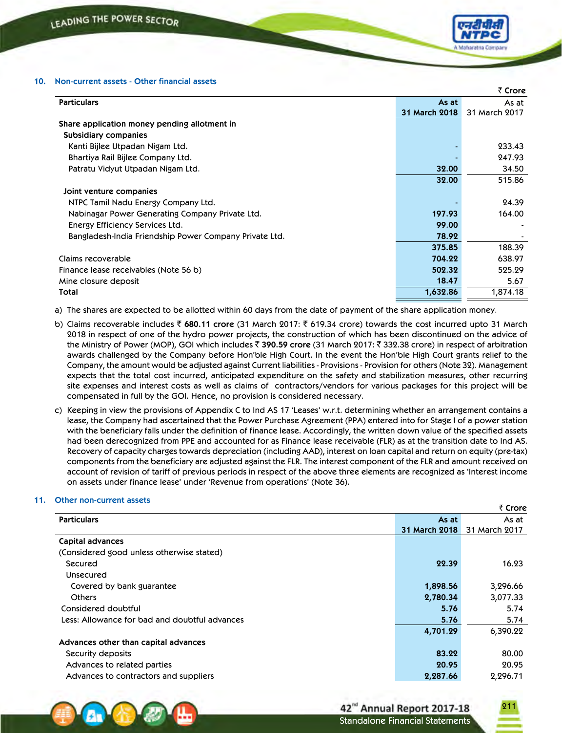## 10. Non-current assets - Other financial assets

₹ Crore

| Particulars | As at 31 March 2018 | As at 31 March 2017 |
|---|---|---|
| **Share application money pending allotment in** | | |
| **Subsidiary companies** | | |
| Kanti Bijlee Utpadan Nigam Ltd. | - | 233.43 |
| Bhartiya Rail Bijlee Company Ltd. | - | 247.93 |
| Patratu Vidyut Utpadan Nigam Ltd. | 32.00 | 34.50 |
| | 32.00 | 515.86 |
| **Joint venture companies** | | |
| NTPC Tamil Nadu Energy Company Ltd. | - | 24.39 |
| Nabinagar Power Generating Company Private Ltd. | 197.93 | 164.00 |
| Energy Efficiency Services Ltd. | 99.00 | - |
| Bangladesh-India Friendship Power Company Private Ltd. | 78.92 | - |
| | 375.85 | 188.39 |
| Claims recoverable | 704.22 | 638.97 |
| Finance lease receivables (Note 56 b) | 502.32 | 525.29 |
| Mine closure deposit | 18.47 | 5.67 |
| **Total** | **1,632.86** | **1,874.18** |

a) The shares are expected to be allotted within 60 days from the date of payment of the share application money.

b) Claims recoverable includes ₹ **680.11 crore** (31 March 2017: ₹ 619.34 crore) towards the cost incurred upto 31 March 2018 in respect of one of the hydro power projects, the construction of which has been discontinued on the advice of the Ministry of Power (MOP), GOI which includes ₹ **390.59 crore** (31 March 2017: ₹ 332.38 crore) in respect of arbitration awards challenged by the Company before Hon'ble High Court. In the event the Hon'ble High Court grants relief to the Company, the amount would be adjusted against Current liabilities - Provisions - Provision for others (Note 32). Management expects that the total cost incurred, anticipated expenditure on the safety and stabilization measures, other recurring site expenses and interest costs as well as claims of contractors/vendors for various packages for this project will be compensated in full by the GOI. Hence, no provision is considered necessary.

c) Keeping in view the provisions of Appendix C to Ind AS 17 'Leases' w.r.t. determining whether an arrangement contains a lease, the Company had ascertained that the Power Purchase Agreement (PPA) entered into for Stage I of a power station with the beneficiary falls under the definition of finance lease. Accordingly, the written down value of the specified assets had been derecognized from PPE and accounted for as Finance lease receivable (FLR) as at the transition date to Ind AS. Recovery of capacity charges towards depreciation (including AAD), interest on loan capital and return on equity (pre-tax) components from the beneficiary are adjusted against the FLR. The interest component of the FLR and amount received on account of revision of tariff of previous periods in respect of the above three elements are recognized as 'Interest income on assets under finance lease' under 'Revenue from operations' (Note 36).

## 11. Other non-current assets

₹ Crore

| Particulars | As at 31 March 2018 | As at 31 March 2017 |
|---|---|---|
| **Capital advances** | | |
| (Considered good unless otherwise stated) | | |
| Secured | 22.39 | 16.23 |
| Unsecured | | |
| Covered by bank guarantee | 1,898.56 | 3,296.66 |
| Others | 2,780.34 | 3,077.33 |
| Considered doubtful | 5.76 | 5.74 |
| Less: Allowance for bad and doubtful advances | 5.76 | 5.74 |
| | 4,701.29 | 6,390.22 |
| **Advances other than capital advances** | | |
| Security deposits | 83.22 | 80.00 |
| Advances to related parties | 20.95 | 20.95 |
| Advances to contractors and suppliers | 2,287.66 | 2,296.71 |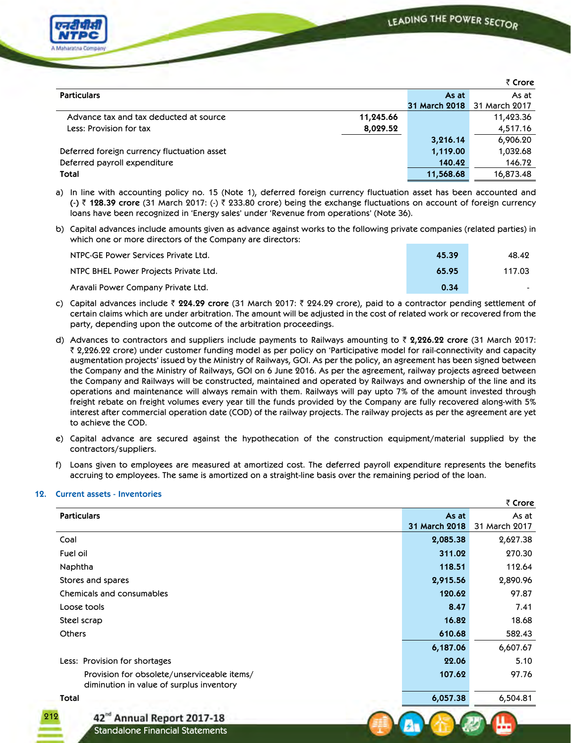₹ Crore

| Particulars | | As at 31 March 2018 | As at 31 March 2017 |
|---|---|---|---|
| Advance tax and tax deducted at source | 11,245.66 | | 11,423.36 |
| Less: Provision for tax | 8,029.52 | | 4,517.16 |
| | | 3,216.14 | 6,906.20 |
| Deferred foreign currency fluctuation asset | | 1,119.00 | 1,032.68 |
| Deferred payroll expenditure | | 140.42 | 146.72 |
| **Total** | | **11,568.68** | **16,873.48** |

a) In line with accounting policy no. 15 (Note 1), deferred foreign currency fluctuation asset has been accounted and **(-) ₹ 128.39 crore** (31 March 2017: (-) ₹ 233.80 crore) being the exchange fluctuations on account of foreign currency loans have been recognized in 'Energy sales' under 'Revenue from operations' (Note 36).

b) Capital advances include amounts given as advance against works to the following private companies (related parties) in which one or more directors of the Company are directors:

| | | |
|---|---|---|
| NTPC-GE Power Services Private Ltd. | **45.39** | 48.42 |
| NTPC BHEL Power Projects Private Ltd. | **65.95** | 117.03 |
| Aravali Power Company Private Ltd. | **0.34** | - |

c) Capital advances include ₹ **224.29 crore** (31 March 2017: ₹ 224.29 crore), paid to a contractor pending settlement of certain claims which are under arbitration. The amount will be adjusted in the cost of related work or recovered from the party, depending upon the outcome of the arbitration proceedings.

d) Advances to contractors and suppliers include payments to Railways amounting to ₹ **2,226.22 crore** (31 March 2017: ₹ 2,226.22 crore) under customer funding model as per policy on 'Participative model for rail-connectivity and capacity augmentation projects' issued by the Ministry of Railways, GOI. As per the policy, an agreement has been signed between the Company and the Ministry of Railways, GOI on 6 June 2016. As per the agreement, railway projects agreed between the Company and Railways will be constructed, maintained and operated by Railways and ownership of the line and its operations and maintenance will always remain with them. Railways will pay upto 7% of the amount invested through freight rebate on freight volumes every year till the funds provided by the Company are fully recovered along-with 5% interest after commercial operation date (COD) of the railway projects. The railway projects as per the agreement are yet to achieve the COD.

e) Capital advance are secured against the hypothecation of the construction equipment/material supplied by the contractors/suppliers.

f) Loans given to employees are measured at amortized cost. The deferred payroll expenditure represents the benefits accruing to employees. The same is amortized on a straight-line basis over the remaining period of the loan.

## 12. Current assets - Inventories

₹ Crore

| Particulars | As at 31 March 2018 | As at 31 March 2017 |
|---|---|---|
| Coal | 2,085.38 | 2,627.38 |
| Fuel oil | 311.02 | 270.30 |
| Naphtha | 118.51 | 112.64 |
| Stores and spares | 2,915.56 | 2,890.96 |
| Chemicals and consumables | 120.62 | 97.87 |
| Loose tools | 8.47 | 7.41 |
| Steel scrap | 16.82 | 18.68 |
| Others | 610.68 | 582.43 |
| | 6,187.06 | 6,607.67 |
| Less: Provision for shortages | 22.06 | 5.10 |
| Provision for obsolete/unserviceable items/ diminution in value of surplus inventory | 107.62 | 97.76 |
| **Total** | **6,057.38** | **6,504.81** |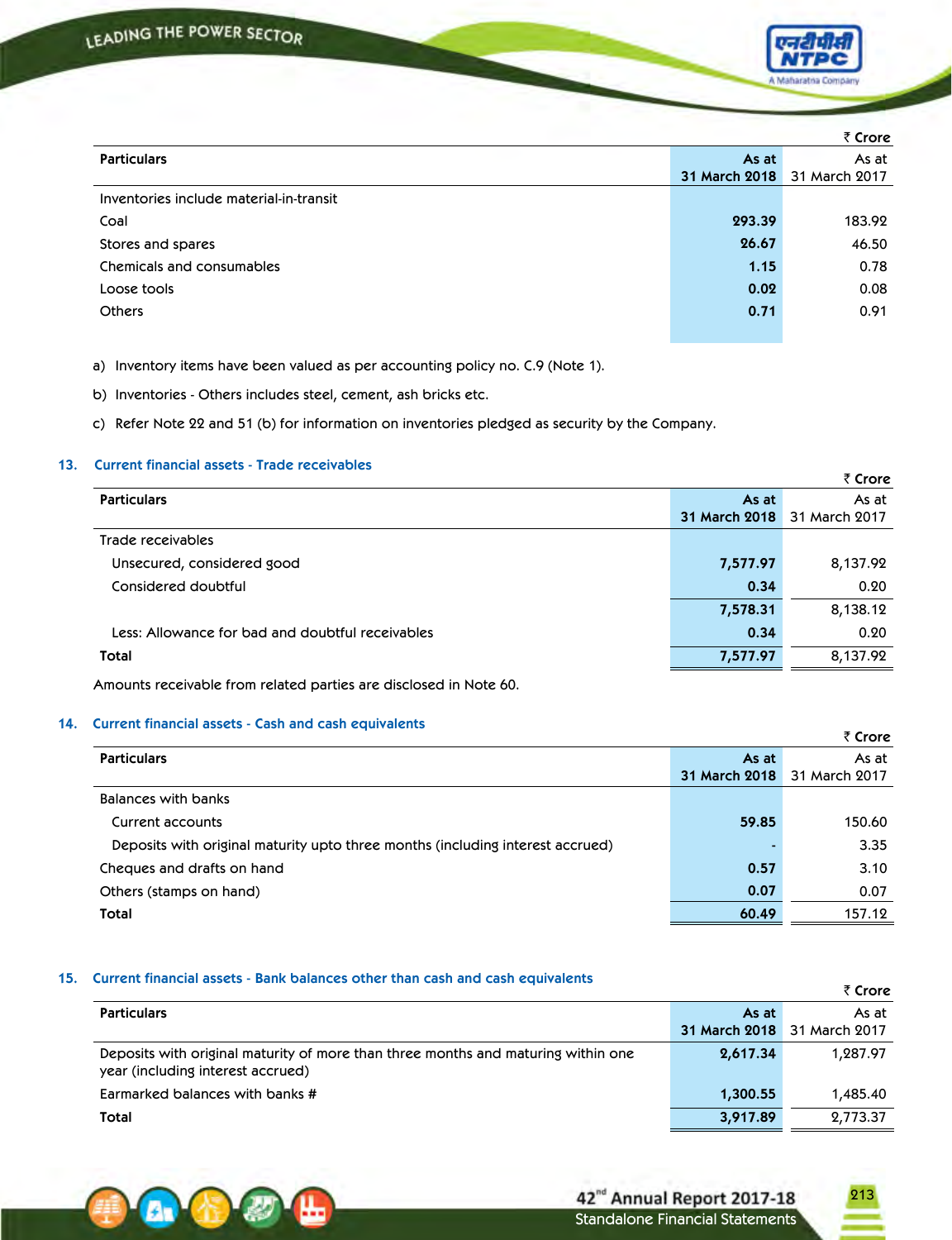₹ Crore

| Particulars | As at 31 March 2018 | As at 31 March 2017 |
|---|---|---|
| Inventories include material-in-transit | | |
| Coal | **293.39** | 183.92 |
| Stores and spares | **26.67** | 46.50 |
| Chemicals and consumables | **1.15** | 0.78 |
| Loose tools | **0.02** | 0.08 |
| Others | **0.71** | 0.91 |

a) Inventory items have been valued as per accounting policy no. C.9 (Note 1).

b) Inventories - Others includes steel, cement, ash bricks etc.

c) Refer Note 22 and 51 (b) for information on inventories pledged as security by the Company.

## 13. Current financial assets - Trade receivables

₹ Crore

| Particulars | As at 31 March 2018 | As at 31 March 2017 |
|---|---|---|
| Trade receivables | | |
| Unsecured, considered good | **7,577.97** | 8,137.92 |
| Considered doubtful | **0.34** | 0.20 |
| | **7,578.31** | 8,138.12 |
| Less: Allowance for bad and doubtful receivables | **0.34** | 0.20 |
| **Total** | **7,577.97** | 8,137.92 |

Amounts receivable from related parties are disclosed in Note 60.

## 14. Current financial assets - Cash and cash equivalents

₹ Crore

| Particulars | As at 31 March 2018 | As at 31 March 2017 |
|---|---|---|
| Balances with banks | | |
| Current accounts | **59.85** | 150.60 |
| Deposits with original maturity upto three months (including interest accrued) | **-** | 3.35 |
| Cheques and drafts on hand | **0.57** | 3.10 |
| Others (stamps on hand) | **0.07** | 0.07 |
| **Total** | **60.49** | 157.12 |

## 15. Current financial assets - Bank balances other than cash and cash equivalents

₹ Crore

| Particulars | As at 31 March 2018 | As at 31 March 2017 |
|---|---|---|
| Deposits with original maturity of more than three months and maturing within one year (including interest accrued) | **2,617.34** | 1,287.97 |
| Earmarked balances with banks # | **1,300.55** | 1,485.40 |
| **Total** | **3,917.89** | 2,773.37 |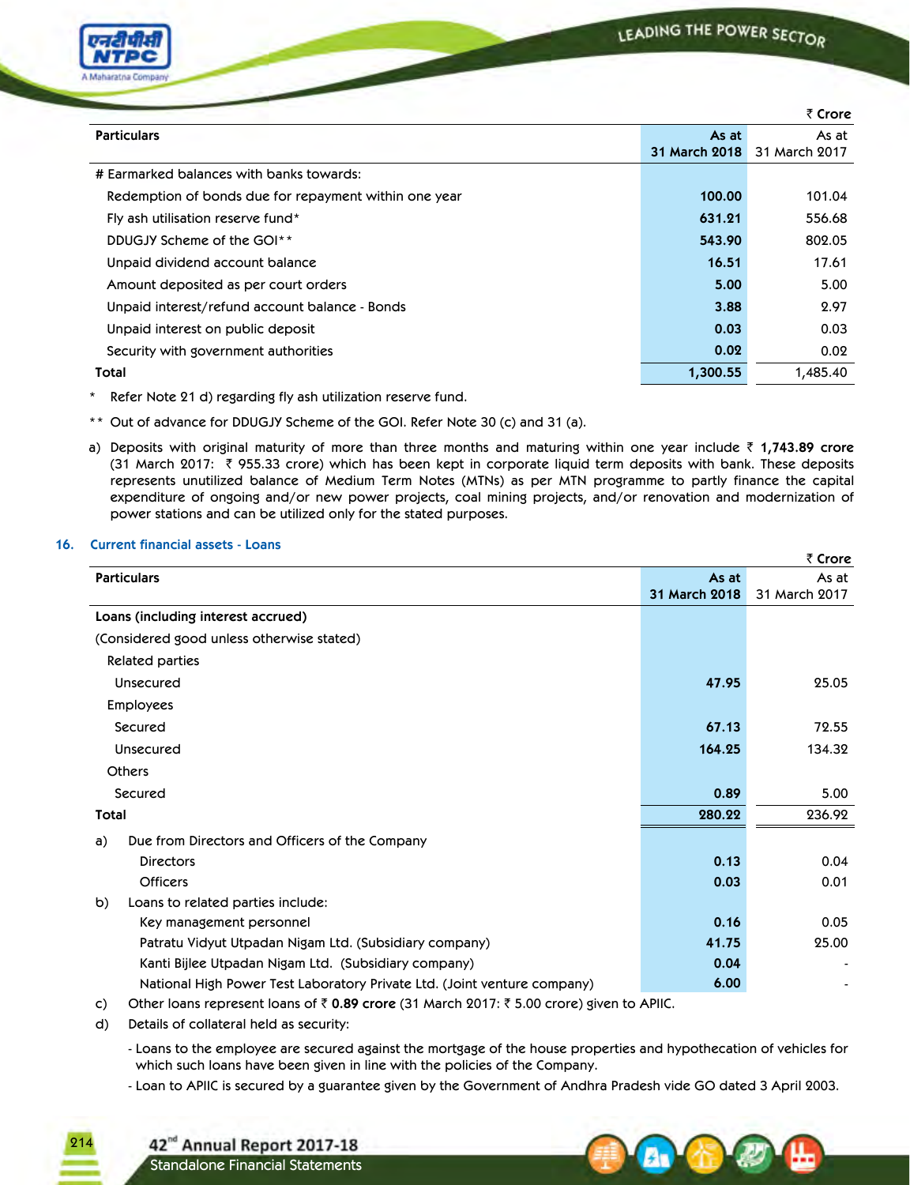₹ Crore

| Particulars | As at 31 March 2018 | As at 31 March 2017 |
|---|---|---|
| # Earmarked balances with banks towards: | | |
| Redemption of bonds due for repayment within one year | **100.00** | 101.04 |
| Fly ash utilisation reserve fund* | **631.21** | 556.68 |
| DDUGJY Scheme of the GOI** | **543.90** | 802.05 |
| Unpaid dividend account balance | **16.51** | 17.61 |
| Amount deposited as per court orders | **5.00** | 5.00 |
| Unpaid interest/refund account balance - Bonds | **3.88** | 2.97 |
| Unpaid interest on public deposit | **0.03** | 0.03 |
| Security with government authorities | **0.02** | 0.02 |
| **Total** | **1,300.55** | 1,485.40 |

\* Refer Note 21 d) regarding fly ash utilization reserve fund.

** Out of advance for DDUGJY Scheme of the GOI. Refer Note 30 (c) and 31 (a).

a) Deposits with original maturity of more than three months and maturing within one year include ₹ **1,743.89 crore** (31 March 2017: ₹ 955.33 crore) which has been kept in corporate liquid term deposits with bank. These deposits represents unutilized balance of Medium Term Notes (MTNs) as per MTN programme to partly finance the capital expenditure of ongoing and/or new power projects, coal mining projects, and/or renovation and modernization of power stations and can be utilized only for the stated purposes.

## 16. Current financial assets - Loans

₹ Crore

| Particulars | As at 31 March 2018 | As at 31 March 2017 |
|---|---|---|
| **Loans (including interest accrued)** | | |
| (Considered good unless otherwise stated) | | |
| Related parties | | |
| Unsecured | **47.95** | 25.05 |
| Employees | | |
| Secured | **67.13** | 72.55 |
| Unsecured | **164.25** | 134.32 |
| Others | | |
| Secured | **0.89** | 5.00 |
| **Total** | **280.22** | 236.92 |

| | As at 31 March 2018 | As at 31 March 2017 |
|---|---|---|
| a) Due from Directors and Officers of the Company | | |
| Directors | **0.13** | 0.04 |
| Officers | **0.03** | 0.01 |
| b) Loans to related parties include: | | |
| Key management personnel | **0.16** | 0.05 |
| Patratu Vidyut Utpadan Nigam Ltd. (Subsidiary company) | **41.75** | 25.00 |
| Kanti Bijlee Utpadan Nigam Ltd. (Subsidiary company) | **0.04** | - |
| National High Power Test Laboratory Private Ltd. (Joint venture company) | **6.00** | - |

c) Other loans represent loans of ₹ **0.89 crore** (31 March 2017: ₹ 5.00 crore) given to APIIC.

d) Details of collateral held as security:

- Loans to the employee are secured against the mortgage of the house properties and hypothecation of vehicles for which such loans have been given in line with the policies of the Company.
- Loan to APIIC is secured by a guarantee given by the Government of Andhra Pradesh vide GO dated 3 April 2003.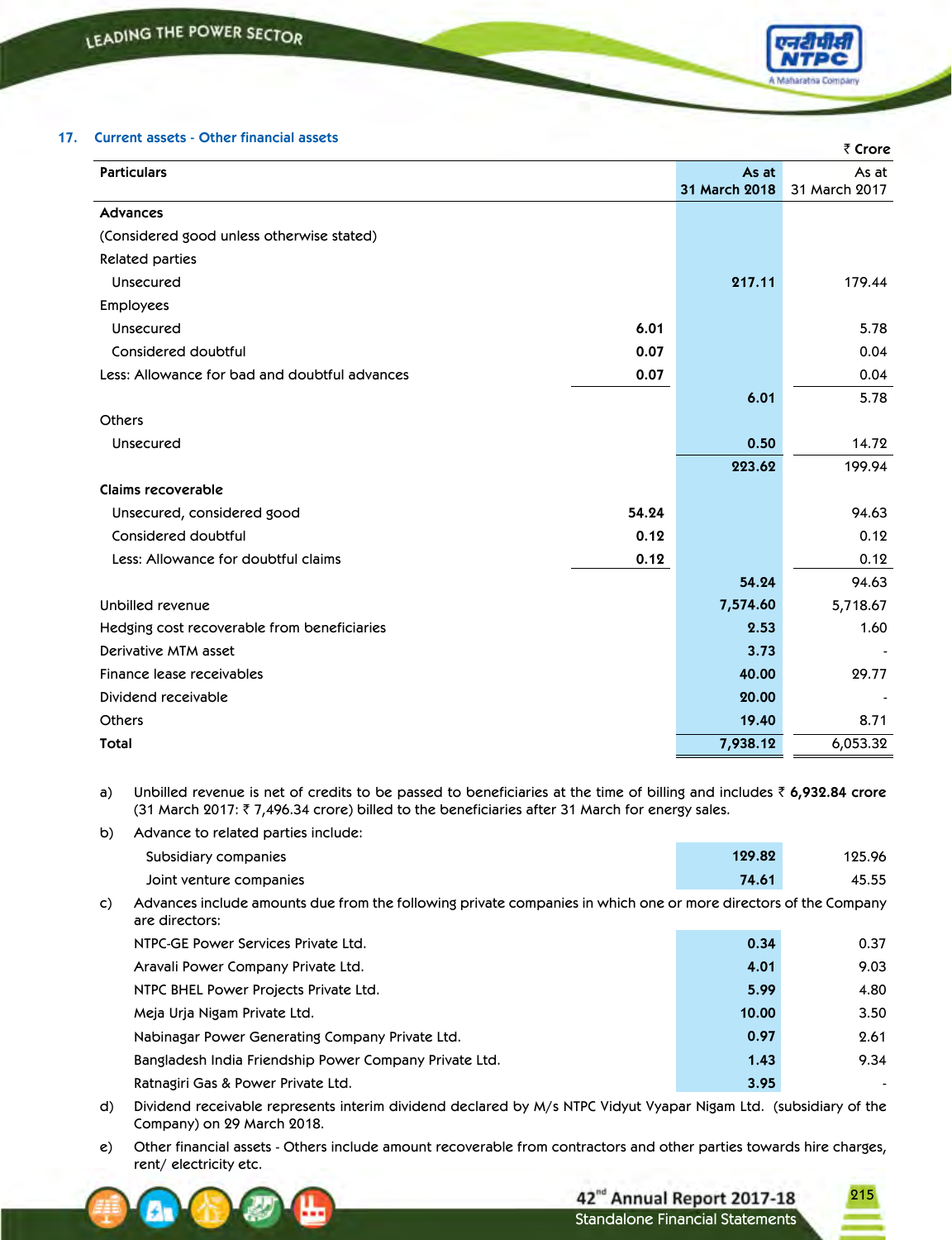## 17. Current assets - Other financial assets

₹ Crore

| Particulars | | As at 31 March 2018 | As at 31 March 2017 |
|---|---|---|---|
| **Advances** | | | |
| (Considered good unless otherwise stated) | | | |
| Related parties | | | |
| Unsecured | | 217.11 | 179.44 |
| Employees | | | |
| Unsecured | 6.01 | | 5.78 |
| Considered doubtful | 0.07 | | 0.04 |
| Less: Allowance for bad and doubtful advances | 0.07 | | 0.04 |
| | | 6.01 | 5.78 |
| Others | | | |
| Unsecured | | 0.50 | 14.72 |
| | | 223.62 | 199.94 |
| **Claims recoverable** | | | |
| Unsecured, considered good | 54.24 | | 94.63 |
| Considered doubtful | 0.12 | | 0.12 |
| Less: Allowance for doubtful claims | 0.12 | | 0.12 |
| | | 54.24 | 94.63 |
| Unbilled revenue | | 7,574.60 | 5,718.67 |
| Hedging cost recoverable from beneficiaries | | 2.53 | 1.60 |
| Derivative MTM asset | | 3.73 | - |
| Finance lease receivables | | 40.00 | 29.77 |
| Dividend receivable | | 20.00 | - |
| Others | | 19.40 | 8.71 |
| **Total** | | 7,938.12 | 6,053.32 |

a) Unbilled revenue is net of credits to be passed to beneficiaries at the time of billing and includes ₹ **6,932.84 crore** (31 March 2017: ₹ 7,496.34 crore) billed to the beneficiaries after 31 March for energy sales.

b) Advance to related parties include:

| | 31 March 2018 | 31 March 2017 |
|---|---|---|
| Subsidiary companies | 129.82 | 125.96 |
| Joint venture companies | 74.61 | 45.55 |

c) Advances include amounts due from the following private companies in which one or more directors of the Company are directors:

| | 31 March 2018 | 31 March 2017 |
|---|---|---|
| NTPC-GE Power Services Private Ltd. | 0.34 | 0.37 |
| Aravali Power Company Private Ltd. | 4.01 | 9.03 |
| NTPC BHEL Power Projects Private Ltd. | 5.99 | 4.80 |
| Meja Urja Nigam Private Ltd. | 10.00 | 3.50 |
| Nabinagar Power Generating Company Private Ltd. | 0.97 | 2.61 |
| Bangladesh India Friendship Power Company Private Ltd. | 1.43 | 9.34 |
| Ratnagiri Gas & Power Private Ltd. | 3.95 | - |

d) Dividend receivable represents interim dividend declared by M/s NTPC Vidyut Vyapar Nigam Ltd. (subsidiary of the Company) on 29 March 2018.

e) Other financial assets - Others include amount recoverable from contractors and other parties towards hire charges, rent/ electricity etc.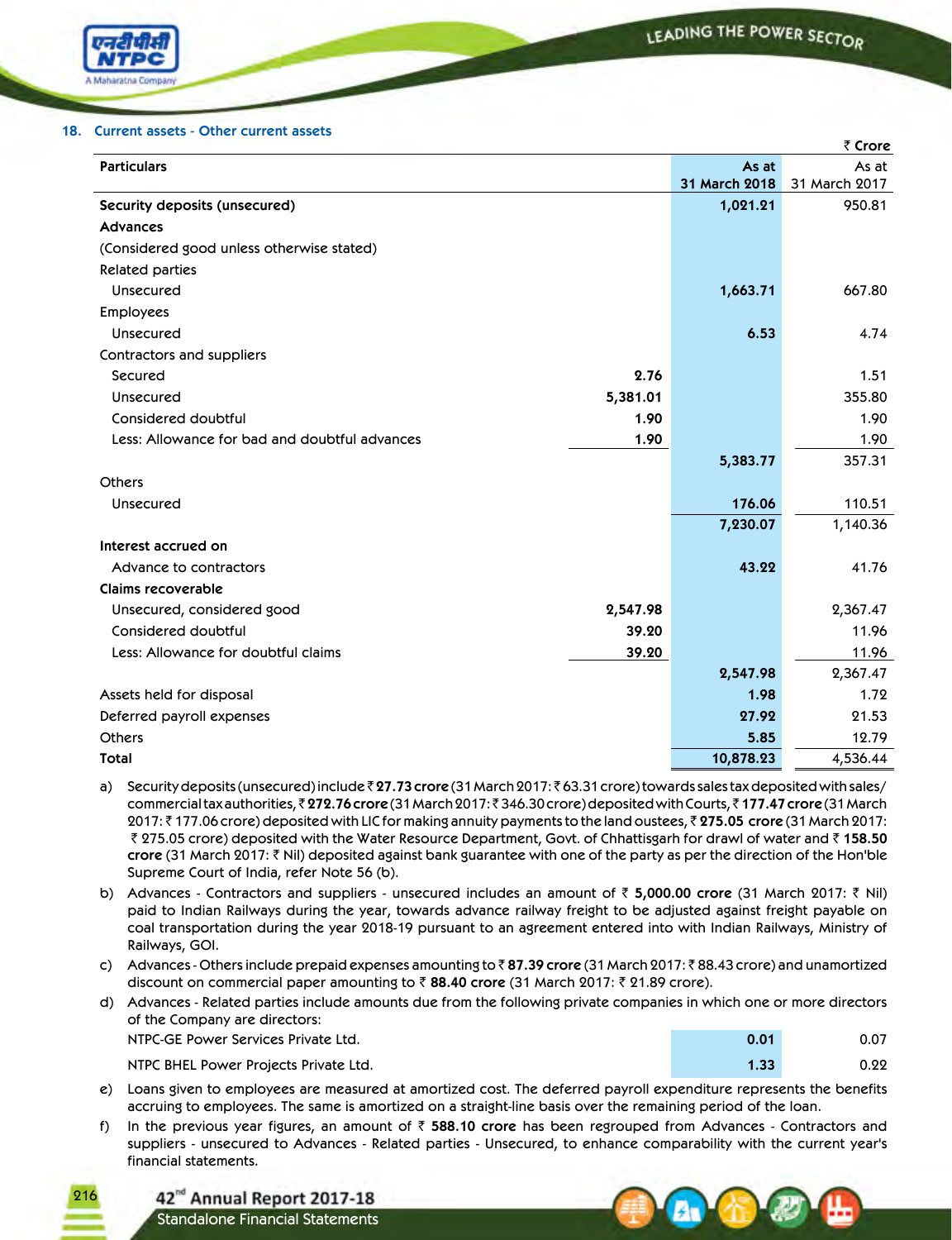## 18. Current assets - Other current assets

₹ Crore

| Particulars | | As at 31 March 2018 | As at 31 March 2017 |
|---|---|---|---|
| **Security deposits (unsecured)** | | **1,021.21** | 950.81 |
| **Advances** | | | |
| (Considered good unless otherwise stated) | | | |
| Related parties | | | |
| Unsecured | | **1,663.71** | 667.80 |
| Employees | | | |
| Unsecured | | **6.53** | 4.74 |
| Contractors and suppliers | | | |
| Secured | **2.76** | | 1.51 |
| Unsecured | **5,381.01** | | 355.80 |
| Considered doubtful | **1.90** | | 1.90 |
| Less: Allowance for bad and doubtful advances | **1.90** | | 1.90 |
| | | **5,383.77** | 357.31 |
| Others | | | |
| Unsecured | | **176.06** | 110.51 |
| | | **7,230.07** | 1,140.36 |
| **Interest accrued on** | | | |
| Advance to contractors | | **43.22** | 41.76 |
| **Claims recoverable** | | | |
| Unsecured, considered good | **2,547.98** | | 2,367.47 |
| Considered doubtful | **39.20** | | 11.96 |
| Less: Allowance for doubtful claims | **39.20** | | 11.96 |
| | | **2,547.98** | 2,367.47 |
| Assets held for disposal | | **1.98** | 1.72 |
| Deferred payroll expenses | | **27.92** | 21.53 |
| Others | | **5.85** | 12.79 |
| **Total** | | **10,878.23** | 4,536.44 |

a) Security deposits (unsecured) include ₹ **27.73 crore** (31 March 2017: ₹ 63.31 crore) towards sales tax deposited with sales/ commercial tax authorities, ₹ **272.76 crore** (31 March 2017: ₹ 346.30 crore) deposited with Courts, ₹ **177.47 crore** (31 March 2017: ₹ 177.06 crore) deposited with LIC for making annuity payments to the land oustees, ₹ **275.05 crore** (31 March 2017: ₹ 275.05 crore) deposited with the Water Resource Department, Govt. of Chhattisgarh for drawl of water and ₹ **158.50 crore** (31 March 2017: ₹ Nil) deposited against bank guarantee with one of the party as per the direction of the Hon'ble Supreme Court of India, refer Note 56 (b).

b) Advances - Contractors and suppliers - unsecured includes an amount of ₹ **5,000.00 crore** (31 March 2017: ₹ Nil) paid to Indian Railways during the year, towards advance railway freight to be adjusted against freight payable on coal transportation during the year 2018-19 pursuant to an agreement entered into with Indian Railways, Ministry of Railways, GOI.

c) Advances - Others include prepaid expenses amounting to ₹ **87.39 crore** (31 March 2017: ₹ 88.43 crore) and unamortized discount on commercial paper amounting to ₹ **88.40 crore** (31 March 2017: ₹ 21.89 crore).

d) Advances - Related parties include amounts due from the following private companies in which one or more directors of the Company are directors:

| | 31 March 2018 | 31 March 2017 |
|---|---|---|
| NTPC-GE Power Services Private Ltd. | **0.01** | 0.07 |
| NTPC BHEL Power Projects Private Ltd. | **1.33** | 0.22 |

e) Loans given to employees are measured at amortized cost. The deferred payroll expenditure represents the benefits accruing to employees. The same is amortized on a straight-line basis over the remaining period of the loan.

f) In the previous year figures, an amount of ₹ **588.10 crore** has been regrouped from Advances - Contractors and suppliers - unsecured to Advances - Related parties - Unsecured, to enhance comparability with the current year's financial statements.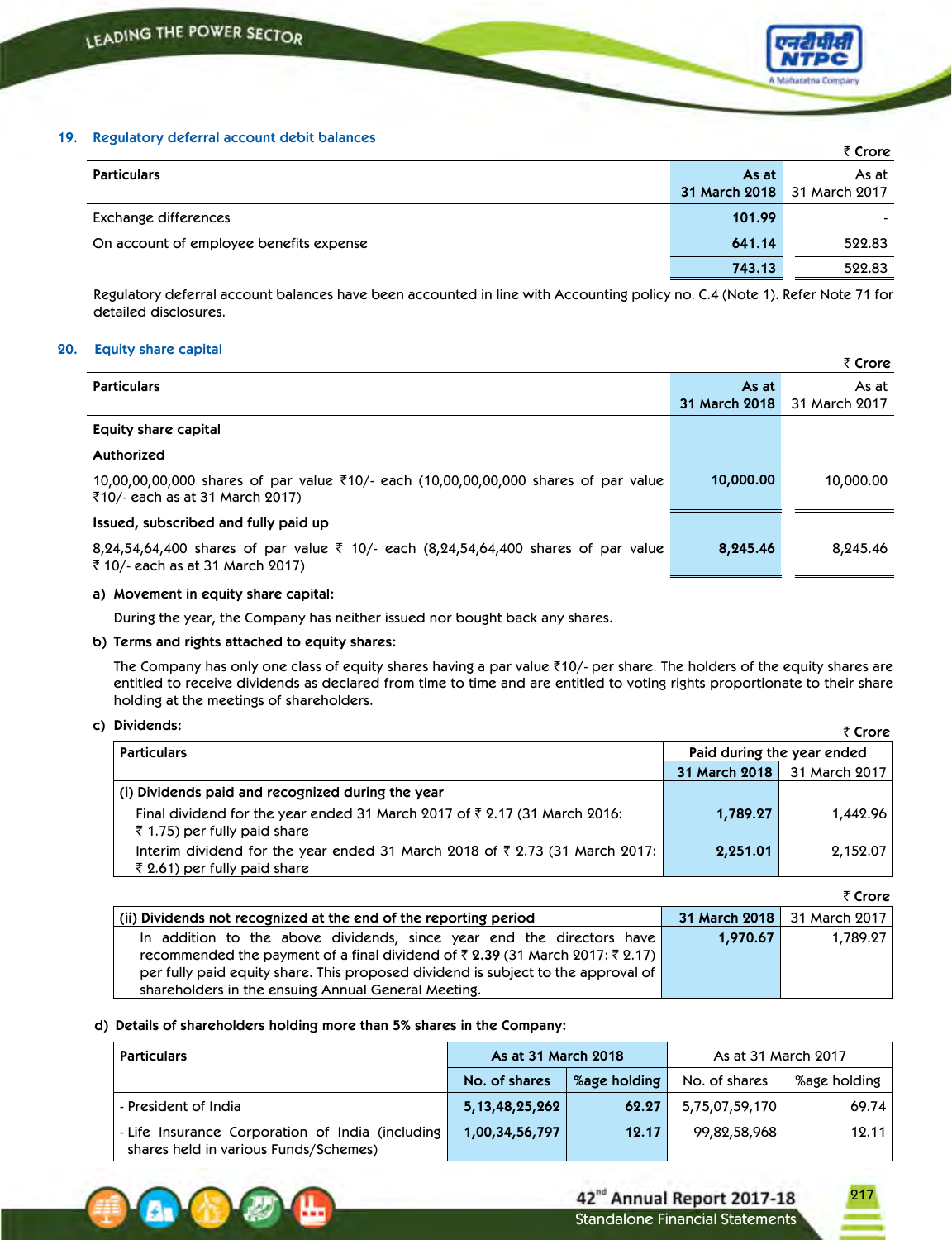## 19. Regulatory deferral account debit balances

₹ Crore

| Particulars | As at 31 March 2018 | As at 31 March 2017 |
|---|---|---|
| Exchange differences | 101.99 | - |
| On account of employee benefits expense | 641.14 | 522.83 |
| | 743.13 | 522.83 |

Regulatory deferral account balances have been accounted in line with Accounting policy no. C.4 (Note 1). Refer Note 71 for detailed disclosures.

## 20. Equity share capital

₹ Crore

| Particulars | As at 31 March 2018 | As at 31 March 2017 |
|---|---|---|
| **Equity share capital** | | |
| **Authorized** | | |
| 10,00,00,00,000 shares of par value ₹10/- each (10,00,00,00,000 shares of par value ₹10/- each as at 31 March 2017) | 10,000.00 | 10,000.00 |
| **Issued, subscribed and fully paid up** | | |
| 8,24,54,64,400 shares of par value ₹ 10/- each (8,24,54,64,400 shares of par value ₹ 10/- each as at 31 March 2017) | 8,245.46 | 8,245.46 |

**a) Movement in equity share capital:**

During the year, the Company has neither issued nor bought back any shares.

**b) Terms and rights attached to equity shares:**

The Company has only one class of equity shares having a par value ₹10/- per share. The holders of the equity shares are entitled to receive dividends as declared from time to time and are entitled to voting rights proportionate to their share holding at the meetings of shareholders.

**c) Dividends:**

₹ Crore

| Particulars | Paid during the year ended | |
|---|---|---|
| | 31 March 2018 | 31 March 2017 |
| **(i) Dividends paid and recognized during the year** | | |
| Final dividend for the year ended 31 March 2017 of ₹ 2.17 (31 March 2016: ₹ 1.75) per fully paid share | 1,789.27 | 1,442.96 |
| Interim dividend for the year ended 31 March 2018 of ₹ 2.73 (31 March 2017: ₹ 2.61) per fully paid share | 2,251.01 | 2,152.07 |

₹ Crore

| (ii) Dividends not recognized at the end of the reporting period | 31 March 2018 | 31 March 2017 |
|---|---|---|
| In addition to the above dividends, since year end the directors have recommended the payment of a final dividend of ₹ **2.39** (31 March 2017: ₹ 2.17) per fully paid equity share. This proposed dividend is subject to the approval of shareholders in the ensuing Annual General Meeting. | 1,970.67 | 1,789.27 |

**d) Details of shareholders holding more than 5% shares in the Company:**

| Particulars | As at 31 March 2018 | | As at 31 March 2017 | |
|---|---|---|---|---|
| | No. of shares | %age holding | No. of shares | %age holding |
| - President of India | 5,13,48,25,262 | 62.27 | 5,75,07,59,170 | 69.74 |
| - Life Insurance Corporation of India (including shares held in various Funds/Schemes) | 1,00,34,56,797 | 12.17 | 99,82,58,968 | 12.11 |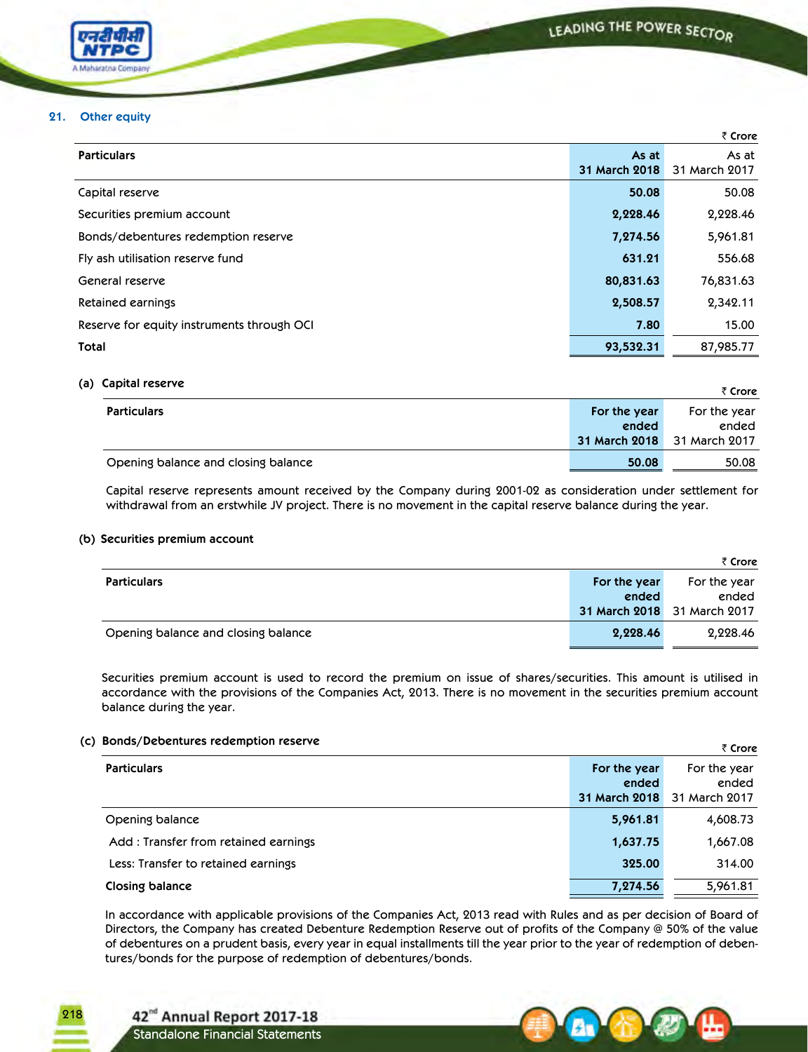## 21. Other equity

₹ Crore

| Particulars | As at 31 March 2018 | As at 31 March 2017 |
|---|---|---|
| Capital reserve | **50.08** | 50.08 |
| Securities premium account | **2,228.46** | 2,228.46 |
| Bonds/debentures redemption reserve | **7,274.56** | 5,961.81 |
| Fly ash utilisation reserve fund | **631.21** | 556.68 |
| General reserve | **80,831.63** | 76,831.63 |
| Retained earnings | **2,508.57** | 2,342.11 |
| Reserve for equity instruments through OCI | **7.80** | 15.00 |
| **Total** | **93,532.31** | 87,985.77 |

### (a) Capital reserve

₹ Crore

| Particulars | For the year ended 31 March 2018 | For the year ended 31 March 2017 |
|---|---|---|
| Opening balance and closing balance | **50.08** | 50.08 |

Capital reserve represents amount received by the Company during 2001-02 as consideration under settlement for withdrawal from an erstwhile JV project. There is no movement in the capital reserve balance during the year.

### (b) Securities premium account

₹ Crore

| Particulars | For the year ended 31 March 2018 | For the year ended 31 March 2017 |
|---|---|---|
| Opening balance and closing balance | **2,228.46** | 2,228.46 |

Securities premium account is used to record the premium on issue of shares/securities. This amount is utilised in accordance with the provisions of the Companies Act, 2013. There is no movement in the securities premium account balance during the year.

### (c) Bonds/Debentures redemption reserve

₹ Crore

| Particulars | For the year ended 31 March 2018 | For the year ended 31 March 2017 |
|---|---|---|
| Opening balance | **5,961.81** | 4,608.73 |
| Add : Transfer from retained earnings | **1,637.75** | 1,667.08 |
| Less: Transfer to retained earnings | **325.00** | 314.00 |
| **Closing balance** | **7,274.56** | 5,961.81 |

In accordance with applicable provisions of the Companies Act, 2013 read with Rules and as per decision of Board of Directors, the Company has created Debenture Redemption Reserve out of profits of the Company @ 50% of the value of debentures on a prudent basis, every year in equal installments till the year prior to the year of redemption of debentures/bonds for the purpose of redemption of debentures/bonds.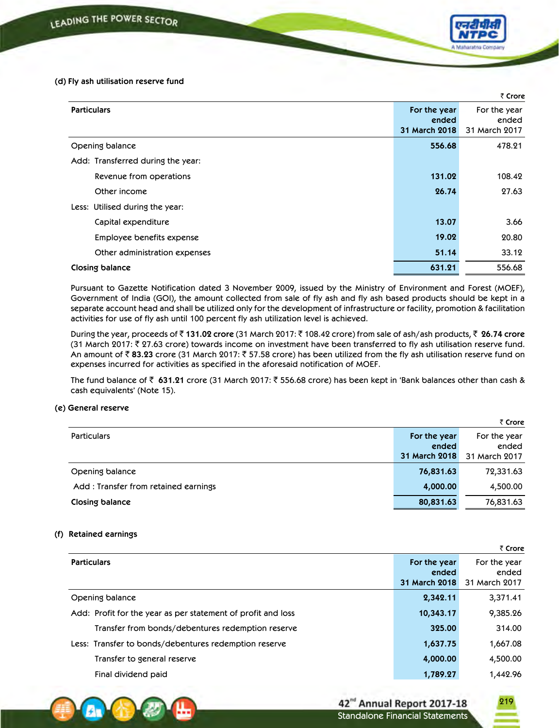**(d) Fly ash utilisation reserve fund**

₹ Crore

| Particulars | For the year ended 31 March 2018 | For the year ended 31 March 2017 |
|---|---|---|
| Opening balance | **556.68** | 478.21 |
| Add: Transferred during the year: | | |
| Revenue from operations | **131.02** | 108.42 |
| Other income | **26.74** | 27.63 |
| Less: Utilised during the year: | | |
| Capital expenditure | **13.07** | 3.66 |
| Employee benefits expense | **19.02** | 20.80 |
| Other administration expenses | **51.14** | 33.12 |
| **Closing balance** | **631.21** | 556.68 |

Pursuant to Gazette Notification dated 3 November 2009, issued by the Ministry of Environment and Forest (MOEF), Government of India (GOI), the amount collected from sale of fly ash and fly ash based products should be kept in a separate account head and shall be utilized only for the development of infrastructure or facility, promotion & facilitation activities for use of fly ash until 100 percent fly ash utilization level is achieved.

During the year, proceeds of ₹ **131.02 crore** (31 March 2017: ₹ 108.42 crore) from sale of ash/ash products, ₹ **26.74 crore** (31 March 2017: ₹ 27.63 crore) towards income on investment have been transferred to fly ash utilisation reserve fund. An amount of ₹ **83.23** crore (31 March 2017: ₹ 57.58 crore) has been utilized from the fly ash utilisation reserve fund on expenses incurred for activities as specified in the aforesaid notification of MOEF.

The fund balance of ₹ **631.21** crore (31 March 2017: ₹ 556.68 crore) has been kept in 'Bank balances other than cash & cash equivalents' (Note 15).

**(e) General reserve**

₹ Crore

| Particulars | For the year ended 31 March 2018 | For the year ended 31 March 2017 |
|---|---|---|
| Opening balance | **76,831.63** | 72,331.63 |
| Add : Transfer from retained earnings | **4,000.00** | 4,500.00 |
| **Closing balance** | **80,831.63** | 76,831.63 |

**(f) Retained earnings**

₹ Crore

| Particulars | For the year ended 31 March 2018 | For the year ended 31 March 2017 |
|---|---|---|
| Opening balance | **2,342.11** | 3,371.41 |
| Add: Profit for the year as per statement of profit and loss | **10,343.17** | 9,385.26 |
| Transfer from bonds/debentures redemption reserve | **325.00** | 314.00 |
| Less: Transfer to bonds/debentures redemption reserve | **1,637.75** | 1,667.08 |
| Transfer to general reserve | **4,000.00** | 4,500.00 |
| Final dividend paid | **1,789.27** | 1,442.96 |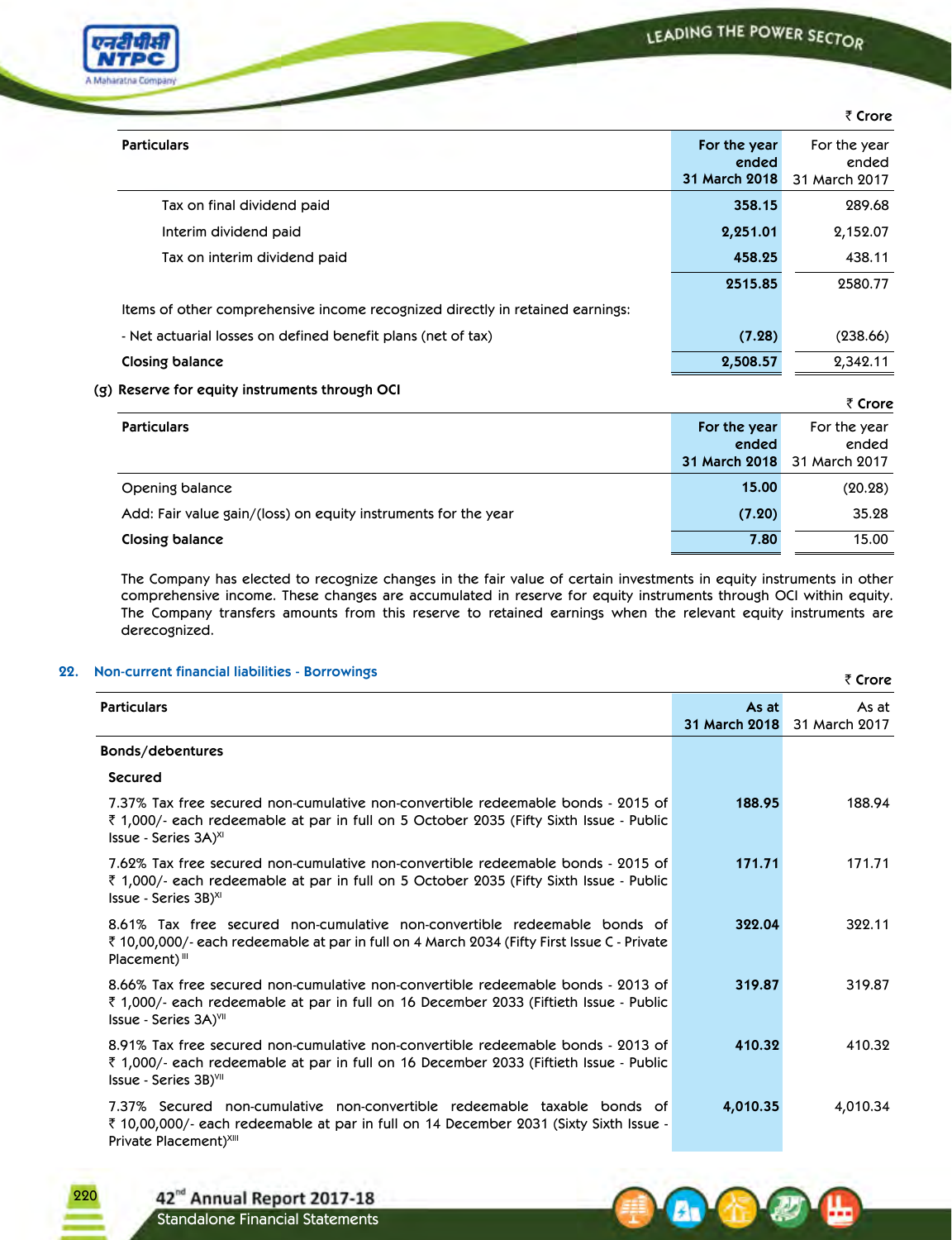₹ Crore

| Particulars | For the year ended 31 March 2018 | For the year ended 31 March 2017 |
|---|---|---|
| Tax on final dividend paid | 358.15 | 289.68 |
| Interim dividend paid | 2,251.01 | 2,152.07 |
| Tax on interim dividend paid | 458.25 | 438.11 |
| | 2515.85 | 2580.77 |
| Items of other comprehensive income recognized directly in retained earnings: | | |
| - Net actuarial losses on defined benefit plans (net of tax) | (7.28) | (238.66) |
| **Closing balance** | **2,508.57** | **2,342.11** |

**(g) Reserve for equity instruments through OCI**

₹ Crore

| Particulars | For the year ended 31 March 2018 | For the year ended 31 March 2017 |
|---|---|---|
| Opening balance | 15.00 | (20.28) |
| Add: Fair value gain/(loss) on equity instruments for the year | (7.20) | 35.28 |
| **Closing balance** | **7.80** | **15.00** |

The Company has elected to recognize changes in the fair value of certain investments in equity instruments in other comprehensive income. These changes are accumulated in reserve for equity instruments through OCI within equity. The Company transfers amounts from this reserve to retained earnings when the relevant equity instruments are derecognized.

## 22. Non-current financial liabilities - Borrowings

₹ Crore

| Particulars | As at 31 March 2018 | As at 31 March 2017 |
|---|---|---|
| **Bonds/debentures** | | |
| **Secured** | | |
| 7.37% Tax free secured non-cumulative non-convertible redeemable bonds - 2015 of ₹ 1,000/- each redeemable at par in full on 5 October 2035 (Fifty Sixth Issue - Public Issue - Series 3A)[XI] | 188.95 | 188.94 |
| 7.62% Tax free secured non-cumulative non-convertible redeemable bonds - 2015 of ₹ 1,000/- each redeemable at par in full on 5 October 2035 (Fifty Sixth Issue - Public Issue - Series 3B)[XI] | 171.71 | 171.71 |
| 8.61% Tax free secured non-cumulative non-convertible redeemable bonds of ₹ 10,00,000/- each redeemable at par in full on 4 March 2034 (Fifty First Issue C - Private Placement)[III] | 322.04 | 322.11 |
| 8.66% Tax free secured non-cumulative non-convertible redeemable bonds - 2013 of ₹ 1,000/- each redeemable at par in full on 16 December 2033 (Fiftieth Issue - Public Issue - Series 3A)[VII] | 319.87 | 319.87 |
| 8.91% Tax free secured non-cumulative non-convertible redeemable bonds - 2013 of ₹ 1,000/- each redeemable at par in full on 16 December 2033 (Fiftieth Issue - Public Issue - Series 3B)[VII] | 410.32 | 410.32 |
| 7.37% Secured non-cumulative non-convertible redeemable taxable bonds of ₹ 10,00,000/- each redeemable at par in full on 14 December 2031 (Sixty Sixth Issue - Private Placement)[XIII] | 4,010.35 | 4,010.34 |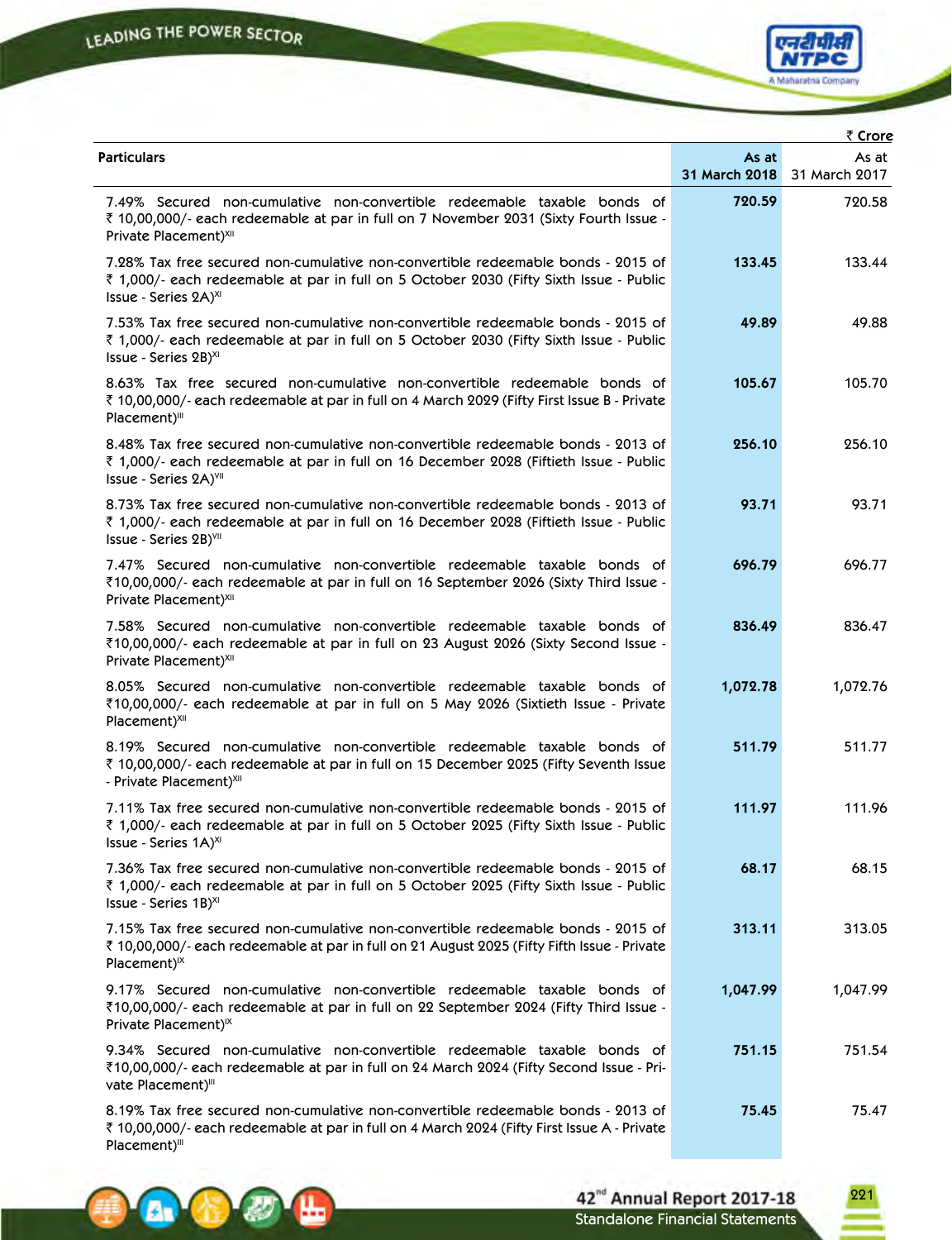₹ Crore

| Particulars | As at 31 March 2018 | As at 31 March 2017 |
|---|---|---|
| 7.49% Secured non-cumulative non-convertible redeemable taxable bonds of ₹ 10,00,000/- each redeemable at par in full on 7 November 2031 (Sixty Fourth Issue - Private Placement)[XII] | 720.59 | 720.58 |
| 7.28% Tax free secured non-cumulative non-convertible redeemable bonds - 2015 of ₹ 1,000/- each redeemable at par in full on 5 October 2030 (Fifty Sixth Issue - Public Issue - Series 2A)[XI] | 133.45 | 133.44 |
| 7.53% Tax free secured non-cumulative non-convertible redeemable bonds - 2015 of ₹ 1,000/- each redeemable at par in full on 5 October 2030 (Fifty Sixth Issue - Public Issue - Series 2B)[XI] | 49.89 | 49.88 |
| 8.63% Tax free secured non-cumulative non-convertible redeemable bonds of ₹ 10,00,000/- each redeemable at par in full on 4 March 2029 (Fifty First Issue B - Private Placement)[III] | 105.67 | 105.70 |
| 8.48% Tax free secured non-cumulative non-convertible redeemable bonds - 2013 of ₹ 1,000/- each redeemable at par in full on 16 December 2028 (Fiftieth Issue - Public Issue - Series 2A)[VII] | 256.10 | 256.10 |
| 8.73% Tax free secured non-cumulative non-convertible redeemable bonds - 2013 of ₹ 1,000/- each redeemable at par in full on 16 December 2028 (Fiftieth Issue - Public Issue - Series 2B)[VII] | 93.71 | 93.71 |
| 7.47% Secured non-cumulative non-convertible redeemable taxable bonds of ₹10,00,000/- each redeemable at par in full on 16 September 2026 (Sixty Third Issue - Private Placement)[XII] | 696.79 | 696.77 |
| 7.58% Secured non-cumulative non-convertible redeemable taxable bonds of ₹10,00,000/- each redeemable at par in full on 23 August 2026 (Sixty Second Issue - Private Placement)[XII] | 836.49 | 836.47 |
| 8.05% Secured non-cumulative non-convertible redeemable taxable bonds of ₹10,00,000/- each redeemable at par in full on 5 May 2026 (Sixtieth Issue - Private Placement)[XII] | 1,072.78 | 1,072.76 |
| 8.19% Secured non-cumulative non-convertible redeemable taxable bonds of ₹ 10,00,000/- each redeemable at par in full on 15 December 2025 (Fifty Seventh Issue - Private Placement)[XII] | 511.79 | 511.77 |
| 7.11% Tax free secured non-cumulative non-convertible redeemable bonds - 2015 of ₹ 1,000/- each redeemable at par in full on 5 October 2025 (Fifty Sixth Issue - Public Issue - Series 1A)[XI] | 111.97 | 111.96 |
| 7.36% Tax free secured non-cumulative non-convertible redeemable bonds - 2015 of ₹ 1,000/- each redeemable at par in full on 5 October 2025 (Fifty Sixth Issue - Public Issue - Series 1B)[XI] | 68.17 | 68.15 |
| 7.15% Tax free secured non-cumulative non-convertible redeemable bonds - 2015 of ₹ 10,00,000/- each redeemable at par in full on 21 August 2025 (Fifty Fifth Issue - Private Placement)[IX] | 313.11 | 313.05 |
| 9.17% Secured non-cumulative non-convertible redeemable taxable bonds of ₹10,00,000/- each redeemable at par in full on 22 September 2024 (Fifty Third Issue - Private Placement)[IX] | 1,047.99 | 1,047.99 |
| 9.34% Secured non-cumulative non-convertible redeemable taxable bonds of ₹10,00,000/- each redeemable at par in full on 24 March 2024 (Fifty Second Issue - Private Placement)[III] | 751.15 | 751.54 |
| 8.19% Tax free secured non-cumulative non-convertible redeemable bonds - 2013 of ₹ 10,00,000/- each redeemable at par in full on 4 March 2024 (Fifty First Issue A - Private Placement)[III] | 75.45 | 75.47 |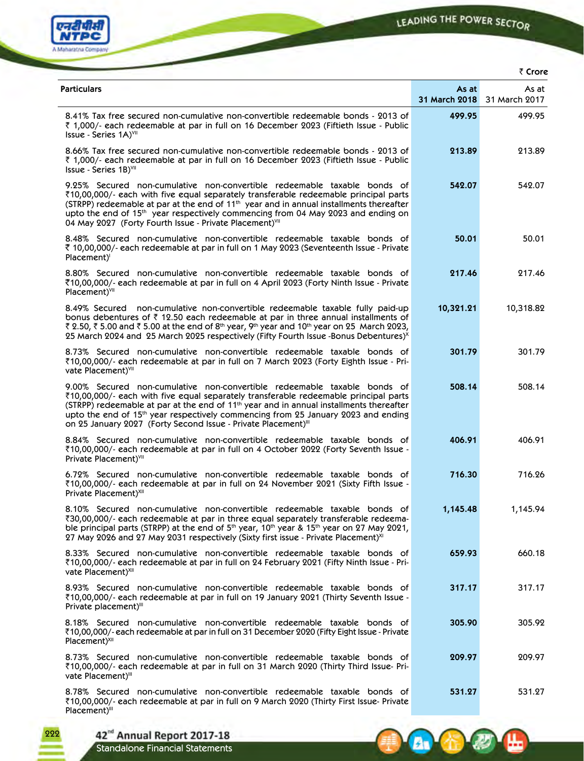₹ Crore

| Particulars | As at 31 March 2018 | As at 31 March 2017 |
|---|---|---|
| 8.41% Tax free secured non-cumulative non-convertible redeemable bonds - 2013 of ₹ 1,000/- each redeemable at par in full on 16 December 2023 (Fiftieth Issue - Public Issue - Series 1A)[VII] | 499.95 | 499.95 |
| 8.66% Tax free secured non-cumulative non-convertible redeemable bonds - 2013 of ₹ 1,000/- each redeemable at par in full on 16 December 2023 (Fiftieth Issue - Public Issue - Series 1B)[VII] | 213.89 | 213.89 |
| 9.25% Secured non-cumulative non-convertible redeemable taxable bonds of ₹10,00,000/- each with five equal separately transferable redeemable principal parts (STRPP) redeemable at par at the end of 11th year and in annual installments thereafter upto the end of 15th year respectively commencing from 04 May 2023 and ending on 04 May 2027 (Forty Fourth Issue - Private Placement)[VII] | 542.07 | 542.07 |
| 8.48% Secured non-cumulative non-convertible redeemable taxable bonds of ₹ 10,00,000/- each redeemable at par in full on 1 May 2023 (Seventeenth Issue - Private Placement)[I] | 50.01 | 50.01 |
| 8.80% Secured non-cumulative non-convertible redeemable taxable bonds of ₹10,00,000/- each redeemable at par in full on 4 April 2023 (Forty Ninth Issue - Private Placement)[VII] | 217.46 | 217.46 |
| 8.49% Secured non-cumulative non-convertible redeemable taxable fully paid-up bonus debentures of ₹ 12.50 each redeemable at par in three annual installments of ₹ 2.50, ₹ 5.00 and ₹ 5.00 at the end of 8th year, 9th year and 10th year on 25 March 2023, 25 March 2024 and 25 March 2025 respectively (Fifty Fourth Issue -Bonus Debentures)[X] | 10,321.21 | 10,318.82 |
| 8.73% Secured non-cumulative non-convertible redeemable taxable bonds of ₹10,00,000/- each redeemable at par in full on 7 March 2023 (Forty Eighth Issue - Private Placement)[VII] | 301.79 | 301.79 |
| 9.00% Secured non-cumulative non-convertible redeemable taxable bonds of ₹10,00,000/- each with five equal separately transferable redeemable principal parts (STRPP) redeemable at par at the end of 11th year and in annual installments thereafter upto the end of 15th year respectively commencing from 25 January 2023 and ending on 25 January 2027 (Forty Second Issue - Private Placement)[III] | 508.14 | 508.14 |
| 8.84% Secured non-cumulative non-convertible redeemable taxable bonds of ₹10,00,000/- each redeemable at par in full on 4 October 2022 (Forty Seventh Issue - Private Placement)[VII] | 406.91 | 406.91 |
| 6.72% Secured non-cumulative non-convertible redeemable taxable bonds of ₹10,00,000/- each redeemable at par in full on 24 November 2021 (Sixty Fifth Issue - Private Placement)[XII] | 716.30 | 716.26 |
| 8.10% Secured non-cumulative non-convertible redeemable taxable bonds of ₹30,00,000/- each redeemable at par in three equal separately transferable redeemable principal parts (STRPP) at the end of 5th year, 10th year & 15th year on 27 May 2021, 27 May 2026 and 27 May 2031 respectively (Sixty first issue - Private Placement)[XI] | 1,145.48 | 1,145.94 |
| 8.33% Secured non-cumulative non-convertible redeemable taxable bonds of ₹10,00,000/- each redeemable at par in full on 24 February 2021 (Fifty Ninth Issue - Private Placement)[XII] | 659.93 | 660.18 |
| 8.93% Secured non-cumulative non-convertible redeemable taxable bonds of ₹10,00,000/- each redeemable at par in full on 19 January 2021 (Thirty Seventh Issue - Private placement)[III] | 317.17 | 317.17 |
| 8.18% Secured non-cumulative non-convertible redeemable taxable bonds of ₹10,00,000/- each redeemable at par in full on 31 December 2020 (Fifty Eight Issue - Private Placement)[XII] | 305.90 | 305.92 |
| 8.73% Secured non-cumulative non-convertible redeemable taxable bonds of ₹10,00,000/- each redeemable at par in full on 31 March 2020 (Thirty Third Issue- Private Placement)[III] | 209.97 | 209.97 |
| 8.78% Secured non-cumulative non-convertible redeemable taxable bonds of ₹10,00,000/- each redeemable at par in full on 9 March 2020 (Thirty First Issue- Private Placement)[III] | 531.27 | 531.27 |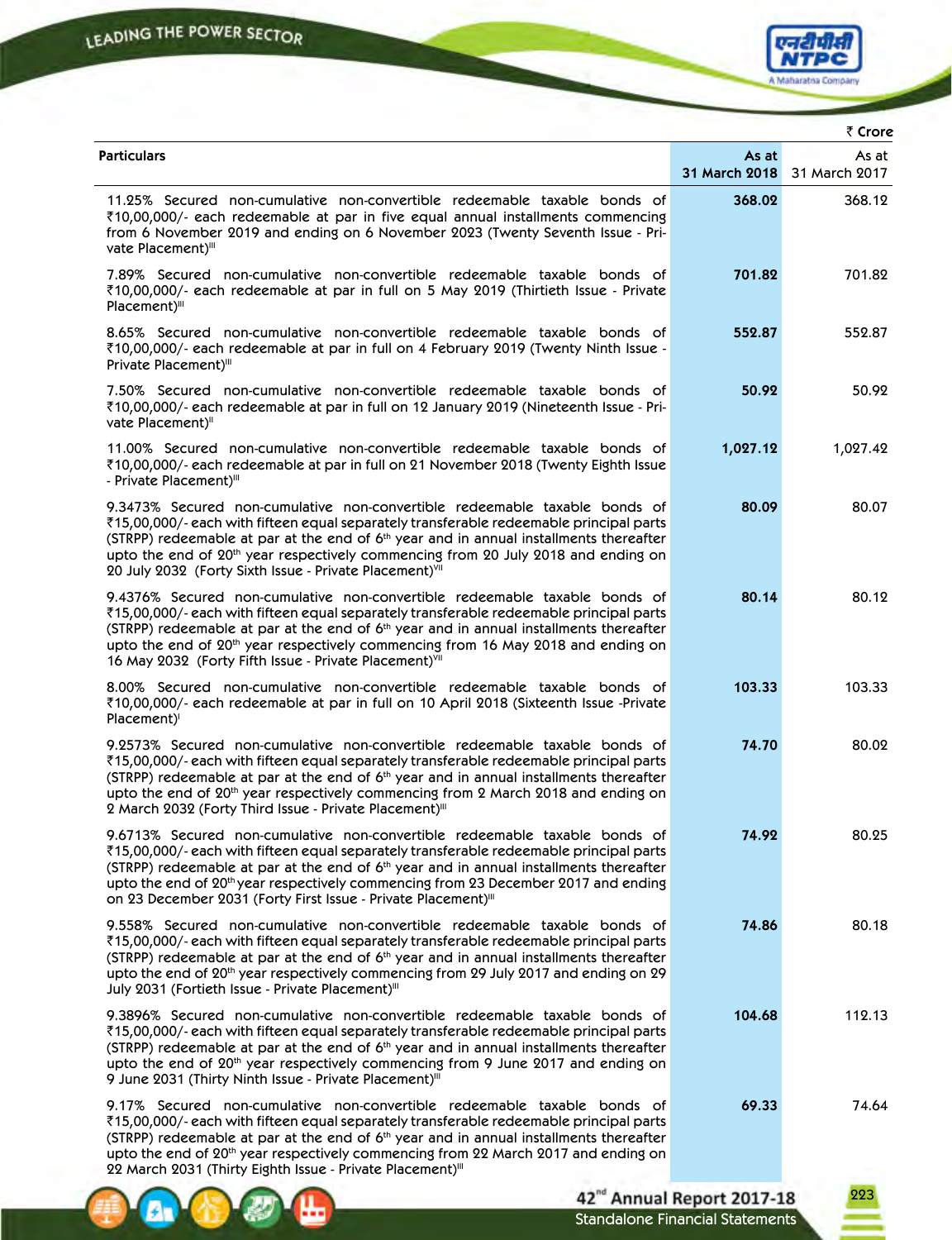₹ Crore

| Particulars | As at 31 March 2018 | As at 31 March 2017 |
|---|---|---|
| 11.25% Secured non-cumulative non-convertible redeemable taxable bonds of ₹10,00,000/- each redeemable at par in five equal annual installments commencing from 6 November 2019 and ending on 6 November 2023 (Twenty Seventh Issue - Private Placement)[III] | **368.02** | 368.12 |
| 7.89% Secured non-cumulative non-convertible redeemable taxable bonds of ₹10,00,000/- each redeemable at par in full on 5 May 2019 (Thirtieth Issue - Private Placement)[III] | **701.82** | 701.82 |
| 8.65% Secured non-cumulative non-convertible redeemable taxable bonds of ₹10,00,000/- each redeemable at par in full on 4 February 2019 (Twenty Ninth Issue - Private Placement)[III] | **552.87** | 552.87 |
| 7.50% Secured non-cumulative non-convertible redeemable taxable bonds of ₹10,00,000/- each redeemable at par in full on 12 January 2019 (Nineteenth Issue - Private Placement)[II] | **50.92** | 50.92 |
| 11.00% Secured non-cumulative non-convertible redeemable taxable bonds of ₹10,00,000/- each redeemable at par in full on 21 November 2018 (Twenty Eighth Issue - Private Placement)[III] | **1,027.12** | 1,027.42 |
| 9.3473% Secured non-cumulative non-convertible redeemable taxable bonds of ₹15,00,000/- each with fifteen equal separately transferable redeemable principal parts (STRPP) redeemable at par at the end of 6th year and in annual installments thereafter upto the end of 20th year respectively commencing from 20 July 2018 and ending on 20 July 2032 (Forty Sixth Issue - Private Placement)[VII] | **80.09** | 80.07 |
| 9.4376% Secured non-cumulative non-convertible redeemable taxable bonds of ₹15,00,000/- each with fifteen equal separately transferable redeemable principal parts (STRPP) redeemable at par at the end of 6th year and in annual installments thereafter upto the end of 20th year respectively commencing from 16 May 2018 and ending on 16 May 2032 (Forty Fifth Issue - Private Placement)[VII] | **80.14** | 80.12 |
| 8.00% Secured non-cumulative non-convertible redeemable taxable bonds of ₹10,00,000/- each redeemable at par in full on 10 April 2018 (Sixteenth Issue -Private Placement)[I] | **103.33** | 103.33 |
| 9.2573% Secured non-cumulative non-convertible redeemable taxable bonds of ₹15,00,000/- each with fifteen equal separately transferable redeemable principal parts (STRPP) redeemable at par at the end of 6th year and in annual installments thereafter upto the end of 20th year respectively commencing from 2 March 2018 and ending on 2 March 2032 (Forty Third Issue - Private Placement)[III] | **74.70** | 80.02 |
| 9.6713% Secured non-cumulative non-convertible redeemable taxable bonds of ₹15,00,000/- each with fifteen equal separately transferable redeemable principal parts (STRPP) redeemable at par at the end of 6th year and in annual installments thereafter upto the end of 20th year respectively commencing from 23 December 2017 and ending on 23 December 2031 (Forty First Issue - Private Placement)[III] | **74.92** | 80.25 |
| 9.558% Secured non-cumulative non-convertible redeemable taxable bonds of ₹15,00,000/- each with fifteen equal separately transferable redeemable principal parts (STRPP) redeemable at par at the end of 6th year and in annual installments thereafter upto the end of 20th year respectively commencing from 29 July 2017 and ending on 29 July 2031 (Fortieth Issue - Private Placement)[III] | **74.86** | 80.18 |
| 9.3896% Secured non-cumulative non-convertible redeemable taxable bonds of ₹15,00,000/- each with fifteen equal separately transferable redeemable principal parts (STRPP) redeemable at par at the end of 6th year and in annual installments thereafter upto the end of 20th year respectively commencing from 9 June 2017 and ending on 9 June 2031 (Thirty Ninth Issue - Private Placement)[III] | **104.68** | 112.13 |
| 9.17% Secured non-cumulative non-convertible redeemable taxable bonds of ₹15,00,000/- each with fifteen equal separately transferable redeemable principal parts (STRPP) redeemable at par at the end of 6th year and in annual installments thereafter upto the end of 20th year respectively commencing from 22 March 2017 and ending on 22 March 2031 (Thirty Eighth Issue - Private Placement)[III] | **69.33** | 74.64 |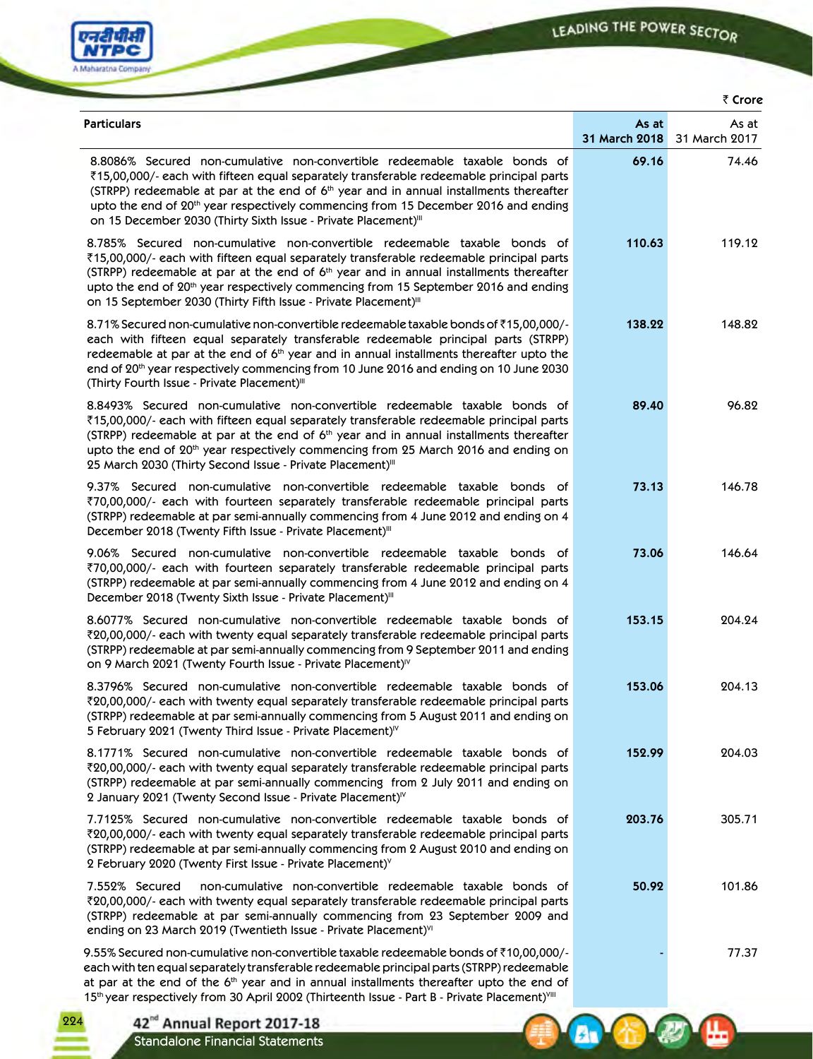₹ Crore

| Particulars | As at 31 March 2018 | As at 31 March 2017 |
|---|---|---|
| 8.8086% Secured non-cumulative non-convertible redeemable taxable bonds of ₹15,00,000/- each with fifteen equal separately transferable redeemable principal parts (STRPP) redeemable at par at the end of 6th year and in annual installments thereafter upto the end of 20th year respectively commencing from 15 December 2016 and ending on 15 December 2030 (Thirty Sixth Issue - Private Placement)[III] | 69.16 | 74.46 |
| 8.785% Secured non-cumulative non-convertible redeemable taxable bonds of ₹15,00,000/- each with fifteen equal separately transferable redeemable principal parts (STRPP) redeemable at par at the end of 6th year and in annual installments thereafter upto the end of 20th year respectively commencing from 15 September 2016 and ending on 15 September 2030 (Thirty Fifth Issue - Private Placement)[III] | 110.63 | 119.12 |
| 8.71% Secured non-cumulative non-convertible redeemable taxable bonds of ₹15,00,000/- each with fifteen equal separately transferable redeemable principal parts (STRPP) redeemable at par at the end of 6th year and in annual installments thereafter upto the end of 20th year respectively commencing from 10 June 2016 and ending on 10 June 2030 (Thirty Fourth Issue - Private Placement)[III] | 138.22 | 148.82 |
| 8.8493% Secured non-cumulative non-convertible redeemable taxable bonds of ₹15,00,000/- each with fifteen equal separately transferable redeemable principal parts (STRPP) redeemable at par at the end of 6th year and in annual installments thereafter upto the end of 20th year respectively commencing from 25 March 2016 and ending on 25 March 2030 (Thirty Second Issue - Private Placement)[III] | 89.40 | 96.82 |
| 9.37% Secured non-cumulative non-convertible redeemable taxable bonds of ₹70,00,000/- each with fourteen separately transferable redeemable principal parts (STRPP) redeemable at par semi-annually commencing from 4 June 2012 and ending on 4 December 2018 (Twenty Fifth Issue - Private Placement)[III] | 73.13 | 146.78 |
| 9.06% Secured non-cumulative non-convertible redeemable taxable bonds of ₹70,00,000/- each with fourteen separately transferable redeemable principal parts (STRPP) redeemable at par semi-annually commencing from 4 June 2012 and ending on 4 December 2018 (Twenty Sixth Issue - Private Placement)[III] | 73.06 | 146.64 |
| 8.6077% Secured non-cumulative non-convertible redeemable taxable bonds of ₹20,00,000/- each with twenty equal separately transferable redeemable principal parts (STRPP) redeemable at par semi-annually commencing from 9 September 2011 and ending on 9 March 2021 (Twenty Fourth Issue - Private Placement)[IV] | 153.15 | 204.24 |
| 8.3796% Secured non-cumulative non-convertible redeemable taxable bonds of ₹20,00,000/- each with twenty equal separately transferable redeemable principal parts (STRPP) redeemable at par semi-annually commencing from 5 August 2011 and ending on 5 February 2021 (Twenty Third Issue - Private Placement)[IV] | 153.06 | 204.13 |
| 8.1771% Secured non-cumulative non-convertible redeemable taxable bonds of ₹20,00,000/- each with twenty equal separately transferable redeemable principal parts (STRPP) redeemable at par semi-annually commencing from 2 July 2011 and ending on 2 January 2021 (Twenty Second Issue - Private Placement)[IV] | 152.99 | 204.03 |
| 7.7125% Secured non-cumulative non-convertible redeemable taxable bonds of ₹20,00,000/- each with twenty equal separately transferable redeemable principal parts (STRPP) redeemable at par semi-annually commencing from 2 August 2010 and ending on 2 February 2020 (Twenty First Issue - Private Placement)[V] | 203.76 | 305.71 |
| 7.552% Secured non-cumulative non-convertible redeemable taxable bonds of ₹20,00,000/- each with twenty equal separately transferable redeemable principal parts (STRPP) redeemable at par semi-annually commencing from 23 September 2009 and ending on 23 March 2019 (Twentieth Issue - Private Placement)[VI] | 50.92 | 101.86 |
| 9.55% Secured non-cumulative non-convertible taxable redeemable bonds of ₹10,00,000/- each with ten equal separately transferable redeemable principal parts (STRPP) redeemable at par at the end of the 6th year and in annual installments thereafter upto the end of 15th year respectively from 30 April 2002 (Thirteenth Issue - Part B - Private Placement)[VIII] | - | 77.37 |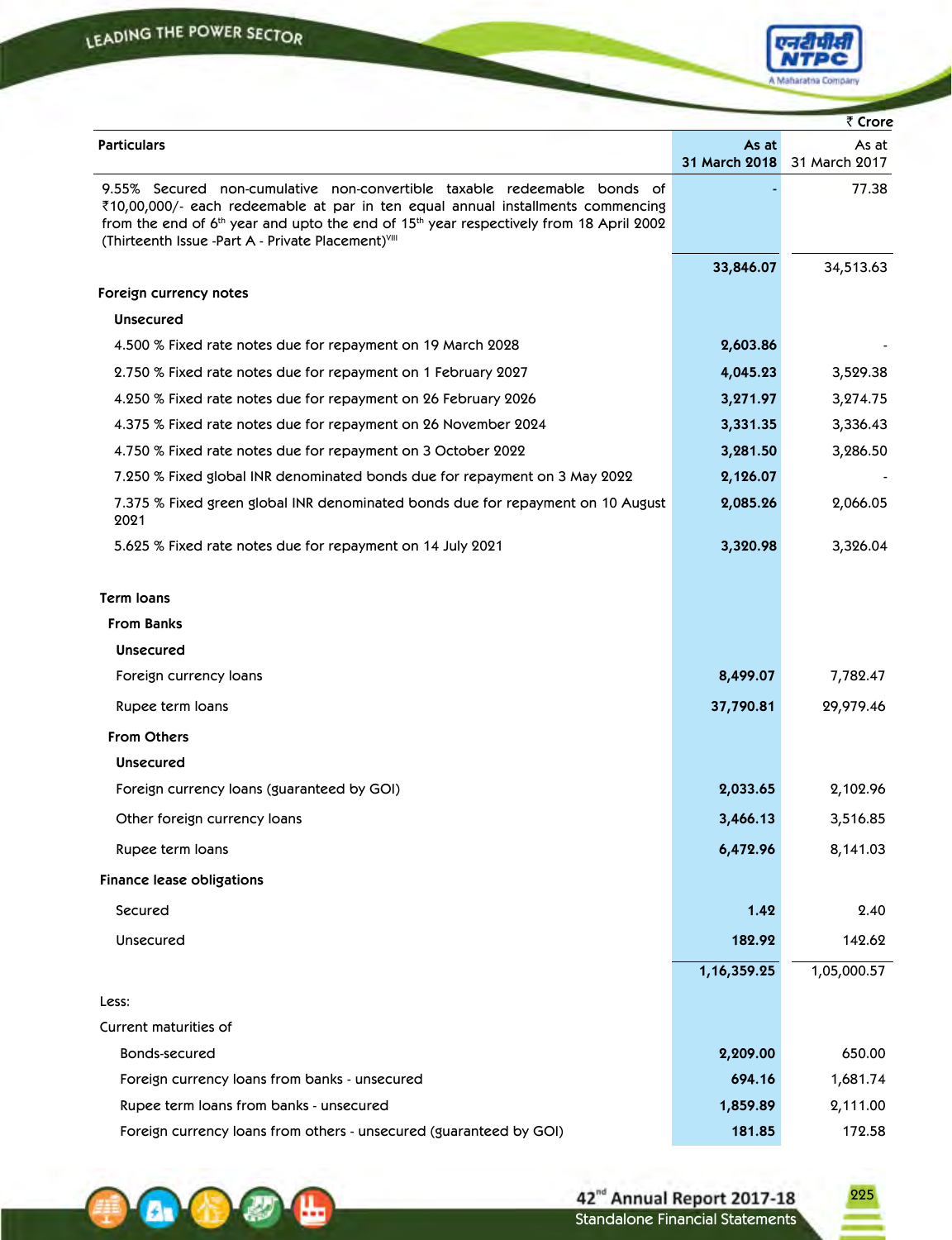₹ Crore

| Particulars | As at 31 March 2018 | As at 31 March 2017 |
|---|---|---|
| 9.55% Secured non-cumulative non-convertible taxable redeemable bonds of ₹10,00,000/- each redeemable at par in ten equal annual installments commencing from the end of 6th year and upto the end of 15th year respectively from 18 April 2002 (Thirteenth Issue -Part A - Private Placement)VIII | - | 77.38 |
| | 33,846.07 | 34,513.63 |
| **Foreign currency notes** | | |
| **Unsecured** | | |
| 4.500 % Fixed rate notes due for repayment on 19 March 2028 | 2,603.86 | - |
| 2.750 % Fixed rate notes due for repayment on 1 February 2027 | 4,045.23 | 3,529.38 |
| 4.250 % Fixed rate notes due for repayment on 26 February 2026 | 3,271.97 | 3,274.75 |
| 4.375 % Fixed rate notes due for repayment on 26 November 2024 | 3,331.35 | 3,336.43 |
| 4.750 % Fixed rate notes due for repayment on 3 October 2022 | 3,281.50 | 3,286.50 |
| 7.250 % Fixed global INR denominated bonds due for repayment on 3 May 2022 | 2,126.07 | - |
| 7.375 % Fixed green global INR denominated bonds due for repayment on 10 August 2021 | 2,085.26 | 2,066.05 |
| 5.625 % Fixed rate notes due for repayment on 14 July 2021 | 3,320.98 | 3,326.04 |
| **Term loans** | | |
| **From Banks** | | |
| **Unsecured** | | |
| Foreign currency loans | 8,499.07 | 7,782.47 |
| Rupee term loans | 37,790.81 | 29,979.46 |
| **From Others** | | |
| **Unsecured** | | |
| Foreign currency loans (guaranteed by GOI) | 2,033.65 | 2,102.96 |
| Other foreign currency loans | 3,466.13 | 3,516.85 |
| Rupee term loans | 6,472.96 | 8,141.03 |
| **Finance lease obligations** | | |
| Secured | 1.42 | 2.40 |
| Unsecured | 182.92 | 142.62 |
| | 1,16,359.25 | 1,05,000.57 |
| Less: | | |
| Current maturities of | | |
| Bonds-secured | 2,209.00 | 650.00 |
| Foreign currency loans from banks - unsecured | 694.16 | 1,681.74 |
| Rupee term loans from banks - unsecured | 1,859.89 | 2,111.00 |
| Foreign currency loans from others - unsecured (guaranteed by GOI) | 181.85 | 172.58 |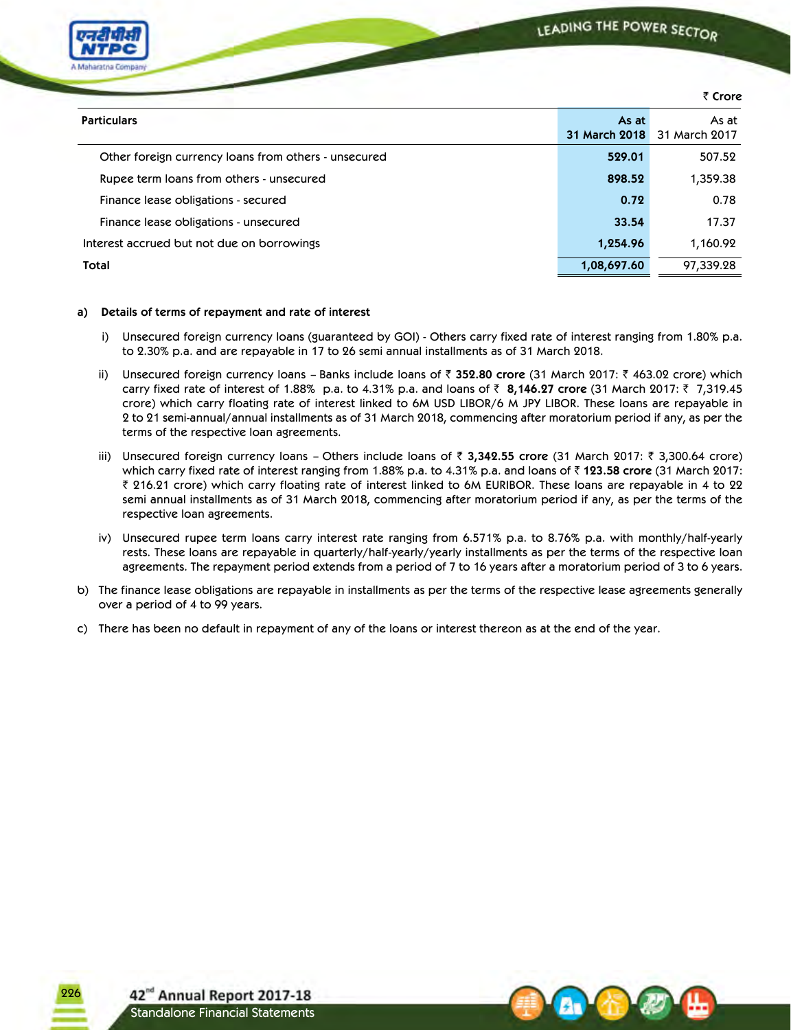₹ Crore

| Particulars | As at 31 March 2018 | As at 31 March 2017 |
|---|---|---|
| Other foreign currency loans from others - unsecured | **529.01** | 507.52 |
| Rupee term loans from others - unsecured | **898.52** | 1,359.38 |
| Finance lease obligations - secured | **0.72** | 0.78 |
| Finance lease obligations - unsecured | **33.54** | 17.37 |
| Interest accrued but not due on borrowings | **1,254.96** | 1,160.92 |
| **Total** | **1,08,697.60** | 97,339.28 |

a) **Details of terms of repayment and rate of interest**

i) Unsecured foreign currency loans (guaranteed by GOI) - Others carry fixed rate of interest ranging from 1.80% p.a. to 2.30% p.a. and are repayable in 17 to 26 semi annual installments as of 31 March 2018.

ii) Unsecured foreign currency loans – Banks include loans of ₹ **352.80 crore** (31 March 2017: ₹ 463.02 crore) which carry fixed rate of interest of 1.88% p.a. to 4.31% p.a. and loans of ₹ **8,146.27 crore** (31 March 2017: ₹ 7,319.45 crore) which carry floating rate of interest linked to 6M USD LIBOR/6 M JPY LIBOR. These loans are repayable in 2 to 21 semi-annual/annual installments as of 31 March 2018, commencing after moratorium period if any, as per the terms of the respective loan agreements.

iii) Unsecured foreign currency loans – Others include loans of ₹ **3,342.55 crore** (31 March 2017: ₹ 3,300.64 crore) which carry fixed rate of interest ranging from 1.88% p.a. to 4.31% p.a. and loans of ₹ **123.58 crore** (31 March 2017: ₹ 216.21 crore) which carry floating rate of interest linked to 6M EURIBOR. These loans are repayable in 4 to 22 semi annual installments as of 31 March 2018, commencing after moratorium period if any, as per the terms of the respective loan agreements.

iv) Unsecured rupee term loans carry interest rate ranging from 6.571% p.a. to 8.76% p.a. with monthly/half-yearly rests. These loans are repayable in quarterly/half-yearly/yearly installments as per the terms of the respective loan agreements. The repayment period extends from a period of 7 to 16 years after a moratorium period of 3 to 6 years.

b) The finance lease obligations are repayable in installments as per the terms of the respective lease agreements generally over a period of 4 to 99 years.

c) There has been no default in repayment of any of the loans or interest thereon as at the end of the year.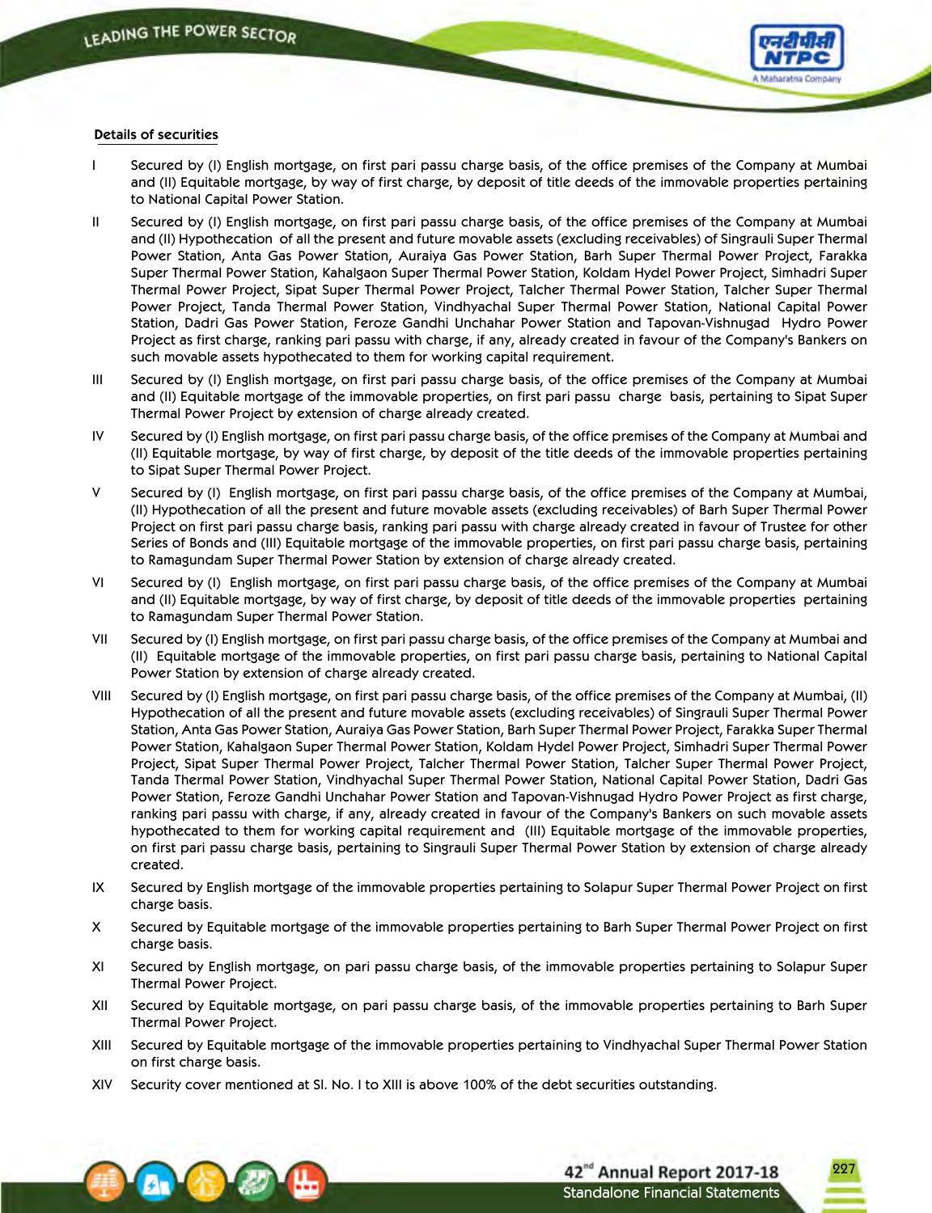**Details of securities**

I Secured by (I) English mortgage, on first pari passu charge basis, of the office premises of the Company at Mumbai and (II) Equitable mortgage, by way of first charge, by deposit of title deeds of the immovable properties pertaining to National Capital Power Station.

II Secured by (I) English mortgage, on first pari passu charge basis, of the office premises of the Company at Mumbai and (II) Hypothecation of all the present and future movable assets (excluding receivables) of Singrauli Super Thermal Power Station, Anta Gas Power Station, Auraiya Gas Power Station, Barh Super Thermal Power Project, Farakka Super Thermal Power Station, Kahalgaon Super Thermal Power Station, Koldam Hydel Power Project, Simhadri Super Thermal Power Project, Sipat Super Thermal Power Project, Talcher Thermal Power Station, Talcher Super Thermal Power Project, Tanda Thermal Power Station, Vindhyachal Super Thermal Power Station, National Capital Power Station, Dadri Gas Power Station, Feroze Gandhi Unchahar Power Station and Tapovan-Vishnugad Hydro Power Project as first charge, ranking pari passu with charge, if any, already created in favour of the Company's Bankers on such movable assets hypothecated to them for working capital requirement.

III Secured by (I) English mortgage, on first pari passu charge basis, of the office premises of the Company at Mumbai and (II) Equitable mortgage of the immovable properties, on first pari passu charge basis, pertaining to Sipat Super Thermal Power Project by extension of charge already created.

IV Secured by (I) English mortgage, on first pari passu charge basis, of the office premises of the Company at Mumbai and (II) Equitable mortgage, by way of first charge, by deposit of the title deeds of the immovable properties pertaining to Sipat Super Thermal Power Project.

V Secured by (I) English mortgage, on first pari passu charge basis, of the office premises of the Company at Mumbai, (II) Hypothecation of all the present and future movable assets (excluding receivables) of Barh Super Thermal Power Project on first pari passu charge basis, ranking pari passu with charge already created in favour of Trustee for other Series of Bonds and (III) Equitable mortgage of the immovable properties, on first pari passu charge basis, pertaining to Ramagundam Super Thermal Power Station by extension of charge already created.

VI Secured by (I) English mortgage, on first pari passu charge basis, of the office premises of the Company at Mumbai and (II) Equitable mortgage, by way of first charge, by deposit of title deeds of the immovable properties pertaining to Ramagundam Super Thermal Power Station.

VII Secured by (I) English mortgage, on first pari passu charge basis, of the office premises of the Company at Mumbai and (II) Equitable mortgage of the immovable properties, on first pari passu charge basis, pertaining to National Capital Power Station by extension of charge already created.

VIII Secured by (I) English mortgage, on first pari passu charge basis, of the office premises of the Company at Mumbai, (II) Hypothecation of all the present and future movable assets (excluding receivables) of Singrauli Super Thermal Power Station, Anta Gas Power Station, Auraiya Gas Power Station, Barh Super Thermal Power Project, Farakka Super Thermal Power Station, Kahalgaon Super Thermal Power Station, Koldam Hydel Power Project, Simhadri Super Thermal Power Project, Sipat Super Thermal Power Project, Talcher Thermal Power Station, Talcher Super Thermal Power Project, Tanda Thermal Power Station, Vindhyachal Super Thermal Power Station, National Capital Power Station, Dadri Gas Power Station, Feroze Gandhi Unchahar Power Station and Tapovan-Vishnugad Hydro Power Project as first charge, ranking pari passu with charge, if any, already created in favour of the Company's Bankers on such movable assets hypothecated to them for working capital requirement and (III) Equitable mortgage of the immovable properties, on first pari passu charge basis, pertaining to Singrauli Super Thermal Power Station by extension of charge already created.

IX Secured by English mortgage of the immovable properties pertaining to Solapur Super Thermal Power Project on first charge basis.

X Secured by Equitable mortgage of the immovable properties pertaining to Barh Super Thermal Power Project on first charge basis.

XI Secured by English mortgage, on pari passu charge basis, of the immovable properties pertaining to Solapur Super Thermal Power Project.

XII Secured by Equitable mortgage, on pari passu charge basis, of the immovable properties pertaining to Barh Super Thermal Power Project.

XIII Secured by Equitable mortgage of the immovable properties pertaining to Vindhyachal Super Thermal Power Station on first charge basis.

XIV Security cover mentioned at Sl. No. I to XIII is above 100% of the debt securities outstanding.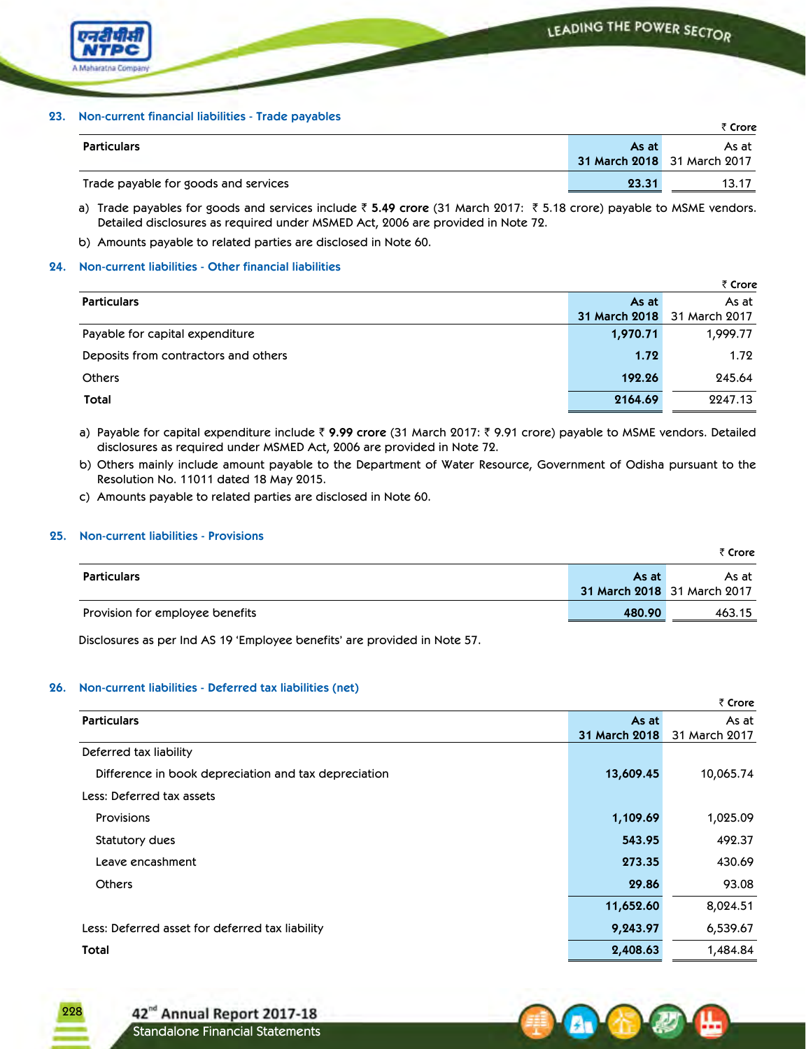## 23. Non-current financial liabilities - Trade payables

₹ Crore

| Particulars | As at 31 March 2018 | As at 31 March 2017 |
|---|---|---|
| Trade payable for goods and services | 23.31 | 13.17 |

a) Trade payables for goods and services include ₹ **5.49 crore** (31 March 2017: ₹ 5.18 crore) payable to MSME vendors. Detailed disclosures as required under MSMED Act, 2006 are provided in Note 72.

b) Amounts payable to related parties are disclosed in Note 60.

## 24. Non-current liabilities - Other financial liabilities

₹ Crore

| Particulars | As at 31 March 2018 | As at 31 March 2017 |
|---|---|---|
| Payable for capital expenditure | 1,970.71 | 1,999.77 |
| Deposits from contractors and others | 1.72 | 1.72 |
| Others | 192.26 | 245.64 |
| **Total** | **2164.69** | 2247.13 |

a) Payable for capital expenditure include ₹ **9.99 crore** (31 March 2017: ₹ 9.91 crore) payable to MSME vendors. Detailed disclosures as required under MSMED Act, 2006 are provided in Note 72.

b) Others mainly include amount payable to the Department of Water Resource, Government of Odisha pursuant to the Resolution No. 11011 dated 18 May 2015.

c) Amounts payable to related parties are disclosed in Note 60.

## 25. Non-current liabilities - Provisions

₹ Crore

| Particulars | As at 31 March 2018 | As at 31 March 2017 |
|---|---|---|
| Provision for employee benefits | 480.90 | 463.15 |

Disclosures as per Ind AS 19 'Employee benefits' are provided in Note 57.

## 26. Non-current liabilities - Deferred tax liabilities (net)

₹ Crore

| Particulars | As at 31 March 2018 | As at 31 March 2017 |
|---|---|---|
| Deferred tax liability | | |
| Difference in book depreciation and tax depreciation | 13,609.45 | 10,065.74 |
| Less: Deferred tax assets | | |
| Provisions | 1,109.69 | 1,025.09 |
| Statutory dues | 543.95 | 492.37 |
| Leave encashment | 273.35 | 430.69 |
| Others | 29.86 | 93.08 |
| | 11,652.60 | 8,024.51 |
| Less: Deferred asset for deferred tax liability | 9,243.97 | 6,539.67 |
| **Total** | **2,408.63** | 1,484.84 |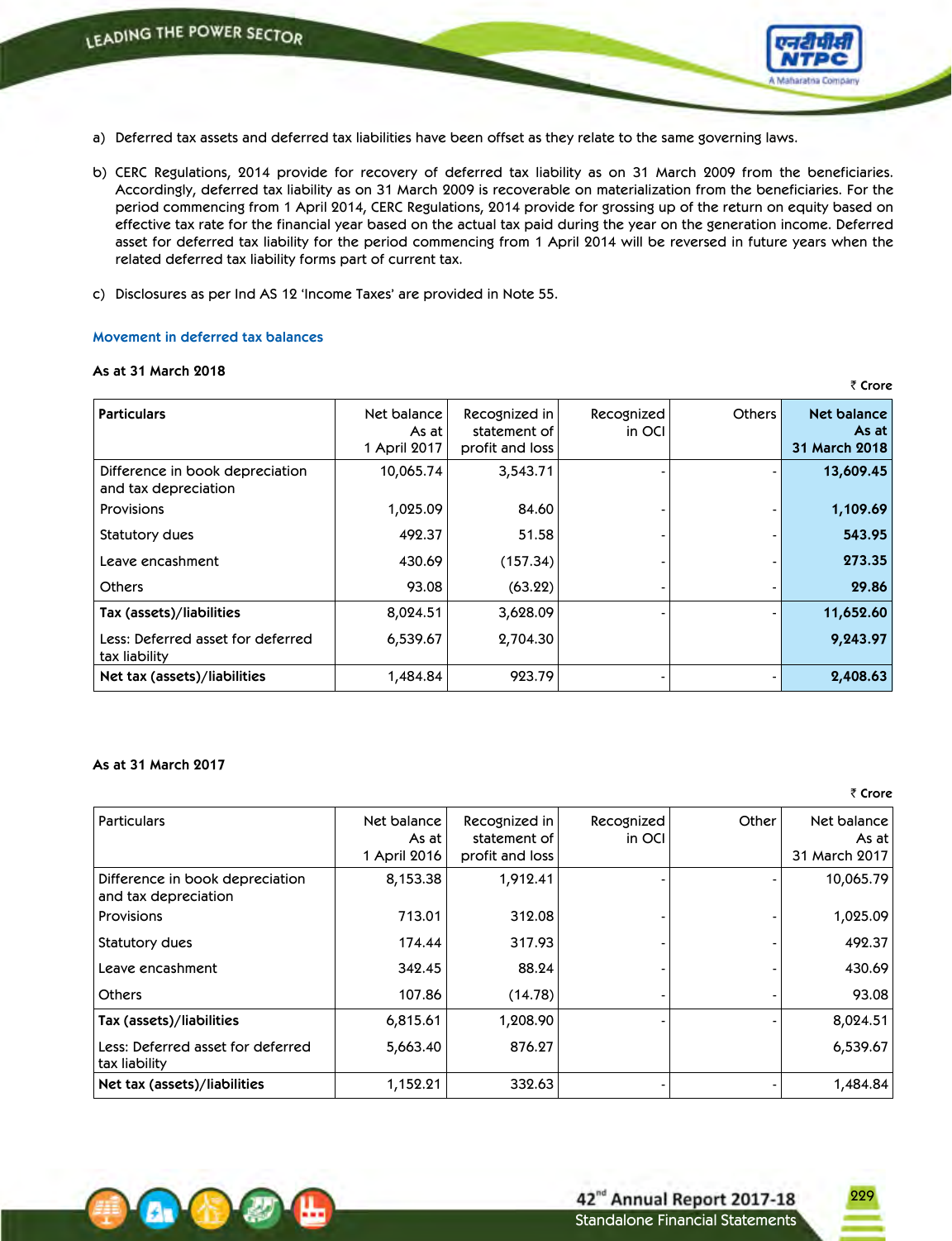a) Deferred tax assets and deferred tax liabilities have been offset as they relate to the same governing laws.

b) CERC Regulations, 2014 provide for recovery of deferred tax liability as on 31 March 2009 from the beneficiaries. Accordingly, deferred tax liability as on 31 March 2009 is recoverable on materialization from the beneficiaries. For the period commencing from 1 April 2014, CERC Regulations, 2014 provide for grossing up of the return on equity based on effective tax rate for the financial year based on the actual tax paid during the year on the generation income. Deferred asset for deferred tax liability for the period commencing from 1 April 2014 will be reversed in future years when the related deferred tax liability forms part of current tax.

c) Disclosures as per Ind AS 12 'Income Taxes' are provided in Note 55.

## Movement in deferred tax balances

**As at 31 March 2018**

₹ Crore

| Particulars | Net balance As at 1 April 2017 | Recognized in statement of profit and loss | Recognized in OCI | Others | Net balance As at 31 March 2018 |
|---|---|---|---|---|---|
| Difference in book depreciation and tax depreciation | 10,065.74 | 3,543.71 | - | - | **13,609.45** |
| Provisions | 1,025.09 | 84.60 | - | - | **1,109.69** |
| Statutory dues | 492.37 | 51.58 | - | - | **543.95** |
| Leave encashment | 430.69 | (157.34) | - | - | **273.35** |
| Others | 93.08 | (63.22) | - | - | **29.86** |
| **Tax (assets)/liabilities** | 8,024.51 | 3,628.09 | - | - | **11,652.60** |
| Less: Deferred asset for deferred tax liability | 6,539.67 | 2,704.30 | | | **9,243.97** |
| **Net tax (assets)/liabilities** | 1,484.84 | 923.79 | - | - | **2,408.63** |

**As at 31 March 2017**

₹ Crore

| Particulars | Net balance As at 1 April 2016 | Recognized in statement of profit and loss | Recognized in OCI | Other | Net balance As at 31 March 2017 |
|---|---|---|---|---|---|
| Difference in book depreciation and tax depreciation | 8,153.38 | 1,912.41 | - | - | 10,065.79 |
| Provisions | 713.01 | 312.08 | - | - | 1,025.09 |
| Statutory dues | 174.44 | 317.93 | - | - | 492.37 |
| Leave encashment | 342.45 | 88.24 | - | - | 430.69 |
| Others | 107.86 | (14.78) | - | - | 93.08 |
| **Tax (assets)/liabilities** | 6,815.61 | 1,208.90 | - | - | 8,024.51 |
| Less: Deferred asset for deferred tax liability | 5,663.40 | 876.27 | | | 6,539.67 |
| **Net tax (assets)/liabilities** | 1,152.21 | 332.63 | - | - | 1,484.84 |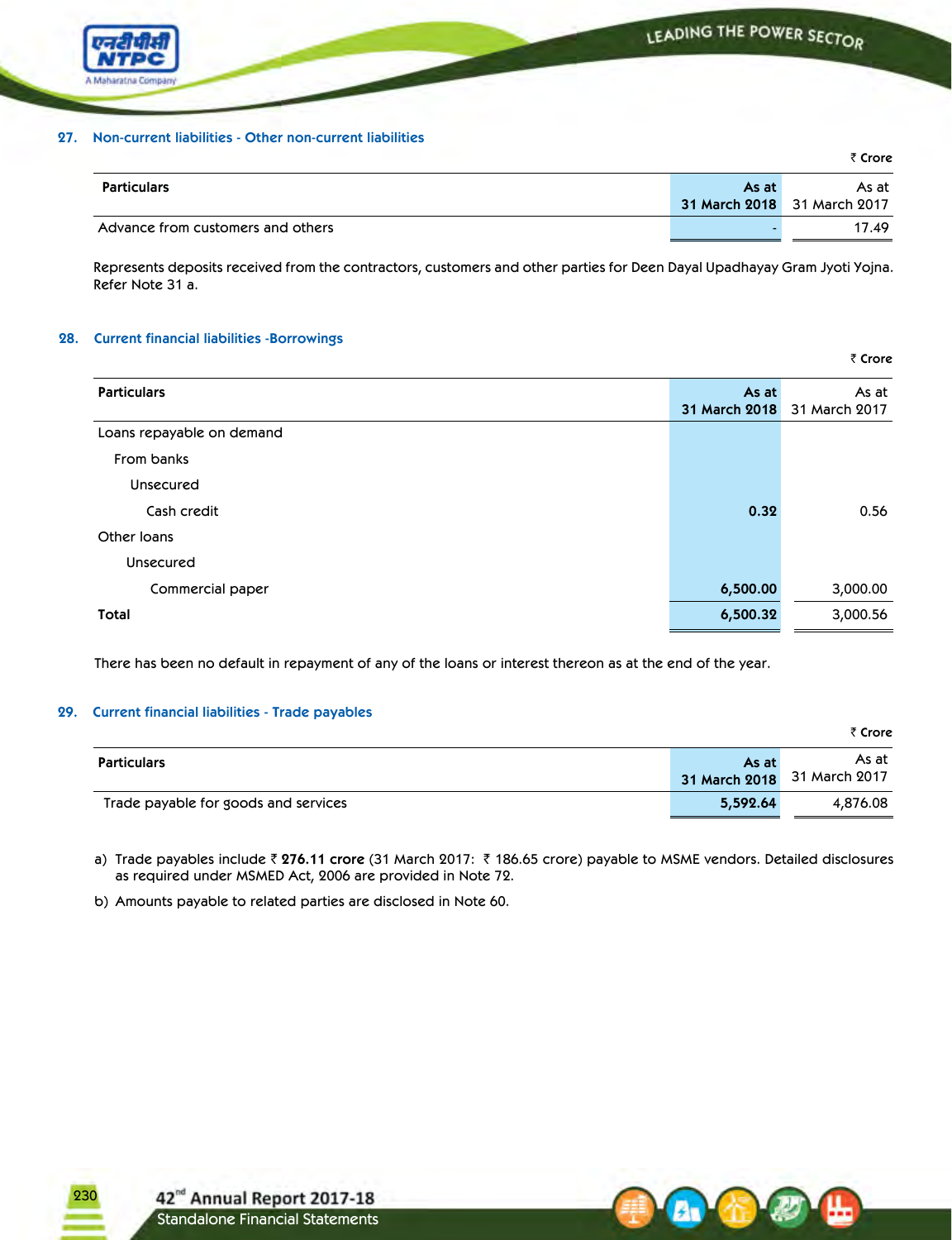## 27. Non-current liabilities - Other non-current liabilities

₹ Crore

| Particulars | As at 31 March 2018 | As at 31 March 2017 |
|---|---|---|
| Advance from customers and others | - | 17.49 |

Represents deposits received from the contractors, customers and other parties for Deen Dayal Upadhayay Gram Jyoti Yojna. Refer Note 31 a.

## 28. Current financial liabilities -Borrowings

₹ Crore

| Particulars | As at 31 March 2018 | As at 31 March 2017 |
|---|---|---|
| Loans repayable on demand | | |
| From banks | | |
| Unsecured | | |
| Cash credit | **0.32** | 0.56 |
| Other loans | | |
| Unsecured | | |
| Commercial paper | **6,500.00** | 3,000.00 |
| **Total** | **6,500.32** | 3,000.56 |

There has been no default in repayment of any of the loans or interest thereon as at the end of the year.

## 29. Current financial liabilities - Trade payables

₹ Crore

| Particulars | As at 31 March 2018 | As at 31 March 2017 |
|---|---|---|
| Trade payable for goods and services | **5,592.64** | 4,876.08 |

a) Trade payables include ₹ **276.11 crore** (31 March 2017: ₹ 186.65 crore) payable to MSME vendors. Detailed disclosures as required under MSMED Act, 2006 are provided in Note 72.

b) Amounts payable to related parties are disclosed in Note 60.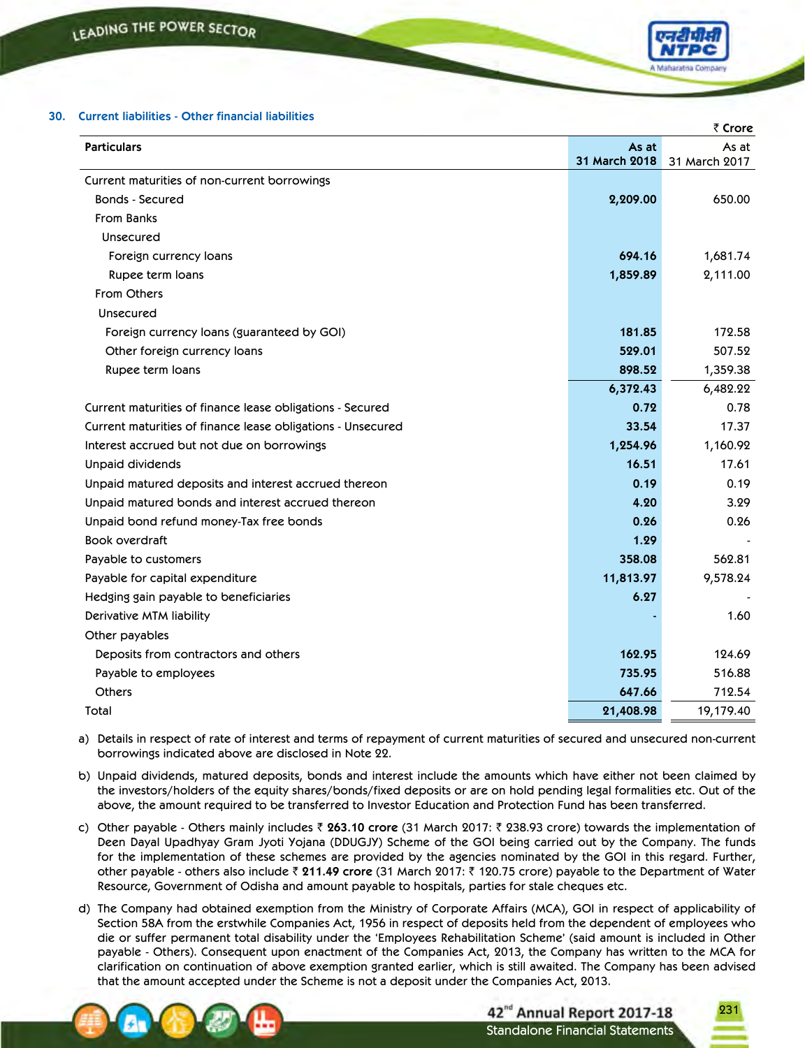### 30. Current liabilities - Other financial liabilities

₹ Crore

| Particulars | As at 31 March 2018 | As at 31 March 2017 |
|---|---|---|
| Current maturities of non-current borrowings | | |
| Bonds - Secured | 2,209.00 | 650.00 |
| From Banks | | |
| Unsecured | | |
| Foreign currency loans | 694.16 | 1,681.74 |
| Rupee term loans | 1,859.89 | 2,111.00 |
| From Others | | |
| Unsecured | | |
| Foreign currency loans (guaranteed by GOI) | 181.85 | 172.58 |
| Other foreign currency loans | 529.01 | 507.52 |
| Rupee term loans | 898.52 | 1,359.38 |
| | 6,372.43 | 6,482.22 |
| Current maturities of finance lease obligations - Secured | 0.72 | 0.78 |
| Current maturities of finance lease obligations - Unsecured | 33.54 | 17.37 |
| Interest accrued but not due on borrowings | 1,254.96 | 1,160.92 |
| Unpaid dividends | 16.51 | 17.61 |
| Unpaid matured deposits and interest accrued thereon | 0.19 | 0.19 |
| Unpaid matured bonds and interest accrued thereon | 4.20 | 3.29 |
| Unpaid bond refund money-Tax free bonds | 0.26 | 0.26 |
| Book overdraft | 1.29 | - |
| Payable to customers | 358.08 | 562.81 |
| Payable for capital expenditure | 11,813.97 | 9,578.24 |
| Hedging gain payable to beneficiaries | 6.27 | - |
| Derivative MTM liability | - | 1.60 |
| Other payables | | |
| Deposits from contractors and others | 162.95 | 124.69 |
| Payable to employees | 735.95 | 516.88 |
| Others | 647.66 | 712.54 |
| Total | 21,408.98 | 19,179.40 |

a) Details in respect of rate of interest and terms of repayment of current maturities of secured and unsecured non-current borrowings indicated above are disclosed in Note 22.

b) Unpaid dividends, matured deposits, bonds and interest include the amounts which have either not been claimed by the investors/holders of the equity shares/bonds/fixed deposits or are on hold pending legal formalities etc. Out of the above, the amount required to be transferred to Investor Education and Protection Fund has been transferred.

c) Other payable - Others mainly includes ₹ **263.10 crore** (31 March 2017: ₹ 238.93 crore) towards the implementation of Deen Dayal Upadhyay Gram Jyoti Yojana (DDUGJY) Scheme of the GOI being carried out by the Company. The funds for the implementation of these schemes are provided by the agencies nominated by the GOI in this regard. Further, other payable - others also include ₹ **211.49 crore** (31 March 2017: ₹ 120.75 crore) payable to the Department of Water Resource, Government of Odisha and amount payable to hospitals, parties for stale cheques etc.

d) The Company had obtained exemption from the Ministry of Corporate Affairs (MCA), GOI in respect of applicability of Section 58A from the erstwhile Companies Act, 1956 in respect of deposits held from the dependent of employees who die or suffer permanent total disability under the 'Employees Rehabilitation Scheme' (said amount is included in Other payable - Others). Consequent upon enactment of the Companies Act, 2013, the Company has written to the MCA for clarification on continuation of above exemption granted earlier, which is still awaited. The Company has been advised that the amount accepted under the Scheme is not a deposit under the Companies Act, 2013.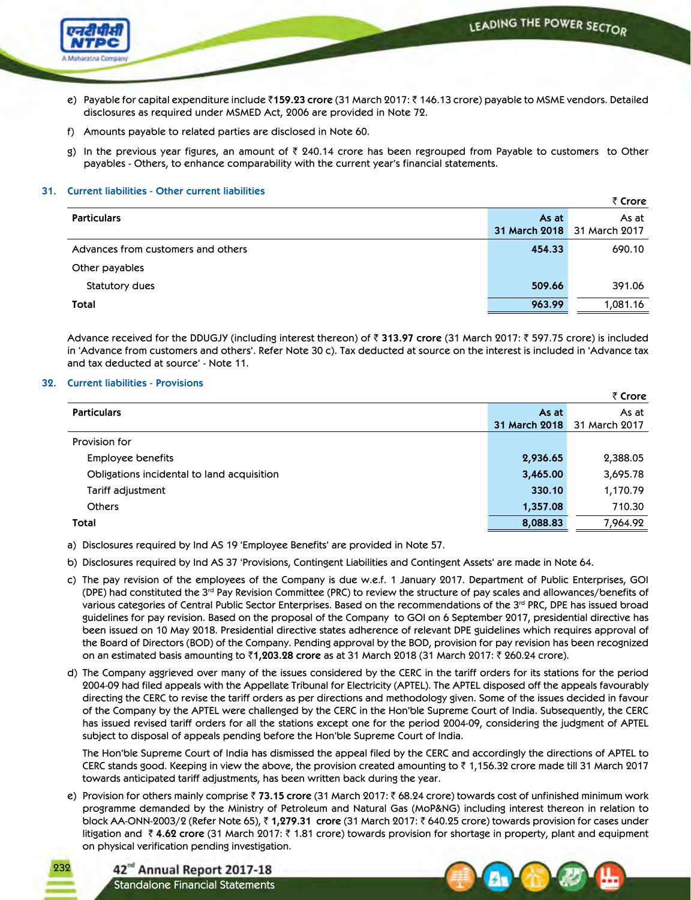e) Payable for capital expenditure include ₹ **159.23 crore** (31 March 2017: ₹ 146.13 crore) payable to MSME vendors. Detailed disclosures as required under MSMED Act, 2006 are provided in Note 72.

f) Amounts payable to related parties are disclosed in Note 60.

g) In the previous year figures, an amount of ₹ 240.14 crore has been regrouped from Payable to customers to Other payables - Others, to enhance comparability with the current year's financial statements.

## 31. Current liabilities - Other current liabilities

₹ **Crore**

| Particulars | As at 31 March 2018 | As at 31 March 2017 |
|---|---|---|
| Advances from customers and others | **454.33** | 690.10 |
| Other payables | | |
| Statutory dues | **509.66** | 391.06 |
| **Total** | **963.99** | 1,081.16 |

Advance received for the DDUGJY (including interest thereon) of ₹ **313.97 crore** (31 March 2017: ₹ 597.75 crore) is included in 'Advance from customers and others'. Refer Note 30 c). Tax deducted at source on the interest is included in 'Advance tax and tax deducted at source' - Note 11.

## 32. Current liabilities - Provisions

₹ **Crore**

| Particulars | As at 31 March 2018 | As at 31 March 2017 |
|---|---|---|
| Provision for | | |
| Employee benefits | **2,936.65** | 2,388.05 |
| Obligations incidental to land acquisition | **3,465.00** | 3,695.78 |
| Tariff adjustment | **330.10** | 1,170.79 |
| Others | **1,357.08** | 710.30 |
| **Total** | **8,088.83** | 7,964.92 |

a) Disclosures required by Ind AS 19 'Employee Benefits' are provided in Note 57.

b) Disclosures required by Ind AS 37 'Provisions, Contingent Liabilities and Contingent Assets' are made in Note 64.

c) The pay revision of the employees of the Company is due w.e.f. 1 January 2017. Department of Public Enterprises, GOI (DPE) had constituted the 3rd Pay Revision Committee (PRC) to review the structure of pay scales and allowances/benefits of various categories of Central Public Sector Enterprises. Based on the recommendations of the 3rd PRC, DPE has issued broad guidelines for pay revision. Based on the proposal of the Company to GOI on 6 September 2017, presidential directive has been issued on 10 May 2018. Presidential directive states adherence of relevant DPE guidelines which requires approval of the Board of Directors (BOD) of the Company. Pending approval by the BOD, provision for pay revision has been recognized on an estimated basis amounting to ₹ **1,203.28 crore** as at 31 March 2018 (31 March 2017: ₹ 260.24 crore).

d) The Company aggrieved over many of the issues considered by the CERC in the tariff orders for its stations for the period 2004-09 had filed appeals with the Appellate Tribunal for Electricity (APTEL). The APTEL disposed off the appeals favourably directing the CERC to revise the tariff orders as per directions and methodology given. Some of the issues decided in favour of the Company by the APTEL were challenged by the CERC in the Hon'ble Supreme Court of India. Subsequently, the CERC has issued revised tariff orders for all the stations except one for the period 2004-09, considering the judgment of APTEL subject to disposal of appeals pending before the Hon'ble Supreme Court of India.

   The Hon'ble Supreme Court of India has dismissed the appeal filed by the CERC and accordingly the directions of APTEL to CERC stands good. Keeping in view the above, the provision created amounting to ₹ 1,156.32 crore made till 31 March 2017 towards anticipated tariff adjustments, has been written back during the year.

e) Provision for others mainly comprise ₹ **73.15 crore** (31 March 2017: ₹ 68.24 crore) towards cost of unfinished minimum work programme demanded by the Ministry of Petroleum and Natural Gas (MoP&NG) including interest thereon in relation to block AA-ONN-2003/2 (Refer Note 65), ₹ **1,279.31 crore** (31 March 2017: ₹ 640.25 crore) towards provision for cases under litigation and ₹ **4.62 crore** (31 March 2017: ₹ 1.81 crore) towards provision for shortage in property, plant and equipment on physical verification pending investigation.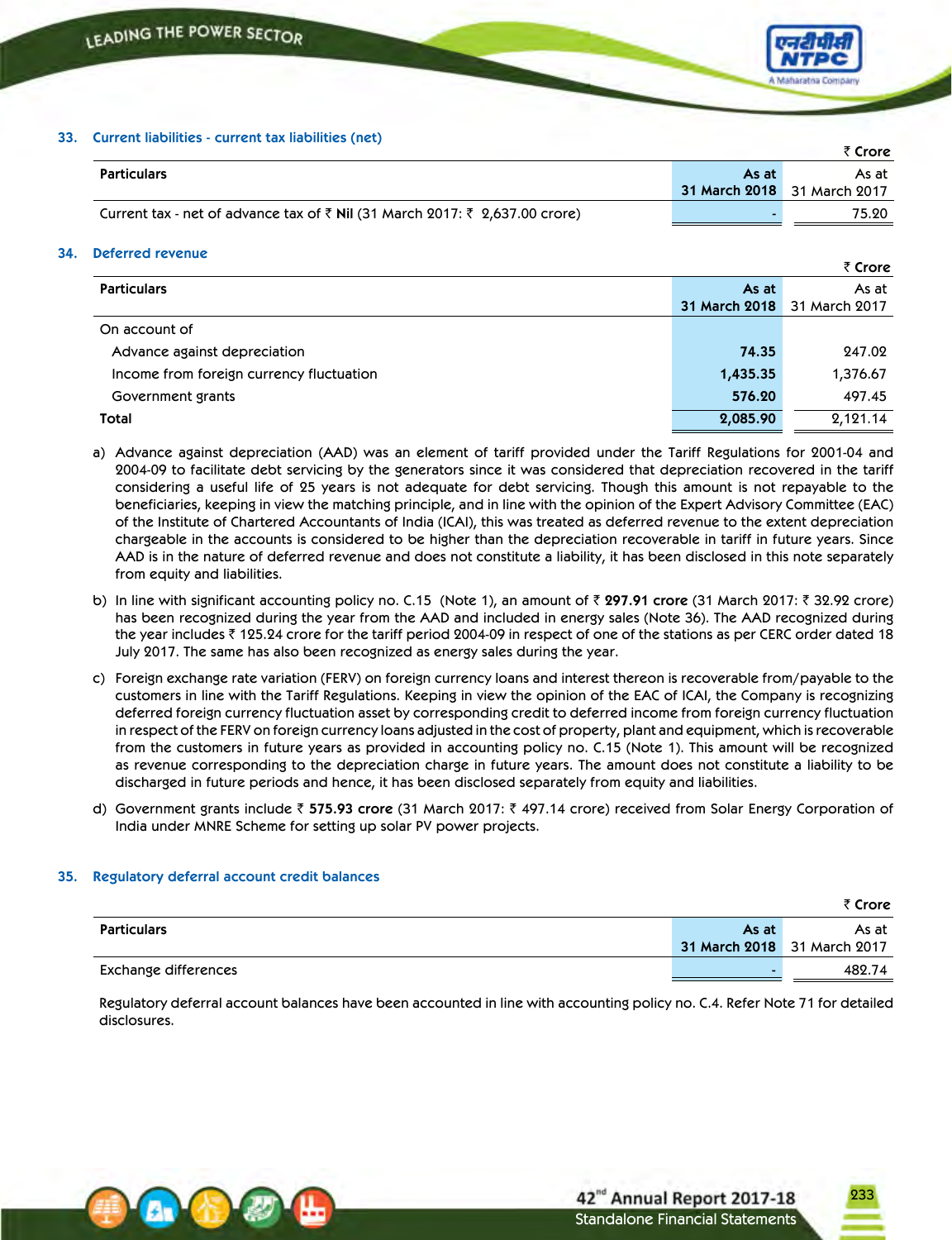## 33. Current liabilities - current tax liabilities (net)

₹ Crore

| Particulars | As at 31 March 2018 | As at 31 March 2017 |
|---|---|---|
| Current tax - net of advance tax of ₹ **Nil** (31 March 2017: ₹ 2,637.00 crore) | - | 75.20 |

## 34. Deferred revenue

₹ Crore

| Particulars | As at 31 March 2018 | As at 31 March 2017 |
|---|---|---|
| On account of | | |
| Advance against depreciation | 74.35 | 247.02 |
| Income from foreign currency fluctuation | 1,435.35 | 1,376.67 |
| Government grants | 576.20 | 497.45 |
| **Total** | **2,085.90** | 2,121.14 |

a) Advance against depreciation (AAD) was an element of tariff provided under the Tariff Regulations for 2001-04 and 2004-09 to facilitate debt servicing by the generators since it was considered that depreciation recovered in the tariff considering a useful life of 25 years is not adequate for debt servicing. Though this amount is not repayable to the beneficiaries, keeping in view the matching principle, and in line with the opinion of the Expert Advisory Committee (EAC) of the Institute of Chartered Accountants of India (ICAI), this was treated as deferred revenue to the extent depreciation chargeable in the accounts is considered to be higher than the depreciation recoverable in tariff in future years. Since AAD is in the nature of deferred revenue and does not constitute a liability, it has been disclosed in this note separately from equity and liabilities.

b) In line with significant accounting policy no. C.15 (Note 1), an amount of ₹ **297.91 crore** (31 March 2017: ₹ 32.92 crore) has been recognized during the year from the AAD and included in energy sales (Note 36). The AAD recognized during the year includes ₹ 125.24 crore for the tariff period 2004-09 in respect of one of the stations as per CERC order dated 18 July 2017. The same has also been recognized as energy sales during the year.

c) Foreign exchange rate variation (FERV) on foreign currency loans and interest thereon is recoverable from/payable to the customers in line with the Tariff Regulations. Keeping in view the opinion of the EAC of ICAI, the Company is recognizing deferred foreign currency fluctuation asset by corresponding credit to deferred income from foreign currency fluctuation in respect of the FERV on foreign currency loans adjusted in the cost of property, plant and equipment, which is recoverable from the customers in future years as provided in accounting policy no. C.15 (Note 1). This amount will be recognized as revenue corresponding to the depreciation charge in future years. The amount does not constitute a liability to be discharged in future periods and hence, it has been disclosed separately from equity and liabilities.

d) Government grants include ₹ **575.93 crore** (31 March 2017: ₹ 497.14 crore) received from Solar Energy Corporation of India under MNRE Scheme for setting up solar PV power projects.

## 35. Regulatory deferral account credit balances

₹ Crore

| Particulars | As at 31 March 2018 | As at 31 March 2017 |
|---|---|---|
| Exchange differences | - | 482.74 |

Regulatory deferral account balances have been accounted in line with accounting policy no. C.4. Refer Note 71 for detailed disclosures.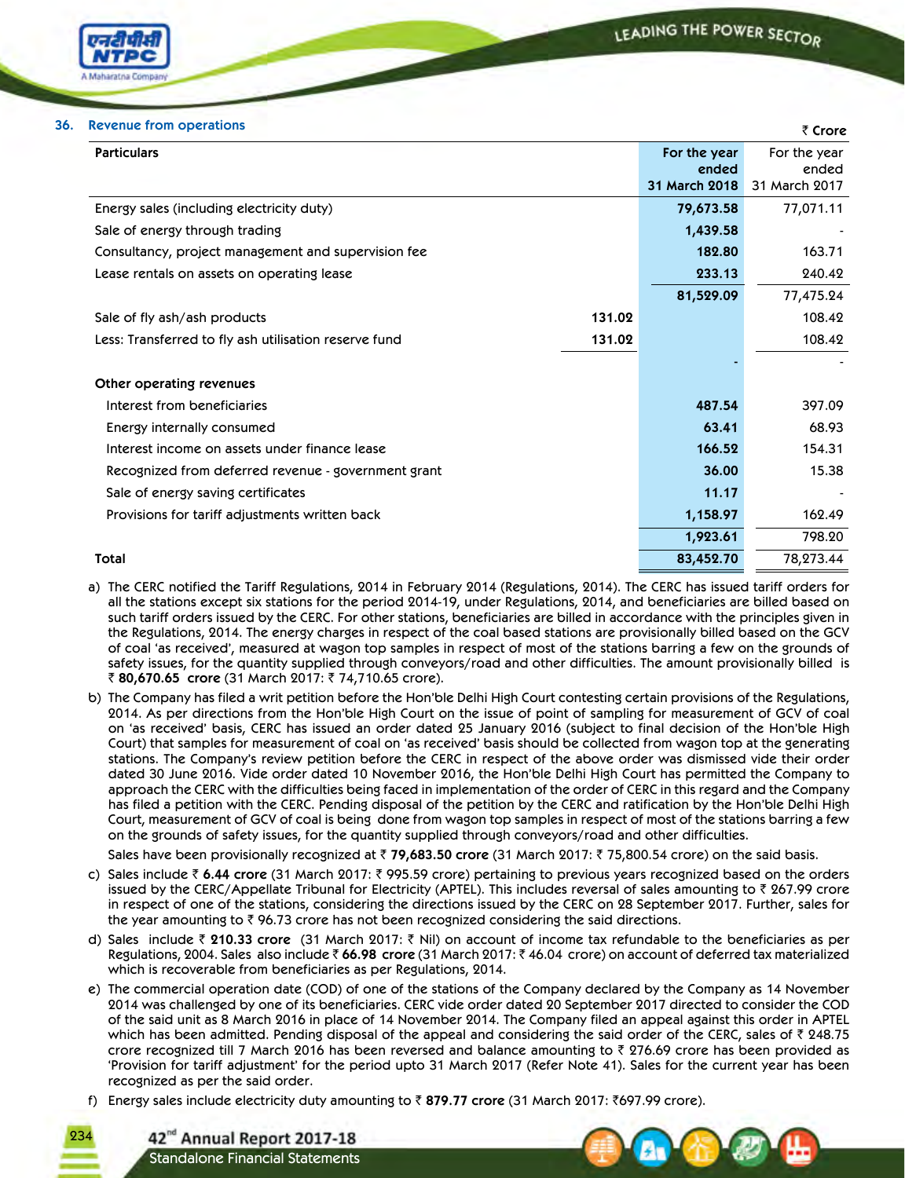## 36. Revenue from operations

₹ Crore

| Particulars | | For the year ended 31 March 2018 | For the year ended 31 March 2017 |
|---|---|---|---|
| Energy sales (including electricity duty) | | **79,673.58** | 77,071.11 |
| Sale of energy through trading | | **1,439.58** | - |
| Consultancy, project management and supervision fee | | **182.80** | 163.71 |
| Lease rentals on assets on operating lease | | **233.13** | 240.42 |
| | | **81,529.09** | 77,475.24 |
| Sale of fly ash/ash products | **131.02** | | 108.42 |
| Less: Transferred to fly ash utilisation reserve fund | **131.02** | | 108.42 |
| | | **-** | - |
| **Other operating revenues** | | | |
| Interest from beneficiaries | | **487.54** | 397.09 |
| Energy internally consumed | | **63.41** | 68.93 |
| Interest income on assets under finance lease | | **166.52** | 154.31 |
| Recognized from deferred revenue - government grant | | **36.00** | 15.38 |
| Sale of energy saving certificates | | **11.17** | - |
| Provisions for tariff adjustments written back | | **1,158.97** | 162.49 |
| | | **1,923.61** | 798.20 |
| **Total** | | **83,452.70** | 78,273.44 |

a) The CERC notified the Tariff Regulations, 2014 in February 2014 (Regulations, 2014). The CERC has issued tariff orders for all the stations except six stations for the period 2014-19, under Regulations, 2014, and beneficiaries are billed based on such tariff orders issued by the CERC. For other stations, beneficiaries are billed in accordance with the principles given in the Regulations, 2014. The energy charges in respect of the coal based stations are provisionally billed based on the GCV of coal 'as received', measured at wagon top samples in respect of most of the stations barring a few on the grounds of safety issues, for the quantity supplied through conveyors/road and other difficulties. The amount provisionally billed is ₹ **80,670.65 crore** (31 March 2017: ₹ 74,710.65 crore).

b) The Company has filed a writ petition before the Hon'ble Delhi High Court contesting certain provisions of the Regulations, 2014. As per directions from the Hon'ble High Court on the issue of point of sampling for measurement of GCV of coal on 'as received' basis, CERC has issued an order dated 25 January 2016 (subject to final decision of the Hon'ble High Court) that samples for measurement of coal on 'as received' basis should be collected from wagon top at the generating stations. The Company's review petition before the CERC in respect of the above order was dismissed vide their order dated 30 June 2016. Vide order dated 10 November 2016, the Hon'ble Delhi High Court has permitted the Company to approach the CERC with the difficulties being faced in implementation of the order of CERC in this regard and the Company has filed a petition with the CERC. Pending disposal of the petition by the CERC and ratification by the Hon'ble Delhi High Court, measurement of GCV of coal is being done from wagon top samples in respect of most of the stations barring a few on the grounds of safety issues, for the quantity supplied through conveyors/road and other difficulties.

   Sales have been provisionally recognized at ₹ **79,683.50 crore** (31 March 2017: ₹ 75,800.54 crore) on the said basis.

c) Sales include ₹ **6.44 crore** (31 March 2017: ₹ 995.59 crore) pertaining to previous years recognized based on the orders issued by the CERC/Appellate Tribunal for Electricity (APTEL). This includes reversal of sales amounting to ₹ 267.99 crore in respect of one of the stations, considering the directions issued by the CERC on 28 September 2017. Further, sales for the year amounting to ₹ 96.73 crore has not been recognized considering the said directions.

d) Sales include ₹ **210.33 crore** (31 March 2017: ₹ Nil) on account of income tax refundable to the beneficiaries as per Regulations, 2004. Sales also include ₹ **66.98 crore** (31 March 2017: ₹ 46.04 crore) on account of deferred tax materialized which is recoverable from beneficiaries as per Regulations, 2014.

e) The commercial operation date (COD) of one of the stations of the Company declared by the Company as 14 November 2014 was challenged by one of its beneficiaries. CERC vide order dated 20 September 2017 directed to consider the COD of the said unit as 8 March 2016 in place of 14 November 2014. The Company filed an appeal against this order in APTEL which has been admitted. Pending disposal of the appeal and considering the said order of the CERC, sales of ₹ 248.75 crore recognized till 7 March 2016 has been reversed and balance amounting to ₹ 276.69 crore has been provided as 'Provision for tariff adjustment' for the period upto 31 March 2017 (Refer Note 41). Sales for the current year has been recognized as per the said order.

f) Energy sales include electricity duty amounting to ₹ **879.77 crore** (31 March 2017: ₹697.99 crore).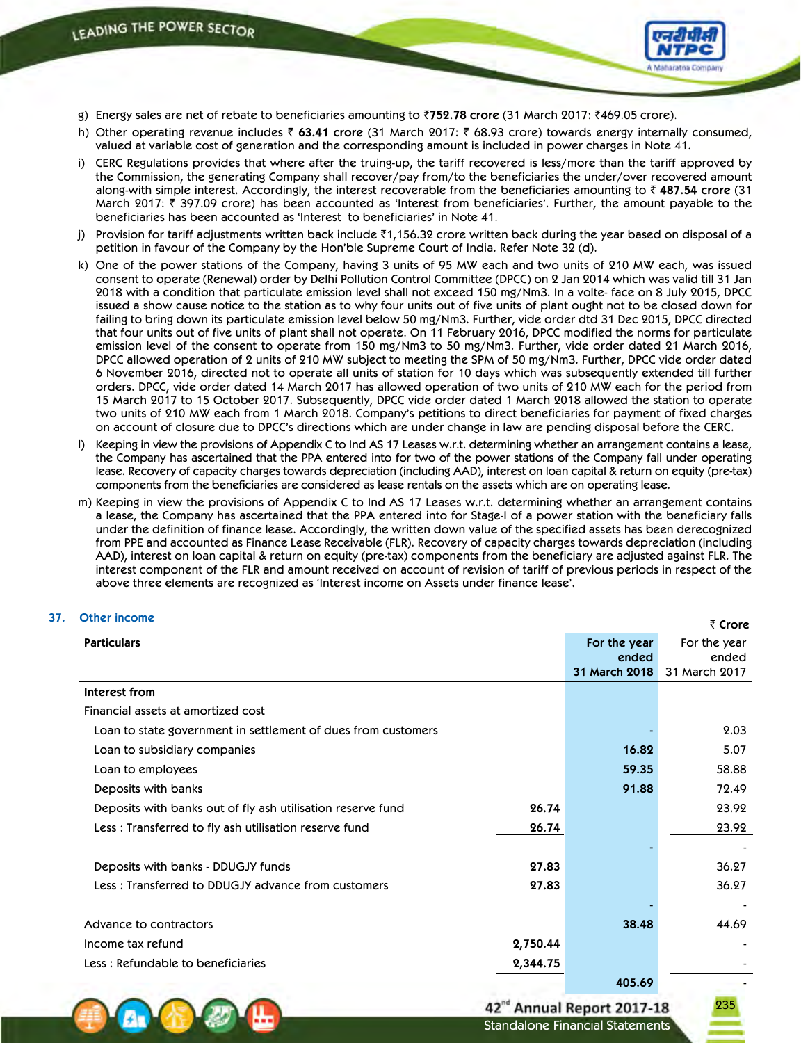g) Energy sales are net of rebate to beneficiaries amounting to ₹**752.78 crore** (31 March 2017: ₹469.05 crore).

h) Other operating revenue includes ₹ **63.41 crore** (31 March 2017: ₹ 68.93 crore) towards energy internally consumed, valued at variable cost of generation and the corresponding amount is included in power charges in Note 41.

i) CERC Regulations provides that where after the truing-up, the tariff recovered is less/more than the tariff approved by the Commission, the generating Company shall recover/pay from/to the beneficiaries the under/over recovered amount along-with simple interest. Accordingly, the interest recoverable from the beneficiaries amounting to ₹ **487.54 crore** (31 March 2017: ₹ 397.09 crore) has been accounted as 'Interest from beneficiaries'. Further, the amount payable to the beneficiaries has been accounted as 'Interest to beneficiaries' in Note 41.

j) Provision for tariff adjustments written back include ₹1,156.32 crore written back during the year based on disposal of a petition in favour of the Company by the Hon'ble Supreme Court of India. Refer Note 32 (d).

k) One of the power stations of the Company, having 3 units of 95 MW each and two units of 210 MW each, was issued consent to operate (Renewal) order by Delhi Pollution Control Committee (DPCC) on 2 Jan 2014 which was valid till 31 Jan 2018 with a condition that particulate emission level shall not exceed 150 mg/Nm3. In a volte- face on 8 July 2015, DPCC issued a show cause notice to the station as to why four units out of five units of plant ought not to be closed down for failing to bring down its particulate emission level below 50 mg/Nm3. Further, vide order dtd 31 Dec 2015, DPCC directed that four units out of five units of plant shall not operate. On 11 February 2016, DPCC modified the norms for particulate emission level of the consent to operate from 150 mg/Nm3 to 50 mg/Nm3. Further, vide order dated 21 March 2016, DPCC allowed operation of 2 units of 210 MW subject to meeting the SPM of 50 mg/Nm3. Further, DPCC vide order dated 6 November 2016, directed not to operate all units of station for 10 days which was subsequently extended till further orders. DPCC, vide order dated 14 March 2017 has allowed operation of two units of 210 MW each for the period from 15 March 2017 to 15 October 2017. Subsequently, DPCC vide order dated 1 March 2018 allowed the station to operate two units of 210 MW each from 1 March 2018. Company's petitions to direct beneficiaries for payment of fixed charges on account of closure due to DPCC's directions which are under change in law are pending disposal before the CERC.

l) Keeping in view the provisions of Appendix C to Ind AS 17 Leases w.r.t. determining whether an arrangement contains a lease, the Company has ascertained that the PPA entered into for two of the power stations of the Company fall under operating lease. Recovery of capacity charges towards depreciation (including AAD), interest on loan capital & return on equity (pre-tax) components from the beneficiaries are considered as lease rentals on the assets which are on operating lease.

m) Keeping in view the provisions of Appendix C to Ind AS 17 Leases w.r.t. determining whether an arrangement contains a lease, the Company has ascertained that the PPA entered into for Stage-I of a power station with the beneficiary falls under the definition of finance lease. Accordingly, the written down value of the specified assets has been derecognized from PPE and accounted as Finance Lease Receivable (FLR). Recovery of capacity charges towards depreciation (including AAD), interest on loan capital & return on equity (pre-tax) components from the beneficiary are adjusted against FLR. The interest component of the FLR and amount received on account of revision of tariff of previous periods in respect of the above three elements are recognized as 'Interest income on Assets under finance lease'.

## 37. Other income

₹ **Crore**

| Particulars | | For the year ended 31 March 2018 | For the year ended 31 March 2017 |
|---|---|---|---|
| **Interest from** | | | |
| Financial assets at amortized cost | | | |
| Loan to state government in settlement of dues from customers | | - | 2.03 |
| Loan to subsidiary companies | | 16.82 | 5.07 |
| Loan to employees | | 59.35 | 58.88 |
| Deposits with banks | | 91.88 | 72.49 |
| Deposits with banks out of fly ash utilisation reserve fund | 26.74 | | 23.92 |
| Less : Transferred to fly ash utilisation reserve fund | 26.74 | | 23.92 |
| | | - | - |
| Deposits with banks - DDUGJY funds | 27.83 | | 36.27 |
| Less : Transferred to DDUGJY advance from customers | 27.83 | | 36.27 |
| | | - | - |
| Advance to contractors | | 38.48 | 44.69 |
| Income tax refund | 2,750.44 | | - |
| Less : Refundable to beneficiaries | 2,344.75 | | - |
| | | 405.69 | - |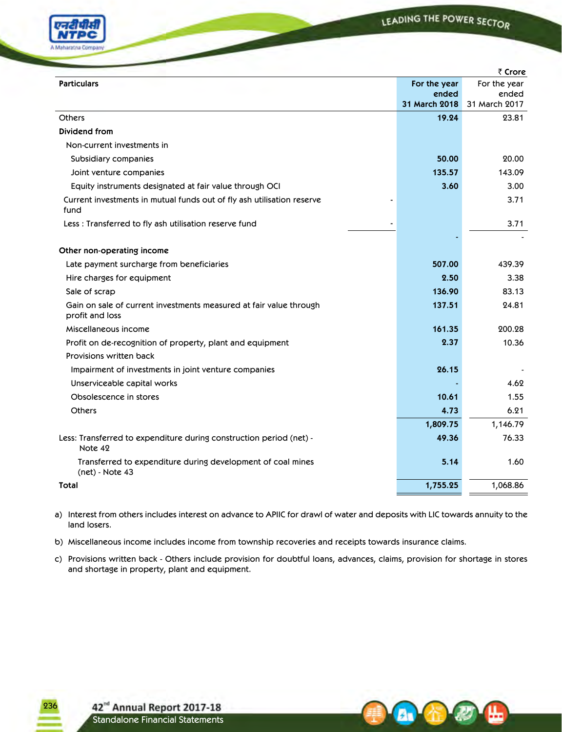₹ Crore

| Particulars | | For the year ended 31 March 2018 | For the year ended 31 March 2017 |
|---|---|---|---|
| Others | | **19.24** | 23.81 |
| **Dividend from** | | | |
| Non-current investments in | | | |
| Subsidiary companies | | **50.00** | 20.00 |
| Joint venture companies | | **135.57** | 143.09 |
| Equity instruments designated at fair value through OCI | | **3.60** | 3.00 |
| Current investments in mutual funds out of fly ash utilisation reserve fund | - | | 3.71 |
| Less : Transferred to fly ash utilisation reserve fund | - | | 3.71 |
| | | **-** | - |
| **Other non-operating income** | | | |
| Late payment surcharge from beneficiaries | | **507.00** | 439.39 |
| Hire charges for equipment | | **2.50** | 3.38 |
| Sale of scrap | | **136.90** | 83.13 |
| Gain on sale of current investments measured at fair value through profit and loss | | **137.51** | 24.81 |
| Miscellaneous income | | **161.35** | 200.28 |
| Profit on de-recognition of property, plant and equipment | | **2.37** | 10.36 |
| Provisions written back | | | |
| Impairment of investments in joint venture companies | | **26.15** | - |
| Unserviceable capital works | | **-** | 4.62 |
| Obsolescence in stores | | **10.61** | 1.55 |
| Others | | **4.73** | 6.21 |
| | | **1,809.75** | 1,146.79 |
| Less: Transferred to expenditure during construction period (net) - Note 42 | | **49.36** | 76.33 |
| Transferred to expenditure during development of coal mines (net) - Note 43 | | **5.14** | 1.60 |
| **Total** | | **1,755.25** | 1,068.86 |

a) Interest from others includes interest on advance to APIIC for drawl of water and deposits with LIC towards annuity to the land losers.

b) Miscellaneous income includes income from township recoveries and receipts towards insurance claims.

c) Provisions written back - Others include provision for doubtful loans, advances, claims, provision for shortage in stores and shortage in property, plant and equipment.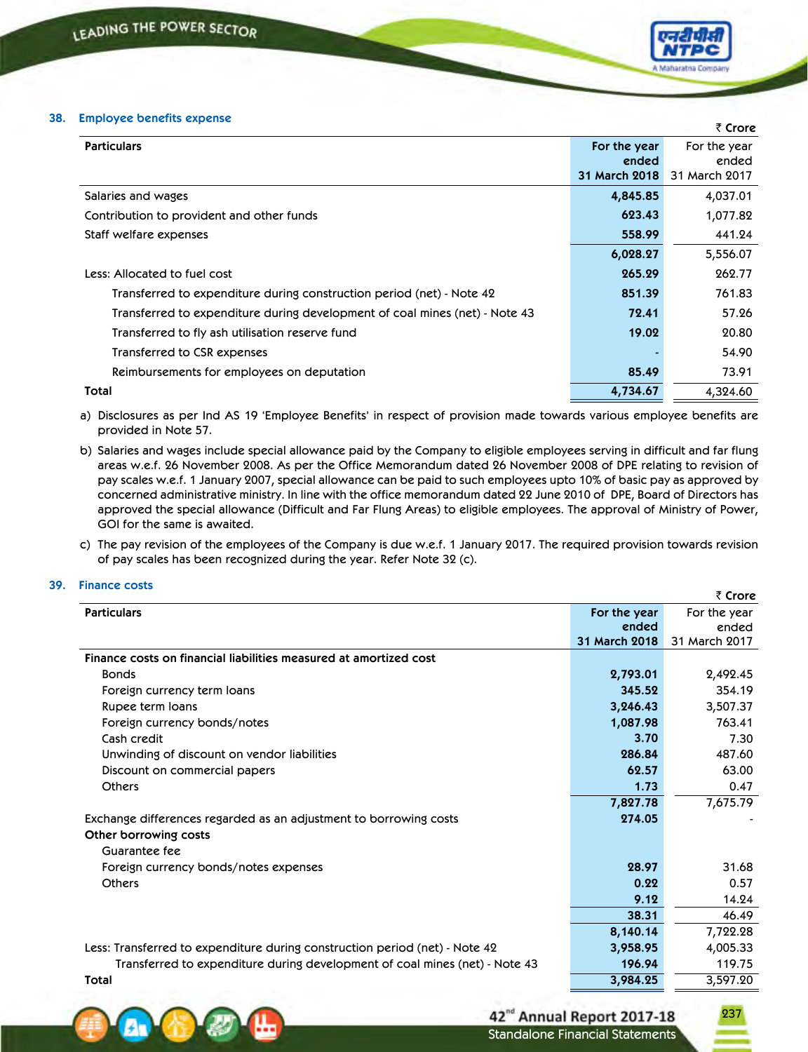## 38. Employee benefits expense

₹ Crore

| Particulars | For the year ended 31 March 2018 | For the year ended 31 March 2017 |
|---|---|---|
| Salaries and wages | **4,845.85** | 4,037.01 |
| Contribution to provident and other funds | **623.43** | 1,077.82 |
| Staff welfare expenses | **558.99** | 441.24 |
| | **6,028.27** | 5,556.07 |
| Less: Allocated to fuel cost | **265.29** | 262.77 |
| Transferred to expenditure during construction period (net) - Note 42 | **851.39** | 761.83 |
| Transferred to expenditure during development of coal mines (net) - Note 43 | **72.41** | 57.26 |
| Transferred to fly ash utilisation reserve fund | **19.02** | 20.80 |
| Transferred to CSR expenses | **-** | 54.90 |
| Reimbursements for employees on deputation | **85.49** | 73.91 |
| **Total** | **4,734.67** | 4,324.60 |

a) Disclosures as per Ind AS 19 'Employee Benefits' in respect of provision made towards various employee benefits are provided in Note 57.

b) Salaries and wages include special allowance paid by the Company to eligible employees serving in difficult and far flung areas w.e.f. 26 November 2008. As per the Office Memorandum dated 26 November 2008 of DPE relating to revision of pay scales w.e.f. 1 January 2007, special allowance can be paid to such employees upto 10% of basic pay as approved by concerned administrative ministry. In line with the office memorandum dated 22 June 2010 of DPE, Board of Directors has approved the special allowance (Difficult and Far Flung Areas) to eligible employees. The approval of Ministry of Power, GOI for the same is awaited.

c) The pay revision of the employees of the Company is due w.e.f. 1 January 2017. The required provision towards revision of pay scales has been recognized during the year. Refer Note 32 (c).

## 39. Finance costs

₹ Crore

| Particulars | For the year ended 31 March 2018 | For the year ended 31 March 2017 |
|---|---|---|
| **Finance costs on financial liabilities measured at amortized cost** | | |
| Bonds | **2,793.01** | 2,492.45 |
| Foreign currency term loans | **345.52** | 354.19 |
| Rupee term loans | **3,246.43** | 3,507.37 |
| Foreign currency bonds/notes | **1,087.98** | 763.41 |
| Cash credit | **3.70** | 7.30 |
| Unwinding of discount on vendor liabilities | **286.84** | 487.60 |
| Discount on commercial papers | **62.57** | 63.00 |
| Others | **1.73** | 0.47 |
| | **7,827.78** | 7,675.79 |
| Exchange differences regarded as an adjustment to borrowing costs | **274.05** | - |
| **Other borrowing costs** | | |
| Guarantee fee | | |
| Foreign currency bonds/notes expenses | **28.97** | 31.68 |
| Others | **0.22** | 0.57 |
| | **9.12** | 14.24 |
| | **38.31** | 46.49 |
| | **8,140.14** | 7,722.28 |
| Less: Transferred to expenditure during construction period (net) - Note 42 | **3,958.95** | 4,005.33 |
| Transferred to expenditure during development of coal mines (net) - Note 43 | **196.94** | 119.75 |
| **Total** | **3,984.25** | 3,597.20 |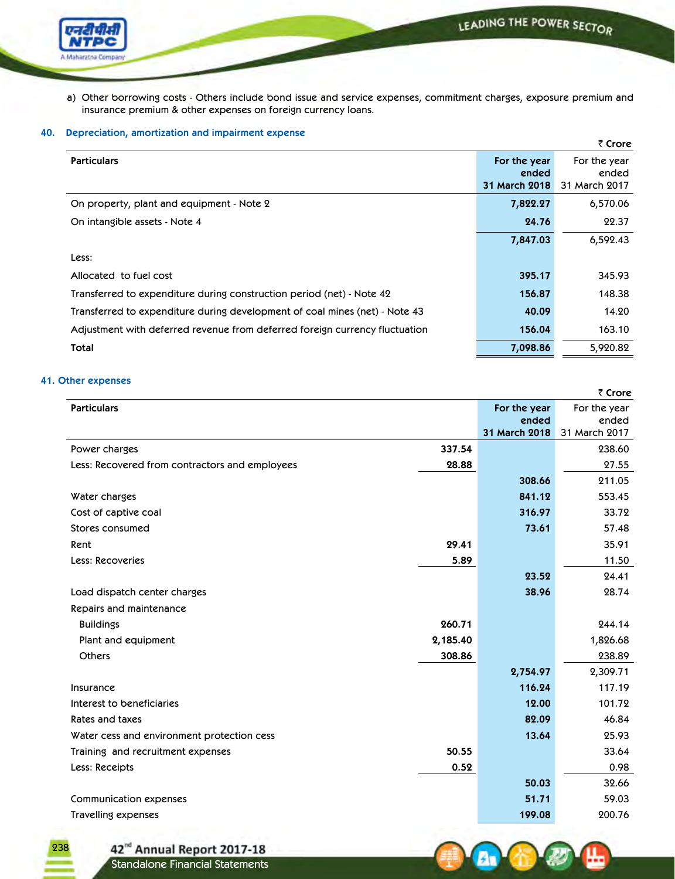a) Other borrowing costs - Others include bond issue and service expenses, commitment charges, exposure premium and insurance premium & other expenses on foreign currency loans.

## 40. Depreciation, amortization and impairment expense

₹ Crore

| Particulars | For the year ended 31 March 2018 | For the year ended 31 March 2017 |
|---|---|---|
| On property, plant and equipment - Note 2 | 7,822.27 | 6,570.06 |
| On intangible assets - Note 4 | 24.76 | 22.37 |
| | 7,847.03 | 6,592.43 |
| Less: | | |
| Allocated to fuel cost | 395.17 | 345.93 |
| Transferred to expenditure during construction period (net) - Note 42 | 156.87 | 148.38 |
| Transferred to expenditure during development of coal mines (net) - Note 43 | 40.09 | 14.20 |
| Adjustment with deferred revenue from deferred foreign currency fluctuation | 156.04 | 163.10 |
| **Total** | 7,098.86 | 5,920.82 |

## 41. Other expenses

₹ Crore

| Particulars | | For the year ended 31 March 2018 | For the year ended 31 March 2017 |
|---|---|---|---|
| Power charges | 337.54 | | 238.60 |
| Less: Recovered from contractors and employees | 28.88 | | 27.55 |
| | | 308.66 | 211.05 |
| Water charges | | 841.12 | 553.45 |
| Cost of captive coal | | 316.97 | 33.72 |
| Stores consumed | | 73.61 | 57.48 |
| Rent | 29.41 | | 35.91 |
| Less: Recoveries | 5.89 | | 11.50 |
| | | 23.52 | 24.41 |
| Load dispatch center charges | | 38.96 | 28.74 |
| Repairs and maintenance | | | |
| Buildings | 260.71 | | 244.14 |
| Plant and equipment | 2,185.40 | | 1,826.68 |
| Others | 308.86 | | 238.89 |
| | | 2,754.97 | 2,309.71 |
| Insurance | | 116.24 | 117.19 |
| Interest to beneficiaries | | 12.00 | 101.72 |
| Rates and taxes | | 82.09 | 46.84 |
| Water cess and environment protection cess | | 13.64 | 25.93 |
| Training and recruitment expenses | 50.55 | | 33.64 |
| Less: Receipts | 0.52 | | 0.98 |
| | | 50.03 | 32.66 |
| Communication expenses | | 51.71 | 59.03 |
| Travelling expenses | | 199.08 | 200.76 |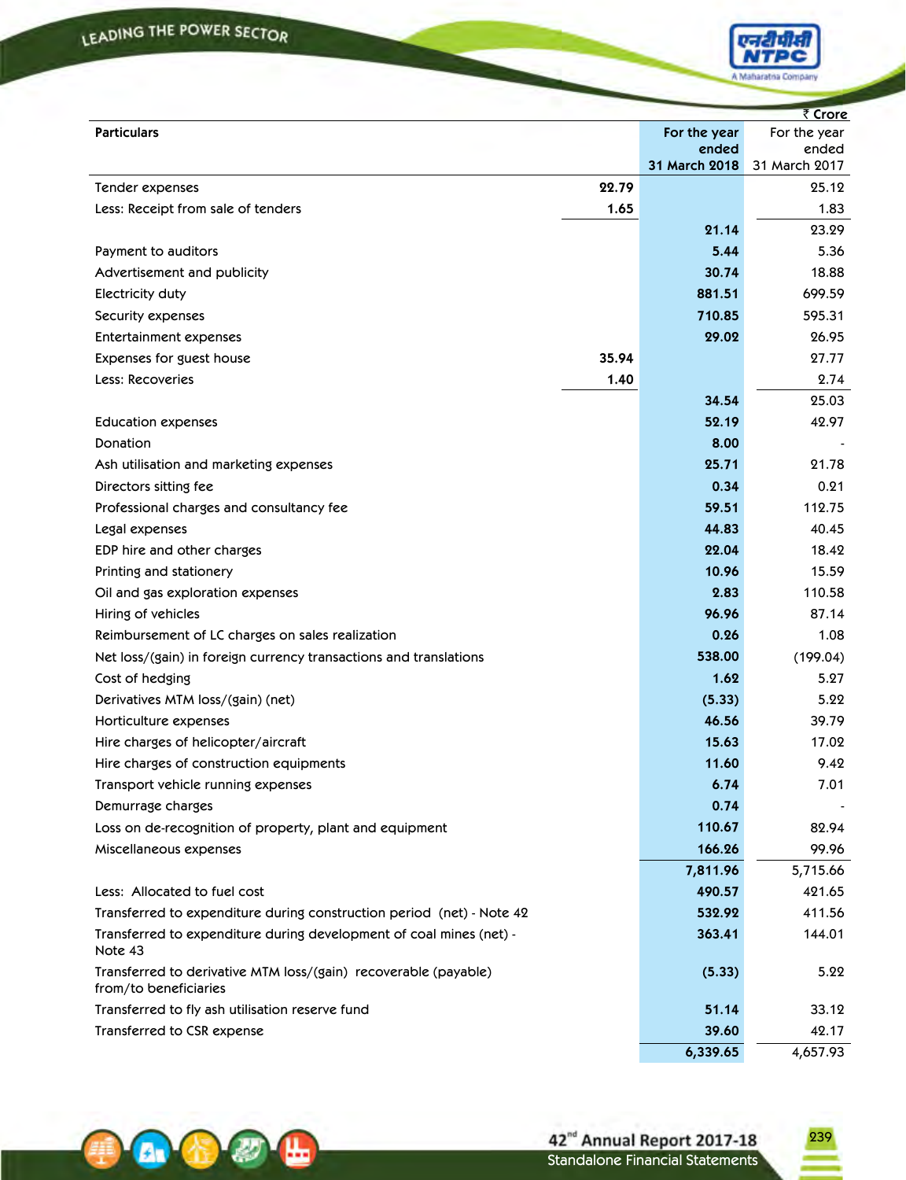₹ Crore

| Particulars | | For the year ended 31 March 2018 | For the year ended 31 March 2017 |
|---|---|---|---|
| Tender expenses | 22.79 | | 25.12 |
| Less: Receipt from sale of tenders | 1.65 | | 1.83 |
| | | 21.14 | 23.29 |
| Payment to auditors | | 5.44 | 5.36 |
| Advertisement and publicity | | 30.74 | 18.88 |
| Electricity duty | | 881.51 | 699.59 |
| Security expenses | | 710.85 | 595.31 |
| Entertainment expenses | | 29.02 | 26.95 |
| Expenses for guest house | 35.94 | | 27.77 |
| Less: Recoveries | 1.40 | | 2.74 |
| | | 34.54 | 25.03 |
| Education expenses | | 52.19 | 42.97 |
| Donation | | 8.00 | - |
| Ash utilisation and marketing expenses | | 25.71 | 21.78 |
| Directors sitting fee | | 0.34 | 0.21 |
| Professional charges and consultancy fee | | 59.51 | 112.75 |
| Legal expenses | | 44.83 | 40.45 |
| EDP hire and other charges | | 22.04 | 18.42 |
| Printing and stationery | | 10.96 | 15.59 |
| Oil and gas exploration expenses | | 2.83 | 110.58 |
| Hiring of vehicles | | 96.96 | 87.14 |
| Reimbursement of LC charges on sales realization | | 0.26 | 1.08 |
| Net loss/(gain) in foreign currency transactions and translations | | 538.00 | (199.04) |
| Cost of hedging | | 1.62 | 5.27 |
| Derivatives MTM loss/(gain) (net) | | (5.33) | 5.22 |
| Horticulture expenses | | 46.56 | 39.79 |
| Hire charges of helicopter/aircraft | | 15.63 | 17.02 |
| Hire charges of construction equipments | | 11.60 | 9.42 |
| Transport vehicle running expenses | | 6.74 | 7.01 |
| Demurrage charges | | 0.74 | - |
| Loss on de-recognition of property, plant and equipment | | 110.67 | 82.94 |
| Miscellaneous expenses | | 166.26 | 99.96 |
| | | 7,811.96 | 5,715.66 |
| Less: Allocated to fuel cost | | 490.57 | 421.65 |
| Transferred to expenditure during construction period (net) - Note 42 | | 532.92 | 411.56 |
| Transferred to expenditure during development of coal mines (net) - Note 43 | | 363.41 | 144.01 |
| Transferred to derivative MTM loss/(gain) recoverable (payable) from/to beneficiaries | | (5.33) | 5.22 |
| Transferred to fly ash utilisation reserve fund | | 51.14 | 33.12 |
| Transferred to CSR expense | | 39.60 | 42.17 |
| | | 6,339.65 | 4,657.93 |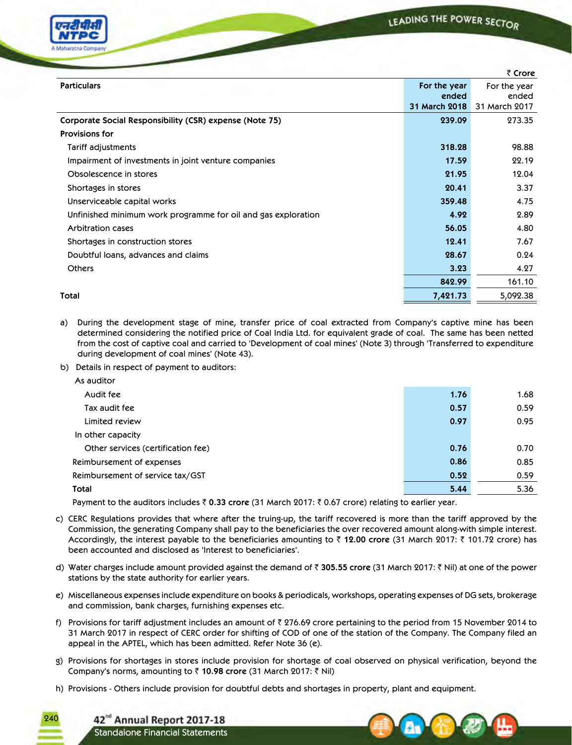₹ Crore

| Particulars | For the year ended 31 March 2018 | For the year ended 31 March 2017 |
|---|---|---|
| **Corporate Social Responsibility (CSR) expense (Note 75)** | **239.09** | 273.35 |
| **Provisions for** | | |
| Tariff adjustments | **318.28** | 98.88 |
| Impairment of investments in joint venture companies | **17.59** | 22.19 |
| Obsolescence in stores | **21.95** | 12.04 |
| Shortages in stores | **20.41** | 3.37 |
| Unserviceable capital works | **359.48** | 4.75 |
| Unfinished minimum work programme for oil and gas exploration | **4.92** | 2.89 |
| Arbitration cases | **56.05** | 4.80 |
| Shortages in construction stores | **12.41** | 7.67 |
| Doubtful loans, advances and claims | **28.67** | 0.24 |
| Others | **3.23** | 4.27 |
| | **842.99** | 161.10 |
| **Total** | **7,421.73** | 5,092.38 |

a) During the development stage of mine, transfer price of coal extracted from Company's captive mine has been determined considering the notified price of Coal India Ltd. for equivalent grade of coal. The same has been netted from the cost of captive coal and carried to 'Development of coal mines' (Note 3) through 'Transferred to expenditure during development of coal mines' (Note 43).

b) Details in respect of payment to auditors:

| | | |
|---|---|---|
| As auditor | | |
| Audit fee | **1.76** | 1.68 |
| Tax audit fee | **0.57** | 0.59 |
| Limited review | **0.97** | 0.95 |
| In other capacity | | |
| Other services (certification fee) | **0.76** | 0.70 |
| Reimbursement of expenses | **0.86** | 0.85 |
| Reimbursement of service tax/GST | **0.52** | 0.59 |
| **Total** | **5.44** | 5.36 |

Payment to the auditors includes ₹ **0.33 crore** (31 March 2017: ₹ 0.67 crore) relating to earlier year.

c) CERC Regulations provides that where after the truing-up, the tariff recovered is more than the tariff approved by the Commission, the generating Company shall pay to the beneficiaries the over recovered amount along-with simple interest. Accordingly, the interest payable to the beneficiaries amounting to ₹ **12.00 crore** (31 March 2017: ₹ 101.72 crore) has been accounted and disclosed as 'Interest to beneficiaries'.

d) Water charges include amount provided against the demand of ₹ **305.55 crore** (31 March 2017: ₹ Nil) at one of the power stations by the state authority for earlier years.

e) Miscellaneous expenses include expenditure on books & periodicals, workshops, operating expenses of DG sets, brokerage and commission, bank charges, furnishing expenses etc.

f) Provisions for tariff adjustment includes an amount of ₹ 276.69 crore pertaining to the period from 15 November 2014 to 31 March 2017 in respect of CERC order for shifting of COD of one of the station of the Company. The Company filed an appeal in the APTEL, which has been admitted. Refer Note 36 (e).

g) Provisions for shortages in stores include provision for shortage of coal observed on physical verification, beyond the Company's norms, amounting to ₹ **10.98 crore** (31 March 2017: ₹ Nil)

h) Provisions - Others include provision for doubtful debts and shortages in property, plant and equipment.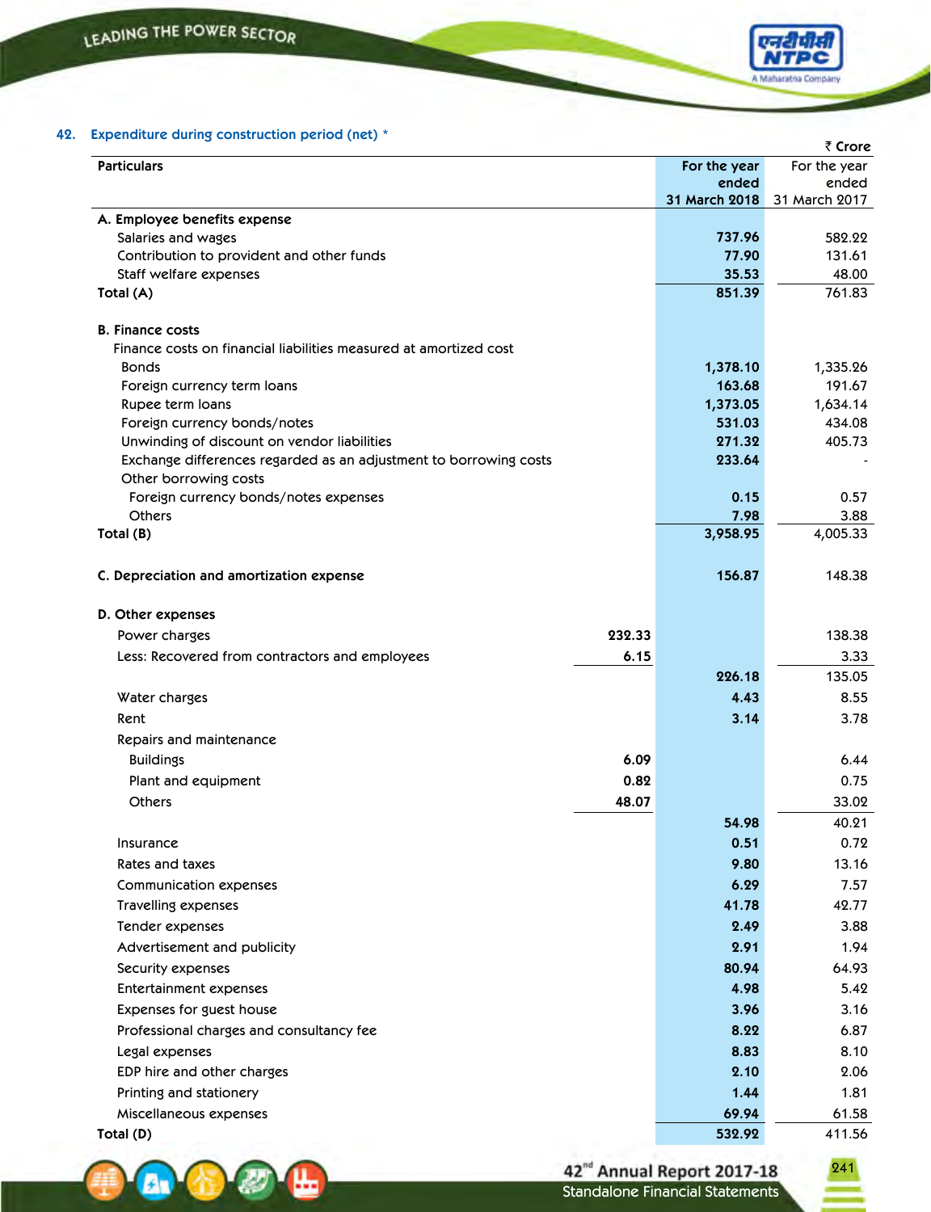## 42. Expenditure during construction period (net) *

₹ Crore

| Particulars | | For the year ended 31 March 2018 | For the year ended 31 March 2017 |
|---|---|---|---|
| **A. Employee benefits expense** | | | |
| Salaries and wages | | 737.96 | 582.22 |
| Contribution to provident and other funds | | 77.90 | 131.61 |
| Staff welfare expenses | | 35.53 | 48.00 |
| **Total (A)** | | 851.39 | 761.83 |
| **B. Finance costs** | | | |
| Finance costs on financial liabilities measured at amortized cost | | | |
| Bonds | | 1,378.10 | 1,335.26 |
| Foreign currency term loans | | 163.68 | 191.67 |
| Rupee term loans | | 1,373.05 | 1,634.14 |
| Foreign currency bonds/notes | | 531.03 | 434.08 |
| Unwinding of discount on vendor liabilities | | 271.32 | 405.73 |
| Exchange differences regarded as an adjustment to borrowing costs | | 233.64 | - |
| Other borrowing costs | | | |
| Foreign currency bonds/notes expenses | | 0.15 | 0.57 |
| Others | | 7.98 | 3.88 |
| **Total (B)** | | 3,958.95 | 4,005.33 |
| **C. Depreciation and amortization expense** | | 156.87 | 148.38 |
| **D. Other expenses** | | | |
| Power charges | 232.33 | | 138.38 |
| Less: Recovered from contractors and employees | 6.15 | | 3.33 |
| | | 226.18 | 135.05 |
| Water charges | | 4.43 | 8.55 |
| Rent | | 3.14 | 3.78 |
| Repairs and maintenance | | | |
| Buildings | 6.09 | | 6.44 |
| Plant and equipment | 0.82 | | 0.75 |
| Others | 48.07 | | 33.02 |
| | | 54.98 | 40.21 |
| Insurance | | 0.51 | 0.72 |
| Rates and taxes | | 9.80 | 13.16 |
| Communication expenses | | 6.29 | 7.57 |
| Travelling expenses | | 41.78 | 42.77 |
| Tender expenses | | 2.49 | 3.88 |
| Advertisement and publicity | | 2.91 | 1.94 |
| Security expenses | | 80.94 | 64.93 |
| Entertainment expenses | | 4.98 | 5.42 |
| Expenses for guest house | | 3.96 | 3.16 |
| Professional charges and consultancy fee | | 8.22 | 6.87 |
| Legal expenses | | 8.83 | 8.10 |
| EDP hire and other charges | | 2.10 | 2.06 |
| Printing and stationery | | 1.44 | 1.81 |
| Miscellaneous expenses | | 69.94 | 61.58 |
| **Total (D)** | | 532.92 | 411.56 |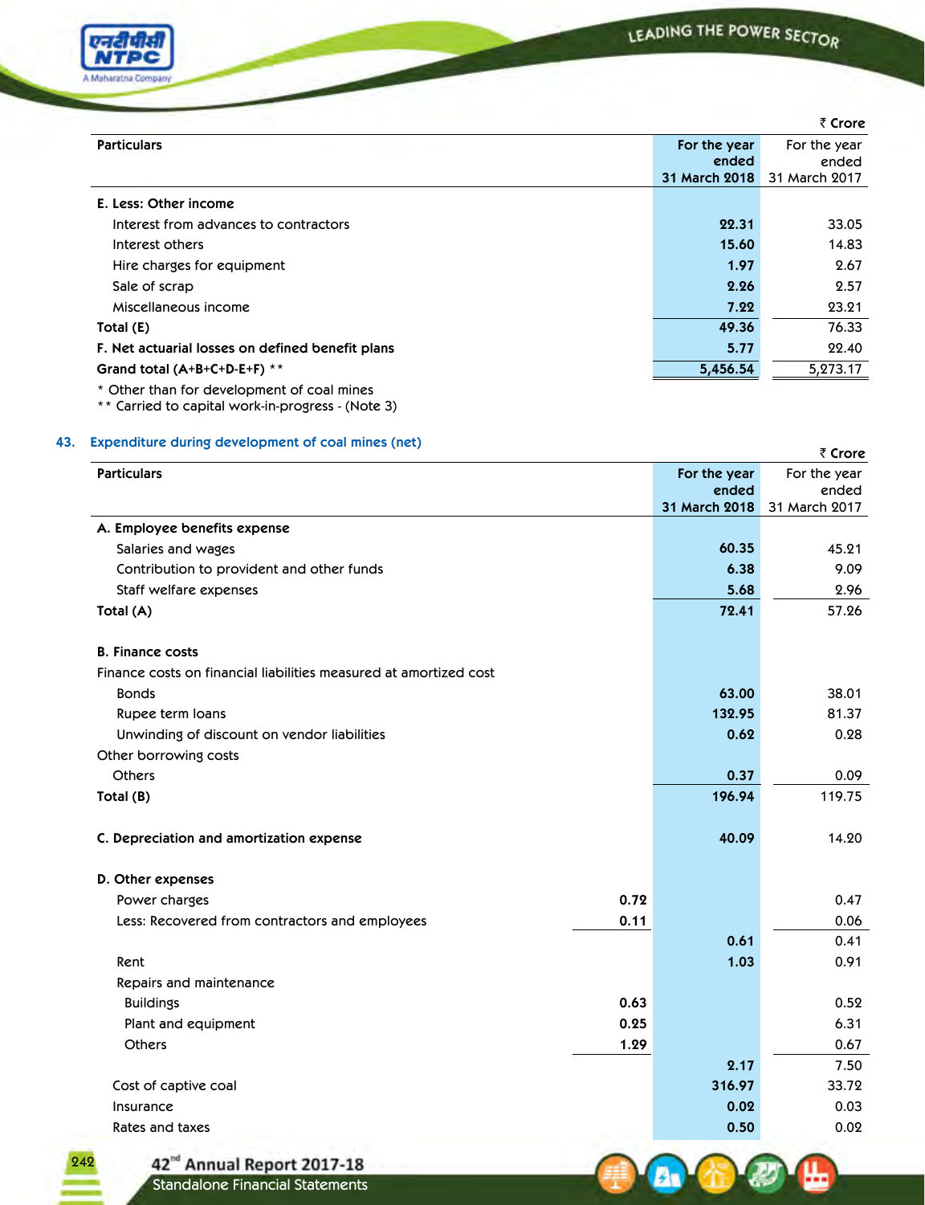₹ Crore

| Particulars | | For the year ended 31 March 2018 | For the year ended 31 March 2017 |
|---|---|---|---|
| **E. Less: Other income** | | | |
| Interest from advances to contractors | | 22.31 | 33.05 |
| Interest others | | 15.60 | 14.83 |
| Hire charges for equipment | | 1.97 | 2.67 |
| Sale of scrap | | 2.26 | 2.57 |
| Miscellaneous income | | 7.22 | 23.21 |
| **Total (E)** | | 49.36 | 76.33 |
| **F. Net actuarial losses on defined benefit plans** | | 5.77 | 22.40 |
| **Grand total (A+B+C+D-E+F) \*\*** | | 5,456.54 | 5,273.17 |

\* Other than for development of coal mines

\*\* Carried to capital work-in-progress - (Note 3)

## 43. Expenditure during development of coal mines (net)

₹ Crore

| Particulars | | For the year ended 31 March 2018 | For the year ended 31 March 2017 |
|---|---|---|---|
| **A. Employee benefits expense** | | | |
| Salaries and wages | | 60.35 | 45.21 |
| Contribution to provident and other funds | | 6.38 | 9.09 |
| Staff welfare expenses | | 5.68 | 2.96 |
| **Total (A)** | | 72.41 | 57.26 |
| | | | |
| **B. Finance costs** | | | |
| Finance costs on financial liabilities measured at amortized cost | | | |
| Bonds | | 63.00 | 38.01 |
| Rupee term loans | | 132.95 | 81.37 |
| Unwinding of discount on vendor liabilities | | 0.62 | 0.28 |
| Other borrowing costs | | | |
| Others | | 0.37 | 0.09 |
| **Total (B)** | | 196.94 | 119.75 |
| | | | |
| **C. Depreciation and amortization expense** | | 40.09 | 14.20 |
| | | | |
| **D. Other expenses** | | | |
| Power charges | 0.72 | | 0.47 |
| Less: Recovered from contractors and employees | 0.11 | | 0.06 |
| | | 0.61 | 0.41 |
| Rent | | 1.03 | 0.91 |
| Repairs and maintenance | | | |
| Buildings | 0.63 | | 0.52 |
| Plant and equipment | 0.25 | | 6.31 |
| Others | 1.29 | | 0.67 |
| | | 2.17 | 7.50 |
| Cost of captive coal | | 316.97 | 33.72 |
| Insurance | | 0.02 | 0.03 |
| Rates and taxes | | 0.50 | 0.02 |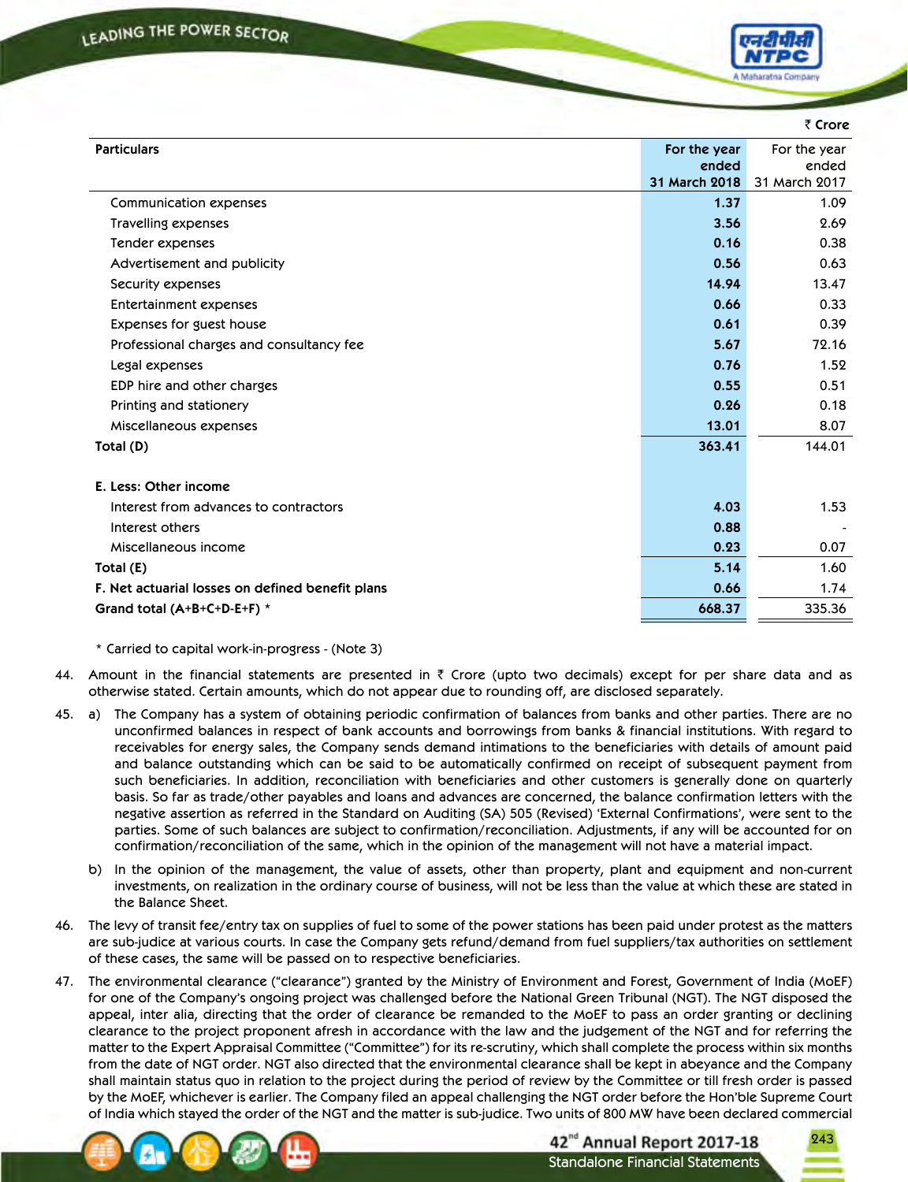₹ Crore

| Particulars | For the year ended 31 March 2018 | For the year ended 31 March 2017 |
|---|---|---|
| Communication expenses | **1.37** | 1.09 |
| Travelling expenses | **3.56** | 2.69 |
| Tender expenses | **0.16** | 0.38 |
| Advertisement and publicity | **0.56** | 0.63 |
| Security expenses | **14.94** | 13.47 |
| Entertainment expenses | **0.66** | 0.33 |
| Expenses for guest house | **0.61** | 0.39 |
| Professional charges and consultancy fee | **5.67** | 72.16 |
| Legal expenses | **0.76** | 1.52 |
| EDP hire and other charges | **0.55** | 0.51 |
| Printing and stationery | **0.26** | 0.18 |
| Miscellaneous expenses | **13.01** | 8.07 |
| **Total (D)** | **363.41** | 144.01 |
| **E. Less: Other income** | | |
| Interest from advances to contractors | **4.03** | 1.53 |
| Interest others | **0.88** | - |
| Miscellaneous income | **0.23** | 0.07 |
| **Total (E)** | **5.14** | 1.60 |
| **F. Net actuarial losses on defined benefit plans** | **0.66** | 1.74 |
| **Grand total (A+B+C+D-E+F) *** | **668.37** | 335.36 |

\* Carried to capital work-in-progress - (Note 3)

44. Amount in the financial statements are presented in ₹ Crore (upto two decimals) except for per share data and as otherwise stated. Certain amounts, which do not appear due to rounding off, are disclosed separately.

45. a) The Company has a system of obtaining periodic confirmation of balances from banks and other parties. There are no unconfirmed balances in respect of bank accounts and borrowings from banks & financial institutions. With regard to receivables for energy sales, the Company sends demand intimations to the beneficiaries with details of amount paid and balance outstanding which can be said to be automatically confirmed on receipt of subsequent payment from such beneficiaries. In addition, reconciliation with beneficiaries and other customers is generally done on quarterly basis. So far as trade/other payables and loans and advances are concerned, the balance confirmation letters with the negative assertion as referred in the Standard on Auditing (SA) 505 (Revised) 'External Confirmations', were sent to the parties. Some of such balances are subject to confirmation/reconciliation. Adjustments, if any will be accounted for on confirmation/reconciliation of the same, which in the opinion of the management will not have a material impact.

    b) In the opinion of the management, the value of assets, other than property, plant and equipment and non-current investments, on realization in the ordinary course of business, will not be less than the value at which these are stated in the Balance Sheet.

46. The levy of transit fee/entry tax on supplies of fuel to some of the power stations has been paid under protest as the matters are sub-judice at various courts. In case the Company gets refund/demand from fuel suppliers/tax authorities on settlement of these cases, the same will be passed on to respective beneficiaries.

47. The environmental clearance ("clearance") granted by the Ministry of Environment and Forest, Government of India (MoEF) for one of the Company's ongoing project was challenged before the National Green Tribunal (NGT). The NGT disposed the appeal, inter alia, directing that the order of clearance be remanded to the MoEF to pass an order granting or declining clearance to the project proponent afresh in accordance with the law and the judgement of the NGT and for referring the matter to the Expert Appraisal Committee ("Committee") for its re-scrutiny, which shall complete the process within six months from the date of NGT order. NGT also directed that the environmental clearance shall be kept in abeyance and the Company shall maintain status quo in relation to the project during the period of review by the Committee or till fresh order is passed by the MoEF, whichever is earlier. The Company filed an appeal challenging the NGT order before the Hon'ble Supreme Court of India which stayed the order of the NGT and the matter is sub-judice. Two units of 800 MW have been declared commercial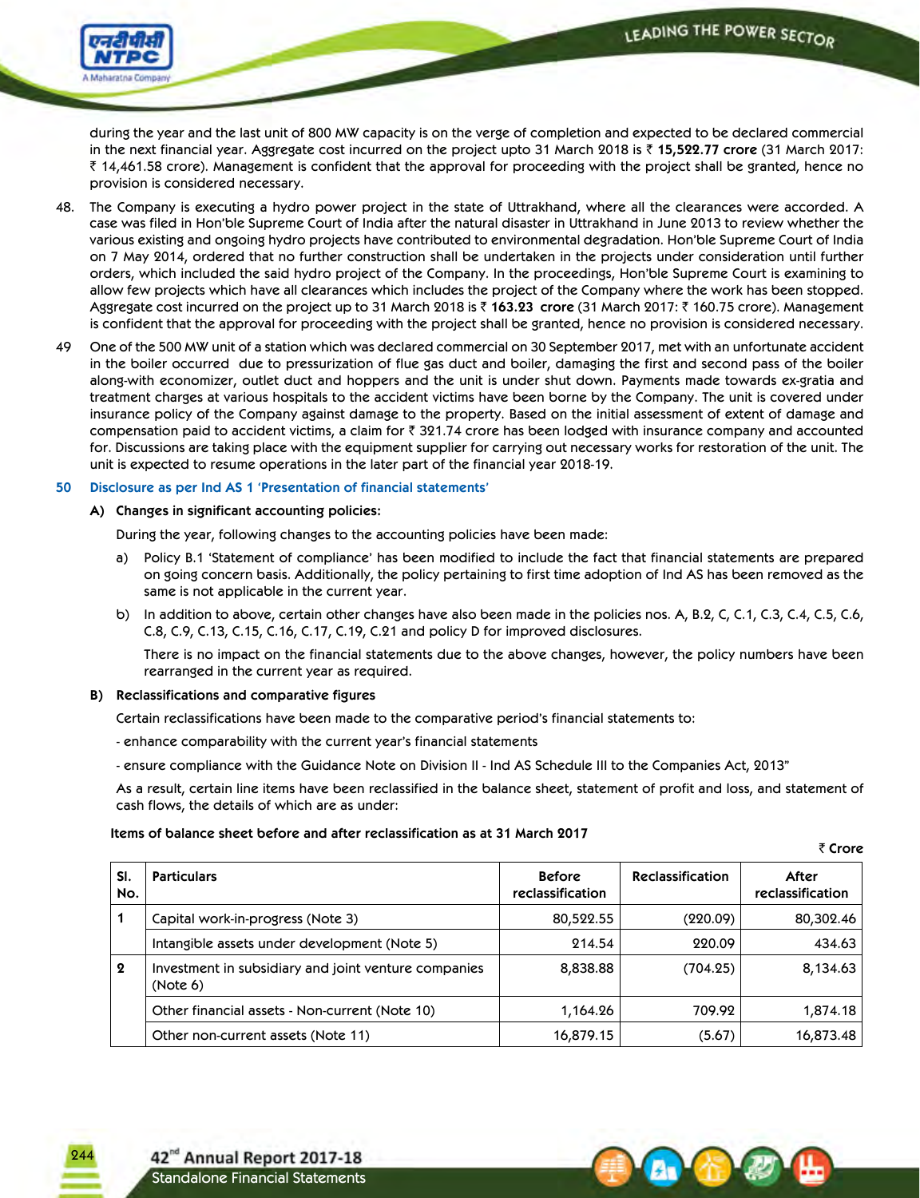during the year and the last unit of 800 MW capacity is on the verge of completion and expected to be declared commercial in the next financial year. Aggregate cost incurred on the project upto 31 March 2018 is ₹ **15,522.77 crore** (31 March 2017: ₹ 14,461.58 crore). Management is confident that the approval for proceeding with the project shall be granted, hence no provision is considered necessary.

48. The Company is executing a hydro power project in the state of Uttrakhand, where all the clearances were accorded. A case was filed in Hon'ble Supreme Court of India after the natural disaster in Uttrakhand in June 2013 to review whether the various existing and ongoing hydro projects have contributed to environmental degradation. Hon'ble Supreme Court of India on 7 May 2014, ordered that no further construction shall be undertaken in the projects under consideration until further orders, which included the said hydro project of the Company. In the proceedings, Hon'ble Supreme Court is examining to allow few projects which have all clearances which includes the project of the Company where the work has been stopped. Aggregate cost incurred on the project up to 31 March 2018 is ₹ **163.23 crore** (31 March 2017: ₹ 160.75 crore). Management is confident that the approval for proceeding with the project shall be granted, hence no provision is considered necessary.

49 One of the 500 MW unit of a station which was declared commercial on 30 September 2017, met with an unfortunate accident in the boiler occurred due to pressurization of flue gas duct and boiler, damaging the first and second pass of the boiler along-with economizer, outlet duct and hoppers and the unit is under shut down. Payments made towards ex-gratia and treatment charges at various hospitals to the accident victims have been borne by the Company. The unit is covered under insurance policy of the Company against damage to the property. Based on the initial assessment of extent of damage and compensation paid to accident victims, a claim for ₹ 321.74 crore has been lodged with insurance company and accounted for. Discussions are taking place with the equipment supplier for carrying out necessary works for restoration of the unit. The unit is expected to resume operations in the later part of the financial year 2018-19.

## 50 Disclosure as per Ind AS 1 'Presentation of financial statements'

**A) Changes in significant accounting policies:**

During the year, following changes to the accounting policies have been made:

a) Policy B.1 'Statement of compliance' has been modified to include the fact that financial statements are prepared on going concern basis. Additionally, the policy pertaining to first time adoption of Ind AS has been removed as the same is not applicable in the current year.

b) In addition to above, certain other changes have also been made in the policies nos. A, B.2, C, C.1, C.3, C.4, C.5, C.6, C.8, C.9, C.13, C.15, C.16, C.17, C.19, C.21 and policy D for improved disclosures.

There is no impact on the financial statements due to the above changes, however, the policy numbers have been rearranged in the current year as required.

**B) Reclassifications and comparative figures**

Certain reclassifications have been made to the comparative period's financial statements to:

- enhance comparability with the current year's financial statements

- ensure compliance with the Guidance Note on Division II - Ind AS Schedule III to the Companies Act, 2013"

As a result, certain line items have been reclassified in the balance sheet, statement of profit and loss, and statement of cash flows, the details of which are as under:

**Items of balance sheet before and after reclassification as at 31 March 2017**

₹ Crore

| Sl. No. | Particulars | Before reclassification | Reclassification | After reclassification |
|---|---|---|---|---|
| 1 | Capital work-in-progress (Note 3) | 80,522.55 | (220.09) | 80,302.46 |
| | Intangible assets under development (Note 5) | 214.54 | 220.09 | 434.63 |
| 2 | Investment in subsidiary and joint venture companies (Note 6) | 8,838.88 | (704.25) | 8,134.63 |
| | Other financial assets - Non-current (Note 10) | 1,164.26 | 709.92 | 1,874.18 |
| | Other non-current assets (Note 11) | 16,879.15 | (5.67) | 16,873.48 |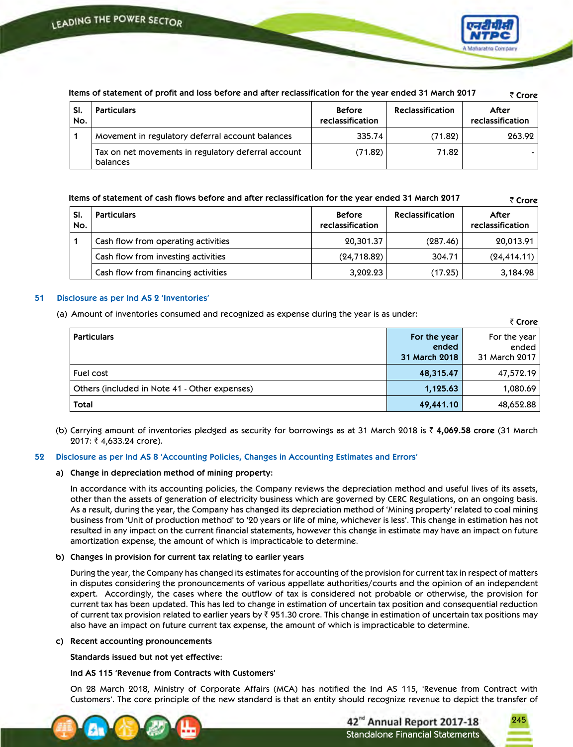Items of statement of profit and loss before and after reclassification for the year ended 31 March 2017

₹ Crore

| Sl. No. | Particulars | Before reclassification | Reclassification | After reclassification |
|---|---|---|---|---|
| 1 | Movement in regulatory deferral account balances | 335.74 | (71.82) | 263.92 |
| | Tax on net movements in regulatory deferral account balances | (71.82) | 71.82 | - |

Items of statement of cash flows before and after reclassification for the year ended 31 March 2017

₹ Crore

| Sl. No. | Particulars | Before reclassification | Reclassification | After reclassification |
|---|---|---|---|---|
| 1 | Cash flow from operating activities | 20,301.37 | (287.46) | 20,013.91 |
| | Cash flow from investing activities | (24,718.82) | 304.71 | (24,414.11) |
| | Cash flow from financing activities | 3,202.23 | (17.25) | 3,184.98 |

## 51 Disclosure as per Ind AS 2 'Inventories'

(a) Amount of inventories consumed and recognized as expense during the year is as under:

₹ Crore

| Particulars | For the year ended 31 March 2018 | For the year ended 31 March 2017 |
|---|---|---|
| Fuel cost | **48,315.47** | 47,572.19 |
| Others (included in Note 41 - Other expenses) | **1,125.63** | 1,080.69 |
| **Total** | **49,441.10** | 48,652.88 |

(b) Carrying amount of inventories pledged as security for borrowings as at 31 March 2018 is ₹ **4,069.58 crore** (31 March 2017: ₹ 4,633.24 crore).

## 52 Disclosure as per Ind AS 8 'Accounting Policies, Changes in Accounting Estimates and Errors'

**a) Change in depreciation method of mining property:**

In accordance with its accounting policies, the Company reviews the depreciation method and useful lives of its assets, other than the assets of generation of electricity business which are governed by CERC Regulations, on an ongoing basis. As a result, during the year, the Company has changed its depreciation method of 'Mining property' related to coal mining business from 'Unit of production method' to '20 years or life of mine, whichever is less'. This change in estimation has not resulted in any impact on the current financial statements, however this change in estimate may have an impact on future amortization expense, the amount of which is impracticable to determine.

**b) Changes in provision for current tax relating to earlier years**

During the year, the Company has changed its estimates for accounting of the provision for current tax in respect of matters in disputes considering the pronouncements of various appellate authorities/courts and the opinion of an independent expert. Accordingly, the cases where the outflow of tax is considered not probable or otherwise, the provision for current tax has been updated. This has led to change in estimation of uncertain tax position and consequential reduction of current tax provision related to earlier years by ₹ 951.30 crore. This change in estimation of uncertain tax positions may also have an impact on future current tax expense, the amount of which is impracticable to determine.

**c) Recent accounting pronouncements**

**Standards issued but not yet effective:**

**Ind AS 115 'Revenue from Contracts with Customers'**

On 28 March 2018, Ministry of Corporate Affairs (MCA) has notified the Ind AS 115, 'Revenue from Contract with Customers'. The core principle of the new standard is that an entity should recognize revenue to depict the transfer of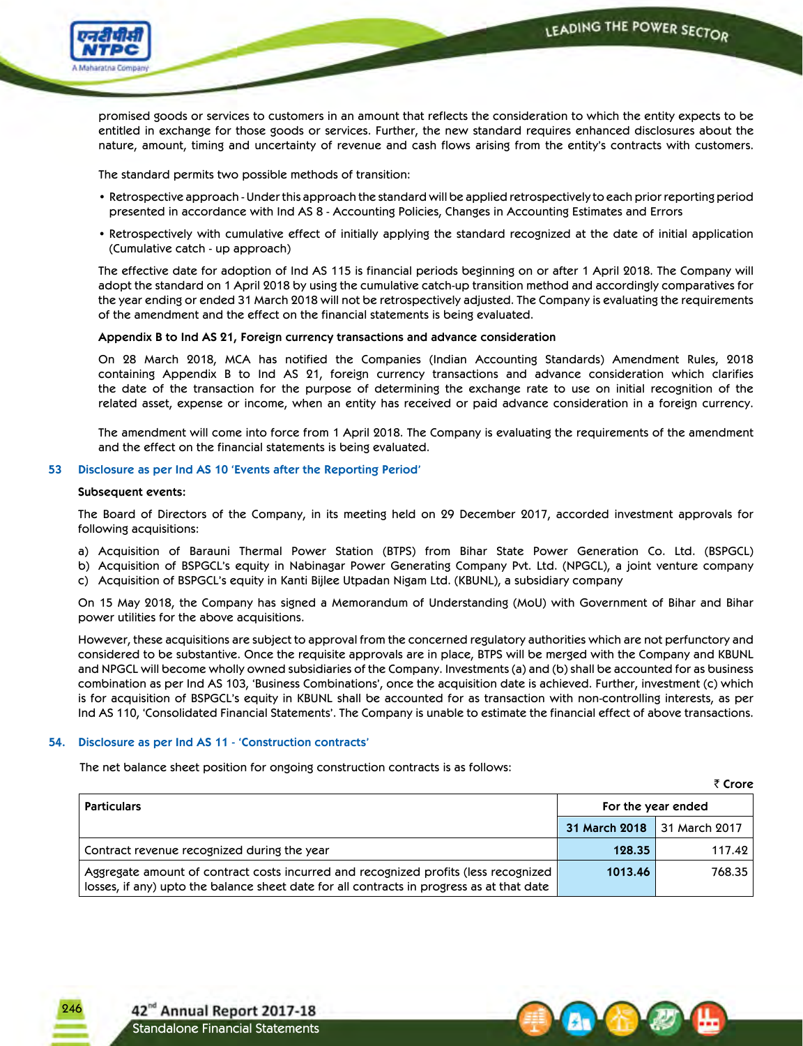promised goods or services to customers in an amount that reflects the consideration to which the entity expects to be entitled in exchange for those goods or services. Further, the new standard requires enhanced disclosures about the nature, amount, timing and uncertainty of revenue and cash flows arising from the entity's contracts with customers.

The standard permits two possible methods of transition:

- Retrospective approach - Under this approach the standard will be applied retrospectively to each prior reporting period presented in accordance with Ind AS 8 - Accounting Policies, Changes in Accounting Estimates and Errors
- Retrospectively with cumulative effect of initially applying the standard recognized at the date of initial application (Cumulative catch - up approach)

The effective date for adoption of Ind AS 115 is financial periods beginning on or after 1 April 2018. The Company will adopt the standard on 1 April 2018 by using the cumulative catch-up transition method and accordingly comparatives for the year ending or ended 31 March 2018 will not be retrospectively adjusted. The Company is evaluating the requirements of the amendment and the effect on the financial statements is being evaluated.

**Appendix B to Ind AS 21, Foreign currency transactions and advance consideration**

On 28 March 2018, MCA has notified the Companies (Indian Accounting Standards) Amendment Rules, 2018 containing Appendix B to Ind AS 21, foreign currency transactions and advance consideration which clarifies the date of the transaction for the purpose of determining the exchange rate to use on initial recognition of the related asset, expense or income, when an entity has received or paid advance consideration in a foreign currency.

The amendment will come into force from 1 April 2018. The Company is evaluating the requirements of the amendment and the effect on the financial statements is being evaluated.

## 53 Disclosure as per Ind AS 10 'Events after the Reporting Period'

**Subsequent events:**

The Board of Directors of the Company, in its meeting held on 29 December 2017, accorded investment approvals for following acquisitions:

a) Acquisition of Barauni Thermal Power Station (BTPS) from Bihar State Power Generation Co. Ltd. (BSPGCL)
b) Acquisition of BSPGCL's equity in Nabinagar Power Generating Company Pvt. Ltd. (NPGCL), a joint venture company
c) Acquisition of BSPGCL's equity in Kanti Bijlee Utpadan Nigam Ltd. (KBUNL), a subsidiary company

On 15 May 2018, the Company has signed a Memorandum of Understanding (MoU) with Government of Bihar and Bihar power utilities for the above acquisitions.

However, these acquisitions are subject to approval from the concerned regulatory authorities which are not perfunctory and considered to be substantive. Once the requisite approvals are in place, BTPS will be merged with the Company and KBUNL and NPGCL will become wholly owned subsidiaries of the Company. Investments (a) and (b) shall be accounted for as business combination as per Ind AS 103, 'Business Combinations', once the acquisition date is achieved. Further, investment (c) which is for acquisition of BSPGCL's equity in KBUNL shall be accounted for as transaction with non-controlling interests, as per Ind AS 110, 'Consolidated Financial Statements'. The Company is unable to estimate the financial effect of above transactions.

## 54. Disclosure as per Ind AS 11 - 'Construction contracts'

The net balance sheet position for ongoing construction contracts is as follows:

₹ Crore

| Particulars | For the year ended | |
|---|---|---|
| | **31 March 2018** | 31 March 2017 |
| Contract revenue recognized during the year | **128.35** | 117.42 |
| Aggregate amount of contract costs incurred and recognized profits (less recognized losses, if any) upto the balance sheet date for all contracts in progress as at that date | **1013.46** | 768.35 |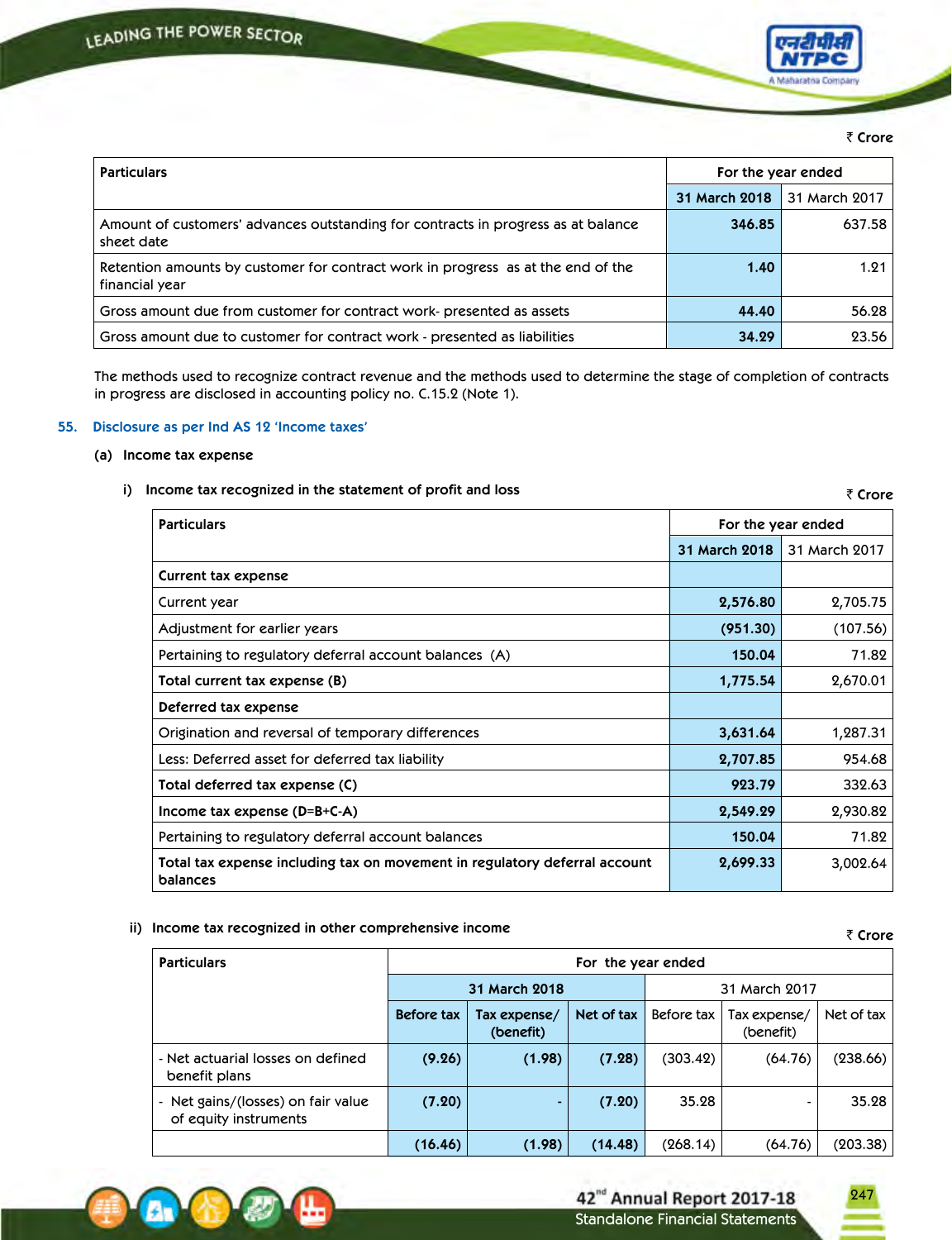₹ Crore

| Particulars | For the year ended | |
|---|---|---|
| | **31 March 2018** | 31 March 2017 |
| Amount of customers' advances outstanding for contracts in progress as at balance sheet date | **346.85** | 637.58 |
| Retention amounts by customer for contract work in progress as at the end of the financial year | **1.40** | 1.21 |
| Gross amount due from customer for contract work- presented as assets | **44.40** | 56.28 |
| Gross amount due to customer for contract work - presented as liabilities | **34.29** | 23.56 |

The methods used to recognize contract revenue and the methods used to determine the stage of completion of contracts in progress are disclosed in accounting policy no. C.15.2 (Note 1).

## 55. Disclosure as per Ind AS 12 'Income taxes'

### (a) Income tax expense

#### i) Income tax recognized in the statement of profit and loss

₹ Crore

| Particulars | For the year ended | |
|---|---|---|
| | **31 March 2018** | 31 March 2017 |
| **Current tax expense** | | |
| Current year | **2,576.80** | 2,705.75 |
| Adjustment for earlier years | **(951.30)** | (107.56) |
| Pertaining to regulatory deferral account balances (A) | **150.04** | 71.82 |
| **Total current tax expense (B)** | **1,775.54** | 2,670.01 |
| **Deferred tax expense** | | |
| Origination and reversal of temporary differences | **3,631.64** | 1,287.31 |
| Less: Deferred asset for deferred tax liability | **2,707.85** | 954.68 |
| **Total deferred tax expense (C)** | **923.79** | 332.63 |
| **Income tax expense (D=B+C-A)** | **2,549.29** | 2,930.82 |
| Pertaining to regulatory deferral account balances | **150.04** | 71.82 |
| **Total tax expense including tax on movement in regulatory deferral account balances** | **2,699.33** | 3,002.64 |

#### ii) Income tax recognized in other comprehensive income

₹ Crore

| Particulars | For the year ended | | | | | |
|---|---|---|---|---|---|---|
| | **31 March 2018** | | | 31 March 2017 | | |
| | **Before tax** | **Tax expense/ (benefit)** | **Net of tax** | Before tax | Tax expense/ (benefit) | Net of tax |
| - Net actuarial losses on defined benefit plans | **(9.26)** | **(1.98)** | **(7.28)** | (303.42) | (64.76) | (238.66) |
| - Net gains/(losses) on fair value of equity instruments | **(7.20)** | **-** | **(7.20)** | 35.28 | - | 35.28 |
| | **(16.46)** | **(1.98)** | **(14.48)** | (268.14) | (64.76) | (203.38) |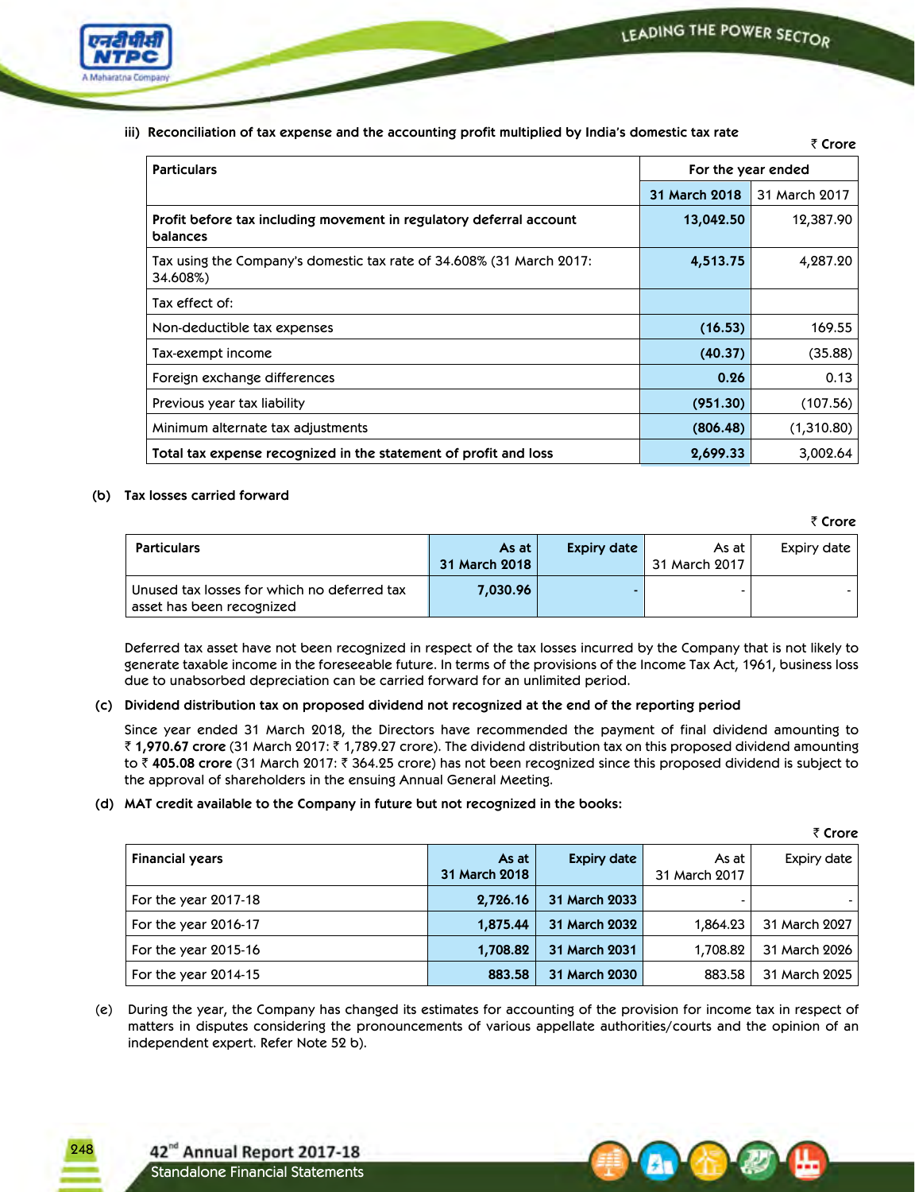iii) Reconciliation of tax expense and the accounting profit multiplied by India's domestic tax rate

₹ Crore

| Particulars | For the year ended | |
|---|---|---|
| | **31 March 2018** | 31 March 2017 |
| **Profit before tax including movement in regulatory deferral account balances** | **13,042.50** | 12,387.90 |
| Tax using the Company's domestic tax rate of 34.608% (31 March 2017: 34.608%) | **4,513.75** | 4,287.20 |
| Tax effect of: | | |
| Non-deductible tax expenses | **(16.53)** | 169.55 |
| Tax-exempt income | **(40.37)** | (35.88) |
| Foreign exchange differences | **0.26** | 0.13 |
| Previous year tax liability | **(951.30)** | (107.56) |
| Minimum alternate tax adjustments | **(806.48)** | (1,310.80) |
| **Total tax expense recognized in the statement of profit and loss** | **2,699.33** | 3,002.64 |

**(b) Tax losses carried forward**

₹ Crore

| Particulars | As at 31 March 2018 | Expiry date | As at 31 March 2017 | Expiry date |
|---|---|---|---|---|
| Unused tax losses for which no deferred tax asset has been recognized | **7,030.96** | - | - | - |

Deferred tax asset have not been recognized in respect of the tax losses incurred by the Company that is not likely to generate taxable income in the foreseeable future. In terms of the provisions of the Income Tax Act, 1961, business loss due to unabsorbed depreciation can be carried forward for an unlimited period.

**(c) Dividend distribution tax on proposed dividend not recognized at the end of the reporting period**

Since year ended 31 March 2018, the Directors have recommended the payment of final dividend amounting to ₹ **1,970.67 crore** (31 March 2017: ₹ 1,789.27 crore). The dividend distribution tax on this proposed dividend amounting to ₹ **405.08 crore** (31 March 2017: ₹ 364.25 crore) has not been recognized since this proposed dividend is subject to the approval of shareholders in the ensuing Annual General Meeting.

**(d) MAT credit available to the Company in future but not recognized in the books:**

₹ Crore

| Financial years | As at 31 March 2018 | Expiry date | As at 31 March 2017 | Expiry date |
|---|---|---|---|---|
| For the year 2017-18 | **2,726.16** | **31 March 2033** | - | - |
| For the year 2016-17 | **1,875.44** | **31 March 2032** | 1,864.23 | 31 March 2027 |
| For the year 2015-16 | **1,708.82** | **31 March 2031** | 1,708.82 | 31 March 2026 |
| For the year 2014-15 | **883.58** | **31 March 2030** | 883.58 | 31 March 2025 |

(e) During the year, the Company has changed its estimates for accounting of the provision for income tax in respect of matters in disputes considering the pronouncements of various appellate authorities/courts and the opinion of an independent expert. Refer Note 52 b).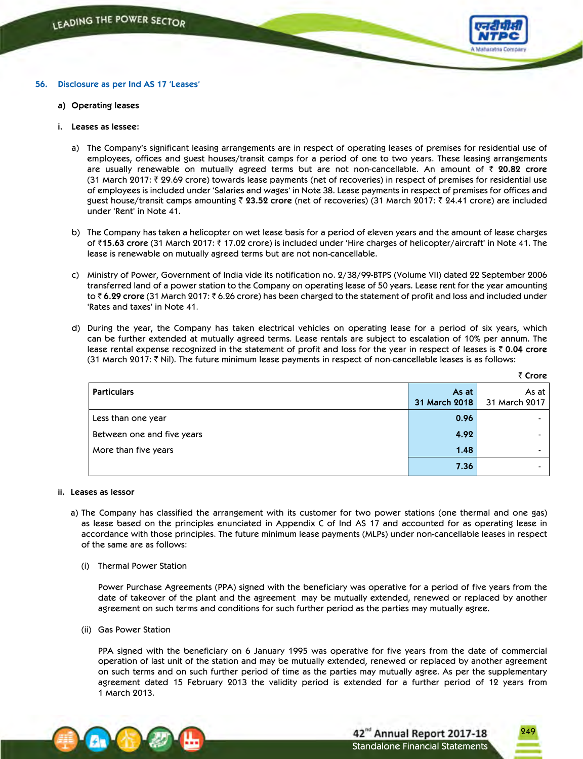## 56. Disclosure as per Ind AS 17 'Leases'

### a) Operating leases

#### i. Leases as lessee:

a) The Company's significant leasing arrangements are in respect of operating leases of premises for residential use of employees, offices and guest houses/transit camps for a period of one to two years. These leasing arrangements are usually renewable on mutually agreed terms but are not non-cancellable. An amount of ₹ **20.82 crore** (31 March 2017: ₹ 29.69 crore) towards lease payments (net of recoveries) in respect of premises for residential use of employees is included under 'Salaries and wages' in Note 38. Lease payments in respect of premises for offices and guest house/transit camps amounting ₹ **23.52 crore** (net of recoveries) (31 March 2017: ₹ 24.41 crore) are included under 'Rent' in Note 41.

b) The Company has taken a helicopter on wet lease basis for a period of eleven years and the amount of lease charges of ₹**15.63 crore** (31 March 2017: ₹ 17.02 crore) is included under 'Hire charges of helicopter/aircraft' in Note 41. The lease is renewable on mutually agreed terms but are not non-cancellable.

c) Ministry of Power, Government of India vide its notification no. 2/38/99-BTPS (Volume VII) dated 22 September 2006 transferred land of a power station to the Company on operating lease of 50 years. Lease rent for the year amounting to ₹ **6.29 crore** (31 March 2017: ₹ 6.26 crore) has been charged to the statement of profit and loss and included under 'Rates and taxes' in Note 41.

d) During the year, the Company has taken electrical vehicles on operating lease for a period of six years, which can be further extended at mutually agreed terms. Lease rentals are subject to escalation of 10% per annum. The lease rental expense recognized in the statement of profit and loss for the year in respect of leases is ₹ **0.04 crore** (31 March 2017: ₹ Nil). The future minimum lease payments in respect of non-cancellable leases is as follows:

₹ Crore

| Particulars | As at 31 March 2018 | As at 31 March 2017 |
|---|---|---|
| Less than one year | 0.96 | - |
| Between one and five years | 4.92 | - |
| More than five years | 1.48 | - |
| | 7.36 | - |

#### ii. Leases as lessor

a) The Company has classified the arrangement with its customer for two power stations (one thermal and one gas) as lease based on the principles enunciated in Appendix C of Ind AS 17 and accounted for as operating lease in accordance with those principles. The future minimum lease payments (MLPs) under non-cancellable leases in respect of the same are as follows:

(i) Thermal Power Station

Power Purchase Agreements (PPA) signed with the beneficiary was operative for a period of five years from the date of takeover of the plant and the agreement may be mutually extended, renewed or replaced by another agreement on such terms and conditions for such further period as the parties may mutually agree.

(ii) Gas Power Station

PPA signed with the beneficiary on 6 January 1995 was operative for five years from the date of commercial operation of last unit of the station and may be mutually extended, renewed or replaced by another agreement on such terms and on such further period of time as the parties may mutually agree. As per the supplementary agreement dated 15 February 2013 the validity period is extended for a further period of 12 years from 1 March 2013.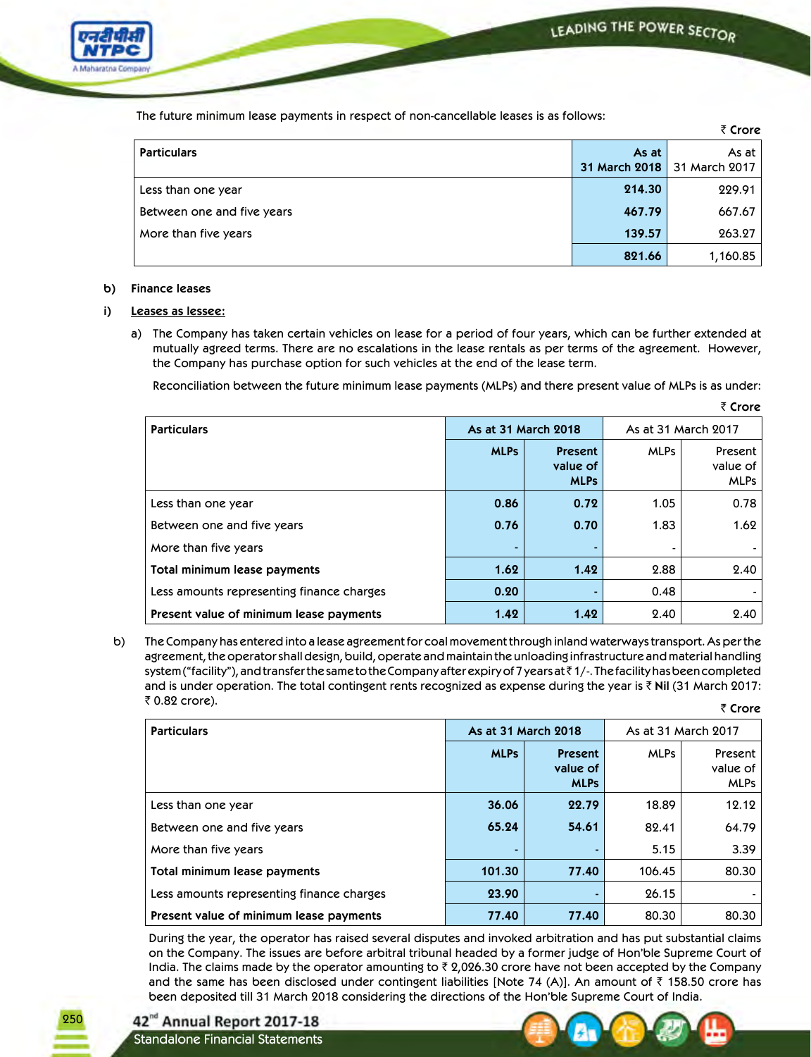The future minimum lease payments in respect of non-cancellable leases is as follows:

₹ Crore

| Particulars | As at 31 March 2018 | As at 31 March 2017 |
|---|---|---|
| Less than one year | 214.30 | 229.91 |
| Between one and five years | 467.79 | 667.67 |
| More than five years | 139.57 | 263.27 |
| | 821.66 | 1,160.85 |

**b) Finance leases**

**i) Leases as lessee:**

a) The Company has taken certain vehicles on lease for a period of four years, which can be further extended at mutually agreed terms. There are no escalations in the lease rentals as per terms of the agreement. However, the Company has purchase option for such vehicles at the end of the lease term.

Reconciliation between the future minimum lease payments (MLPs) and there present value of MLPs is as under:

₹ Crore

| Particulars | As at 31 March 2018 | | As at 31 March 2017 | |
|---|---|---|---|---|
| | MLPs | Present value of MLPs | MLPs | Present value of MLPs |
| Less than one year | 0.86 | 0.72 | 1.05 | 0.78 |
| Between one and five years | 0.76 | 0.70 | 1.83 | 1.62 |
| More than five years | - | - | - | - |
| **Total minimum lease payments** | 1.62 | 1.42 | 2.88 | 2.40 |
| Less amounts representing finance charges | 0.20 | - | 0.48 | - |
| **Present value of minimum lease payments** | 1.42 | 1.42 | 2.40 | 2.40 |

b) The Company has entered into a lease agreement for coal movement through inland waterways transport. As per the agreement, the operator shall design, build, operate and maintain the unloading infrastructure and material handling system ("facility"), and transfer the same to the Company after expiry of 7 years at ₹ 1/-. The facility has been completed and is under operation. The total contingent rents recognized as expense during the year is ₹ **Nil** (31 March 2017: ₹ 0.82 crore).

₹ Crore

| Particulars | As at 31 March 2018 | | As at 31 March 2017 | |
|---|---|---|---|---|
| | MLPs | Present value of MLPs | MLPs | Present value of MLPs |
| Less than one year | 36.06 | 22.79 | 18.89 | 12.12 |
| Between one and five years | 65.24 | 54.61 | 82.41 | 64.79 |
| More than five years | - | - | 5.15 | 3.39 |
| **Total minimum lease payments** | 101.30 | 77.40 | 106.45 | 80.30 |
| Less amounts representing finance charges | 23.90 | - | 26.15 | - |
| **Present value of minimum lease payments** | 77.40 | 77.40 | 80.30 | 80.30 |

During the year, the operator has raised several disputes and invoked arbitration and has put substantial claims on the Company. The issues are before arbitral tribunal headed by a former judge of Hon'ble Supreme Court of India. The claims made by the operator amounting to ₹ 2,026.30 crore have not been accepted by the Company and the same has been disclosed under contingent liabilities [Note 74 (A)]. An amount of ₹ 158.50 crore has been deposited till 31 March 2018 considering the directions of the Hon'ble Supreme Court of India.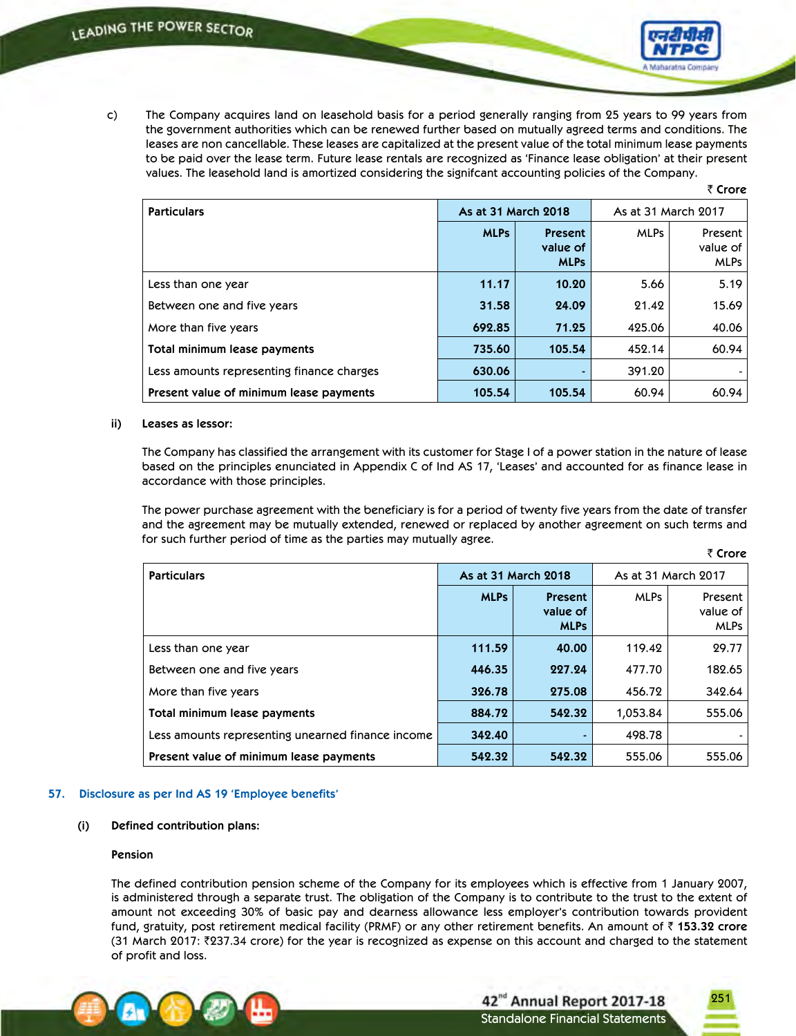c) The Company acquires land on leasehold basis for a period generally ranging from 25 years to 99 years from the government authorities which can be renewed further based on mutually agreed terms and conditions. The leases are non cancellable. These leases are capitalized at the present value of the total minimum lease payments to be paid over the lease term. Future lease rentals are recognized as 'Finance lease obligation' at their present values. The leasehold land is amortized considering the signifcant accounting policies of the Company.

₹ Crore

| Particulars | As at 31 March 2018 | | As at 31 March 2017 | |
|---|---|---|---|---|
| | MLPs | Present value of MLPs | MLPs | Present value of MLPs |
| Less than one year | 11.17 | 10.20 | 5.66 | 5.19 |
| Between one and five years | 31.58 | 24.09 | 21.42 | 15.69 |
| More than five years | 692.85 | 71.25 | 425.06 | 40.06 |
| **Total minimum lease payments** | 735.60 | 105.54 | 452.14 | 60.94 |
| Less amounts representing finance charges | 630.06 | - | 391.20 | - |
| **Present value of minimum lease payments** | 105.54 | 105.54 | 60.94 | 60.94 |

**ii) Leases as lessor:**

The Company has classified the arrangement with its customer for Stage I of a power station in the nature of lease based on the principles enunciated in Appendix C of Ind AS 17, 'Leases' and accounted for as finance lease in accordance with those principles.

The power purchase agreement with the beneficiary is for a period of twenty five years from the date of transfer and the agreement may be mutually extended, renewed or replaced by another agreement on such terms and for such further period of time as the parties may mutually agree.

₹ Crore

| Particulars | As at 31 March 2018 | | As at 31 March 2017 | |
|---|---|---|---|---|
| | MLPs | Present value of MLPs | MLPs | Present value of MLPs |
| Less than one year | 111.59 | 40.00 | 119.42 | 29.77 |
| Between one and five years | 446.35 | 227.24 | 477.70 | 182.65 |
| More than five years | 326.78 | 275.08 | 456.72 | 342.64 |
| **Total minimum lease payments** | 884.72 | 542.32 | 1,053.84 | 555.06 |
| Less amounts representing unearned finance income | 342.40 | - | 498.78 | - |
| **Present value of minimum lease payments** | 542.32 | 542.32 | 555.06 | 555.06 |

## 57. Disclosure as per Ind AS 19 'Employee benefits'

**(i) Defined contribution plans:**

**Pension**

The defined contribution pension scheme of the Company for its employees which is effective from 1 January 2007, is administered through a separate trust. The obligation of the Company is to contribute to the trust to the extent of amount not exceeding 30% of basic pay and dearness allowance less employer's contribution towards provident fund, gratuity, post retirement medical facility (PRMF) or any other retirement benefits. An amount of ₹ **153.32 crore** (31 March 2017: ₹237.34 crore) for the year is recognized as expense on this account and charged to the statement of profit and loss.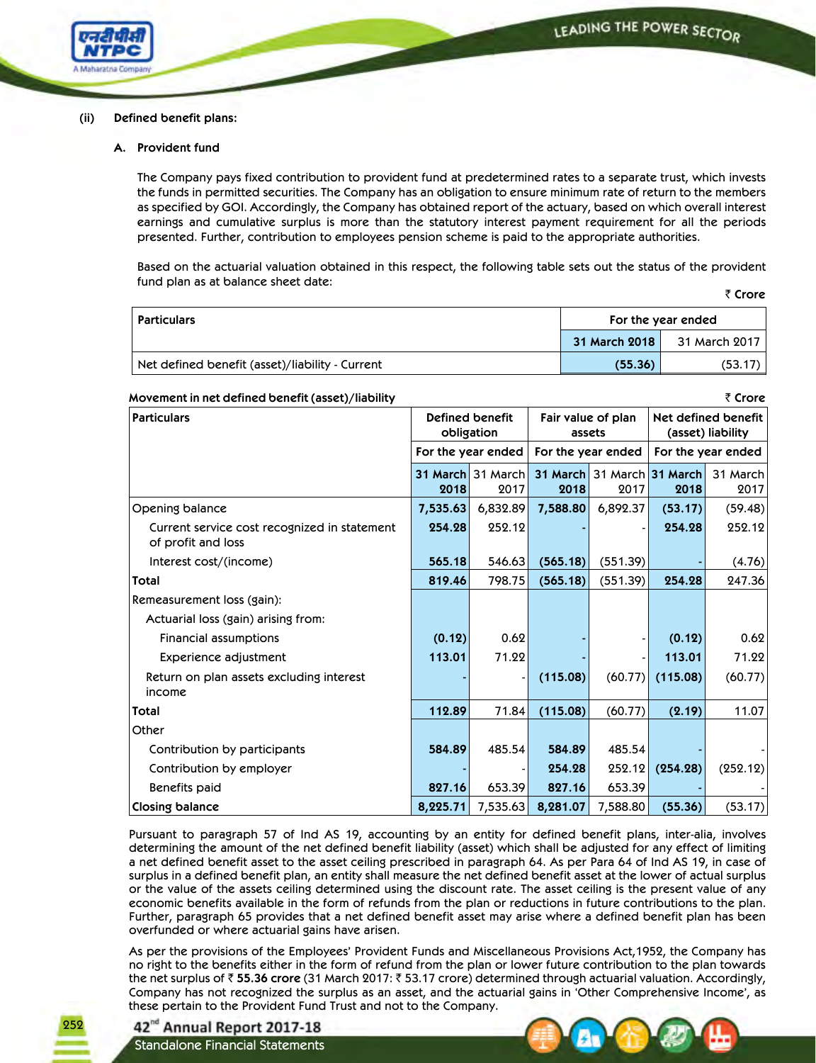### (ii) Defined benefit plans:

#### A. Provident fund

The Company pays fixed contribution to provident fund at predetermined rates to a separate trust, which invests the funds in permitted securities. The Company has an obligation to ensure minimum rate of return to the members as specified by GOI. Accordingly, the Company has obtained report of the actuary, based on which overall interest earnings and cumulative surplus is more than the statutory interest payment requirement for all the periods presented. Further, contribution to employees pension scheme is paid to the appropriate authorities.

Based on the actuarial valuation obtained in this respect, the following table sets out the status of the provident fund plan as at balance sheet date:

₹ Crore

| Particulars | For the year ended | |
|---|---|---|
| | **31 March 2018** | 31 March 2017 |
| Net defined benefit (asset)/liability - Current | **(55.36)** | (53.17) |

**Movement in net defined benefit (asset)/liability** ₹ Crore

| Particulars | Defined benefit obligation | | Fair value of plan assets | | Net defined benefit (asset) liability | |
|---|---|---|---|---|---|---|
| | For the year ended | | For the year ended | | For the year ended | |
| | **31 March 2018** | 31 March 2017 | **31 March 2018** | 31 March 2017 | **31 March 2018** | 31 March 2017 |
| Opening balance | **7,535.63** | 6,832.89 | **7,588.80** | 6,892.37 | **(53.17)** | (59.48) |
| Current service cost recognized in statement of profit and loss | **254.28** | 252.12 | - | - | **254.28** | 252.12 |
| Interest cost/(income) | **565.18** | 546.63 | **(565.18)** | (551.39) | - | (4.76) |
| **Total** | **819.46** | 798.75 | **(565.18)** | (551.39) | **254.28** | 247.36 |
| Remeasurement loss (gain): | | | | | | |
| Actuarial loss (gain) arising from: | | | | | | |
| Financial assumptions | **(0.12)** | 0.62 | - | - | **(0.12)** | 0.62 |
| Experience adjustment | **113.01** | 71.22 | - | - | **113.01** | 71.22 |
| Return on plan assets excluding interest income | - | - | **(115.08)** | (60.77) | **(115.08)** | (60.77) |
| **Total** | **112.89** | 71.84 | **(115.08)** | (60.77) | **(2.19)** | 11.07 |
| Other | | | | | | |
| Contribution by participants | **584.89** | 485.54 | **584.89** | 485.54 | - | - |
| Contribution by employer | - | - | **254.28** | 252.12 | **(254.28)** | (252.12) |
| Benefits paid | **827.16** | 653.39 | **827.16** | 653.39 | - | - |
| **Closing balance** | **8,225.71** | 7,535.63 | **8,281.07** | 7,588.80 | **(55.36)** | (53.17) |

Pursuant to paragraph 57 of Ind AS 19, accounting by an entity for defined benefit plans, inter-alia, involves determining the amount of the net defined benefit liability (asset) which shall be adjusted for any effect of limiting a net defined benefit asset to the asset ceiling prescribed in paragraph 64. As per Para 64 of Ind AS 19, in case of surplus in a defined benefit plan, an entity shall measure the net defined benefit asset at the lower of actual surplus or the value of the assets ceiling determined using the discount rate. The asset ceiling is the present value of any economic benefits available in the form of refunds from the plan or reductions in future contributions to the plan. Further, paragraph 65 provides that a net defined benefit asset may arise where a defined benefit plan has been overfunded or where actuarial gains have arisen.

As per the provisions of the Employees' Provident Funds and Miscellaneous Provisions Act,1952, the Company has no right to the benefits either in the form of refund from the plan or lower future contribution to the plan towards the net surplus of ₹ **55.36 crore** (31 March 2017: ₹ 53.17 crore) determined through actuarial valuation. Accordingly, Company has not recognized the surplus as an asset, and the actuarial gains in 'Other Comprehensive Income', as these pertain to the Provident Fund Trust and not to the Company.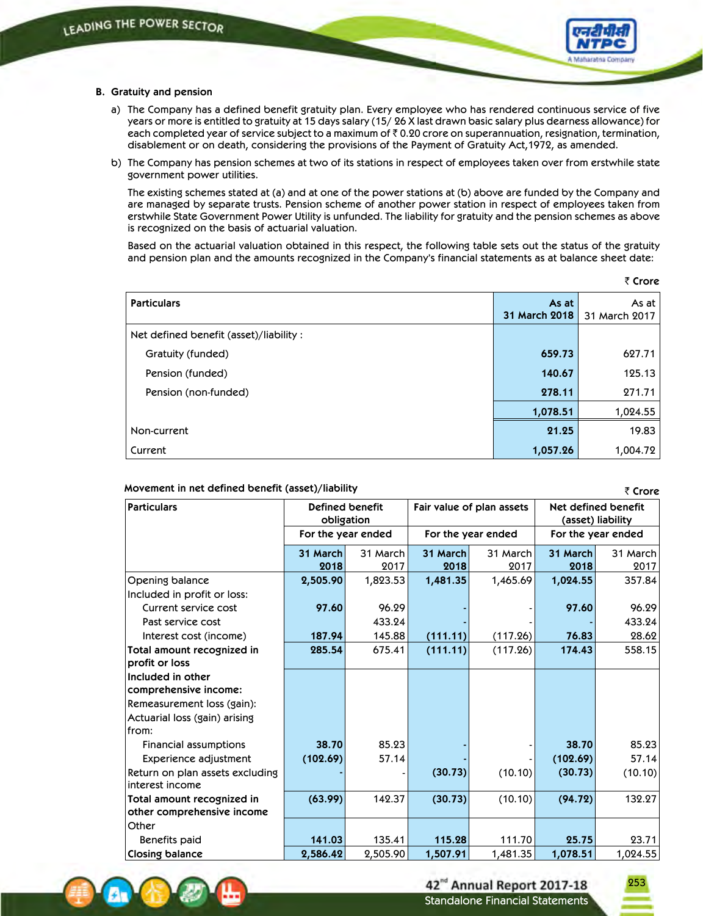**B. Gratuity and pension**

a) The Company has a defined benefit gratuity plan. Every employee who has rendered continuous service of five years or more is entitled to gratuity at 15 days salary (15/ 26 X last drawn basic salary plus dearness allowance) for each completed year of service subject to a maximum of ₹ 0.20 crore on superannuation, resignation, termination, disablement or on death, considering the provisions of the Payment of Gratuity Act,1972, as amended.

b) The Company has pension schemes at two of its stations in respect of employees taken over from erstwhile state government power utilities.

The existing schemes stated at (a) and at one of the power stations at (b) above are funded by the Company and are managed by separate trusts. Pension scheme of another power station in respect of employees taken from erstwhile State Government Power Utility is unfunded. The liability for gratuity and the pension schemes as above is recognized on the basis of actuarial valuation.

Based on the actuarial valuation obtained in this respect, the following table sets out the status of the gratuity and pension plan and the amounts recognized in the Company's financial statements as at balance sheet date:

₹ Crore

| Particulars | As at 31 March 2018 | As at 31 March 2017 |
|---|---|---|
| Net defined benefit (asset)/liability : | | |
| Gratuity (funded) | **659.73** | 627.71 |
| Pension (funded) | **140.67** | 125.13 |
| Pension (non-funded) | **278.11** | 271.71 |
| | **1,078.51** | 1,024.55 |
| Non-current | **21.25** | 19.83 |
| Current | **1,057.26** | 1,004.72 |

**Movement in net defined benefit (asset)/liability**

₹ Crore

| Particulars | Defined benefit obligation | | Fair value of plan assets | | Net defined benefit (asset) liability | |
|---|---|---|---|---|---|---|
| | For the year ended | | For the year ended | | For the year ended | |
| | 31 March 2018 | 31 March 2017 | 31 March 2018 | 31 March 2017 | 31 March 2018 | 31 March 2017 |
| Opening balance | **2,505.90** | 1,823.53 | **1,481.35** | 1,465.69 | **1,024.55** | 357.84 |
| Included in profit or loss: | | | | | | |
| Current service cost | **97.60** | 96.29 | - | - | **97.60** | 96.29 |
| Past service cost | | 433.24 | - | - | - | 433.24 |
| Interest cost (income) | **187.94** | 145.88 | **(111.11)** | (117.26) | **76.83** | 28.62 |
| **Total amount recognized in profit or loss** | **285.54** | 675.41 | **(111.11)** | (117.26) | **174.43** | 558.15 |
| **Included in other comprehensive income:** | | | | | | |
| Remeasurement loss (gain): | | | | | | |
| Actuarial loss (gain) arising from: | | | | | | |
| Financial assumptions | **38.70** | 85.23 | - | - | **38.70** | 85.23 |
| Experience adjustment | **(102.69)** | 57.14 | - | - | **(102.69)** | 57.14 |
| Return on plan assets excluding interest income | - | - | **(30.73)** | (10.10) | **(30.73)** | (10.10) |
| **Total amount recognized in other comprehensive income** | **(63.99)** | 142.37 | **(30.73)** | (10.10) | **(94.72)** | 132.27 |
| Other | | | | | | |
| Benefits paid | **141.03** | 135.41 | **115.28** | 111.70 | **25.75** | 23.71 |
| **Closing balance** | **2,586.42** | 2,505.90 | **1,507.91** | 1,481.35 | **1,078.51** | 1,024.55 |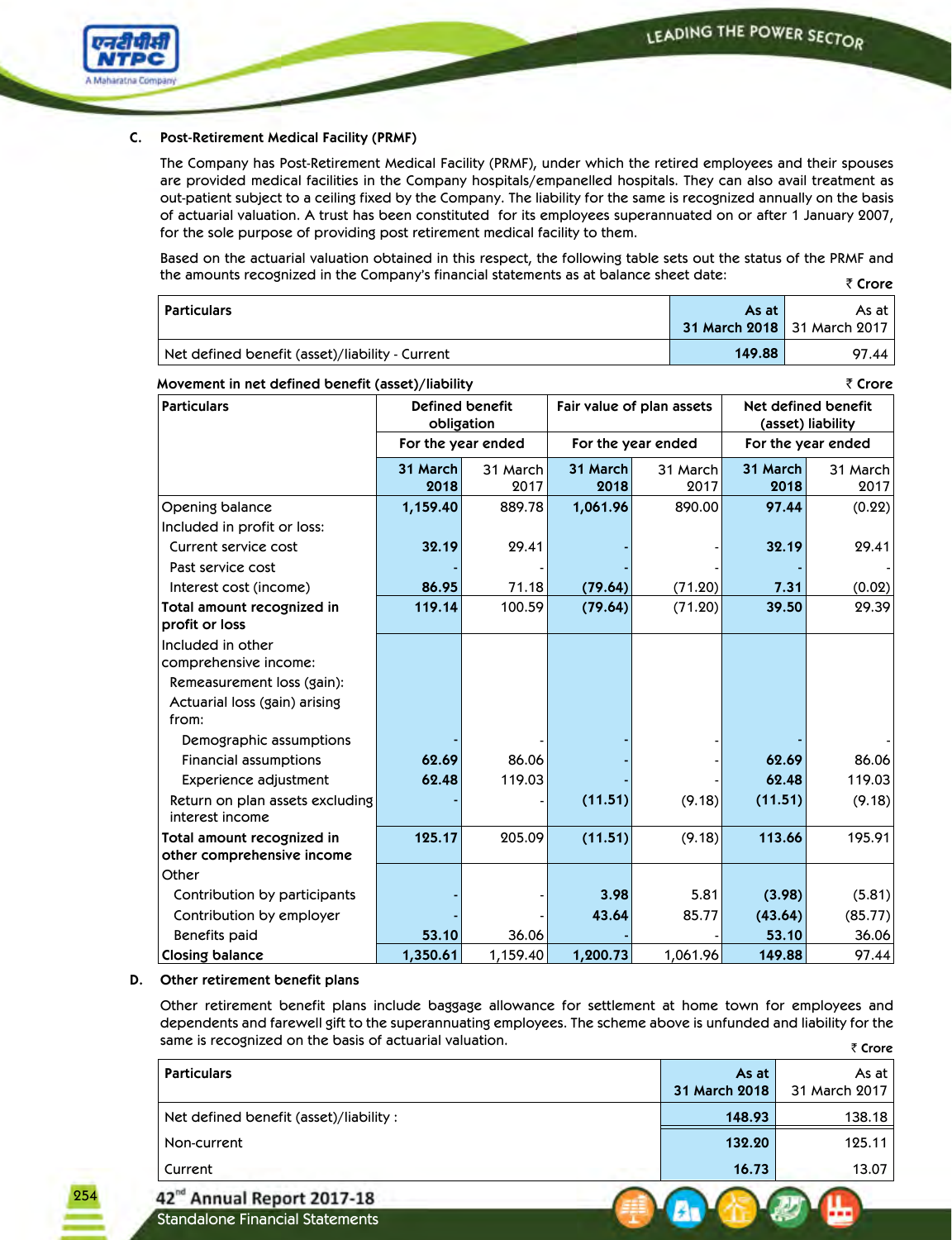### C. Post-Retirement Medical Facility (PRMF)

The Company has Post-Retirement Medical Facility (PRMF), under which the retired employees and their spouses are provided medical facilities in the Company hospitals/empanelled hospitals. They can also avail treatment as out-patient subject to a ceiling fixed by the Company. The liability for the same is recognized annually on the basis of actuarial valuation. A trust has been constituted for its employees superannuated on or after 1 January 2007, for the sole purpose of providing post retirement medical facility to them.

Based on the actuarial valuation obtained in this respect, the following table sets out the status of the PRMF and the amounts recognized in the Company's financial statements as at balance sheet date:

₹ Crore

| Particulars | As at 31 March 2018 | As at 31 March 2017 |
|---|---|---|
| Net defined benefit (asset)/liability - Current | 149.88 | 97.44 |

**Movement in net defined benefit (asset)/liability**

₹ Crore

| Particulars | Defined benefit obligation | | Fair value of plan assets | | Net defined benefit (asset) liability | |
|---|---|---|---|---|---|---|
| | For the year ended | | For the year ended | | For the year ended | |
| | 31 March 2018 | 31 March 2017 | 31 March 2018 | 31 March 2017 | 31 March 2018 | 31 March 2017 |
| Opening balance | 1,159.40 | 889.78 | 1,061.96 | 890.00 | 97.44 | (0.22) |
| Included in profit or loss: | | | | | | |
| Current service cost | 32.19 | 29.41 | - | - | 32.19 | 29.41 |
| Past service cost | - | - | - | - | - | - |
| Interest cost (income) | 86.95 | 71.18 | (79.64) | (71.20) | 7.31 | (0.02) |
| **Total amount recognized in profit or loss** | 119.14 | 100.59 | (79.64) | (71.20) | 39.50 | 29.39 |
| Included in other comprehensive income: | | | | | | |
| Remeasurement loss (gain): | | | | | | |
| Actuarial loss (gain) arising from: | | | | | | |
| Demographic assumptions | - | - | - | - | - | - |
| Financial assumptions | 62.69 | 86.06 | - | - | 62.69 | 86.06 |
| Experience adjustment | 62.48 | 119.03 | - | - | 62.48 | 119.03 |
| Return on plan assets excluding interest income | - | - | (11.51) | (9.18) | (11.51) | (9.18) |
| **Total amount recognized in other comprehensive income** | 125.17 | 205.09 | (11.51) | (9.18) | 113.66 | 195.91 |
| Other | | | | | | |
| Contribution by participants | - | - | 3.98 | 5.81 | (3.98) | (5.81) |
| Contribution by employer | - | - | 43.64 | 85.77 | (43.64) | (85.77) |
| Benefits paid | 53.10 | 36.06 | - | - | 53.10 | 36.06 |
| **Closing balance** | 1,350.61 | 1,159.40 | 1,200.73 | 1,061.96 | 149.88 | 97.44 |

### D. Other retirement benefit plans

Other retirement benefit plans include baggage allowance for settlement at home town for employees and dependents and farewell gift to the superannuating employees. The scheme above is unfunded and liability for the same is recognized on the basis of actuarial valuation.

₹ Crore

| Particulars | As at 31 March 2018 | As at 31 March 2017 |
|---|---|---|
| Net defined benefit (asset)/liability : | 148.93 | 138.18 |
| Non-current | 132.20 | 125.11 |
| Current | 16.73 | 13.07 |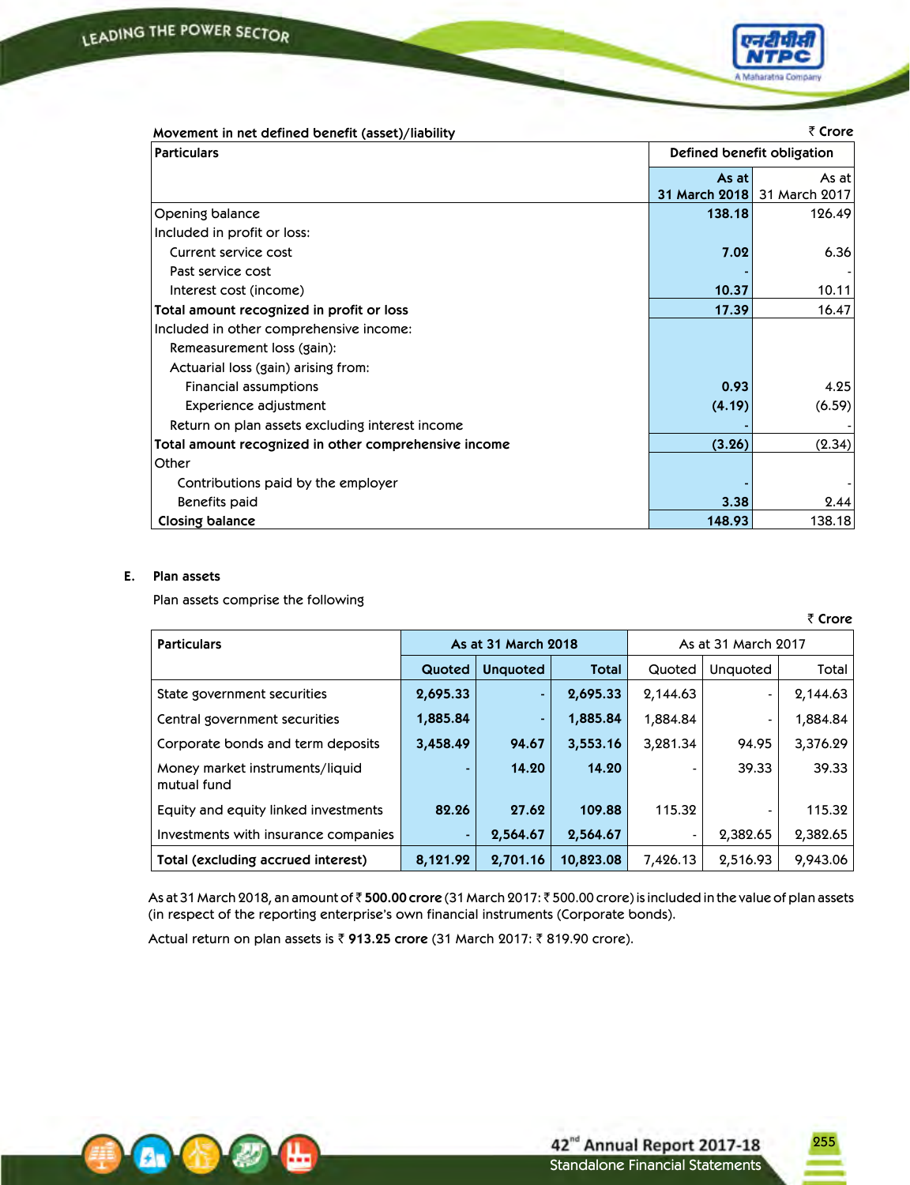**Movement in net defined benefit (asset)/liability**

₹ Crore

| Particulars | Defined benefit obligation | |
|---|---|---|
| | **As at 31 March 2018** | As at 31 March 2017 |
| Opening balance | **138.18** | 126.49 |
| Included in profit or loss: | | |
| Current service cost | **7.02** | 6.36 |
| Past service cost | **-** | - |
| Interest cost (income) | **10.37** | 10.11 |
| **Total amount recognized in profit or loss** | **17.39** | 16.47 |
| Included in other comprehensive income: | | |
| Remeasurement loss (gain): | | |
| Actuarial loss (gain) arising from: | | |
| Financial assumptions | **0.93** | 4.25 |
| Experience adjustment | **(4.19)** | (6.59) |
| Return on plan assets excluding interest income | **-** | - |
| **Total amount recognized in other comprehensive income** | **(3.26)** | (2.34) |
| Other | | |
| Contributions paid by the employer | **-** | - |
| Benefits paid | **3.38** | 2.44 |
| **Closing balance** | **148.93** | 138.18 |

**E. Plan assets**

Plan assets comprise the following

₹ Crore

| Particulars | As at 31 March 2018 | | | As at 31 March 2017 | | |
|---|---|---|---|---|---|---|
| | **Quoted** | **Unquoted** | **Total** | Quoted | Unquoted | Total |
| State government securities | **2,695.33** | **-** | **2,695.33** | 2,144.63 | - | 2,144.63 |
| Central government securities | **1,885.84** | **-** | **1,885.84** | 1,884.84 | - | 1,884.84 |
| Corporate bonds and term deposits | **3,458.49** | **94.67** | **3,553.16** | 3,281.34 | 94.95 | 3,376.29 |
| Money market instruments/liquid mutual fund | **-** | **14.20** | **14.20** | - | 39.33 | 39.33 |
| Equity and equity linked investments | **82.26** | **27.62** | **109.88** | 115.32 | - | 115.32 |
| Investments with insurance companies | **-** | **2,564.67** | **2,564.67** | - | 2,382.65 | 2,382.65 |
| **Total (excluding accrued interest)** | **8,121.92** | **2,701.16** | **10,823.08** | 7,426.13 | 2,516.93 | 9,943.06 |

As at 31 March 2018, an amount of ₹ **500.00 crore** (31 March 2017: ₹ 500.00 crore) is included in the value of plan assets (in respect of the reporting enterprise's own financial instruments (Corporate bonds).

Actual return on plan assets is ₹ **913.25 crore** (31 March 2017: ₹ 819.90 crore).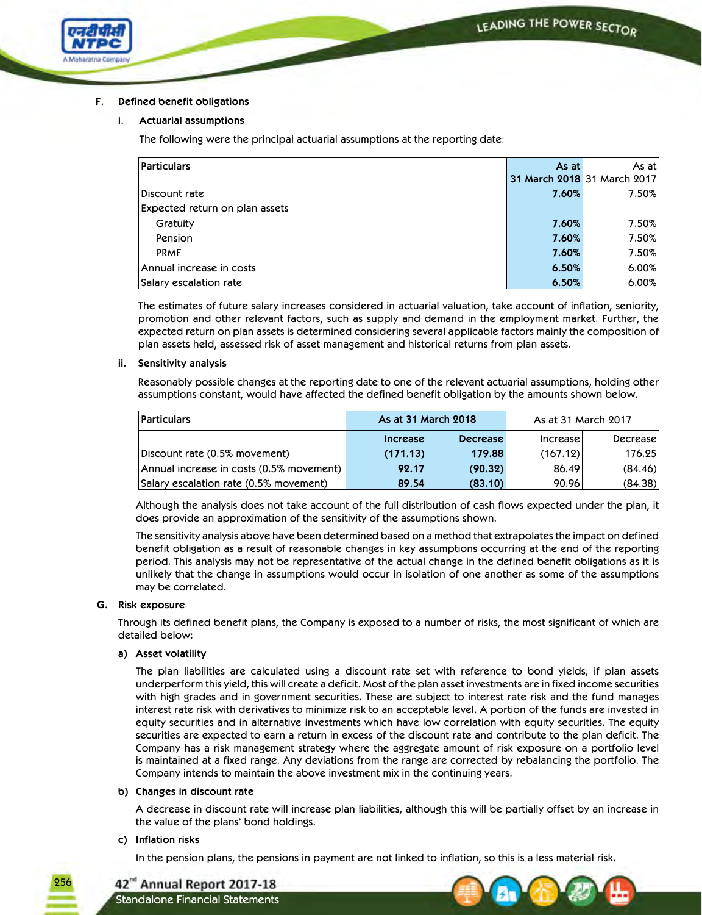**F. Defined benefit obligations**

**i. Actuarial assumptions**

The following were the principal actuarial assumptions at the reporting date:

| Particulars | As at 31 March 2018 | As at 31 March 2017 |
|---|---|---|
| Discount rate | 7.60% | 7.50% |
| Expected return on plan assets | | |
| Gratuity | 7.60% | 7.50% |
| Pension | 7.60% | 7.50% |
| PRMF | 7.60% | 7.50% |
| Annual increase in costs | 6.50% | 6.00% |
| Salary escalation rate | 6.50% | 6.00% |

The estimates of future salary increases considered in actuarial valuation, take account of inflation, seniority, promotion and other relevant factors, such as supply and demand in the employment market. Further, the expected return on plan assets is determined considering several applicable factors mainly the composition of plan assets held, assessed risk of asset management and historical returns from plan assets.

**ii. Sensitivity analysis**

Reasonably possible changes at the reporting date to one of the relevant actuarial assumptions, holding other assumptions constant, would have affected the defined benefit obligation by the amounts shown below.

| Particulars | As at 31 March 2018 | | As at 31 March 2017 | |
|---|---|---|---|---|
| | Increase | Decrease | Increase | Decrease |
| Discount rate (0.5% movement) | (171.13) | 179.88 | (167.12) | 176.25 |
| Annual increase in costs (0.5% movement) | 92.17 | (90.32) | 86.49 | (84.46) |
| Salary escalation rate (0.5% movement) | 89.54 | (83.10) | 90.96 | (84.38) |

Although the analysis does not take account of the full distribution of cash flows expected under the plan, it does provide an approximation of the sensitivity of the assumptions shown.

The sensitivity analysis above have been determined based on a method that extrapolates the impact on defined benefit obligation as a result of reasonable changes in key assumptions occurring at the end of the reporting period. This analysis may not be representative of the actual change in the defined benefit obligations as it is unlikely that the change in assumptions would occur in isolation of one another as some of the assumptions may be correlated.

**G. Risk exposure**

Through its defined benefit plans, the Company is exposed to a number of risks, the most significant of which are detailed below:

**a) Asset volatility**

The plan liabilities are calculated using a discount rate set with reference to bond yields; if plan assets underperform this yield, this will create a deficit. Most of the plan asset investments are in fixed income securities with high grades and in government securities. These are subject to interest rate risk and the fund manages interest rate risk with derivatives to minimize risk to an acceptable level. A portion of the funds are invested in equity securities and in alternative investments which have low correlation with equity securities. The equity securities are expected to earn a return in excess of the discount rate and contribute to the plan deficit. The Company has a risk management strategy where the aggregate amount of risk exposure on a portfolio level is maintained at a fixed range. Any deviations from the range are corrected by rebalancing the portfolio. The Company intends to maintain the above investment mix in the continuing years.

**b) Changes in discount rate**

A decrease in discount rate will increase plan liabilities, although this will be partially offset by an increase in the value of the plans' bond holdings.

**c) Inflation risks**

In the pension plans, the pensions in payment are not linked to inflation, so this is a less material risk.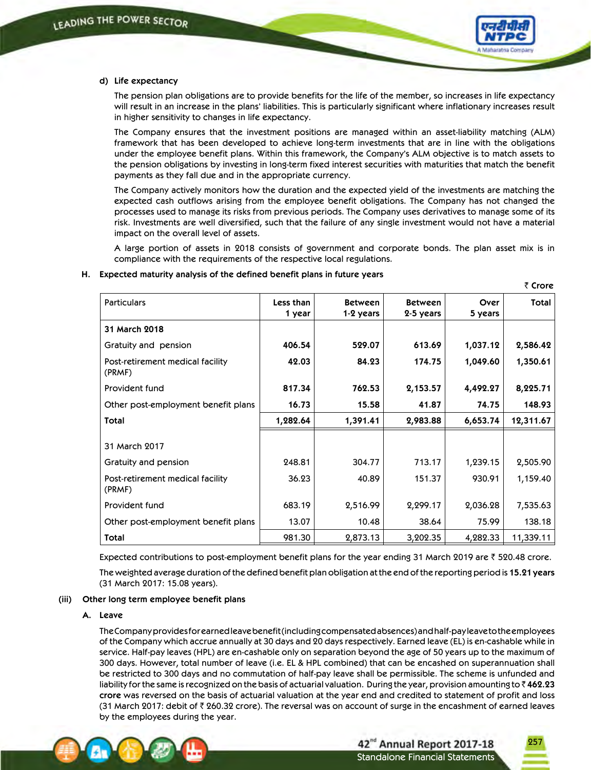#### d) Life expectancy

The pension plan obligations are to provide benefits for the life of the member, so increases in life expectancy will result in an increase in the plans' liabilities. This is particularly significant where inflationary increases result in higher sensitivity to changes in life expectancy.

The Company ensures that the investment positions are managed within an asset-liability matching (ALM) framework that has been developed to achieve long-term investments that are in line with the obligations under the employee benefit plans. Within this framework, the Company's ALM objective is to match assets to the pension obligations by investing in long-term fixed interest securities with maturities that match the benefit payments as they fall due and in the appropriate currency.

The Company actively monitors how the duration and the expected yield of the investments are matching the expected cash outflows arising from the employee benefit obligations. The Company has not changed the processes used to manage its risks from previous periods. The Company uses derivatives to manage some of its risk. Investments are well diversified, such that the failure of any single investment would not have a material impact on the overall level of assets.

A large portion of assets in 2018 consists of government and corporate bonds. The plan asset mix is in compliance with the requirements of the respective local regulations.

### H. Expected maturity analysis of the defined benefit plans in future years

₹ Crore

| Particulars | Less than 1 year | Between 1-2 years | Between 2-5 years | Over 5 years | Total |
|---|---|---|---|---|---|
| **31 March 2018** | | | | | |
| Gratuity and pension | **406.54** | **529.07** | **613.69** | **1,037.12** | **2,586.42** |
| Post-retirement medical facility (PRMF) | **42.03** | **84.23** | **174.75** | **1,049.60** | **1,350.61** |
| Provident fund | **817.34** | **762.53** | **2,153.57** | **4,492.27** | **8,225.71** |
| Other post-employment benefit plans | **16.73** | **15.58** | **41.87** | **74.75** | **148.93** |
| **Total** | **1,282.64** | **1,391.41** | **2,983.88** | **6,653.74** | **12,311.67** |
| 31 March 2017 | | | | | |
| Gratuity and pension | 248.81 | 304.77 | 713.17 | 1,239.15 | 2,505.90 |
| Post-retirement medical facility (PRMF) | 36.23 | 40.89 | 151.37 | 930.91 | 1,159.40 |
| Provident fund | 683.19 | 2,516.99 | 2,299.17 | 2,036.28 | 7,535.63 |
| Other post-employment benefit plans | 13.07 | 10.48 | 38.64 | 75.99 | 138.18 |
| **Total** | 981.30 | 2,873.13 | 3,202.35 | 4,282.33 | 11,339.11 |

Expected contributions to post-employment benefit plans for the year ending 31 March 2019 are ₹ 520.48 crore.

The weighted average duration of the defined benefit plan obligation at the end of the reporting period is **15.21 years** (31 March 2017: 15.08 years).

## (iii) Other long term employee benefit plans

### A. Leave

The Company provides for earned leave benefit (including compensated absences) and half-pay leave to the employees of the Company which accrue annually at 30 days and 20 days respectively. Earned leave (EL) is en-cashable while in service. Half-pay leaves (HPL) are en-cashable only on separation beyond the age of 50 years up to the maximum of 300 days. However, total number of leave (i.e. EL & HPL combined) that can be encashed on superannuation shall be restricted to 300 days and no commutation of half-pay leave shall be permissible. The scheme is unfunded and liability for the same is recognized on the basis of actuarial valuation. During the year, provision amounting to ₹ **462.23 crore** was reversed on the basis of actuarial valuation at the year end and credited to statement of profit and loss (31 March 2017: debit of ₹ 260.32 crore). The reversal was on account of surge in the encashment of earned leaves by the employees during the year.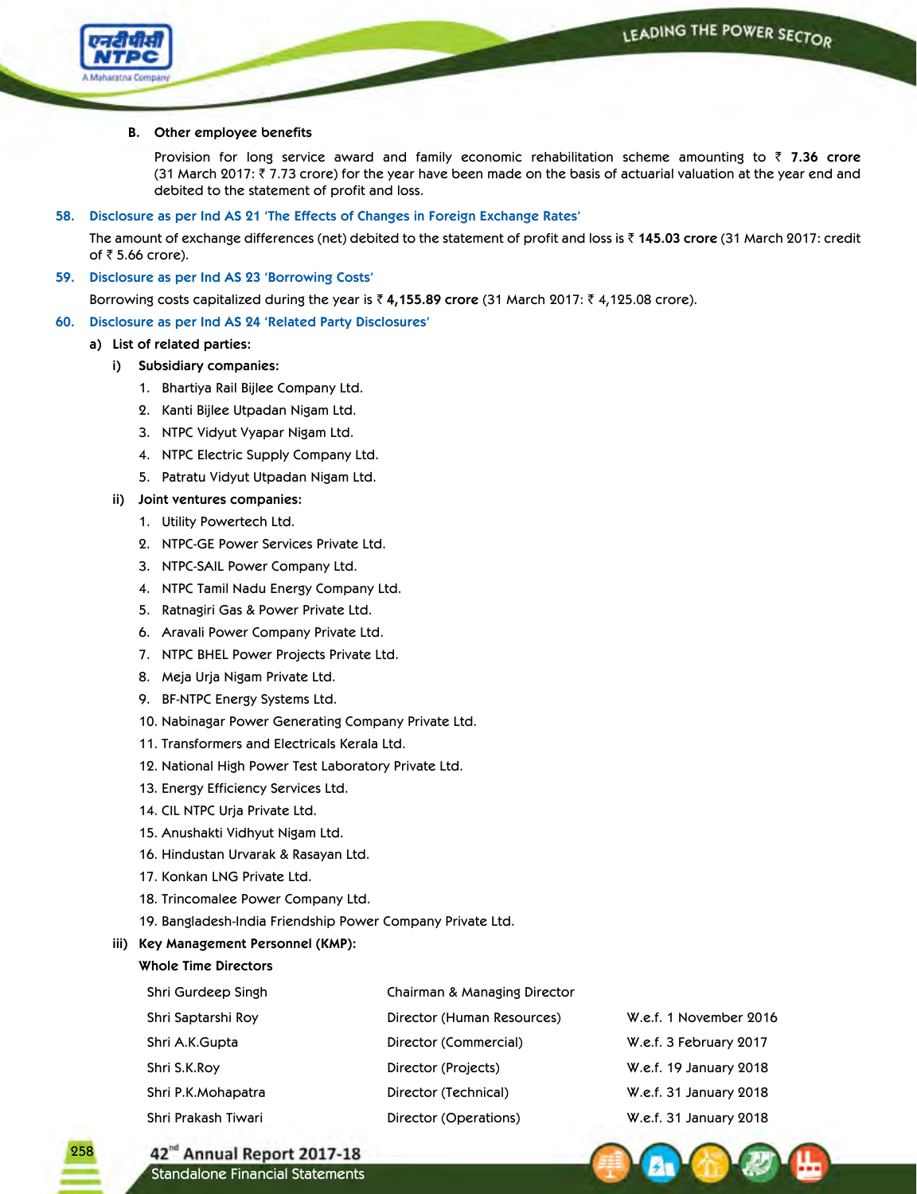**B. Other employee benefits**

Provision for long service award and family economic rehabilitation scheme amounting to ₹ **7.36 crore** (31 March 2017: ₹ 7.73 crore) for the year have been made on the basis of actuarial valuation at the year end and debited to the statement of profit and loss.

## 58. Disclosure as per Ind AS 21 'The Effects of Changes in Foreign Exchange Rates'

The amount of exchange differences (net) debited to the statement of profit and loss is ₹ **145.03 crore** (31 March 2017: credit of ₹ 5.66 crore).

## 59. Disclosure as per Ind AS 23 'Borrowing Costs'

Borrowing costs capitalized during the year is ₹ **4,155.89 crore** (31 March 2017: ₹ 4,125.08 crore).

## 60. Disclosure as per Ind AS 24 'Related Party Disclosures'

**a) List of related parties:**

**i) Subsidiary companies:**

1. Bhartiya Rail Bijlee Company Ltd.
2. Kanti Bijlee Utpadan Nigam Ltd.
3. NTPC Vidyut Vyapar Nigam Ltd.
4. NTPC Electric Supply Company Ltd.
5. Patratu Vidyut Utpadan Nigam Ltd.

**ii) Joint ventures companies:**

1. Utility Powertech Ltd.
2. NTPC-GE Power Services Private Ltd.
3. NTPC-SAIL Power Company Ltd.
4. NTPC Tamil Nadu Energy Company Ltd.
5. Ratnagiri Gas & Power Private Ltd.
6. Aravali Power Company Private Ltd.
7. NTPC BHEL Power Projects Private Ltd.
8. Meja Urja Nigam Private Ltd.
9. BF-NTPC Energy Systems Ltd.
10. Nabinagar Power Generating Company Private Ltd.
11. Transformers and Electricals Kerala Ltd.
12. National High Power Test Laboratory Private Ltd.
13. Energy Efficiency Services Ltd.
14. CIL NTPC Urja Private Ltd.
15. Anushakti Vidhyut Nigam Ltd.
16. Hindustan Urvarak & Rasayan Ltd.
17. Konkan LNG Private Ltd.
18. Trincomalee Power Company Ltd.
19. Bangladesh-India Friendship Power Company Private Ltd.

**iii) Key Management Personnel (KMP):**

**Whole Time Directors**

| | | |
|---|---|---|
| Shri Gurdeep Singh | Chairman & Managing Director | |
| Shri Saptarshi Roy | Director (Human Resources) | W.e.f. 1 November 2016 |
| Shri A.K.Gupta | Director (Commercial) | W.e.f. 3 February 2017 |
| Shri S.K.Roy | Director (Projects) | W.e.f. 19 January 2018 |
| Shri P.K.Mohapatra | Director (Technical) | W.e.f. 31 January 2018 |
| Shri Prakash Tiwari | Director (Operations) | W.e.f. 31 January 2018 |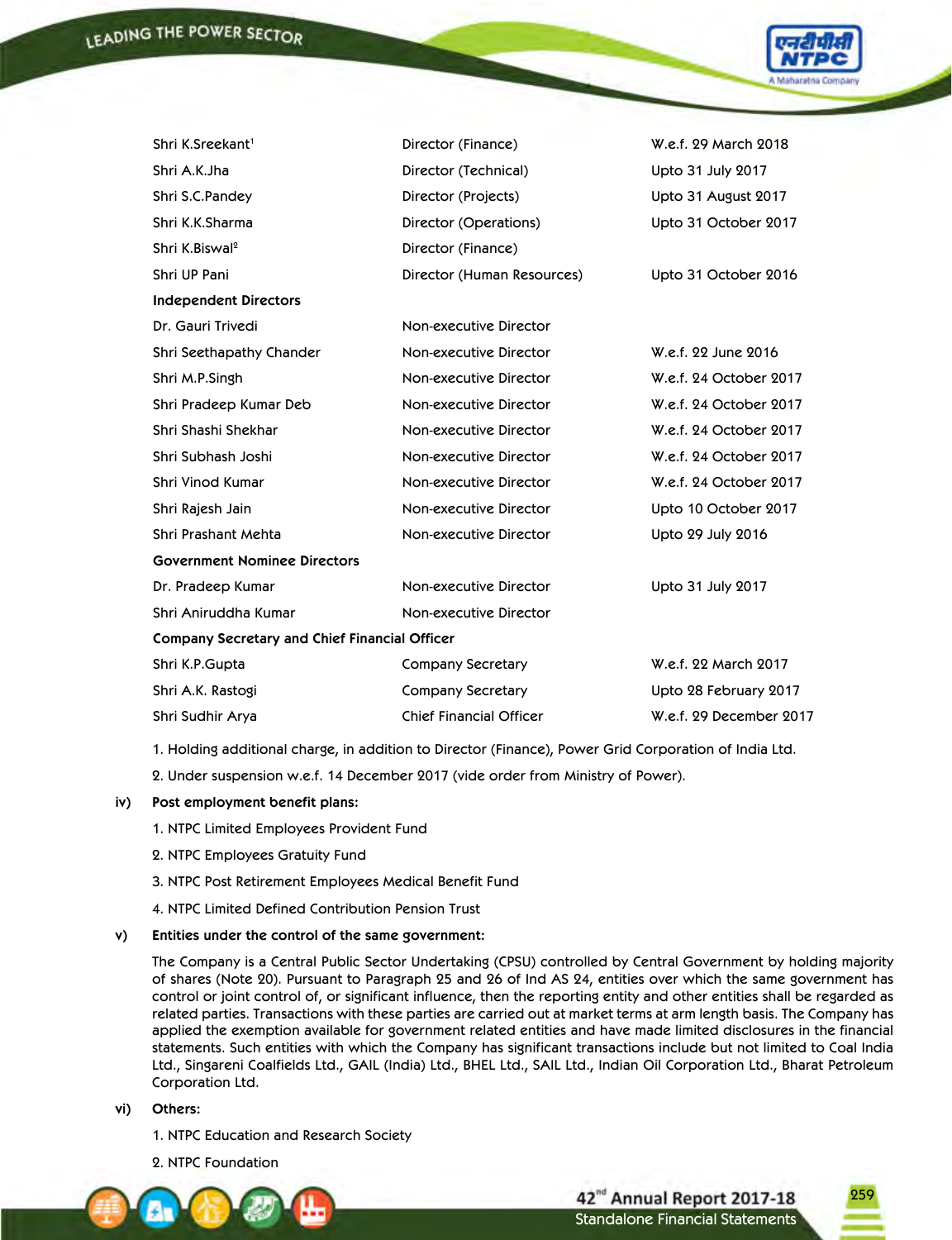| | | |
|---|---|---|
| Shri K.Sreekant[1] | Director (Finance) | W.e.f. 29 March 2018 |
| Shri A.K.Jha | Director (Technical) | Upto 31 July 2017 |
| Shri S.C.Pandey | Director (Projects) | Upto 31 August 2017 |
| Shri K.K.Sharma | Director (Operations) | Upto 31 October 2017 |
| Shri K.Biswal[2] | Director (Finance) | |
| Shri UP Pani | Director (Human Resources) | Upto 31 October 2016 |
| **Independent Directors** | | |
| Dr. Gauri Trivedi | Non-executive Director | |
| Shri Seethapathy Chander | Non-executive Director | W.e.f. 22 June 2016 |
| Shri M.P.Singh | Non-executive Director | W.e.f. 24 October 2017 |
| Shri Pradeep Kumar Deb | Non-executive Director | W.e.f. 24 October 2017 |
| Shri Shashi Shekhar | Non-executive Director | W.e.f. 24 October 2017 |
| Shri Subhash Joshi | Non-executive Director | W.e.f. 24 October 2017 |
| Shri Vinod Kumar | Non-executive Director | W.e.f. 24 October 2017 |
| Shri Rajesh Jain | Non-executive Director | Upto 10 October 2017 |
| Shri Prashant Mehta | Non-executive Director | Upto 29 July 2016 |
| **Government Nominee Directors** | | |
| Dr. Pradeep Kumar | Non-executive Director | Upto 31 July 2017 |
| Shri Aniruddha Kumar | Non-executive Director | |
| **Company Secretary and Chief Financial Officer** | | |
| Shri K.P.Gupta | Company Secretary | W.e.f. 22 March 2017 |
| Shri A.K. Rastogi | Company Secretary | Upto 28 February 2017 |
| Shri Sudhir Arya | Chief Financial Officer | W.e.f. 29 December 2017 |

1. Holding additional charge, in addition to Director (Finance), Power Grid Corporation of India Ltd.

2. Under suspension w.e.f. 14 December 2017 (vide order from Ministry of Power).

**iv) Post employment benefit plans:**

1. NTPC Limited Employees Provident Fund
2. NTPC Employees Gratuity Fund
3. NTPC Post Retirement Employees Medical Benefit Fund
4. NTPC Limited Defined Contribution Pension Trust

**v) Entities under the control of the same government:**

The Company is a Central Public Sector Undertaking (CPSU) controlled by Central Government by holding majority of shares (Note 20). Pursuant to Paragraph 25 and 26 of Ind AS 24, entities over which the same government has control or joint control of, or significant influence, then the reporting entity and other entities shall be regarded as related parties. Transactions with these parties are carried out at market terms at arm length basis. The Company has applied the exemption available for government related entities and have made limited disclosures in the financial statements. Such entities with which the Company has significant transactions include but not limited to Coal India Ltd., Singareni Coalfields Ltd., GAIL (India) Ltd., BHEL Ltd., SAIL Ltd., Indian Oil Corporation Ltd., Bharat Petroleum Corporation Ltd.

**vi) Others:**

1. NTPC Education and Research Society
2. NTPC Foundation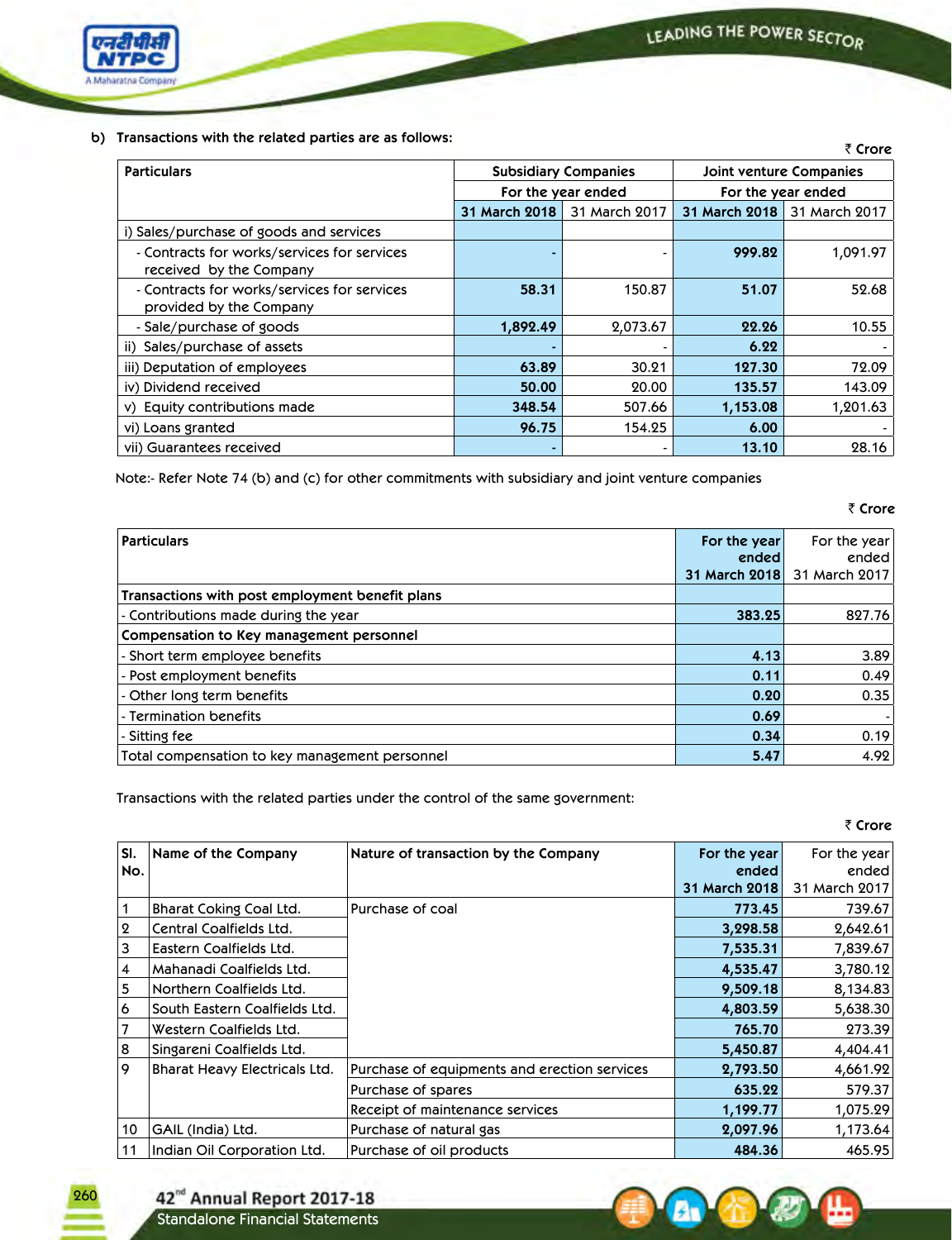**b) Transactions with the related parties are as follows:**

₹ Crore

| Particulars | Subsidiary Companies | | Joint venture Companies | |
|---|---|---|---|---|
| | For the year ended | | For the year ended | |
| | **31 March 2018** | 31 March 2017 | **31 March 2018** | 31 March 2017 |
| i) Sales/purchase of goods and services | | | | |
| - Contracts for works/services for services received by the Company | **-** | - | **999.82** | 1,091.97 |
| - Contracts for works/services for services provided by the Company | **58.31** | 150.87 | **51.07** | 52.68 |
| - Sale/purchase of goods | **1,892.49** | 2,073.67 | **22.26** | 10.55 |
| ii) Sales/purchase of assets | **-** | - | **6.22** | - |
| iii) Deputation of employees | **63.89** | 30.21 | **127.30** | 72.09 |
| iv) Dividend received | **50.00** | 20.00 | **135.57** | 143.09 |
| v) Equity contributions made | **348.54** | 507.66 | **1,153.08** | 1,201.63 |
| vi) Loans granted | **96.75** | 154.25 | **6.00** | - |
| vii) Guarantees received | **-** | - | **13.10** | 28.16 |

Note:- Refer Note 74 (b) and (c) for other commitments with subsidiary and joint venture companies

₹ Crore

| Particulars | For the year ended 31 March 2018 | For the year ended 31 March 2017 |
|---|---|---|
| **Transactions with post employment benefit plans** | | |
| - Contributions made during the year | **383.25** | 827.76 |
| **Compensation to Key management personnel** | | |
| - Short term employee benefits | **4.13** | 3.89 |
| - Post employment benefits | **0.11** | 0.49 |
| - Other long term benefits | **0.20** | 0.35 |
| - Termination benefits | **0.69** | - |
| - Sitting fee | **0.34** | 0.19 |
| Total compensation to key management personnel | **5.47** | 4.92 |

Transactions with the related parties under the control of the same government:

₹ Crore

| Sl. No. | Name of the Company | Nature of transaction by the Company | For the year ended 31 March 2018 | For the year ended 31 March 2017 |
|---|---|---|---|---|
| 1 | Bharat Coking Coal Ltd. | Purchase of coal | **773.45** | 739.67 |
| 2 | Central Coalfields Ltd. | | **3,298.58** | 2,642.61 |
| 3 | Eastern Coalfields Ltd. | | **7,535.31** | 7,839.67 |
| 4 | Mahanadi Coalfields Ltd. | | **4,535.47** | 3,780.12 |
| 5 | Northern Coalfields Ltd. | | **9,509.18** | 8,134.83 |
| 6 | South Eastern Coalfields Ltd. | | **4,803.59** | 5,638.30 |
| 7 | Western Coalfields Ltd. | | **765.70** | 273.39 |
| 8 | Singareni Coalfields Ltd. | | **5,450.87** | 4,404.41 |
| 9 | Bharat Heavy Electricals Ltd. | Purchase of equipments and erection services | **2,793.50** | 4,661.92 |
| | | Purchase of spares | **635.22** | 579.37 |
| | | Receipt of maintenance services | **1,199.77** | 1,075.29 |
| 10 | GAIL (India) Ltd. | Purchase of natural gas | **2,097.96** | 1,173.64 |
| 11 | Indian Oil Corporation Ltd. | Purchase of oil products | **484.36** | 465.95 |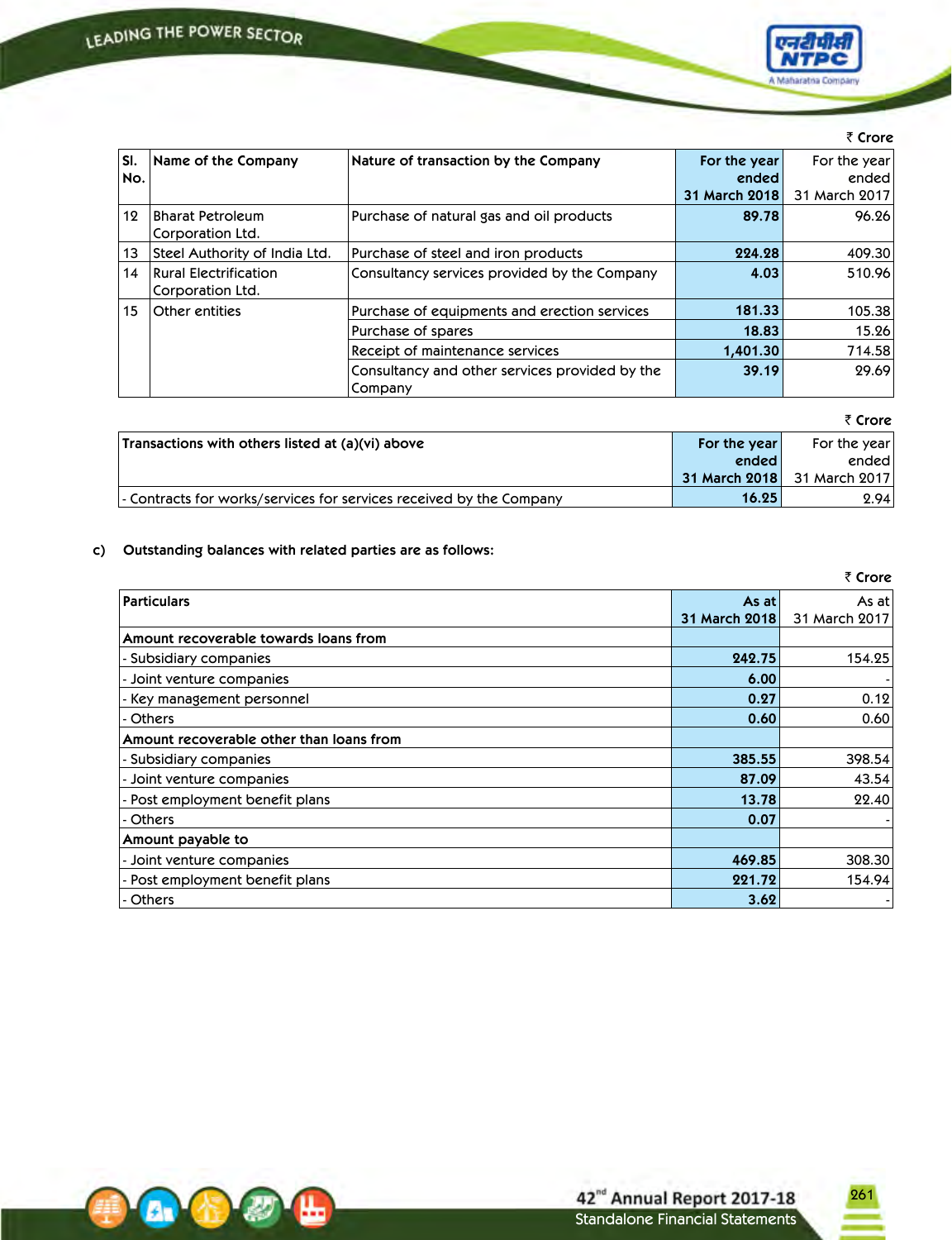₹ Crore

| Sl. No. | Name of the Company | Nature of transaction by the Company | For the year ended 31 March 2018 | For the year ended 31 March 2017 |
|---|---|---|---|---|
| 12 | Bharat Petroleum Corporation Ltd. | Purchase of natural gas and oil products | **89.78** | 96.26 |
| 13 | Steel Authority of India Ltd. | Purchase of steel and iron products | **224.28** | 409.30 |
| 14 | Rural Electrification Corporation Ltd. | Consultancy services provided by the Company | **4.03** | 510.96 |
| 15 | Other entities | Purchase of equipments and erection services | **181.33** | 105.38 |
| | | Purchase of spares | **18.83** | 15.26 |
| | | Receipt of maintenance services | **1,401.30** | 714.58 |
| | | Consultancy and other services provided by the Company | **39.19** | 29.69 |

₹ Crore

| Transactions with others listed at (a)(vi) above | For the year ended 31 March 2018 | For the year ended 31 March 2017 |
|---|---|---|
| - Contracts for works/services for services received by the Company | **16.25** | 2.94 |

**c) Outstanding balances with related parties are as follows:**

₹ Crore

| Particulars | As at 31 March 2018 | As at 31 March 2017 |
|---|---|---|
| **Amount recoverable towards loans from** | | |
| - Subsidiary companies | **242.75** | 154.25 |
| - Joint venture companies | **6.00** | - |
| - Key management personnel | **0.27** | 0.12 |
| - Others | **0.60** | 0.60 |
| **Amount recoverable other than loans from** | | |
| - Subsidiary companies | **385.55** | 398.54 |
| - Joint venture companies | **87.09** | 43.54 |
| - Post employment benefit plans | **13.78** | 22.40 |
| - Others | **0.07** | - |
| **Amount payable to** | | |
| - Joint venture companies | **469.85** | 308.30 |
| - Post employment benefit plans | **221.72** | 154.94 |
| - Others | **3.62** | - |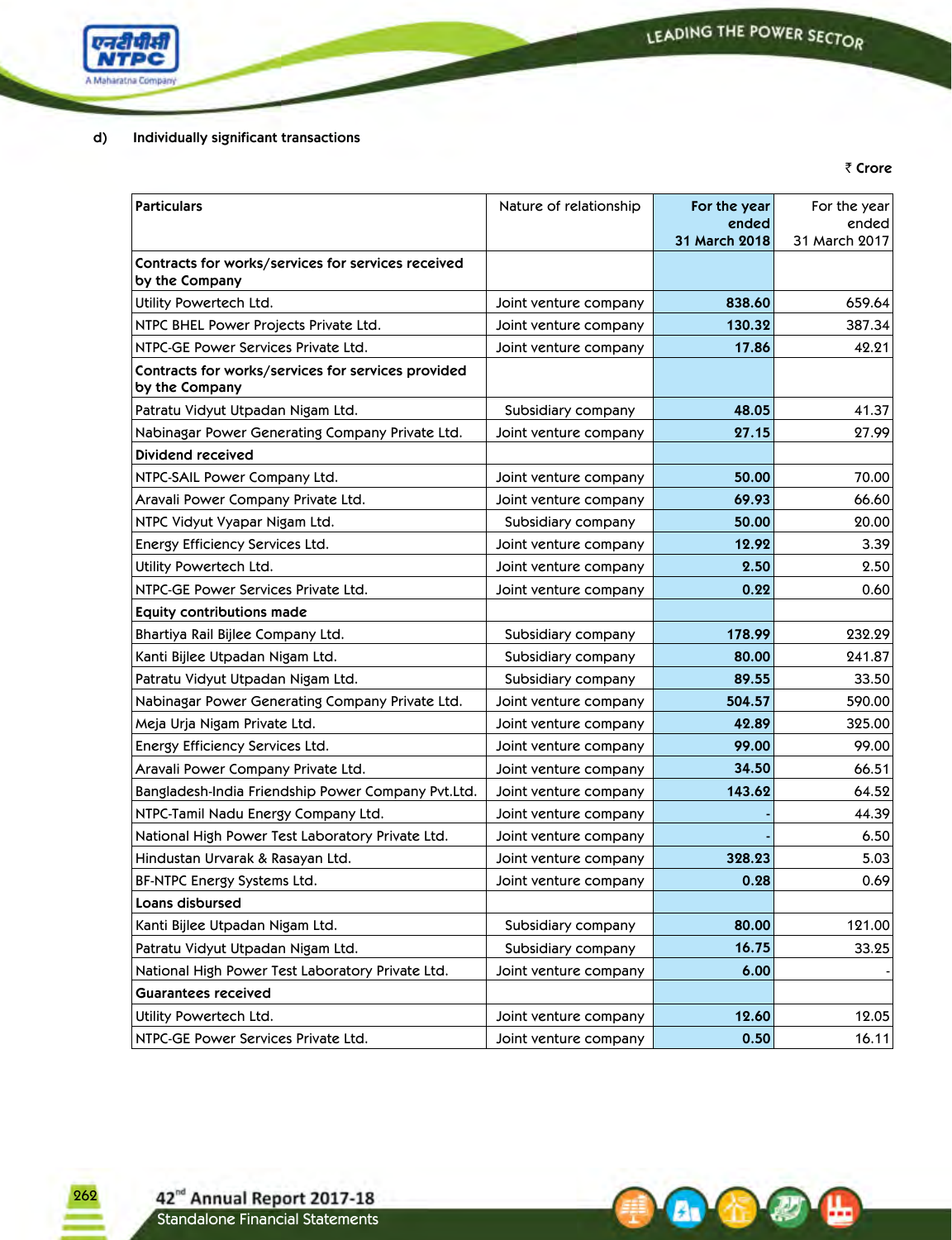d) **Individually significant transactions**

₹ **Crore**

| **Particulars** | Nature of relationship | **For the year ended 31 March 2018** | For the year ended 31 March 2017 |
|---|---|---|---|
| **Contracts for works/services for services received by the Company** | | | |
| Utility Powertech Ltd. | Joint venture company | **838.60** | 659.64 |
| NTPC BHEL Power Projects Private Ltd. | Joint venture company | **130.32** | 387.34 |
| NTPC-GE Power Services Private Ltd. | Joint venture company | **17.86** | 42.21 |
| **Contracts for works/services for services provided by the Company** | | | |
| Patratu Vidyut Utpadan Nigam Ltd. | Subsidiary company | **48.05** | 41.37 |
| Nabinagar Power Generating Company Private Ltd. | Joint venture company | **27.15** | 27.99 |
| **Dividend received** | | | |
| NTPC-SAIL Power Company Ltd. | Joint venture company | **50.00** | 70.00 |
| Aravali Power Company Private Ltd. | Joint venture company | **69.93** | 66.60 |
| NTPC Vidyut Vyapar Nigam Ltd. | Subsidiary company | **50.00** | 20.00 |
| Energy Efficiency Services Ltd. | Joint venture company | **12.92** | 3.39 |
| Utility Powertech Ltd. | Joint venture company | **2.50** | 2.50 |
| NTPC-GE Power Services Private Ltd. | Joint venture company | **0.22** | 0.60 |
| **Equity contributions made** | | | |
| Bhartiya Rail Bijlee Company Ltd. | Subsidiary company | **178.99** | 232.29 |
| Kanti Bijlee Utpadan Nigam Ltd. | Subsidiary company | **80.00** | 241.87 |
| Patratu Vidyut Utpadan Nigam Ltd. | Subsidiary company | **89.55** | 33.50 |
| Nabinagar Power Generating Company Private Ltd. | Joint venture company | **504.57** | 590.00 |
| Meja Urja Nigam Private Ltd. | Joint venture company | **42.89** | 325.00 |
| Energy Efficiency Services Ltd. | Joint venture company | **99.00** | 99.00 |
| Aravali Power Company Private Ltd. | Joint venture company | **34.50** | 66.51 |
| Bangladesh-India Friendship Power Company Pvt.Ltd. | Joint venture company | **143.62** | 64.52 |
| NTPC-Tamil Nadu Energy Company Ltd. | Joint venture company | **-** | 44.39 |
| National High Power Test Laboratory Private Ltd. | Joint venture company | **-** | 6.50 |
| Hindustan Urvarak & Rasayan Ltd. | Joint venture company | **328.23** | 5.03 |
| BF-NTPC Energy Systems Ltd. | Joint venture company | **0.28** | 0.69 |
| **Loans disbursed** | | | |
| Kanti Bijlee Utpadan Nigam Ltd. | Subsidiary company | **80.00** | 121.00 |
| Patratu Vidyut Utpadan Nigam Ltd. | Subsidiary company | **16.75** | 33.25 |
| National High Power Test Laboratory Private Ltd. | Joint venture company | **6.00** | - |
| **Guarantees received** | | | |
| Utility Powertech Ltd. | Joint venture company | **12.60** | 12.05 |
| NTPC-GE Power Services Private Ltd. | Joint venture company | **0.50** | 16.11 |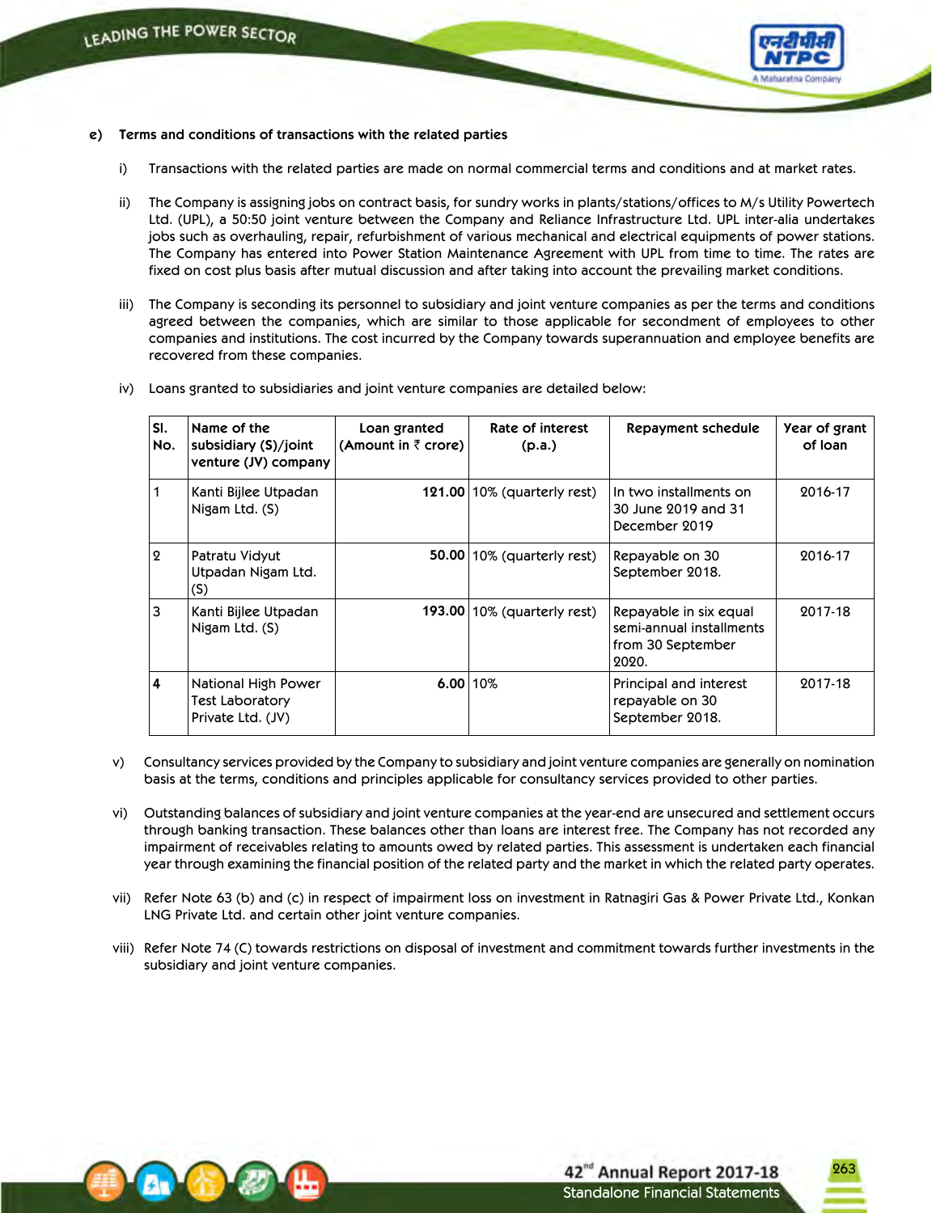**e) Terms and conditions of transactions with the related parties**

i) Transactions with the related parties are made on normal commercial terms and conditions and at market rates.

ii) The Company is assigning jobs on contract basis, for sundry works in plants/stations/offices to M/s Utility Powertech Ltd. (UPL), a 50:50 joint venture between the Company and Reliance Infrastructure Ltd. UPL inter-alia undertakes jobs such as overhauling, repair, refurbishment of various mechanical and electrical equipments of power stations. The Company has entered into Power Station Maintenance Agreement with UPL from time to time. The rates are fixed on cost plus basis after mutual discussion and after taking into account the prevailing market conditions.

iii) The Company is seconding its personnel to subsidiary and joint venture companies as per the terms and conditions agreed between the companies, which are similar to those applicable for secondment of employees to other companies and institutions. The cost incurred by the Company towards superannuation and employee benefits are recovered from these companies.

iv) Loans granted to subsidiaries and joint venture companies are detailed below:

| Sl. No. | Name of the subsidiary (S)/joint venture (JV) company | Loan granted (Amount in ₹ crore) | Rate of interest (p.a.) | Repayment schedule | Year of grant of loan |
|---|---|---|---|---|---|
| 1 | Kanti Bijlee Utpadan Nigam Ltd. (S) | **121.00** | 10% (quarterly rest) | In two installments on 30 June 2019 and 31 December 2019 | 2016-17 |
| 2 | Patratu Vidyut Utpadan Nigam Ltd. (S) | **50.00** | 10% (quarterly rest) | Repayable on 30 September 2018. | 2016-17 |
| 3 | Kanti Bijlee Utpadan Nigam Ltd. (S) | **193.00** | 10% (quarterly rest) | Repayable in six equal semi-annual installments from 30 September 2020. | 2017-18 |
| 4 | National High Power Test Laboratory Private Ltd. (JV) | **6.00** | 10% | Principal and interest repayable on 30 September 2018. | 2017-18 |

v) Consultancy services provided by the Company to subsidiary and joint venture companies are generally on nomination basis at the terms, conditions and principles applicable for consultancy services provided to other parties.

vi) Outstanding balances of subsidiary and joint venture companies at the year-end are unsecured and settlement occurs through banking transaction. These balances other than loans are interest free. The Company has not recorded any impairment of receivables relating to amounts owed by related parties. This assessment is undertaken each financial year through examining the financial position of the related party and the market in which the related party operates.

vii) Refer Note 63 (b) and (c) in respect of impairment loss on investment in Ratnagiri Gas & Power Private Ltd., Konkan LNG Private Ltd. and certain other joint venture companies.

viii) Refer Note 74 (C) towards restrictions on disposal of investment and commitment towards further investments in the subsidiary and joint venture companies.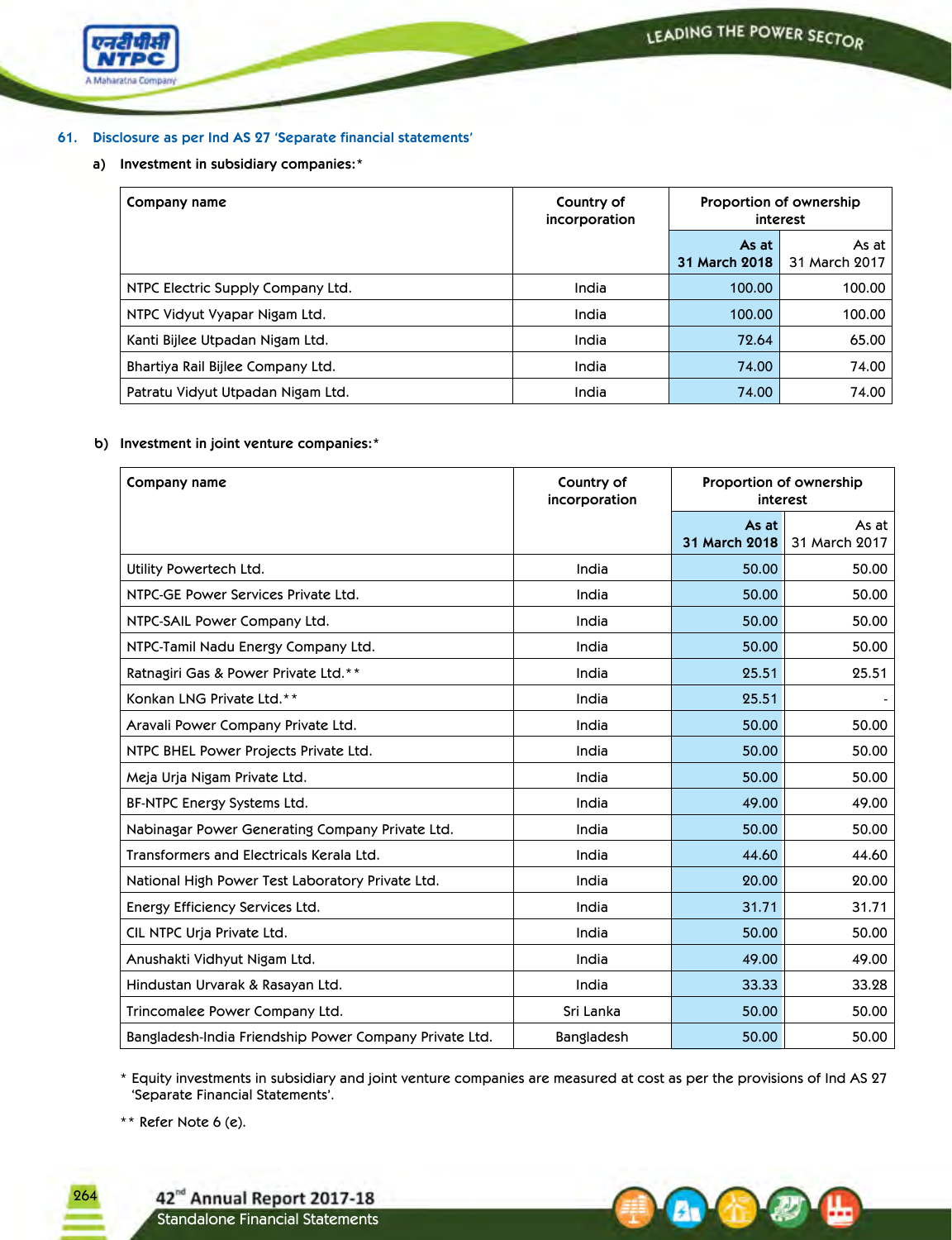## 61. Disclosure as per Ind AS 27 'Separate financial statements'

### a) Investment in subsidiary companies:*

| Company name | Country of incorporation | Proportion of ownership interest | |
|---|---|---|---|
| | | As at 31 March 2018 | As at 31 March 2017 |
| NTPC Electric Supply Company Ltd. | India | 100.00 | 100.00 |
| NTPC Vidyut Vyapar Nigam Ltd. | India | 100.00 | 100.00 |
| Kanti Bijlee Utpadan Nigam Ltd. | India | 72.64 | 65.00 |
| Bhartiya Rail Bijlee Company Ltd. | India | 74.00 | 74.00 |
| Patratu Vidyut Utpadan Nigam Ltd. | India | 74.00 | 74.00 |

### b) Investment in joint venture companies:*

| Company name | Country of incorporation | Proportion of ownership interest | |
|---|---|---|---|
| | | As at 31 March 2018 | As at 31 March 2017 |
| Utility Powertech Ltd. | India | 50.00 | 50.00 |
| NTPC-GE Power Services Private Ltd. | India | 50.00 | 50.00 |
| NTPC-SAIL Power Company Ltd. | India | 50.00 | 50.00 |
| NTPC-Tamil Nadu Energy Company Ltd. | India | 50.00 | 50.00 |
| Ratnagiri Gas & Power Private Ltd.** | India | 25.51 | 25.51 |
| Konkan LNG Private Ltd.** | India | 25.51 | - |
| Aravali Power Company Private Ltd. | India | 50.00 | 50.00 |
| NTPC BHEL Power Projects Private Ltd. | India | 50.00 | 50.00 |
| Meja Urja Nigam Private Ltd. | India | 50.00 | 50.00 |
| BF-NTPC Energy Systems Ltd. | India | 49.00 | 49.00 |
| Nabinagar Power Generating Company Private Ltd. | India | 50.00 | 50.00 |
| Transformers and Electricals Kerala Ltd. | India | 44.60 | 44.60 |
| National High Power Test Laboratory Private Ltd. | India | 20.00 | 20.00 |
| Energy Efficiency Services Ltd. | India | 31.71 | 31.71 |
| CIL NTPC Urja Private Ltd. | India | 50.00 | 50.00 |
| Anushakti Vidhyut Nigam Ltd. | India | 49.00 | 49.00 |
| Hindustan Urvarak & Rasayan Ltd. | India | 33.33 | 33.28 |
| Trincomalee Power Company Ltd. | Sri Lanka | 50.00 | 50.00 |
| Bangladesh-India Friendship Power Company Private Ltd. | Bangladesh | 50.00 | 50.00 |

\* Equity investments in subsidiary and joint venture companies are measured at cost as per the provisions of Ind AS 27 'Separate Financial Statements'.

\*\* Refer Note 6 (e).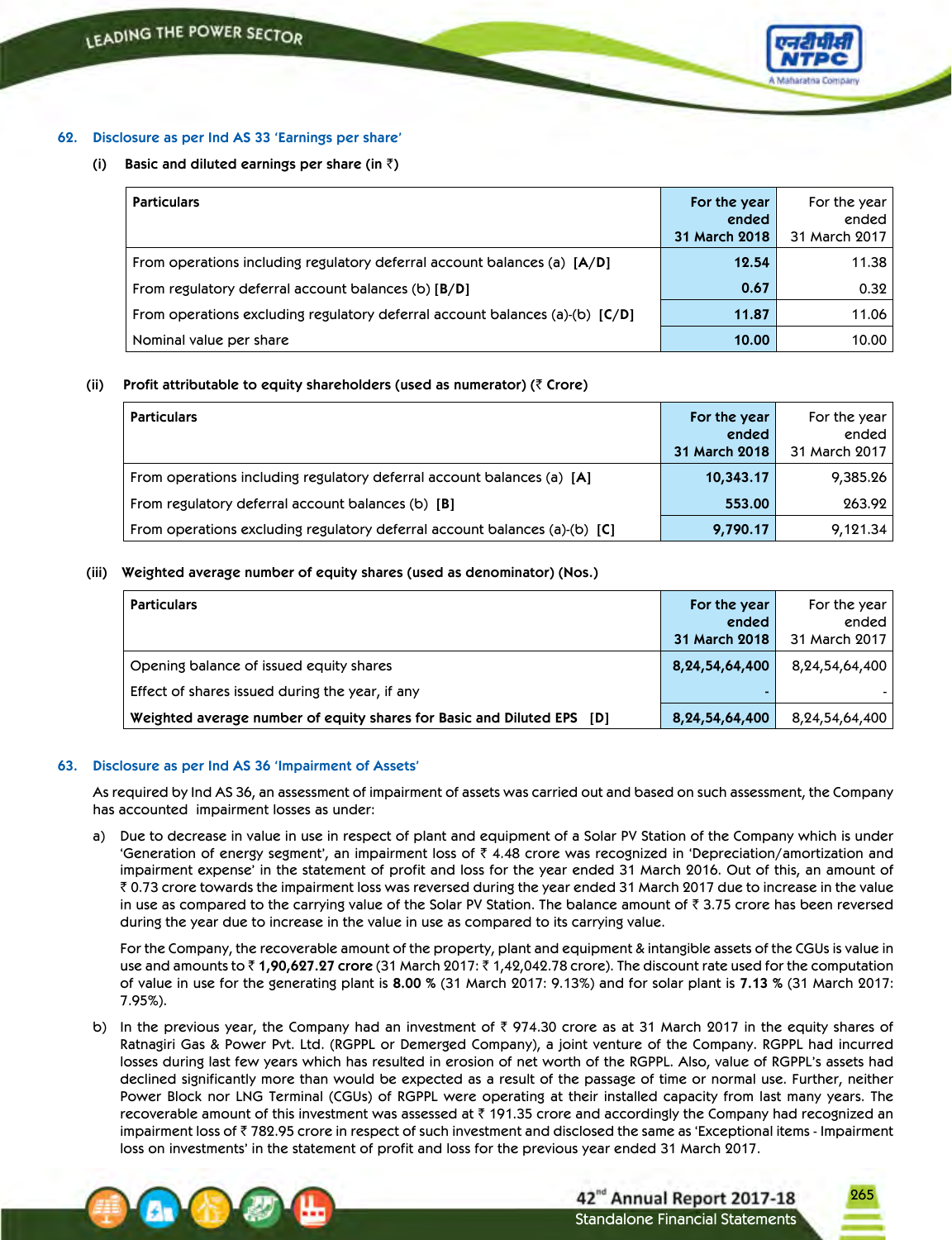## 62. Disclosure as per Ind AS 33 'Earnings per share'

### (i) Basic and diluted earnings per share (in ₹)

| Particulars | For the year ended 31 March 2018 | For the year ended 31 March 2017 |
|---|---|---|
| From operations including regulatory deferral account balances (a) **[A/D]** | **12.54** | 11.38 |
| From regulatory deferral account balances (b) **[B/D]** | **0.67** | 0.32 |
| From operations excluding regulatory deferral account balances (a)-(b) **[C/D]** | **11.87** | 11.06 |
| Nominal value per share | **10.00** | 10.00 |

### (ii) Profit attributable to equity shareholders (used as numerator) (₹ Crore)

| Particulars | For the year ended 31 March 2018 | For the year ended 31 March 2017 |
|---|---|---|
| From operations including regulatory deferral account balances (a) **[A]** | **10,343.17** | 9,385.26 |
| From regulatory deferral account balances (b) **[B]** | **553.00** | 263.92 |
| From operations excluding regulatory deferral account balances (a)-(b) **[C]** | **9,790.17** | 9,121.34 |

### (iii) Weighted average number of equity shares (used as denominator) (Nos.)

| Particulars | For the year ended 31 March 2018 | For the year ended 31 March 2017 |
|---|---|---|
| Opening balance of issued equity shares | **8,24,54,64,400** | 8,24,54,64,400 |
| Effect of shares issued during the year, if any | - | - |
| **Weighted average number of equity shares for Basic and Diluted EPS [D]** | **8,24,54,64,400** | 8,24,54,64,400 |

## 63. Disclosure as per Ind AS 36 'Impairment of Assets'

As required by Ind AS 36, an assessment of impairment of assets was carried out and based on such assessment, the Company has accounted impairment losses as under:

a) Due to decrease in value in use in respect of plant and equipment of a Solar PV Station of the Company which is under 'Generation of energy segment', an impairment loss of ₹ 4.48 crore was recognized in 'Depreciation/amortization and impairment expense' in the statement of profit and loss for the year ended 31 March 2016. Out of this, an amount of ₹ 0.73 crore towards the impairment loss was reversed during the year ended 31 March 2017 due to increase in the value in use as compared to the carrying value of the Solar PV Station. The balance amount of ₹ 3.75 crore has been reversed during the year due to increase in the value in use as compared to its carrying value.

For the Company, the recoverable amount of the property, plant and equipment & intangible assets of the CGUs is value in use and amounts to ₹ **1,90,627.27 crore** (31 March 2017: ₹ 1,42,042.78 crore). The discount rate used for the computation of value in use for the generating plant is **8.00 %** (31 March 2017: 9.13%) and for solar plant is **7.13 %** (31 March 2017: 7.95%).

b) In the previous year, the Company had an investment of ₹ 974.30 crore as at 31 March 2017 in the equity shares of Ratnagiri Gas & Power Pvt. Ltd. (RGPPL or Demerged Company), a joint venture of the Company. RGPPL had incurred losses during last few years which has resulted in erosion of net worth of the RGPPL. Also, value of RGPPL's assets had declined significantly more than would be expected as a result of the passage of time or normal use. Further, neither Power Block nor LNG Terminal (CGUs) of RGPPL were operating at their installed capacity from last many years. The recoverable amount of this investment was assessed at ₹ 191.35 crore and accordingly the Company had recognized an impairment loss of ₹ 782.95 crore in respect of such investment and disclosed the same as 'Exceptional items - Impairment loss on investments' in the statement of profit and loss for the previous year ended 31 March 2017.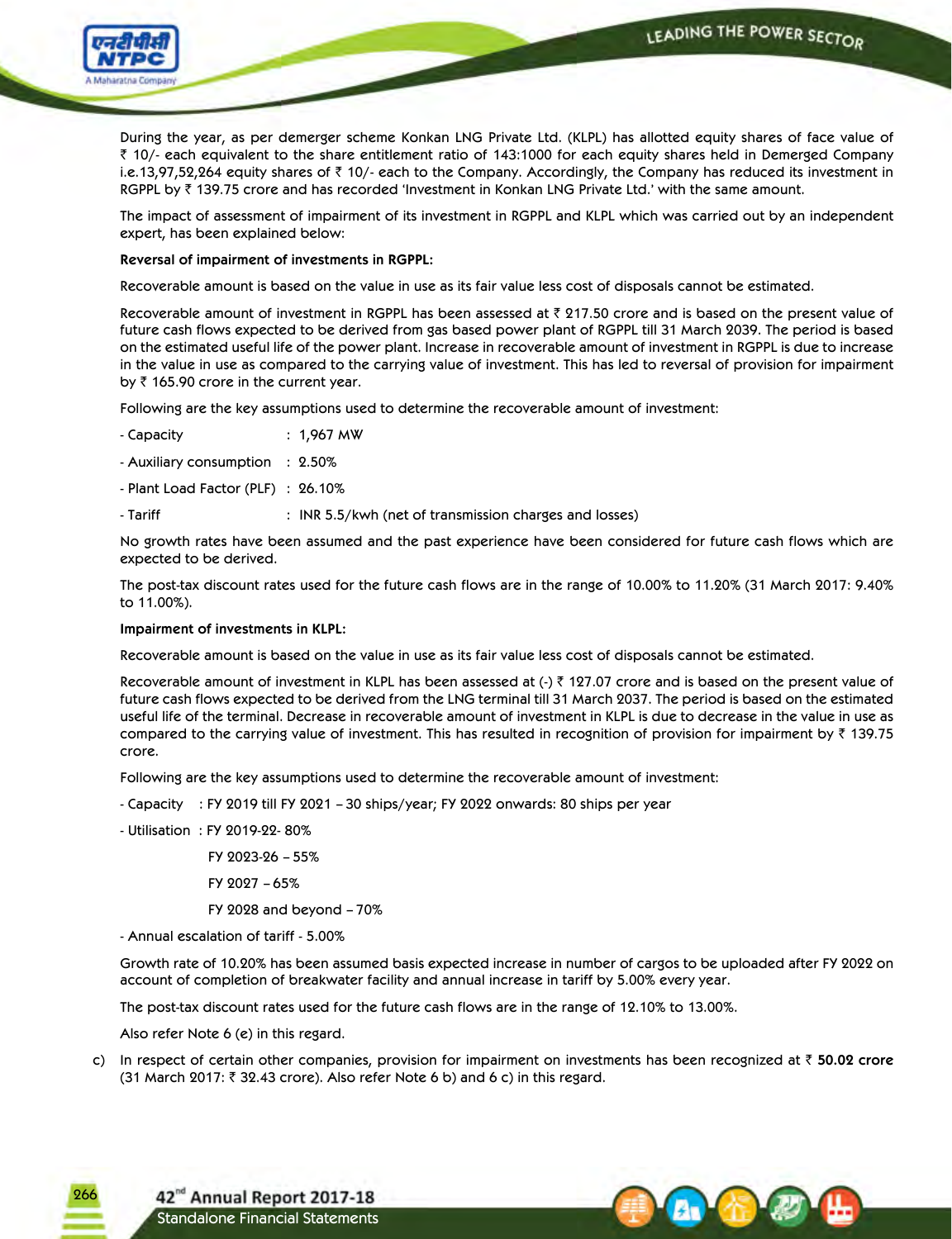During the year, as per demerger scheme Konkan LNG Private Ltd. (KLPL) has allotted equity shares of face value of ₹ 10/- each equivalent to the share entitlement ratio of 143:1000 for each equity shares held in Demerged Company i.e.13,97,52,264 equity shares of ₹ 10/- each to the Company. Accordingly, the Company has reduced its investment in RGPPL by ₹ 139.75 crore and has recorded 'Investment in Konkan LNG Private Ltd.' with the same amount.

The impact of assessment of impairment of its investment in RGPPL and KLPL which was carried out by an independent expert, has been explained below:

**Reversal of impairment of investments in RGPPL:**

Recoverable amount is based on the value in use as its fair value less cost of disposals cannot be estimated.

Recoverable amount of investment in RGPPL has been assessed at ₹ 217.50 crore and is based on the present value of future cash flows expected to be derived from gas based power plant of RGPPL till 31 March 2039. The period is based on the estimated useful life of the power plant. Increase in recoverable amount of investment in RGPPL is due to increase in the value in use as compared to the carrying value of investment. This has led to reversal of provision for impairment by ₹ 165.90 crore in the current year.

Following are the key assumptions used to determine the recoverable amount of investment:

- Capacity : 1,967 MW
- Auxiliary consumption : 2.50%
- Plant Load Factor (PLF) : 26.10%
- Tariff : INR 5.5/kwh (net of transmission charges and losses)

No growth rates have been assumed and the past experience have been considered for future cash flows which are expected to be derived.

The post-tax discount rates used for the future cash flows are in the range of 10.00% to 11.20% (31 March 2017: 9.40% to 11.00%).

**Impairment of investments in KLPL:**

Recoverable amount is based on the value in use as its fair value less cost of disposals cannot be estimated.

Recoverable amount of investment in KLPL has been assessed at (-) ₹ 127.07 crore and is based on the present value of future cash flows expected to be derived from the LNG terminal till 31 March 2037. The period is based on the estimated useful life of the terminal. Decrease in recoverable amount of investment in KLPL is due to decrease in the value in use as compared to the carrying value of investment. This has resulted in recognition of provision for impairment by ₹ 139.75 crore.

Following are the key assumptions used to determine the recoverable amount of investment:

- Capacity : FY 2019 till FY 2021 – 30 ships/year; FY 2022 onwards: 80 ships per year
- Utilisation : FY 2019-22- 80%

  FY 2023-26 – 55%

  FY 2027 – 65%

  FY 2028 and beyond – 70%
- Annual escalation of tariff - 5.00%

Growth rate of 10.20% has been assumed basis expected increase in number of cargos to be uploaded after FY 2022 on account of completion of breakwater facility and annual increase in tariff by 5.00% every year.

The post-tax discount rates used for the future cash flows are in the range of 12.10% to 13.00%.

Also refer Note 6 (e) in this regard.

c) In respect of certain other companies, provision for impairment on investments has been recognized at ₹ **50.02 crore** (31 March 2017: ₹ 32.43 crore). Also refer Note 6 b) and 6 c) in this regard.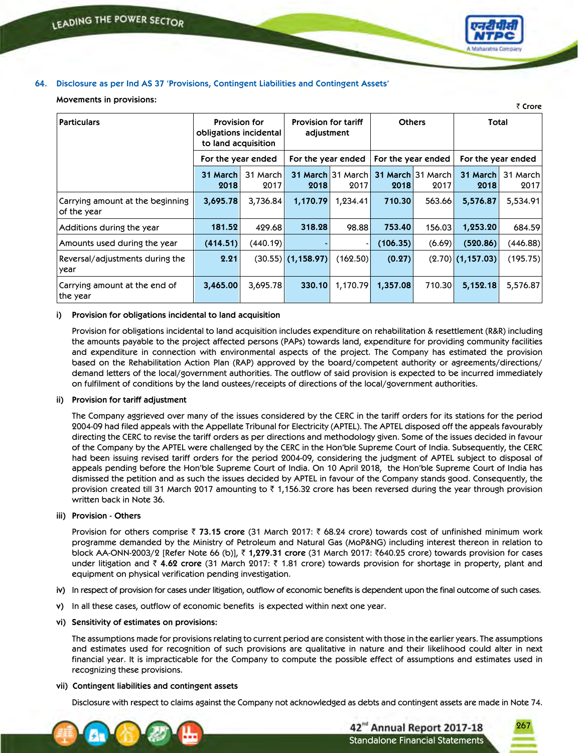## 64. Disclosure as per Ind AS 37 'Provisions, Contingent Liabilities and Contingent Assets'

**Movements in provisions:**

₹ Crore

| Particulars | Provision for obligations incidental to land acquisition | | Provision for tariff adjustment | | Others | | Total | |
|---|---|---|---|---|---|---|---|---|
| | For the year ended | | For the year ended | | For the year ended | | For the year ended | |
| | **31 March 2018** | 31 March 2017 | **31 March 2018** | 31 March 2017 | **31 March 2018** | 31 March 2017 | **31 March 2018** | 31 March 2017 |
| Carrying amount at the beginning of the year | **3,695.78** | 3,736.84 | **1,170.79** | 1,234.41 | **710.30** | 563.66 | **5,576.87** | 5,534.91 |
| Additions during the year | **181.52** | 429.68 | **318.28** | 98.88 | **753.40** | 156.03 | **1,253.20** | 684.59 |
| Amounts used during the year | **(414.51)** | (440.19) | **-** | - | **(106.35)** | (6.69) | **(520.86)** | (446.88) |
| Reversal/adjustments during the year | **2.21** | (30.55) | **(1,158.97)** | (162.50) | **(0.27)** | (2.70) | **(1,157.03)** | (195.75) |
| Carrying amount at the end of the year | **3,465.00** | 3,695.78 | **330.10** | 1,170.79 | **1,357.08** | 710.30 | **5,152.18** | 5,576.87 |

**i) Provision for obligations incidental to land acquisition**

Provision for obligations incidental to land acquisition includes expenditure on rehabilitation & resettlement (R&R) including the amounts payable to the project affected persons (PAPs) towards land, expenditure for providing community facilities and expenditure in connection with environmental aspects of the project. The Company has estimated the provision based on the Rehabilitation Action Plan (RAP) approved by the board/competent authority or agreements/directions/ demand letters of the local/government authorities. The outflow of said provision is expected to be incurred immediately on fulfilment of conditions by the land oustees/receipts of directions of the local/government authorities.

**ii) Provision for tariff adjustment**

The Company aggrieved over many of the issues considered by the CERC in the tariff orders for its stations for the period 2004-09 had filed appeals with the Appellate Tribunal for Electricity (APTEL). The APTEL disposed off the appeals favourably directing the CERC to revise the tariff orders as per directions and methodology given. Some of the issues decided in favour of the Company by the APTEL were challenged by the CERC in the Hon'ble Supreme Court of India. Subsequently, the CERC had been issuing revised tariff orders for the period 2004-09, considering the judgment of APTEL subject to disposal of appeals pending before the Hon'ble Supreme Court of India. On 10 April 2018, the Hon'ble Supreme Court of India has dismissed the petition and as such the issues decided by APTEL in favour of the Company stands good. Consequently, the provision created till 31 March 2017 amounting to ₹ 1,156.32 crore has been reversed during the year through provision written back in Note 36.

**iii) Provision - Others**

Provision for others comprise ₹ **73.15 crore** (31 March 2017: ₹ 68.24 crore) towards cost of unfinished minimum work programme demanded by the Ministry of Petroleum and Natural Gas (MoP&NG) including interest thereon in relation to block AA-ONN-2003/2 [Refer Note 66 (b)], ₹ **1,279.31 crore** (31 March 2017: ₹640.25 crore) towards provision for cases under litigation and ₹ **4.62 crore** (31 March 2017: ₹ 1.81 crore) towards provision for shortage in property, plant and equipment on physical verification pending investigation.

iv) In respect of provision for cases under litigation, outflow of economic benefits is dependent upon the final outcome of such cases.

v) In all these cases, outflow of economic benefits is expected within next one year.

**vi) Sensitivity of estimates on provisions:**

The assumptions made for provisions relating to current period are consistent with those in the earlier years. The assumptions and estimates used for recognition of such provisions are qualitative in nature and their likelihood could alter in next financial year. It is impracticable for the Company to compute the possible effect of assumptions and estimates used in recognizing these provisions.

**vii) Contingent liabilities and contingent assets**

Disclosure with respect to claims against the Company not acknowledged as debts and contingent assets are made in Note 74.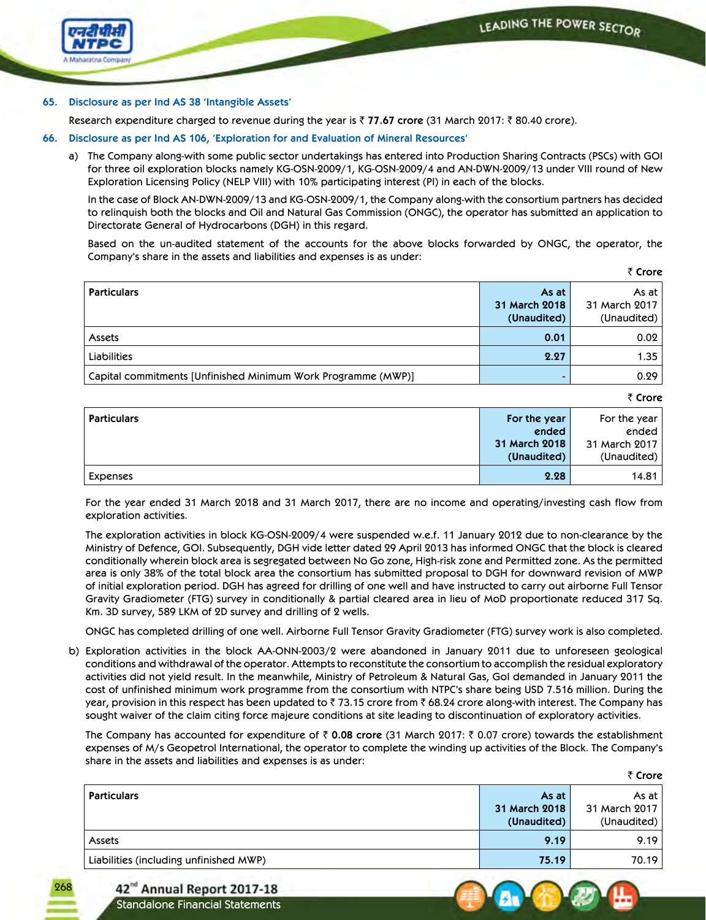## 65. Disclosure as per Ind AS 38 'Intangible Assets'

Research expenditure charged to revenue during the year is ₹ **77.67 crore** (31 March 2017: ₹ 80.40 crore).

## 66. Disclosure as per Ind AS 106, 'Exploration for and Evaluation of Mineral Resources'

a) The Company along-with some public sector undertakings has entered into Production Sharing Contracts (PSCs) with GOI for three oil exploration blocks namely KG-OSN-2009/1, KG-OSN-2009/4 and AN-DWN-2009/13 under VIII round of New Exploration Licensing Policy (NELP VIII) with 10% participating interest (PI) in each of the blocks.

In the case of Block AN-DWN-2009/13 and KG-OSN-2009/1, the Company along-with the consortium partners has decided to relinquish both the blocks and Oil and Natural Gas Commission (ONGC), the operator has submitted an application to Directorate General of Hydrocarbons (DGH) in this regard.

Based on the un-audited statement of the accounts for the above blocks forwarded by ONGC, the operator, the Company's share in the assets and liabilities and expenses is as under:

₹ Crore

| Particulars | As at 31 March 2018 (Unaudited) | As at 31 March 2017 (Unaudited) |
|---|---|---|
| Assets | 0.01 | 0.02 |
| Liabilities | 2.27 | 1.35 |
| Capital commitments [Unfinished Minimum Work Programme (MWP)] | - | 0.29 |

₹ Crore

| Particulars | For the year ended 31 March 2018 (Unaudited) | For the year ended 31 March 2017 (Unaudited) |
|---|---|---|
| Expenses | 2.28 | 14.81 |

For the year ended 31 March 2018 and 31 March 2017, there are no income and operating/investing cash flow from exploration activities.

The exploration activities in block KG-OSN-2009/4 were suspended w.e.f. 11 January 2012 due to non-clearance by the Ministry of Defence, GOI. Subsequently, DGH vide letter dated 29 April 2013 has informed ONGC that the block is cleared conditionally wherein block area is segregated between No Go zone, High-risk zone and Permitted zone. As the permitted area is only 38% of the total block area the consortium has submitted proposal to DGH for downward revision of MWP of initial exploration period. DGH has agreed for drilling of one well and have instructed to carry out airborne Full Tensor Gravity Gradiometer (FTG) survey in conditionally & partial cleared area in lieu of MoD proportionate reduced 317 Sq. Km. 3D survey, 589 LKM of 2D survey and drilling of 2 wells.

ONGC has completed drilling of one well. Airborne Full Tensor Gravity Gradiometer (FTG) survey work is also completed.

b) Exploration activities in the block AA-ONN-2003/2 were abandoned in January 2011 due to unforeseen geological conditions and withdrawal of the operator. Attempts to reconstitute the consortium to accomplish the residual exploratory activities did not yield result. In the meanwhile, Ministry of Petroleum & Natural Gas, GoI demanded in January 2011 the cost of unfinished minimum work programme from the consortium with NTPC's share being USD 7.516 million. During the year, provision in this respect has been updated to ₹ 73.15 crore from ₹ 68.24 crore along-with interest. The Company has sought waiver of the claim citing force majeure conditions at site leading to discontinuation of exploratory activities.

The Company has accounted for expenditure of ₹ **0.08 crore** (31 March 2017: ₹ 0.07 crore) towards the establishment expenses of M/s Geopetrol International, the operator to complete the winding up activities of the Block. The Company's share in the assets and liabilities and expenses is as under:

₹ Crore

| Particulars | As at 31 March 2018 (Unaudited) | As at 31 March 2017 (Unaudited) |
|---|---|---|
| Assets | 9.19 | 9.19 |
| Liabilities (including unfinished MWP) | 75.19 | 70.19 |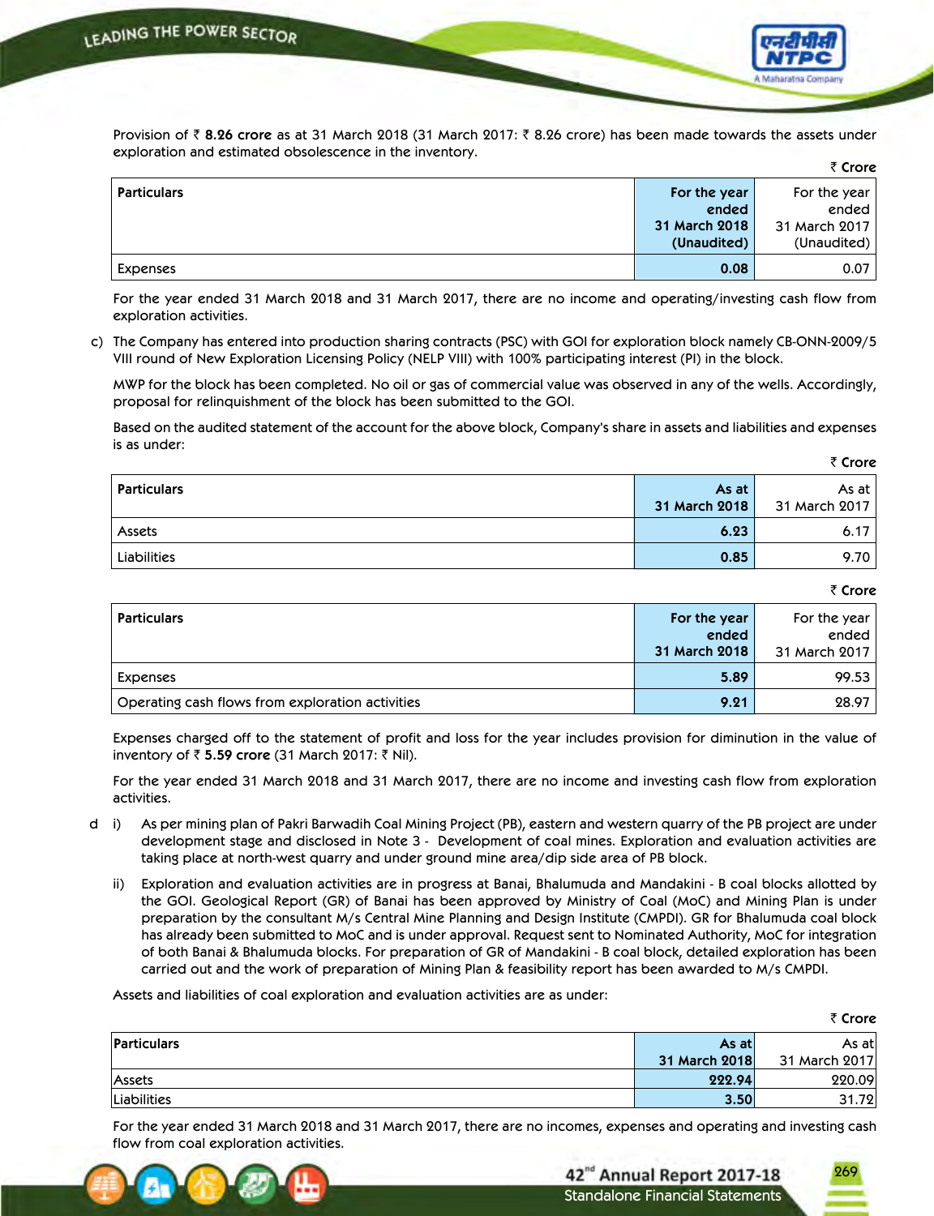Provision of ₹ **8.26 crore** as at 31 March 2018 (31 March 2017: ₹ 8.26 crore) has been made towards the assets under exploration and estimated obsolescence in the inventory.

₹ **Crore**

| Particulars | For the year ended 31 March 2018 (Unaudited) | For the year ended 31 March 2017 (Unaudited) |
|---|---|---|
| Expenses | **0.08** | 0.07 |

For the year ended 31 March 2018 and 31 March 2017, there are no income and operating/investing cash flow from exploration activities.

c) The Company has entered into production sharing contracts (PSC) with GOI for exploration block namely CB-ONN-2009/5 VIII round of New Exploration Licensing Policy (NELP VIII) with 100% participating interest (PI) in the block.

MWP for the block has been completed. No oil or gas of commercial value was observed in any of the wells. Accordingly, proposal for relinquishment of the block has been submitted to the GOI.

Based on the audited statement of the account for the above block, Company's share in assets and liabilities and expenses is as under:

₹ **Crore**

| Particulars | As at 31 March 2018 | As at 31 March 2017 |
|---|---|---|
| Assets | **6.23** | 6.17 |
| Liabilities | **0.85** | 9.70 |

₹ **Crore**

| Particulars | For the year ended 31 March 2018 | For the year ended 31 March 2017 |
|---|---|---|
| Expenses | **5.89** | 99.53 |
| Operating cash flows from exploration activities | **9.21** | 28.97 |

Expenses charged off to the statement of profit and loss for the year includes provision for diminution in the value of inventory of ₹ **5.59 crore** (31 March 2017: ₹ Nil).

For the year ended 31 March 2018 and 31 March 2017, there are no income and investing cash flow from exploration activities.

d i) As per mining plan of Pakri Barwadih Coal Mining Project (PB), eastern and western quarry of the PB project are under development stage and disclosed in Note 3 - Development of coal mines. Exploration and evaluation activities are taking place at north-west quarry and under ground mine area/dip side area of PB block.

ii) Exploration and evaluation activities are in progress at Banai, Bhalumuda and Mandakini - B coal blocks allotted by the GOI. Geological Report (GR) of Banai has been approved by Ministry of Coal (MoC) and Mining Plan is under preparation by the consultant M/s Central Mine Planning and Design Institute (CMPDI). GR for Bhalumuda coal block has already been submitted to MoC and is under approval. Request sent to Nominated Authority, MoC for integration of both Banai & Bhalumuda blocks. For preparation of GR of Mandakini - B coal block, detailed exploration has been carried out and the work of preparation of Mining Plan & feasibility report has been awarded to M/s CMPDI.

Assets and liabilities of coal exploration and evaluation activities are as under:

₹ **Crore**

| Particulars | As at 31 March 2018 | As at 31 March 2017 |
|---|---|---|
| Assets | **222.94** | 220.09 |
| Liabilities | **3.50** | 31.72 |

For the year ended 31 March 2018 and 31 March 2017, there are no incomes, expenses and operating and investing cash flow from coal exploration activities.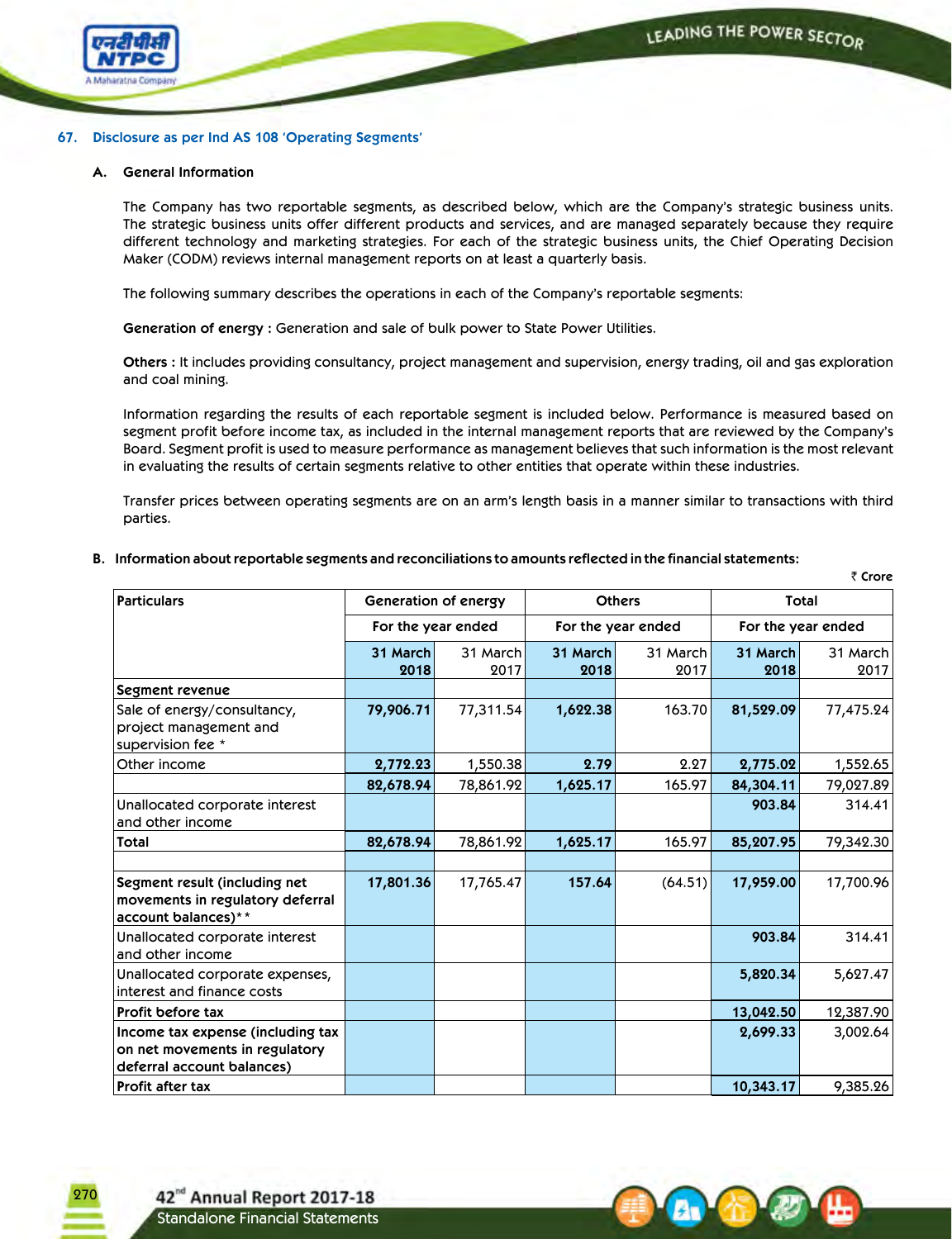## 67. Disclosure as per Ind AS 108 'Operating Segments'

### A. General Information

The Company has two reportable segments, as described below, which are the Company's strategic business units. The strategic business units offer different products and services, and are managed separately because they require different technology and marketing strategies. For each of the strategic business units, the Chief Operating Decision Maker (CODM) reviews internal management reports on at least a quarterly basis.

The following summary describes the operations in each of the Company's reportable segments:

**Generation of energy :** Generation and sale of bulk power to State Power Utilities.

**Others :** It includes providing consultancy, project management and supervision, energy trading, oil and gas exploration and coal mining.

Information regarding the results of each reportable segment is included below. Performance is measured based on segment profit before income tax, as included in the internal management reports that are reviewed by the Company's Board. Segment profit is used to measure performance as management believes that such information is the most relevant in evaluating the results of certain segments relative to other entities that operate within these industries.

Transfer prices between operating segments are on an arm's length basis in a manner similar to transactions with third parties.

### B. Information about reportable segments and reconciliations to amounts reflected in the financial statements:

₹ Crore

| Particulars | Generation of energy | | Others | | Total | |
|---|---|---|---|---|---|---|
| | For the year ended | | For the year ended | | For the year ended | |
| | **31 March 2018** | 31 March 2017 | **31 March 2018** | 31 March 2017 | **31 March 2018** | 31 March 2017 |
| **Segment revenue** | | | | | | |
| Sale of energy/consultancy, project management and supervision fee * | **79,906.71** | 77,311.54 | **1,622.38** | 163.70 | **81,529.09** | 77,475.24 |
| Other income | **2,772.23** | 1,550.38 | **2.79** | 2.27 | **2,775.02** | 1,552.65 |
| | **82,678.94** | 78,861.92 | **1,625.17** | 165.97 | **84,304.11** | 79,027.89 |
| Unallocated corporate interest and other income | | | | | **903.84** | 314.41 |
| **Total** | **82,678.94** | 78,861.92 | **1,625.17** | 165.97 | **85,207.95** | 79,342.30 |
| | | | | | | |
| **Segment result (including net movements in regulatory deferral account balances)**** | **17,801.36** | 17,765.47 | **157.64** | (64.51) | **17,959.00** | 17,700.96 |
| Unallocated corporate interest and other income | | | | | **903.84** | 314.41 |
| Unallocated corporate expenses, interest and finance costs | | | | | **5,820.34** | 5,627.47 |
| **Profit before tax** | | | | | **13,042.50** | 12,387.90 |
| **Income tax expense (including tax on net movements in regulatory deferral account balances)** | | | | | **2,699.33** | 3,002.64 |
| **Profit after tax** | | | | | **10,343.17** | 9,385.26 |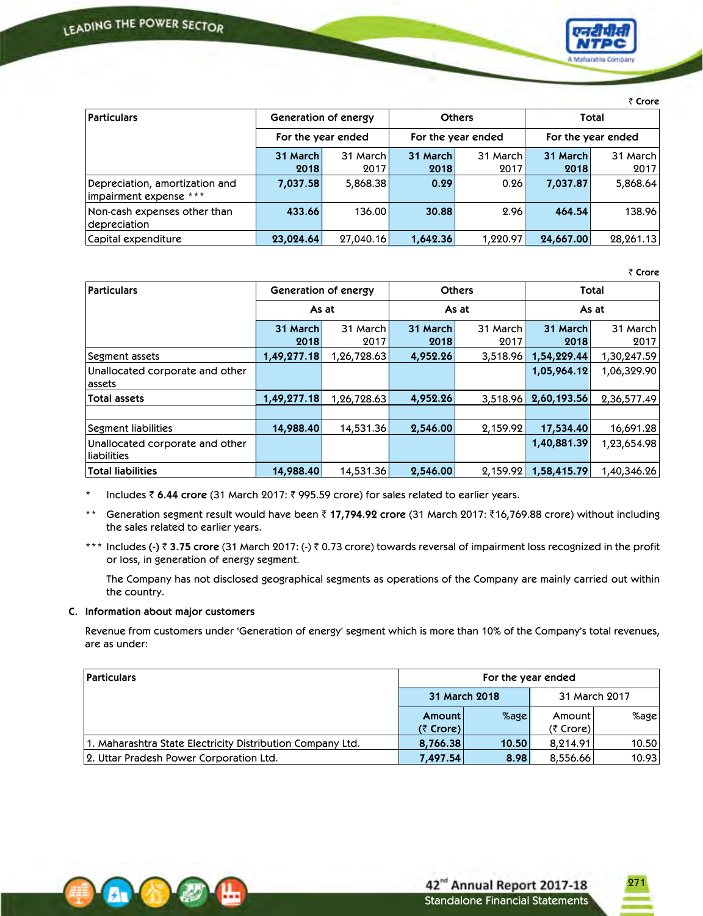₹ Crore

| Particulars | Generation of energy | | Others | | Total | |
|---|---|---|---|---|---|---|
| | For the year ended | | For the year ended | | For the year ended | |
| | 31 March 2018 | 31 March 2017 | 31 March 2018 | 31 March 2017 | 31 March 2018 | 31 March 2017 |
| Depreciation, amortization and impairment expense *** | 7,037.58 | 5,868.38 | 0.29 | 0.26 | 7,037.87 | 5,868.64 |
| Non-cash expenses other than depreciation | 433.66 | 136.00 | 30.88 | 2.96 | 464.54 | 138.96 |
| Capital expenditure | 23,024.64 | 27,040.16 | 1,642.36 | 1,220.97 | 24,667.00 | 28,261.13 |

₹ Crore

| Particulars | Generation of energy | | Others | | Total | |
|---|---|---|---|---|---|---|
| | As at | | As at | | As at | |
| | 31 March 2018 | 31 March 2017 | 31 March 2018 | 31 March 2017 | 31 March 2018 | 31 March 2017 |
| Segment assets | 1,49,277.18 | 1,26,728.63 | 4,952.26 | 3,518.96 | 1,54,229.44 | 1,30,247.59 |
| Unallocated corporate and other assets | | | | | 1,05,964.12 | 1,06,329.90 |
| **Total assets** | 1,49,277.18 | 1,26,728.63 | 4,952.26 | 3,518.96 | 2,60,193.56 | 2,36,577.49 |
| | | | | | | |
| Segment liabilities | 14,988.40 | 14,531.36 | 2,546.00 | 2,159.92 | 17,534.40 | 16,691.28 |
| Unallocated corporate and other liabilities | | | | | 1,40,881.39 | 1,23,654.98 |
| **Total liabilities** | 14,988.40 | 14,531.36 | 2,546.00 | 2,159.92 | 1,58,415.79 | 1,40,346.26 |

\* Includes ₹ **6.44 crore** (31 March 2017: ₹ 995.59 crore) for sales related to earlier years.

\** Generation segment result would have been ₹ **17,794.92 crore** (31 March 2017: ₹16,769.88 crore) without including the sales related to earlier years.

\*** Includes **(-)** ₹ **3.75 crore** (31 March 2017: (-) ₹ 0.73 crore) towards reversal of impairment loss recognized in the profit or loss, in generation of energy segment.

The Company has not disclosed geographical segments as operations of the Company are mainly carried out within the country.

**C. Information about major customers**

Revenue from customers under 'Generation of energy' segment which is more than 10% of the Company's total revenues, are as under:

| Particulars | For the year ended | | | |
|---|---|---|---|---|
| | 31 March 2018 | | 31 March 2017 | |
| | Amount (₹ Crore) | %age | Amount (₹ Crore) | %age |
| 1. Maharashtra State Electricity Distribution Company Ltd. | 8,766.38 | 10.50 | 8,214.91 | 10.50 |
| 2. Uttar Pradesh Power Corporation Ltd. | 7,497.54 | 8.98 | 8,556.66 | 10.93 |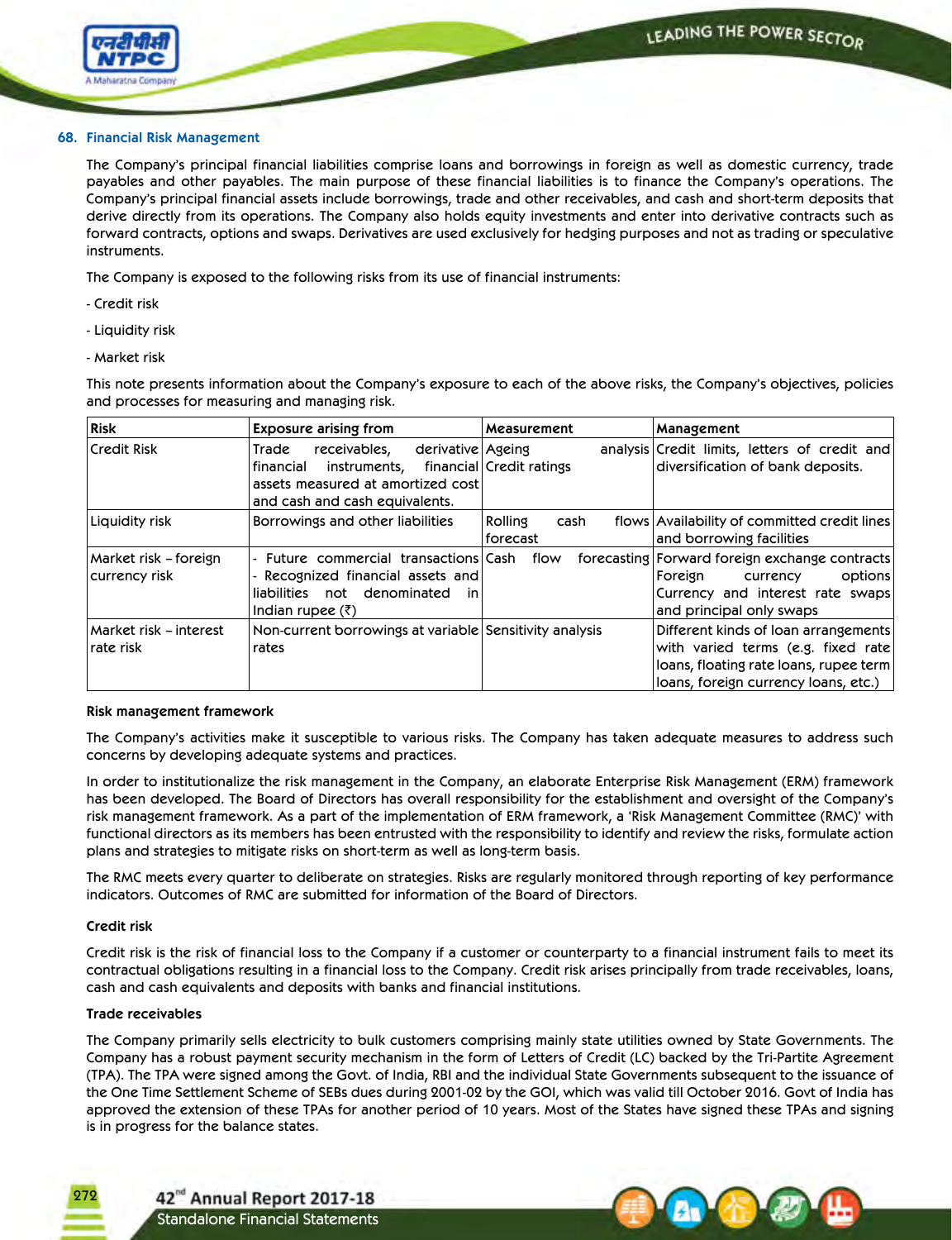## 68. Financial Risk Management

The Company's principal financial liabilities comprise loans and borrowings in foreign as well as domestic currency, trade payables and other payables. The main purpose of these financial liabilities is to finance the Company's operations. The Company's principal financial assets include borrowings, trade and other receivables, and cash and short-term deposits that derive directly from its operations. The Company also holds equity investments and enter into derivative contracts such as forward contracts, options and swaps. Derivatives are used exclusively for hedging purposes and not as trading or speculative instruments.

The Company is exposed to the following risks from its use of financial instruments:

- Credit risk

- Liquidity risk

- Market risk

This note presents information about the Company's exposure to each of the above risks, the Company's objectives, policies and processes for measuring and managing risk.

| Risk | Exposure arising from | Measurement | Management |
|---|---|---|---|
| Credit Risk | Trade receivables, derivative financial instruments, financial assets measured at amortized cost and cash and cash equivalents. | Ageing analysis Credit ratings | Credit limits, letters of credit and diversification of bank deposits. |
| Liquidity risk | Borrowings and other liabilities | Rolling cash flows forecast | Availability of committed credit lines and borrowing facilities |
| Market risk – foreign currency risk | - Future commercial transactions<br>- Recognized financial assets and liabilities not denominated in Indian rupee (₹) | Cash flow forecasting | Forward foreign exchange contracts Foreign currency options Currency and interest rate swaps and principal only swaps |
| Market risk – interest rate risk | Non-current borrowings at variable rates | Sensitivity analysis | Different kinds of loan arrangements with varied terms (e.g. fixed rate loans, floating rate loans, rupee term loans, foreign currency loans, etc.) |

### Risk management framework

The Company's activities make it susceptible to various risks. The Company has taken adequate measures to address such concerns by developing adequate systems and practices.

In order to institutionalize the risk management in the Company, an elaborate Enterprise Risk Management (ERM) framework has been developed. The Board of Directors has overall responsibility for the establishment and oversight of the Company's risk management framework. As a part of the implementation of ERM framework, a 'Risk Management Committee (RMC)' with functional directors as its members has been entrusted with the responsibility to identify and review the risks, formulate action plans and strategies to mitigate risks on short-term as well as long-term basis.

The RMC meets every quarter to deliberate on strategies. Risks are regularly monitored through reporting of key performance indicators. Outcomes of RMC are submitted for information of the Board of Directors.

### Credit risk

Credit risk is the risk of financial loss to the Company if a customer or counterparty to a financial instrument fails to meet its contractual obligations resulting in a financial loss to the Company. Credit risk arises principally from trade receivables, loans, cash and cash equivalents and deposits with banks and financial institutions.

### Trade receivables

The Company primarily sells electricity to bulk customers comprising mainly state utilities owned by State Governments. The Company has a robust payment security mechanism in the form of Letters of Credit (LC) backed by the Tri-Partite Agreement (TPA). The TPA were signed among the Govt. of India, RBI and the individual State Governments subsequent to the issuance of the One Time Settlement Scheme of SEBs dues during 2001-02 by the GOI, which was valid till October 2016. Govt of India has approved the extension of these TPAs for another period of 10 years. Most of the States have signed these TPAs and signing is in progress for the balance states.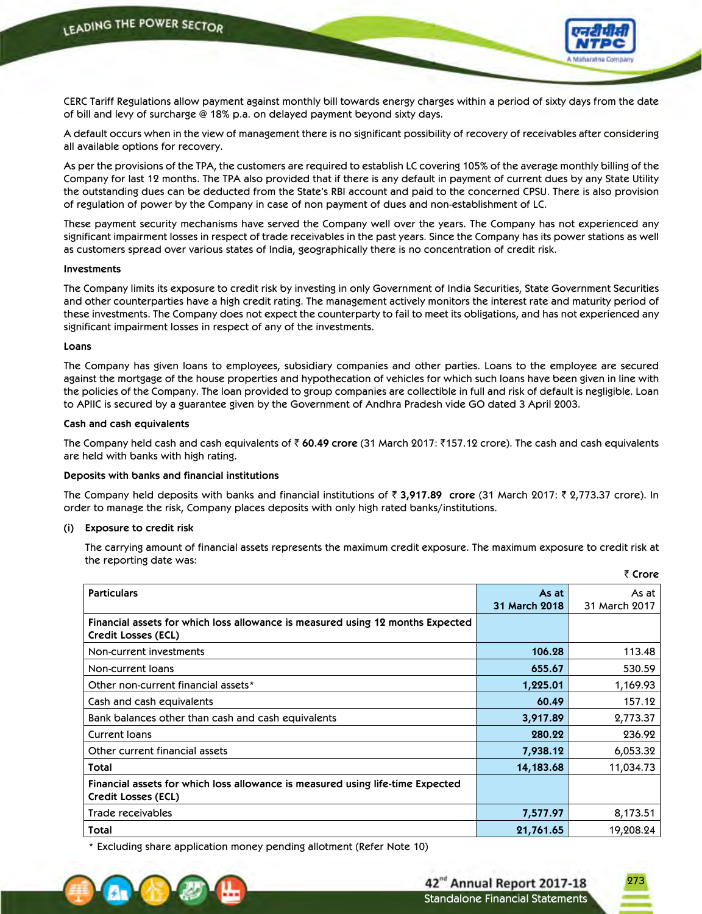CERC Tariff Regulations allow payment against monthly bill towards energy charges within a period of sixty days from the date of bill and levy of surcharge @ 18% p.a. on delayed payment beyond sixty days.

A default occurs when in the view of management there is no significant possibility of recovery of receivables after considering all available options for recovery.

As per the provisions of the TPA, the customers are required to establish LC covering 105% of the average monthly billing of the Company for last 12 months. The TPA also provided that if there is any default in payment of current dues by any State Utility the outstanding dues can be deducted from the State's RBI account and paid to the concerned CPSU. There is also provision of regulation of power by the Company in case of non payment of dues and non-establishment of LC.

These payment security mechanisms have served the Company well over the years. The Company has not experienced any significant impairment losses in respect of trade receivables in the past years. Since the Company has its power stations as well as customers spread over various states of India, geographically there is no concentration of credit risk.

**Investments**

The Company limits its exposure to credit risk by investing in only Government of India Securities, State Government Securities and other counterparties have a high credit rating. The management actively monitors the interest rate and maturity period of these investments. The Company does not expect the counterparty to fail to meet its obligations, and has not experienced any significant impairment losses in respect of any of the investments.

**Loans**

The Company has given loans to employees, subsidiary companies and other parties. Loans to the employee are secured against the mortgage of the house properties and hypothecation of vehicles for which such loans have been given in line with the policies of the Company. The loan provided to group companies are collectible in full and risk of default is negligible. Loan to APIIC is secured by a guarantee given by the Government of Andhra Pradesh vide GO dated 3 April 2003.

**Cash and cash equivalents**

The Company held cash and cash equivalents of ₹ **60.49 crore** (31 March 2017: ₹157.12 crore). The cash and cash equivalents are held with banks with high rating.

**Deposits with banks and financial institutions**

The Company held deposits with banks and financial institutions of ₹ **3,917.89 crore** (31 March 2017: ₹ 2,773.37 crore). In order to manage the risk, Company places deposits with only high rated banks/institutions.

**(i) Exposure to credit risk**

The carrying amount of financial assets represents the maximum credit exposure. The maximum exposure to credit risk at the reporting date was:

₹ **Crore**

| Particulars | As at 31 March 2018 | As at 31 March 2017 |
|---|---|---|
| **Financial assets for which loss allowance is measured using 12 months Expected Credit Losses (ECL)** | | |
| Non-current investments | **106.28** | 113.48 |
| Non-current loans | **655.67** | 530.59 |
| Other non-current financial assets* | **1,225.01** | 1,169.93 |
| Cash and cash equivalents | **60.49** | 157.12 |
| Bank balances other than cash and cash equivalents | **3,917.89** | 2,773.37 |
| Current loans | **280.22** | 236.92 |
| Other current financial assets | **7,938.12** | 6,053.32 |
| **Total** | **14,183.68** | 11,034.73 |
| **Financial assets for which loss allowance is measured using life-time Expected Credit Losses (ECL)** | | |
| Trade receivables | **7,577.97** | 8,173.51 |
| **Total** | **21,761.65** | 19,208.24 |

\* Excluding share application money pending allotment (Refer Note 10)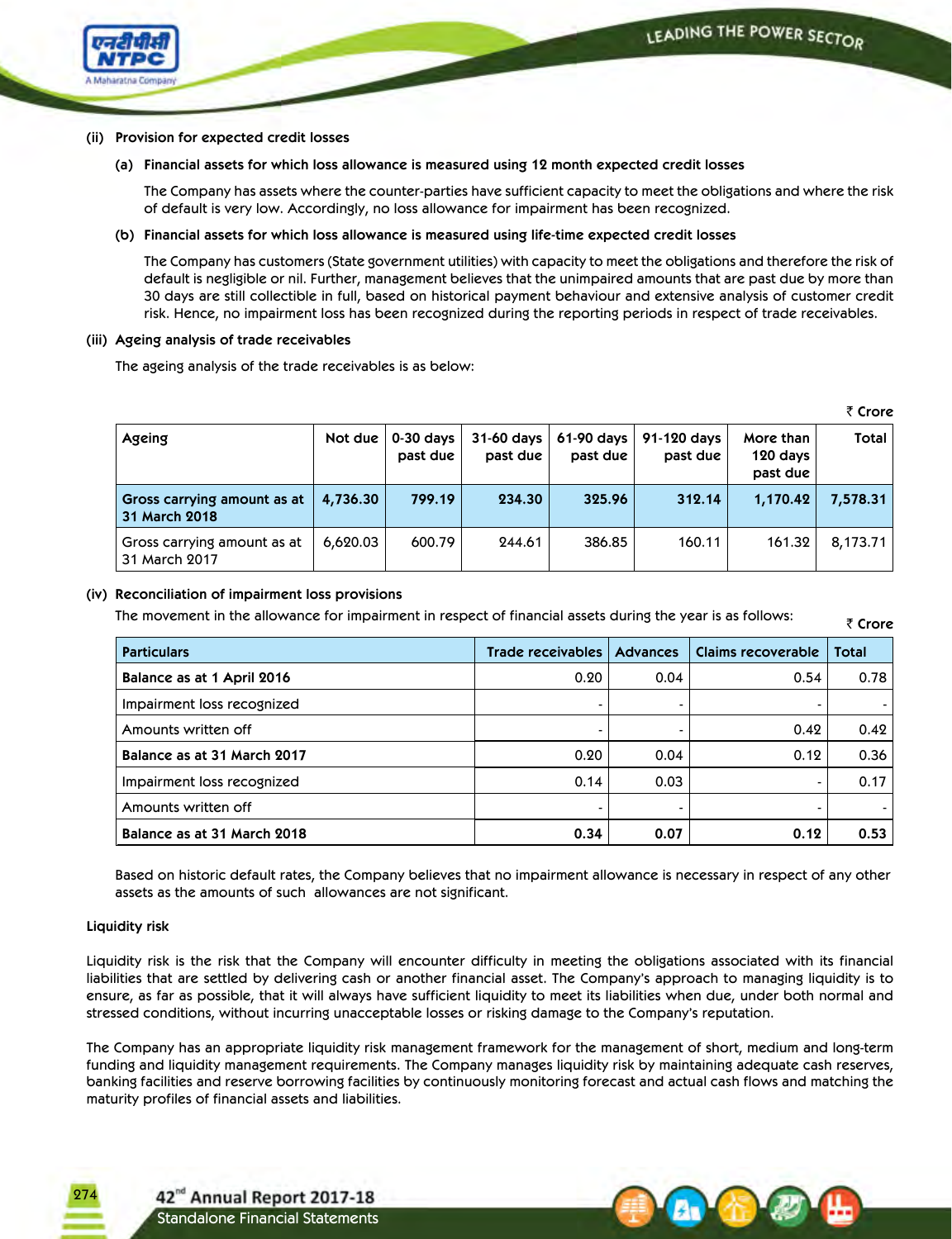(ii) **Provision for expected credit losses**

(a) **Financial assets for which loss allowance is measured using 12 month expected credit losses**

The Company has assets where the counter-parties have sufficient capacity to meet the obligations and where the risk of default is very low. Accordingly, no loss allowance for impairment has been recognized.

(b) **Financial assets for which loss allowance is measured using life-time expected credit losses**

The Company has customers (State government utilities) with capacity to meet the obligations and therefore the risk of default is negligible or nil. Further, management believes that the unimpaired amounts that are past due by more than 30 days are still collectible in full, based on historical payment behaviour and extensive analysis of customer credit risk. Hence, no impairment loss has been recognized during the reporting periods in respect of trade receivables.

(iii) **Ageing analysis of trade receivables**

The ageing analysis of the trade receivables is as below:

₹ Crore

| Ageing | Not due | 0-30 days past due | 31-60 days past due | 61-90 days past due | 91-120 days past due | More than 120 days past due | Total |
|---|---|---|---|---|---|---|---|
| **Gross carrying amount as at 31 March 2018** | **4,736.30** | **799.19** | **234.30** | **325.96** | **312.14** | **1,170.42** | **7,578.31** |
| Gross carrying amount as at 31 March 2017 | 6,620.03 | 600.79 | 244.61 | 386.85 | 160.11 | 161.32 | 8,173.71 |

(iv) **Reconciliation of impairment loss provisions**

The movement in the allowance for impairment in respect of financial assets during the year is as follows:

₹ Crore

| Particulars | Trade receivables | Advances | Claims recoverable | Total |
|---|---|---|---|---|
| **Balance as at 1 April 2016** | 0.20 | 0.04 | 0.54 | 0.78 |
| Impairment loss recognized | - | - | - | - |
| Amounts written off | - | - | 0.42 | 0.42 |
| **Balance as at 31 March 2017** | 0.20 | 0.04 | 0.12 | 0.36 |
| Impairment loss recognized | 0.14 | 0.03 | - | 0.17 |
| Amounts written off | - | - | - | - |
| **Balance as at 31 March 2018** | **0.34** | **0.07** | **0.12** | **0.53** |

Based on historic default rates, the Company believes that no impairment allowance is necessary in respect of any other assets as the amounts of such allowances are not significant.

**Liquidity risk**

Liquidity risk is the risk that the Company will encounter difficulty in meeting the obligations associated with its financial liabilities that are settled by delivering cash or another financial asset. The Company's approach to managing liquidity is to ensure, as far as possible, that it will always have sufficient liquidity to meet its liabilities when due, under both normal and stressed conditions, without incurring unacceptable losses or risking damage to the Company's reputation.

The Company has an appropriate liquidity risk management framework for the management of short, medium and long-term funding and liquidity management requirements. The Company manages liquidity risk by maintaining adequate cash reserves, banking facilities and reserve borrowing facilities by continuously monitoring forecast and actual cash flows and matching the maturity profiles of financial assets and liabilities.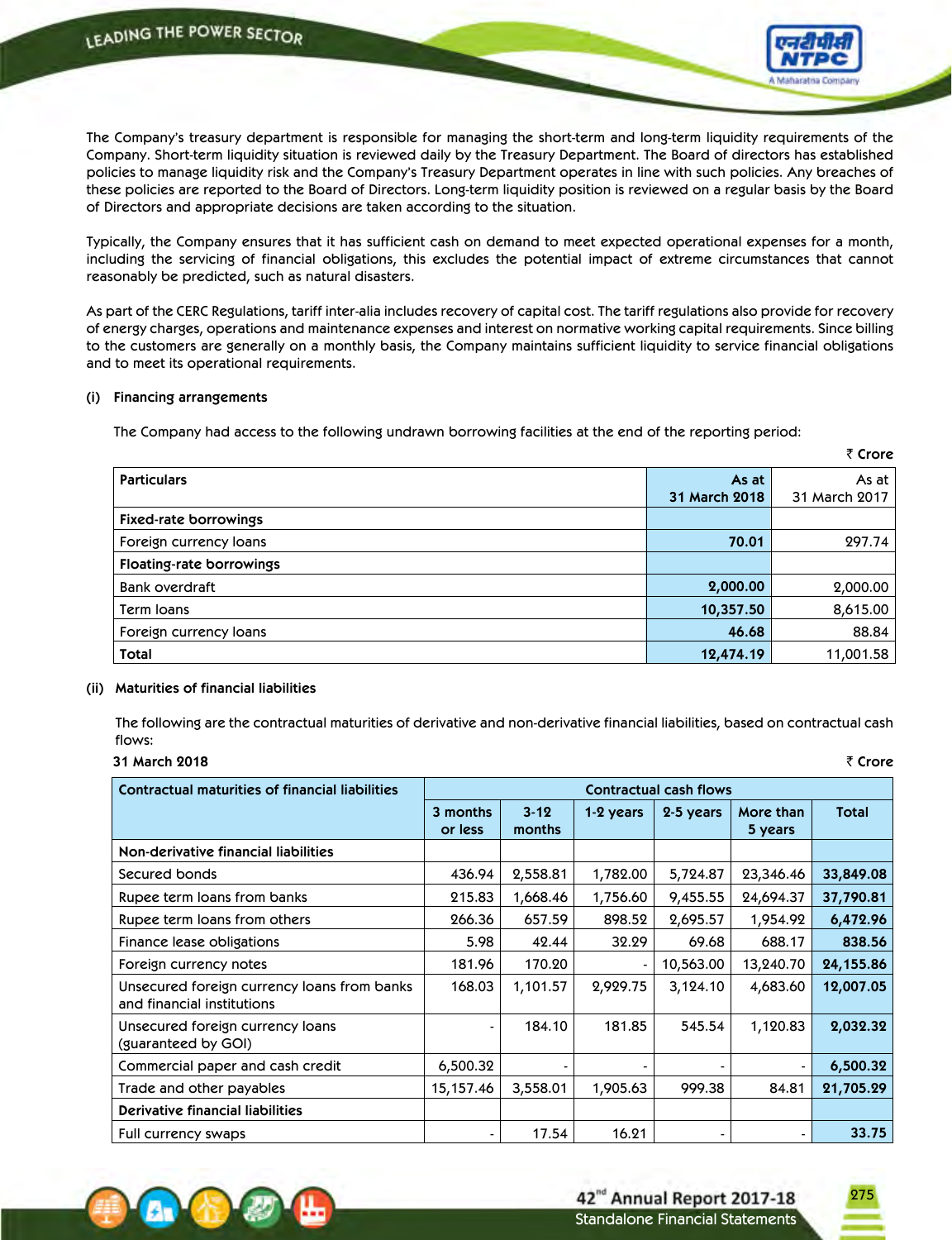The Company's treasury department is responsible for managing the short-term and long-term liquidity requirements of the Company. Short-term liquidity situation is reviewed daily by the Treasury Department. The Board of directors has established policies to manage liquidity risk and the Company's Treasury Department operates in line with such policies. Any breaches of these policies are reported to the Board of Directors. Long-term liquidity position is reviewed on a regular basis by the Board of Directors and appropriate decisions are taken according to the situation.

Typically, the Company ensures that it has sufficient cash on demand to meet expected operational expenses for a month, including the servicing of financial obligations, this excludes the potential impact of extreme circumstances that cannot reasonably be predicted, such as natural disasters.

As part of the CERC Regulations, tariff inter-alia includes recovery of capital cost. The tariff regulations also provide for recovery of energy charges, operations and maintenance expenses and interest on normative working capital requirements. Since billing to the customers are generally on a monthly basis, the Company maintains sufficient liquidity to service financial obligations and to meet its operational requirements.

**(i) Financing arrangements**

The Company had access to the following undrawn borrowing facilities at the end of the reporting period:

₹ Crore

| Particulars | As at 31 March 2018 | As at 31 March 2017 |
|---|---|---|
| **Fixed-rate borrowings** | | |
| Foreign currency loans | **70.01** | 297.74 |
| **Floating-rate borrowings** | | |
| Bank overdraft | **2,000.00** | 2,000.00 |
| Term loans | **10,357.50** | 8,615.00 |
| Foreign currency loans | **46.68** | 88.84 |
| **Total** | **12,474.19** | 11,001.58 |

**(ii) Maturities of financial liabilities**

The following are the contractual maturities of derivative and non-derivative financial liabilities, based on contractual cash flows:

**31 March 2018** ₹ Crore

| Contractual maturities of financial liabilities | Contractual cash flows | | | | | |
|---|---|---|---|---|---|---|
| | 3 months or less | 3-12 months | 1-2 years | 2-5 years | More than 5 years | Total |
| **Non-derivative financial liabilities** | | | | | | |
| Secured bonds | 436.94 | 2,558.81 | 1,782.00 | 5,724.87 | 23,346.46 | **33,849.08** |
| Rupee term loans from banks | 215.83 | 1,668.46 | 1,756.60 | 9,455.55 | 24,694.37 | **37,790.81** |
| Rupee term loans from others | 266.36 | 657.59 | 898.52 | 2,695.57 | 1,954.92 | **6,472.96** |
| Finance lease obligations | 5.98 | 42.44 | 32.29 | 69.68 | 688.17 | **838.56** |
| Foreign currency notes | 181.96 | 170.20 | - | 10,563.00 | 13,240.70 | **24,155.86** |
| Unsecured foreign currency loans from banks and financial institutions | 168.03 | 1,101.57 | 2,929.75 | 3,124.10 | 4,683.60 | **12,007.05** |
| Unsecured foreign currency loans (guaranteed by GOI) | - | 184.10 | 181.85 | 545.54 | 1,120.83 | **2,032.32** |
| Commercial paper and cash credit | 6,500.32 | - | - | - | - | **6,500.32** |
| Trade and other payables | 15,157.46 | 3,558.01 | 1,905.63 | 999.38 | 84.81 | **21,705.29** |
| **Derivative financial liabilities** | | | | | | |
| Full currency swaps | - | 17.54 | 16.21 | - | - | **33.75** |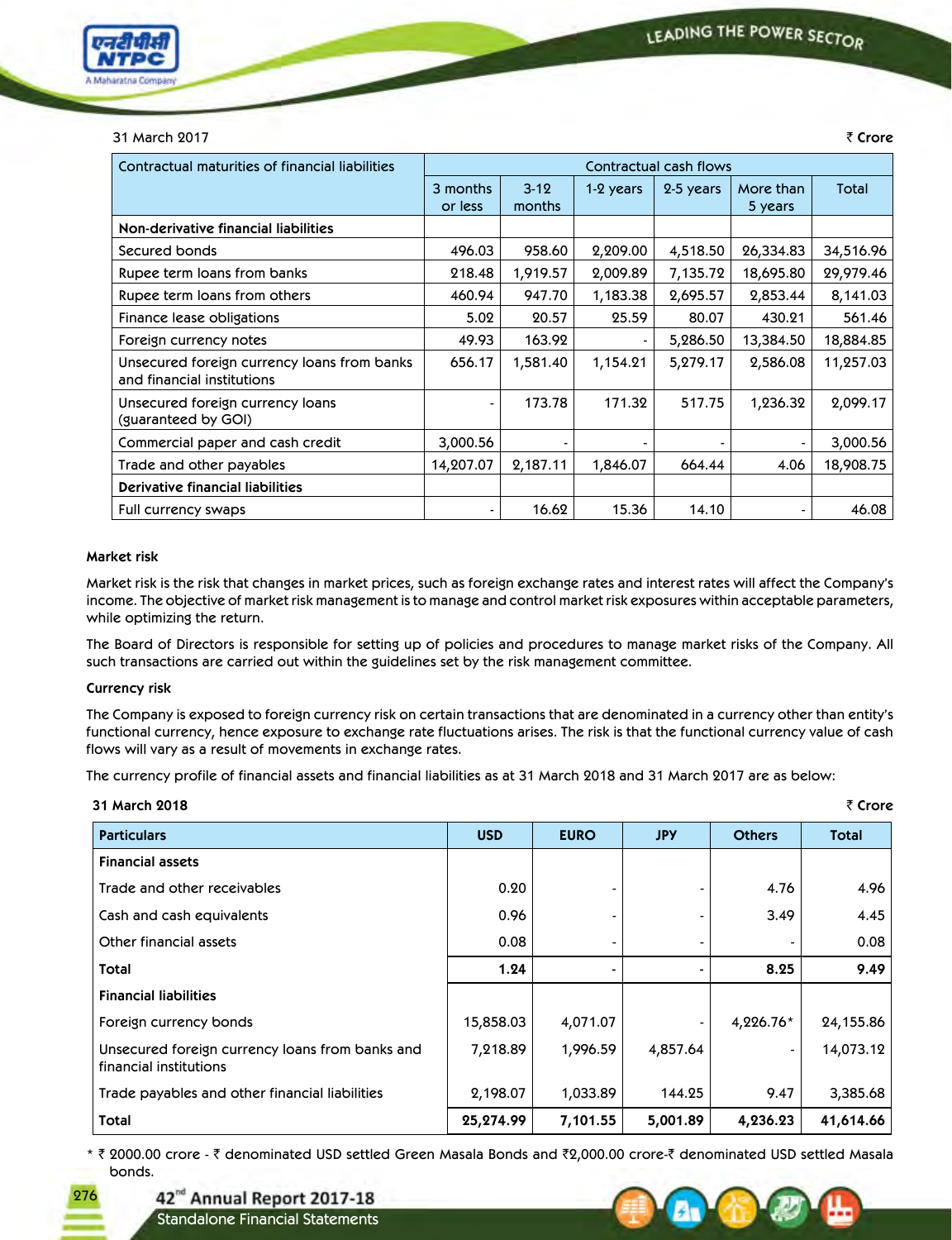31 March 2017

₹ Crore

| Contractual maturities of financial liabilities | Contractual cash flows | | | | | |
|---|---|---|---|---|---|---|
| | 3 months or less | 3-12 months | 1-2 years | 2-5 years | More than 5 years | Total |
| **Non-derivative financial liabilities** | | | | | | |
| Secured bonds | 496.03 | 958.60 | 2,209.00 | 4,518.50 | 26,334.83 | 34,516.96 |
| Rupee term loans from banks | 218.48 | 1,919.57 | 2,009.89 | 7,135.72 | 18,695.80 | 29,979.46 |
| Rupee term loans from others | 460.94 | 947.70 | 1,183.38 | 2,695.57 | 2,853.44 | 8,141.03 |
| Finance lease obligations | 5.02 | 20.57 | 25.59 | 80.07 | 430.21 | 561.46 |
| Foreign currency notes | 49.93 | 163.92 | - | 5,286.50 | 13,384.50 | 18,884.85 |
| Unsecured foreign currency loans from banks and financial institutions | 656.17 | 1,581.40 | 1,154.21 | 5,279.17 | 2,586.08 | 11,257.03 |
| Unsecured foreign currency loans (guaranteed by GOI) | - | 173.78 | 171.32 | 517.75 | 1,236.32 | 2,099.17 |
| Commercial paper and cash credit | 3,000.56 | - | - | - | - | 3,000.56 |
| Trade and other payables | 14,207.07 | 2,187.11 | 1,846.07 | 664.44 | 4.06 | 18,908.75 |
| **Derivative financial liabilities** | | | | | | |
| Full currency swaps | - | 16.62 | 15.36 | 14.10 | - | 46.08 |

**Market risk**

Market risk is the risk that changes in market prices, such as foreign exchange rates and interest rates will affect the Company's income. The objective of market risk management is to manage and control market risk exposures within acceptable parameters, while optimizing the return.

The Board of Directors is responsible for setting up of policies and procedures to manage market risks of the Company. All such transactions are carried out within the guidelines set by the risk management committee.

**Currency risk**

The Company is exposed to foreign currency risk on certain transactions that are denominated in a currency other than entity's functional currency, hence exposure to exchange rate fluctuations arises. The risk is that the functional currency value of cash flows will vary as a result of movements in exchange rates.

The currency profile of financial assets and financial liabilities as at 31 March 2018 and 31 March 2017 are as below:

**31 March 2018**

₹ Crore

| Particulars | USD | EURO | JPY | Others | Total |
|---|---|---|---|---|---|
| **Financial assets** | | | | | |
| Trade and other receivables | 0.20 | - | - | 4.76 | 4.96 |
| Cash and cash equivalents | 0.96 | - | - | 3.49 | 4.45 |
| Other financial assets | 0.08 | - | - | - | 0.08 |
| **Total** | **1.24** | - | - | **8.25** | **9.49** |
| **Financial liabilities** | | | | | |
| Foreign currency bonds | 15,858.03 | 4,071.07 | - | 4,226.76* | 24,155.86 |
| Unsecured foreign currency loans from banks and financial institutions | 7,218.89 | 1,996.59 | 4,857.64 | - | 14,073.12 |
| Trade payables and other financial liabilities | 2,198.07 | 1,033.89 | 144.25 | 9.47 | 3,385.68 |
| **Total** | **25,274.99** | **7,101.55** | **5,001.89** | **4,236.23** | **41,614.66** |

* ₹ 2000.00 crore - ₹ denominated USD settled Green Masala Bonds and ₹2,000.00 crore-₹ denominated USD settled Masala bonds.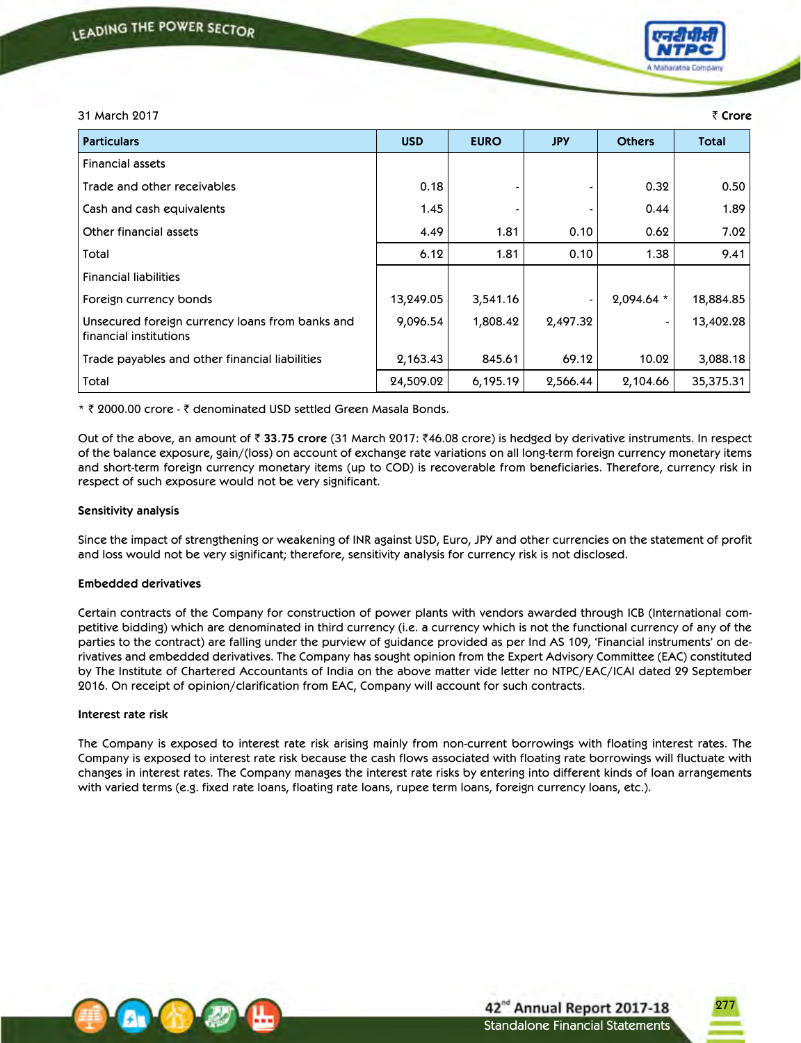31 March 2017

₹ Crore

| Particulars | USD | EURO | JPY | Others | Total |
|---|---|---|---|---|---|
| Financial assets | | | | | |
| Trade and other receivables | 0.18 | - | - | 0.32 | 0.50 |
| Cash and cash equivalents | 1.45 | - | - | 0.44 | 1.89 |
| Other financial assets | 4.49 | 1.81 | 0.10 | 0.62 | 7.02 |
| Total | 6.12 | 1.81 | 0.10 | 1.38 | 9.41 |
| Financial liabilities | | | | | |
| Foreign currency bonds | 13,249.05 | 3,541.16 | - | 2,094.64 * | 18,884.85 |
| Unsecured foreign currency loans from banks and financial institutions | 9,096.54 | 1,808.42 | 2,497.32 | - | 13,402.28 |
| Trade payables and other financial liabilities | 2,163.43 | 845.61 | 69.12 | 10.02 | 3,088.18 |
| Total | 24,509.02 | 6,195.19 | 2,566.44 | 2,104.66 | 35,375.31 |

* ₹ 2000.00 crore - ₹ denominated USD settled Green Masala Bonds.

Out of the above, an amount of ₹ **33.75 crore** (31 March 2017: ₹46.08 crore) is hedged by derivative instruments. In respect of the balance exposure, gain/(loss) on account of exchange rate variations on all long-term foreign currency monetary items and short-term foreign currency monetary items (up to COD) is recoverable from beneficiaries. Therefore, currency risk in respect of such exposure would not be very significant.

**Sensitivity analysis**

Since the impact of strengthening or weakening of INR against USD, Euro, JPY and other currencies on the statement of profit and loss would not be very significant; therefore, sensitivity analysis for currency risk is not disclosed.

**Embedded derivatives**

Certain contracts of the Company for construction of power plants with vendors awarded through ICB (International competitive bidding) which are denominated in third currency (i.e. a currency which is not the functional currency of any of the parties to the contract) are falling under the purview of guidance provided as per Ind AS 109, 'Financial instruments' on derivatives and embedded derivatives. The Company has sought opinion from the Expert Advisory Committee (EAC) constituted by The Institute of Chartered Accountants of India on the above matter vide letter no NTPC/EAC/ICAI dated 29 September 2016. On receipt of opinion/clarification from EAC, Company will account for such contracts.

**Interest rate risk**

The Company is exposed to interest rate risk arising mainly from non-current borrowings with floating interest rates. The Company is exposed to interest rate risk because the cash flows associated with floating rate borrowings will fluctuate with changes in interest rates. The Company manages the interest rate risks by entering into different kinds of loan arrangements with varied terms (e.g. fixed rate loans, floating rate loans, rupee term loans, foreign currency loans, etc.).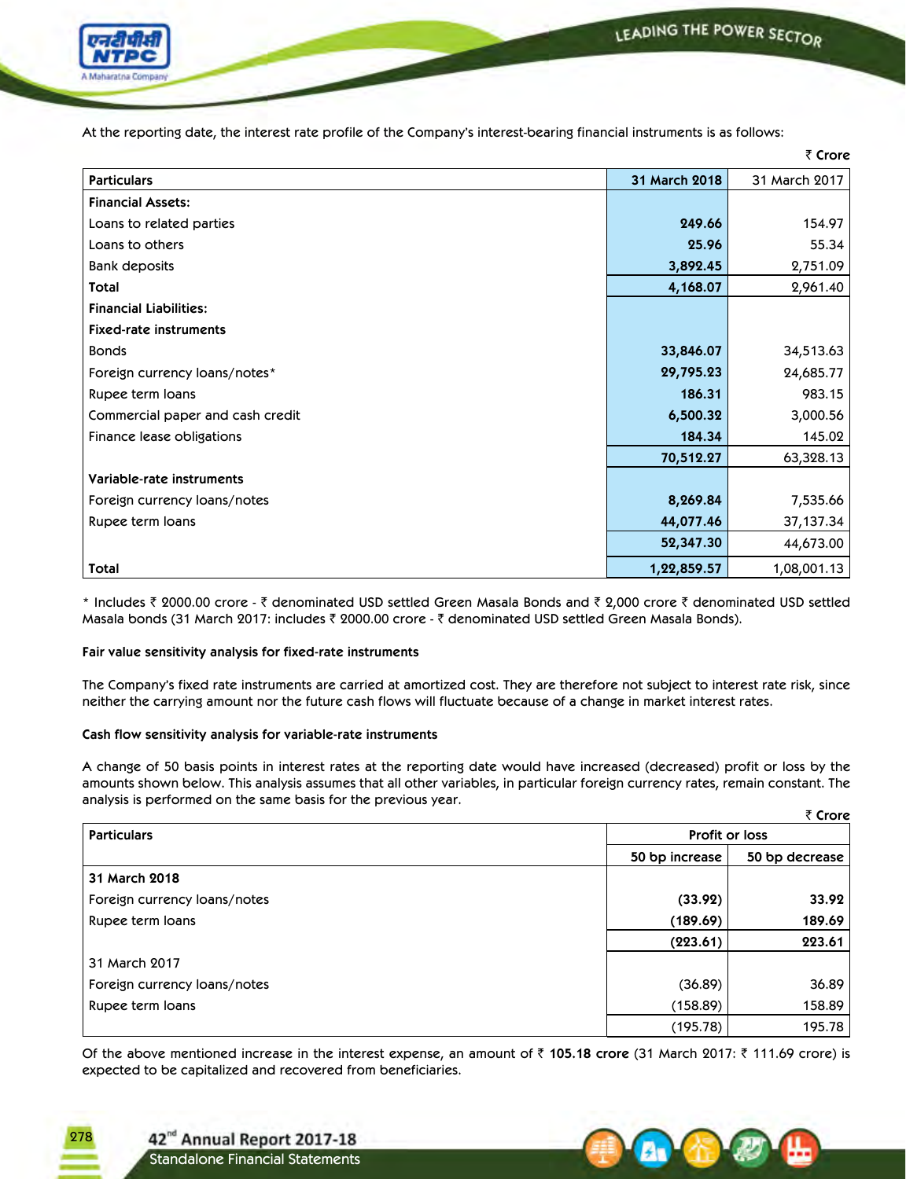At the reporting date, the interest rate profile of the Company's interest-bearing financial instruments is as follows:

₹ Crore

| Particulars | 31 March 2018 | 31 March 2017 |
|---|---|---|
| **Financial Assets:** | | |
| Loans to related parties | **249.66** | 154.97 |
| Loans to others | **25.96** | 55.34 |
| Bank deposits | **3,892.45** | 2,751.09 |
| **Total** | **4,168.07** | 2,961.40 |
| **Financial Liabilities:** | | |
| **Fixed-rate instruments** | | |
| Bonds | **33,846.07** | 34,513.63 |
| Foreign currency loans/notes* | **29,795.23** | 24,685.77 |
| Rupee term loans | **186.31** | 983.15 |
| Commercial paper and cash credit | **6,500.32** | 3,000.56 |
| Finance lease obligations | **184.34** | 145.02 |
| | **70,512.27** | 63,328.13 |
| **Variable-rate instruments** | | |
| Foreign currency loans/notes | **8,269.84** | 7,535.66 |
| Rupee term loans | **44,077.46** | 37,137.34 |
| | **52,347.30** | 44,673.00 |
| **Total** | **1,22,859.57** | 1,08,001.13 |

\* Includes ₹ 2000.00 crore - ₹ denominated USD settled Green Masala Bonds and ₹ 2,000 crore ₹ denominated USD settled Masala bonds (31 March 2017: includes ₹ 2000.00 crore - ₹ denominated USD settled Green Masala Bonds).

**Fair value sensitivity analysis for fixed-rate instruments**

The Company's fixed rate instruments are carried at amortized cost. They are therefore not subject to interest rate risk, since neither the carrying amount nor the future cash flows will fluctuate because of a change in market interest rates.

**Cash flow sensitivity analysis for variable-rate instruments**

A change of 50 basis points in interest rates at the reporting date would have increased (decreased) profit or loss by the amounts shown below. This analysis assumes that all other variables, in particular foreign currency rates, remain constant. The analysis is performed on the same basis for the previous year.

₹ Crore

| Particulars | Profit or loss | |
|---|---|---|
| | 50 bp increase | 50 bp decrease |
| **31 March 2018** | | |
| Foreign currency loans/notes | **(33.92)** | **33.92** |
| Rupee term loans | **(189.69)** | **189.69** |
| | **(223.61)** | **223.61** |
| 31 March 2017 | | |
| Foreign currency loans/notes | (36.89) | 36.89 |
| Rupee term loans | (158.89) | 158.89 |
| | (195.78) | 195.78 |

Of the above mentioned increase in the interest expense, an amount of ₹ **105.18 crore** (31 March 2017: ₹ 111.69 crore) is expected to be capitalized and recovered from beneficiaries.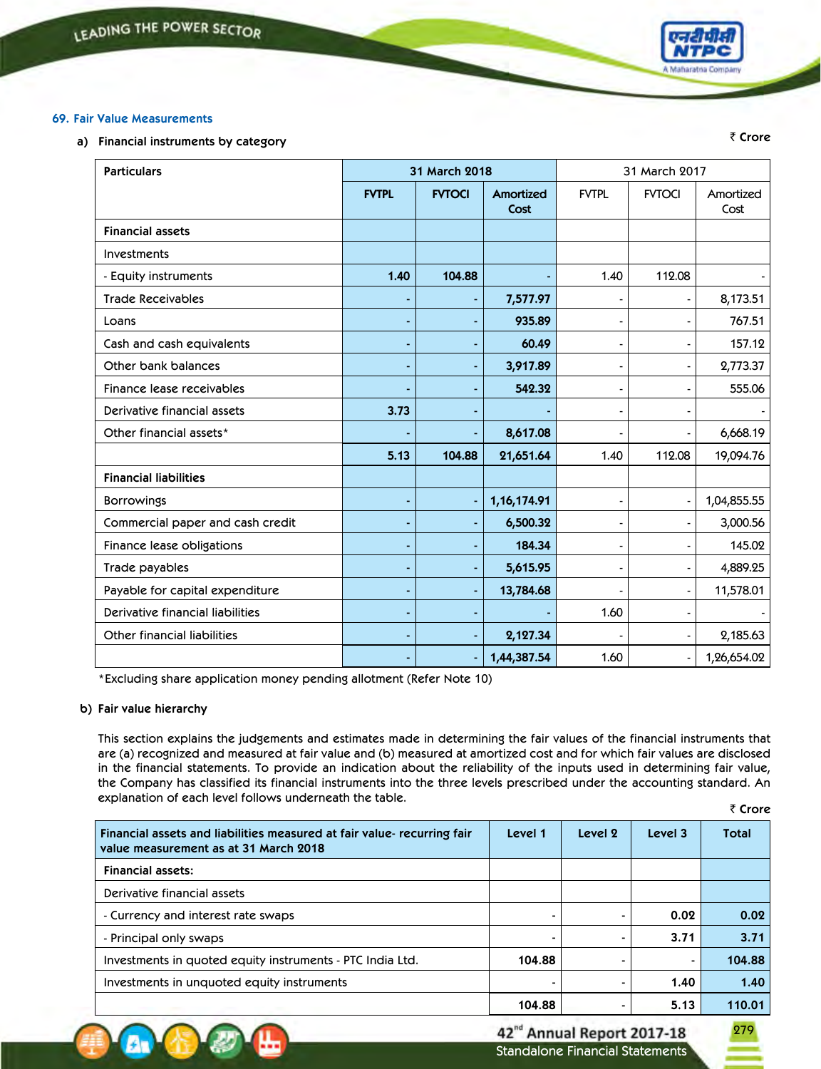## 69. Fair Value Measurements

### a) Financial instruments by category

₹ Crore

| Particulars | 31 March 2018 | | | 31 March 2017 | | |
|---|---|---|---|---|---|---|
| | FVTPL | FVTOCI | Amortized Cost | FVTPL | FVTOCI | Amortized Cost |
| **Financial assets** | | | | | | |
| Investments | | | | | | |
| - Equity instruments | 1.40 | 104.88 | - | 1.40 | 112.08 | - |
| Trade Receivables | - | - | 7,577.97 | - | - | 8,173.51 |
| Loans | - | - | 935.89 | - | - | 767.51 |
| Cash and cash equivalents | - | - | 60.49 | - | - | 157.12 |
| Other bank balances | - | - | 3,917.89 | - | - | 2,773.37 |
| Finance lease receivables | - | - | 542.32 | - | - | 555.06 |
| Derivative financial assets | 3.73 | - | - | - | - | - |
| Other financial assets* | - | - | 8,617.08 | - | - | 6,668.19 |
| | 5.13 | 104.88 | 21,651.64 | 1.40 | 112.08 | 19,094.76 |
| **Financial liabilities** | | | | | | |
| Borrowings | - | - | 1,16,174.91 | - | - | 1,04,855.55 |
| Commercial paper and cash credit | - | - | 6,500.32 | - | - | 3,000.56 |
| Finance lease obligations | - | - | 184.34 | - | - | 145.02 |
| Trade payables | - | - | 5,615.95 | - | - | 4,889.25 |
| Payable for capital expenditure | - | - | 13,784.68 | - | - | 11,578.01 |
| Derivative financial liabilities | - | - | - | 1.60 | - | - |
| Other financial liabilities | - | - | 2,127.34 | - | - | 2,185.63 |
| | - | - | 1,44,387.54 | 1.60 | - | 1,26,654.02 |

*Excluding share application money pending allotment (Refer Note 10)

### b) Fair value hierarchy

This section explains the judgements and estimates made in determining the fair values of the financial instruments that are (a) recognized and measured at fair value and (b) measured at amortized cost and for which fair values are disclosed in the financial statements. To provide an indication about the reliability of the inputs used in determining fair value, the Company has classified its financial instruments into the three levels prescribed under the accounting standard. An explanation of each level follows underneath the table.

₹ Crore

| Financial assets and liabilities measured at fair value- recurring fair value measurement as at 31 March 2018 | Level 1 | Level 2 | Level 3 | Total |
|---|---|---|---|---|
| **Financial assets:** | | | | |
| Derivative financial assets | | | | |
| - Currency and interest rate swaps | - | - | 0.02 | 0.02 |
| - Principal only swaps | - | - | 3.71 | 3.71 |
| Investments in quoted equity instruments - PTC India Ltd. | 104.88 | - | - | 104.88 |
| Investments in unquoted equity instruments | - | - | 1.40 | 1.40 |
| | 104.88 | - | 5.13 | 110.01 |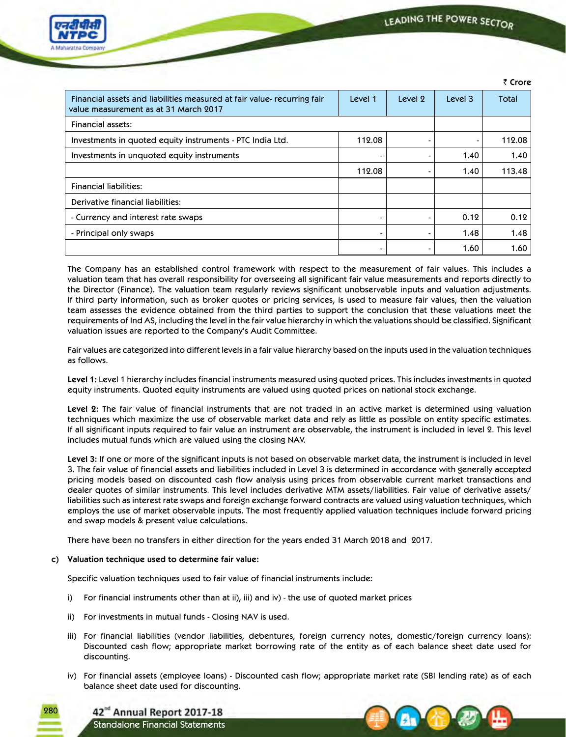₹ Crore

| Financial assets and liabilities measured at fair value- recurring fair value measurement as at 31 March 2017 | Level 1 | Level 2 | Level 3 | Total |
|---|---|---|---|---|
| Financial assets: | | | | |
| Investments in quoted equity instruments - PTC India Ltd. | 112.08 | - | - | 112.08 |
| Investments in unquoted equity instruments | - | - | 1.40 | 1.40 |
| | 112.08 | - | 1.40 | 113.48 |
| Financial liabilities: | | | | |
| Derivative financial liabilities: | | | | |
| - Currency and interest rate swaps | - | - | 0.12 | 0.12 |
| - Principal only swaps | - | - | 1.48 | 1.48 |
| | - | - | 1.60 | 1.60 |

The Company has an established control framework with respect to the measurement of fair values. This includes a valuation team that has overall responsibility for overseeing all significant fair value measurements and reports directly to the Director (Finance). The valuation team regularly reviews significant unobservable inputs and valuation adjustments. If third party information, such as broker quotes or pricing services, is used to measure fair values, then the valuation team assesses the evidence obtained from the third parties to support the conclusion that these valuations meet the requirements of Ind AS, including the level in the fair value hierarchy in which the valuations should be classified. Significant valuation issues are reported to the Company's Audit Committee.

Fair values are categorized into different levels in a fair value hierarchy based on the inputs used in the valuation techniques as follows.

**Level 1:** Level 1 hierarchy includes financial instruments measured using quoted prices. This includes investments in quoted equity instruments. Quoted equity instruments are valued using quoted prices on national stock exchange.

**Level 2:** The fair value of financial instruments that are not traded in an active market is determined using valuation techniques which maximize the use of observable market data and rely as little as possible on entity specific estimates. If all significant inputs required to fair value an instrument are observable, the instrument is included in level 2. This level includes mutual funds which are valued using the closing NAV.

**Level 3:** If one or more of the significant inputs is not based on observable market data, the instrument is included in level 3. The fair value of financial assets and liabilities included in Level 3 is determined in accordance with generally accepted pricing models based on discounted cash flow analysis using prices from observable current market transactions and dealer quotes of similar instruments. This level includes derivative MTM assets/liabilities. Fair value of derivative assets/ liabilities such as interest rate swaps and foreign exchange forward contracts are valued using valuation techniques, which employs the use of market observable inputs. The most frequently applied valuation techniques include forward pricing and swap models & present value calculations.

There have been no transfers in either direction for the years ended 31 March 2018 and 2017.

**c) Valuation technique used to determine fair value:**

Specific valuation techniques used to fair value of financial instruments include:

i) For financial instruments other than at ii), iii) and iv) - the use of quoted market prices

ii) For investments in mutual funds - Closing NAV is used.

iii) For financial liabilities (vendor liabilities, debentures, foreign currency notes, domestic/foreign currency loans): Discounted cash flow; appropriate market borrowing rate of the entity as of each balance sheet date used for discounting.

iv) For financial assets (employee loans) - Discounted cash flow; appropriate market rate (SBI lending rate) as of each balance sheet date used for discounting.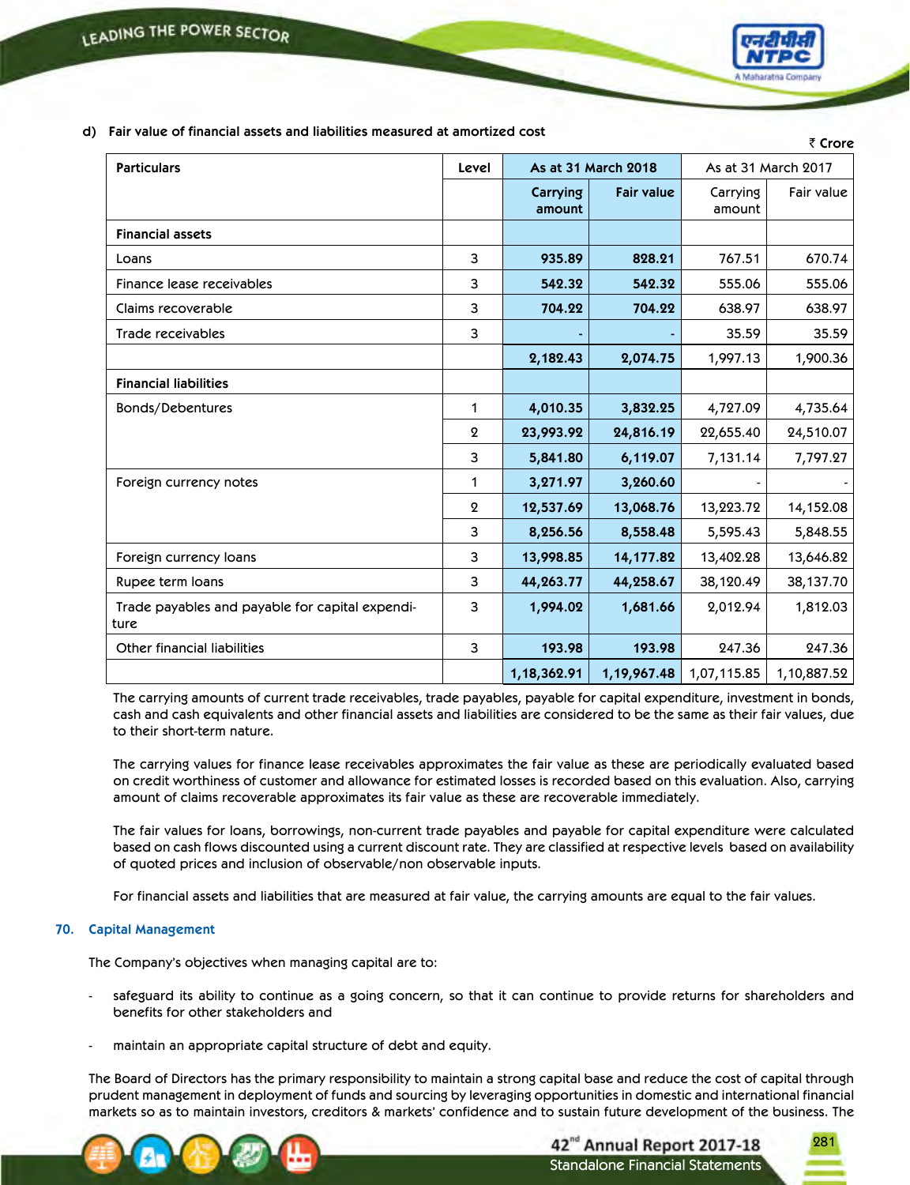**d) Fair value of financial assets and liabilities measured at amortized cost**

₹ Crore

| Particulars | Level | As at 31 March 2018 | | As at 31 March 2017 | |
|---|---|---|---|---|---|
| | | Carrying amount | Fair value | Carrying amount | Fair value |
| **Financial assets** | | | | | |
| Loans | 3 | 935.89 | 828.21 | 767.51 | 670.74 |
| Finance lease receivables | 3 | 542.32 | 542.32 | 555.06 | 555.06 |
| Claims recoverable | 3 | 704.22 | 704.22 | 638.97 | 638.97 |
| Trade receivables | 3 | - | - | 35.59 | 35.59 |
| | | 2,182.43 | 2,074.75 | 1,997.13 | 1,900.36 |
| **Financial liabilities** | | | | | |
| Bonds/Debentures | 1 | 4,010.35 | 3,832.25 | 4,727.09 | 4,735.64 |
| | 2 | 23,993.92 | 24,816.19 | 22,655.40 | 24,510.07 |
| | 3 | 5,841.80 | 6,119.07 | 7,131.14 | 7,797.27 |
| Foreign currency notes | 1 | 3,271.97 | 3,260.60 | - | - |
| | 2 | 12,537.69 | 13,068.76 | 13,223.72 | 14,152.08 |
| | 3 | 8,256.56 | 8,558.48 | 5,595.43 | 5,848.55 |
| Foreign currency loans | 3 | 13,998.85 | 14,177.82 | 13,402.28 | 13,646.82 |
| Rupee term loans | 3 | 44,263.77 | 44,258.67 | 38,120.49 | 38,137.70 |
| Trade payables and payable for capital expenditure | 3 | 1,994.02 | 1,681.66 | 2,012.94 | 1,812.03 |
| Other financial liabilities | 3 | 193.98 | 193.98 | 247.36 | 247.36 |
| | | 1,18,362.91 | 1,19,967.48 | 1,07,115.85 | 1,10,887.52 |

The carrying amounts of current trade receivables, trade payables, payable for capital expenditure, investment in bonds, cash and cash equivalents and other financial assets and liabilities are considered to be the same as their fair values, due to their short-term nature.

The carrying values for finance lease receivables approximates the fair value as these are periodically evaluated based on credit worthiness of customer and allowance for estimated losses is recorded based on this evaluation. Also, carrying amount of claims recoverable approximates its fair value as these are recoverable immediately.

The fair values for loans, borrowings, non-current trade payables and payable for capital expenditure were calculated based on cash flows discounted using a current discount rate. They are classified at respective levels based on availability of quoted prices and inclusion of observable/non observable inputs.

For financial assets and liabilities that are measured at fair value, the carrying amounts are equal to the fair values.

## 70. Capital Management

The Company's objectives when managing capital are to:

- safeguard its ability to continue as a going concern, so that it can continue to provide returns for shareholders and benefits for other stakeholders and
- maintain an appropriate capital structure of debt and equity.

The Board of Directors has the primary responsibility to maintain a strong capital base and reduce the cost of capital through prudent management in deployment of funds and sourcing by leveraging opportunities in domestic and international financial markets so as to maintain investors, creditors & markets' confidence and to sustain future development of the business. The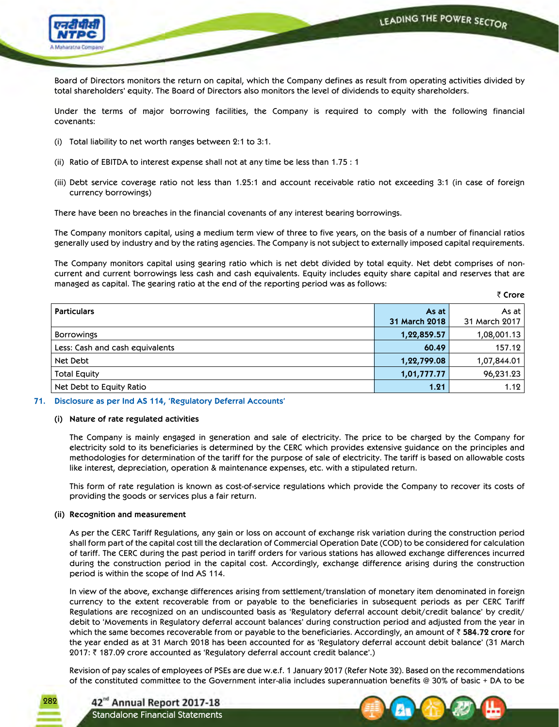Board of Directors monitors the return on capital, which the Company defines as result from operating activities divided by total shareholders' equity. The Board of Directors also monitors the level of dividends to equity shareholders.

Under the terms of major borrowing facilities, the Company is required to comply with the following financial covenants:

(i) Total liability to net worth ranges between 2:1 to 3:1.

(ii) Ratio of EBITDA to interest expense shall not at any time be less than 1.75 : 1

(iii) Debt service coverage ratio not less than 1.25:1 and account receivable ratio not exceeding 3:1 (in case of foreign currency borrowings)

There have been no breaches in the financial covenants of any interest bearing borrowings.

The Company monitors capital, using a medium term view of three to five years, on the basis of a number of financial ratios generally used by industry and by the rating agencies. The Company is not subject to externally imposed capital requirements.

The Company monitors capital using gearing ratio which is net debt divided by total equity. Net debt comprises of non-current and current borrowings less cash and cash equivalents. Equity includes equity share capital and reserves that are managed as capital. The gearing ratio at the end of the reporting period was as follows:

₹ Crore

| Particulars | As at 31 March 2018 | As at 31 March 2017 |
|---|---|---|
| Borrowings | **1,22,859.57** | 1,08,001.13 |
| Less: Cash and cash equivalents | **60.49** | 157.12 |
| Net Debt | **1,22,799.08** | 1,07,844.01 |
| Total Equity | **1,01,777.77** | 96,231.23 |
| Net Debt to Equity Ratio | **1.21** | 1.12 |

## 71. Disclosure as per Ind AS 114, 'Regulatory Deferral Accounts'

### (i) Nature of rate regulated activities

The Company is mainly engaged in generation and sale of electricity. The price to be charged by the Company for electricity sold to its beneficiaries is determined by the CERC which provides extensive guidance on the principles and methodologies for determination of the tariff for the purpose of sale of electricity. The tariff is based on allowable costs like interest, depreciation, operation & maintenance expenses, etc. with a stipulated return.

This form of rate regulation is known as cost-of-service regulations which provide the Company to recover its costs of providing the goods or services plus a fair return.

### (ii) Recognition and measurement

As per the CERC Tariff Regulations, any gain or loss on account of exchange risk variation during the construction period shall form part of the capital cost till the declaration of Commercial Operation Date (COD) to be considered for calculation of tariff. The CERC during the past period in tariff orders for various stations has allowed exchange differences incurred during the construction period in the capital cost. Accordingly, exchange difference arising during the construction period is within the scope of Ind AS 114.

In view of the above, exchange differences arising from settlement/translation of monetary item denominated in foreign currency to the extent recoverable from or payable to the beneficiaries in subsequent periods as per CERC Tariff Regulations are recognized on an undiscounted basis as 'Regulatory deferral account debit/credit balance' by credit/debit to 'Movements in Regulatory deferral account balances' during construction period and adjusted from the year in which the same becomes recoverable from or payable to the beneficiaries. Accordingly, an amount of ₹ **584.72 crore** for the year ended as at 31 March 2018 has been accounted for as 'Regulatory deferral account debit balance' (31 March 2017: ₹ 187.09 crore accounted as 'Regulatory deferral account credit balance'.)

Revision of pay scales of employees of PSEs are due w.e.f. 1 January 2017 (Refer Note 32). Based on the recommendations of the constituted committee to the Government inter-alia includes superannuation benefits @ 30% of basic + DA to be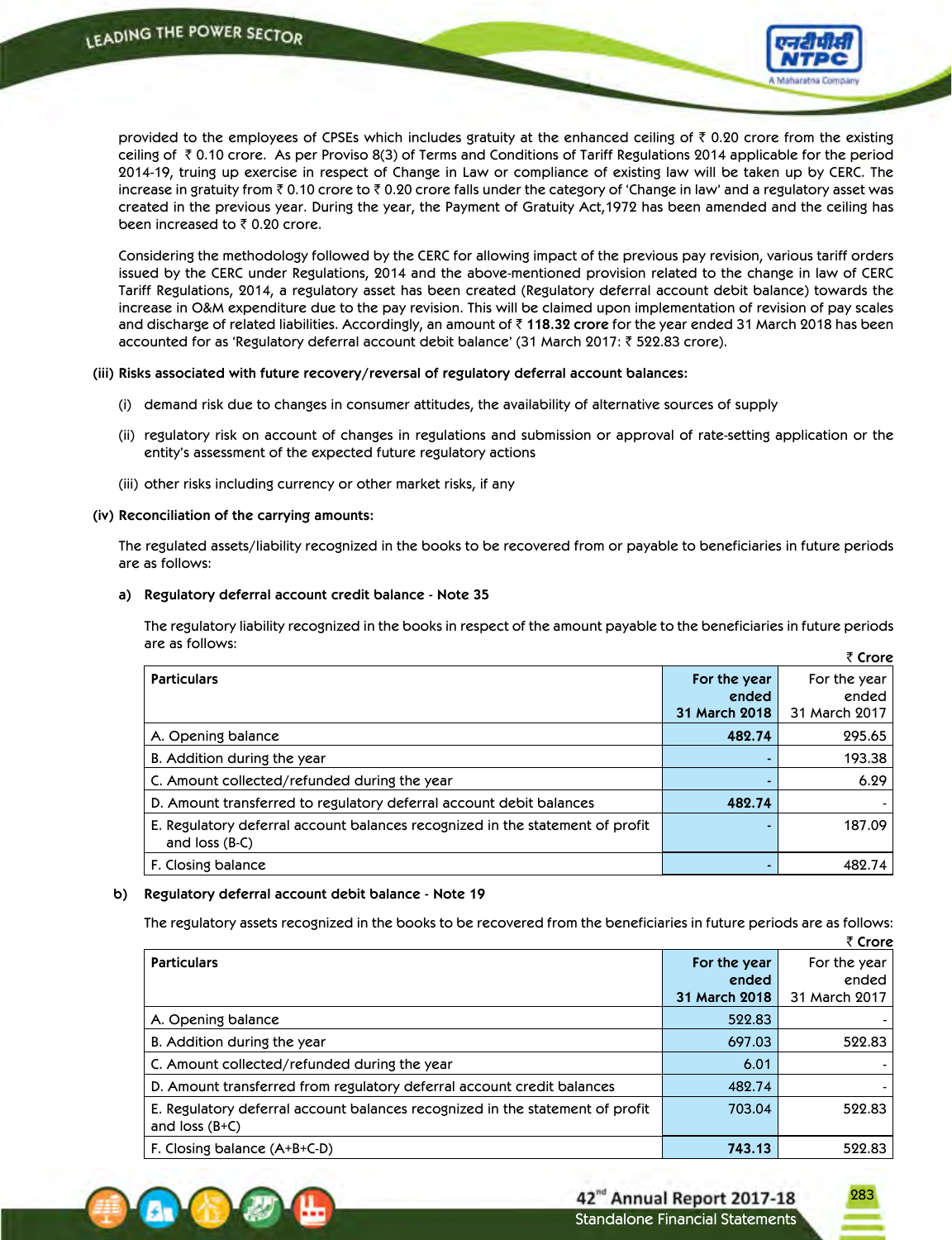provided to the employees of CPSEs which includes gratuity at the enhanced ceiling of ₹ 0.20 crore from the existing ceiling of ₹ 0.10 crore. As per Proviso 8(3) of Terms and Conditions of Tariff Regulations 2014 applicable for the period 2014-19, truing up exercise in respect of Change in Law or compliance of existing law will be taken up by CERC. The increase in gratuity from ₹ 0.10 crore to ₹ 0.20 crore falls under the category of 'Change in law' and a regulatory asset was created in the previous year. During the year, the Payment of Gratuity Act,1972 has been amended and the ceiling has been increased to ₹ 0.20 crore.

Considering the methodology followed by the CERC for allowing impact of the previous pay revision, various tariff orders issued by the CERC under Regulations, 2014 and the above-mentioned provision related to the change in law of CERC Tariff Regulations, 2014, a regulatory asset has been created (Regulatory deferral account debit balance) towards the increase in O&M expenditure due to the pay revision. This will be claimed upon implementation of revision of pay scales and discharge of related liabilities. Accordingly, an amount of ₹ **118.32 crore** for the year ended 31 March 2018 has been accounted for as 'Regulatory deferral account debit balance' (31 March 2017: ₹ 522.83 crore).

**(iii) Risks associated with future recovery/reversal of regulatory deferral account balances:**

(i) demand risk due to changes in consumer attitudes, the availability of alternative sources of supply

(ii) regulatory risk on account of changes in regulations and submission or approval of rate-setting application or the entity's assessment of the expected future regulatory actions

(iii) other risks including currency or other market risks, if any

**(iv) Reconciliation of the carrying amounts:**

The regulated assets/liability recognized in the books to be recovered from or payable to beneficiaries in future periods are as follows:

**a) Regulatory deferral account credit balance - Note 35**

The regulatory liability recognized in the books in respect of the amount payable to the beneficiaries in future periods are as follows:

₹ Crore

| Particulars | For the year ended 31 March 2018 | For the year ended 31 March 2017 |
|---|---|---|
| A. Opening balance | **482.74** | 295.65 |
| B. Addition during the year | - | 193.38 |
| C. Amount collected/refunded during the year | - | 6.29 |
| D. Amount transferred to regulatory deferral account debit balances | **482.74** | - |
| E. Regulatory deferral account balances recognized in the statement of profit and loss (B-C) | - | 187.09 |
| F. Closing balance | - | 482.74 |

**b) Regulatory deferral account debit balance - Note 19**

The regulatory assets recognized in the books to be recovered from the beneficiaries in future periods are as follows:

₹ Crore

| Particulars | For the year ended 31 March 2018 | For the year ended 31 March 2017 |
|---|---|---|
| A. Opening balance | 522.83 | - |
| B. Addition during the year | 697.03 | 522.83 |
| C. Amount collected/refunded during the year | 6.01 | - |
| D. Amount transferred from regulatory deferral account credit balances | 482.74 | - |
| E. Regulatory deferral account balances recognized in the statement of profit and loss (B+C) | 703.04 | 522.83 |
| F. Closing balance (A+B+C-D) | **743.13** | 522.83 |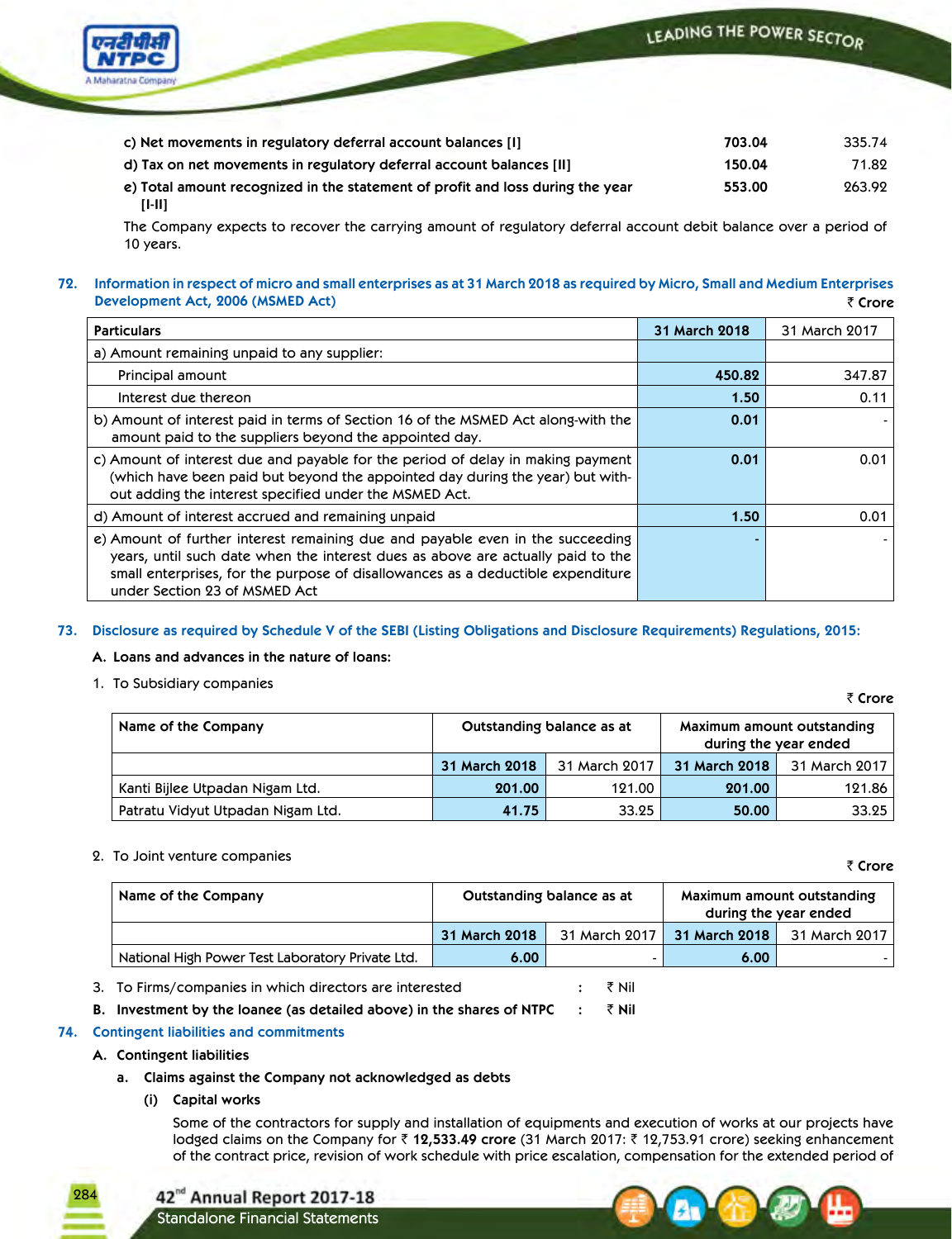| | | |
|---|---|---|
| c) Net movements in regulatory deferral account balances [I] | **703.04** | 335.74 |
| d) Tax on net movements in regulatory deferral account balances [II] | **150.04** | 71.82 |
| e) Total amount recognized in the statement of profit and loss during the year [I-II] | **553.00** | 263.92 |

The Company expects to recover the carrying amount of regulatory deferral account debit balance over a period of 10 years.

## 72. Information in respect of micro and small enterprises as at 31 March 2018 as required by Micro, Small and Medium Enterprises Development Act, 2006 (MSMED Act)

₹ Crore

| Particulars | 31 March 2018 | 31 March 2017 |
|---|---|---|
| a) Amount remaining unpaid to any supplier: | | |
| Principal amount | **450.82** | 347.87 |
| Interest due thereon | **1.50** | 0.11 |
| b) Amount of interest paid in terms of Section 16 of the MSMED Act along-with the amount paid to the suppliers beyond the appointed day. | **0.01** | - |
| c) Amount of interest due and payable for the period of delay in making payment (which have been paid but beyond the appointed day during the year) but without adding the interest specified under the MSMED Act. | **0.01** | 0.01 |
| d) Amount of interest accrued and remaining unpaid | **1.50** | 0.01 |
| e) Amount of further interest remaining due and payable even in the succeeding years, until such date when the interest dues as above are actually paid to the small enterprises, for the purpose of disallowances as a deductible expenditure under Section 23 of MSMED Act | **-** | - |

## 73. Disclosure as required by Schedule V of the SEBI (Listing Obligations and Disclosure Requirements) Regulations, 2015:

**A. Loans and advances in the nature of loans:**

1. To Subsidiary companies

₹ Crore

| Name of the Company | Outstanding balance as at | | Maximum amount outstanding during the year ended | |
|---|---|---|---|---|
| | 31 March 2018 | 31 March 2017 | 31 March 2018 | 31 March 2017 |
| Kanti Bijlee Utpadan Nigam Ltd. | **201.00** | 121.00 | **201.00** | 121.86 |
| Patratu Vidyut Utpadan Nigam Ltd. | **41.75** | 33.25 | **50.00** | 33.25 |

2. To Joint venture companies

₹ Crore

| Name of the Company | Outstanding balance as at | | Maximum amount outstanding during the year ended | |
|---|---|---|---|---|
| | 31 March 2018 | 31 March 2017 | 31 March 2018 | 31 March 2017 |
| National High Power Test Laboratory Private Ltd. | **6.00** | - | **6.00** | - |

3. To Firms/companies in which directors are interested : ₹ Nil

**B. Investment by the loanee (as detailed above) in the shares of NTPC : ₹ Nil**

## 74. Contingent liabilities and commitments

**A. Contingent liabilities**

**a. Claims against the Company not acknowledged as debts**

**(i) Capital works**

Some of the contractors for supply and installation of equipments and execution of works at our projects have lodged claims on the Company for ₹ **12,533.49 crore** (31 March 2017: ₹ 12,753.91 crore) seeking enhancement of the contract price, revision of work schedule with price escalation, compensation for the extended period of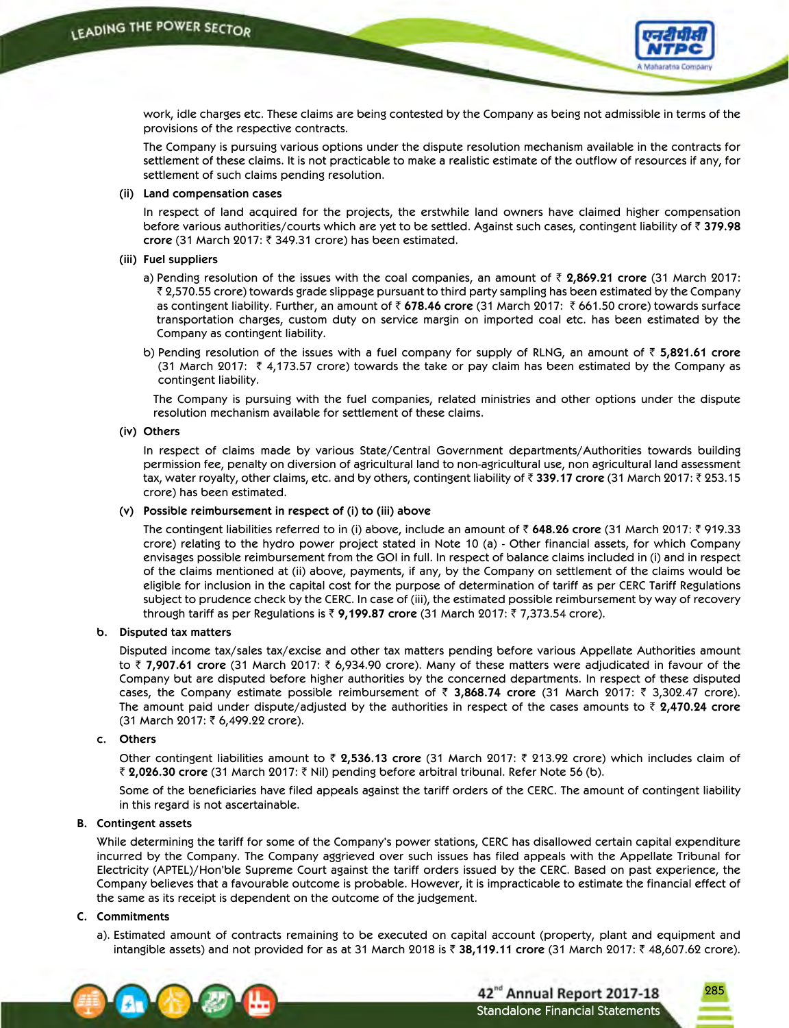work, idle charges etc. These claims are being contested by the Company as being not admissible in terms of the provisions of the respective contracts.

The Company is pursuing various options under the dispute resolution mechanism available in the contracts for settlement of these claims. It is not practicable to make a realistic estimate of the outflow of resources if any, for settlement of such claims pending resolution.

**(ii) Land compensation cases**

In respect of land acquired for the projects, the erstwhile land owners have claimed higher compensation before various authorities/courts which are yet to be settled. Against such cases, contingent liability of ₹ **379.98 crore** (31 March 2017: ₹ 349.31 crore) has been estimated.

**(iii) Fuel suppliers**

a) Pending resolution of the issues with the coal companies, an amount of ₹ **2,869.21 crore** (31 March 2017: ₹ 2,570.55 crore) towards grade slippage pursuant to third party sampling has been estimated by the Company as contingent liability. Further, an amount of ₹ **678.46 crore** (31 March 2017: ₹ 661.50 crore) towards surface transportation charges, custom duty on service margin on imported coal etc. has been estimated by the Company as contingent liability.

b) Pending resolution of the issues with a fuel company for supply of RLNG, an amount of ₹ **5,821.61 crore** (31 March 2017: ₹ 4,173.57 crore) towards the take or pay claim has been estimated by the Company as contingent liability.

The Company is pursuing with the fuel companies, related ministries and other options under the dispute resolution mechanism available for settlement of these claims.

**(iv) Others**

In respect of claims made by various State/Central Government departments/Authorities towards building permission fee, penalty on diversion of agricultural land to non-agricultural use, non agricultural land assessment tax, water royalty, other claims, etc. and by others, contingent liability of ₹ **339.17 crore** (31 March 2017: ₹ 253.15 crore) has been estimated.

**(v) Possible reimbursement in respect of (i) to (iii) above**

The contingent liabilities referred to in (i) above, include an amount of ₹ **648.26 crore** (31 March 2017: ₹ 919.33 crore) relating to the hydro power project stated in Note 10 (a) - Other financial assets, for which Company envisages possible reimbursement from the GOI in full. In respect of balance claims included in (i) and in respect of the claims mentioned at (ii) above, payments, if any, by the Company on settlement of the claims would be eligible for inclusion in the capital cost for the purpose of determination of tariff as per CERC Tariff Regulations subject to prudence check by the CERC. In case of (iii), the estimated possible reimbursement by way of recovery through tariff as per Regulations is ₹ **9,199.87 crore** (31 March 2017: ₹ 7,373.54 crore).

**b. Disputed tax matters**

Disputed income tax/sales tax/excise and other tax matters pending before various Appellate Authorities amount to ₹ **7,907.61 crore** (31 March 2017: ₹ 6,934.90 crore). Many of these matters were adjudicated in favour of the Company but are disputed before higher authorities by the concerned departments. In respect of these disputed cases, the Company estimate possible reimbursement of ₹ **3,868.74 crore** (31 March 2017: ₹ 3,302.47 crore). The amount paid under dispute/adjusted by the authorities in respect of the cases amounts to ₹ **2,470.24 crore** (31 March 2017: ₹ 6,499.22 crore).

**c. Others**

Other contingent liabilities amount to ₹ **2,536.13 crore** (31 March 2017: ₹ 213.92 crore) which includes claim of ₹ **2,026.30 crore** (31 March 2017: ₹ Nil) pending before arbitral tribunal. Refer Note 56 (b).

Some of the beneficiaries have filed appeals against the tariff orders of the CERC. The amount of contingent liability in this regard is not ascertainable.

**B. Contingent assets**

While determining the tariff for some of the Company's power stations, CERC has disallowed certain capital expenditure incurred by the Company. The Company aggrieved over such issues has filed appeals with the Appellate Tribunal for Electricity (APTEL)/Hon'ble Supreme Court against the tariff orders issued by the CERC. Based on past experience, the Company believes that a favourable outcome is probable. However, it is impracticable to estimate the financial effect of the same as its receipt is dependent on the outcome of the judgement.

**C. Commitments**

a). Estimated amount of contracts remaining to be executed on capital account (property, plant and equipment and intangible assets) and not provided for as at 31 March 2018 is ₹ **38,119.11 crore** (31 March 2017: ₹ 48,607.62 crore).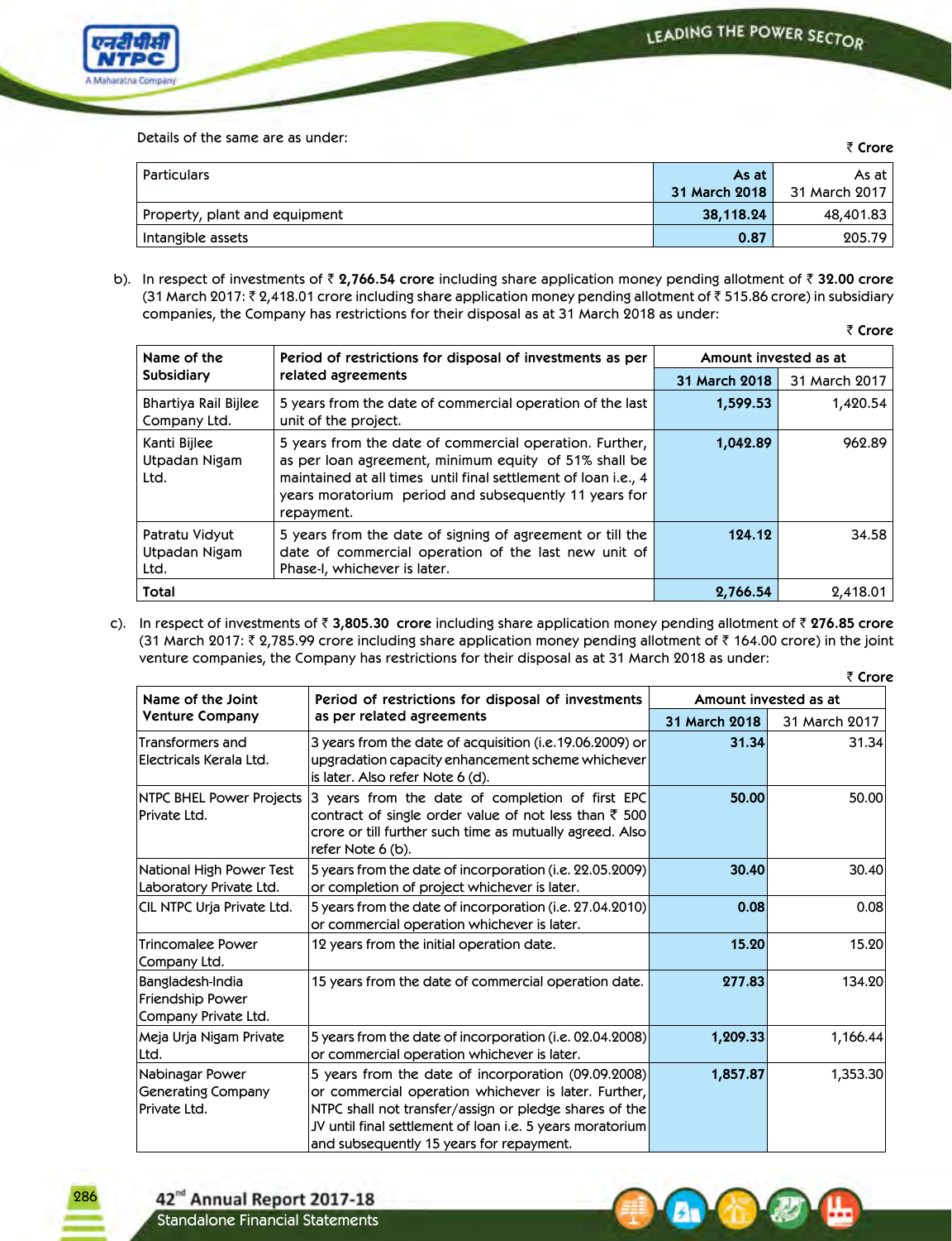Details of the same are as under:

₹ Crore

| Particulars | As at 31 March 2018 | As at 31 March 2017 |
|---|---|---|
| Property, plant and equipment | 38,118.24 | 48,401.83 |
| Intangible assets | 0.87 | 205.79 |

b). In respect of investments of ₹ **2,766.54 crore** including share application money pending allotment of ₹ **32.00 crore** (31 March 2017: ₹ 2,418.01 crore including share application money pending allotment of ₹ 515.86 crore) in subsidiary companies, the Company has restrictions for their disposal as at 31 March 2018 as under:

₹ Crore

| Name of the Subsidiary | Period of restrictions for disposal of investments as per related agreements | Amount invested as at | |
|---|---|---|---|
| | | 31 March 2018 | 31 March 2017 |
| Bhartiya Rail Bijlee Company Ltd. | 5 years from the date of commercial operation of the last unit of the project. | 1,599.53 | 1,420.54 |
| Kanti Bijlee Utpadan Nigam Ltd. | 5 years from the date of commercial operation. Further, as per loan agreement, minimum equity of 51% shall be maintained at all times until final settlement of loan i.e., 4 years moratorium period and subsequently 11 years for repayment. | 1,042.89 | 962.89 |
| Patratu Vidyut Utpadan Nigam Ltd. | 5 years from the date of signing of agreement or till the date of commercial operation of the last new unit of Phase-I, whichever is later. | 124.12 | 34.58 |
| **Total** | | **2,766.54** | 2,418.01 |

c). In respect of investments of ₹ **3,805.30 crore** including share application money pending allotment of ₹ **276.85 crore** (31 March 2017: ₹ 2,785.99 crore including share application money pending allotment of ₹ 164.00 crore) in the joint venture companies, the Company has restrictions for their disposal as at 31 March 2018 as under:

₹ Crore

| Name of the Joint Venture Company | Period of restrictions for disposal of investments as per related agreements | Amount invested as at | |
|---|---|---|---|
| | | 31 March 2018 | 31 March 2017 |
| Transformers and Electricals Kerala Ltd. | 3 years from the date of acquisition (i.e.19.06.2009) or upgradation capacity enhancement scheme whichever is later. Also refer Note 6 (d). | 31.34 | 31.34 |
| NTPC BHEL Power Projects Private Ltd. | 3 years from the date of completion of first EPC contract of single order value of not less than ₹ 500 crore or till further such time as mutually agreed. Also refer Note 6 (b). | 50.00 | 50.00 |
| National High Power Test Laboratory Private Ltd. | 5 years from the date of incorporation (i.e. 22.05.2009) or completion of project whichever is later. | 30.40 | 30.40 |
| CIL NTPC Urja Private Ltd. | 5 years from the date of incorporation (i.e. 27.04.2010) or commercial operation whichever is later. | 0.08 | 0.08 |
| Trincomalee Power Company Ltd. | 12 years from the initial operation date. | 15.20 | 15.20 |
| Bangladesh-India Friendship Power Company Private Ltd. | 15 years from the date of commercial operation date. | 277.83 | 134.20 |
| Meja Urja Nigam Private Ltd. | 5 years from the date of incorporation (i.e. 02.04.2008) or commercial operation whichever is later. | 1,209.33 | 1,166.44 |
| Nabinagar Power Generating Company Private Ltd. | 5 years from the date of incorporation (09.09.2008) or commercial operation whichever is later. Further, NTPC shall not transfer/assign or pledge shares of the JV until final settlement of loan i.e. 5 years moratorium and subsequently 15 years for repayment. | 1,857.87 | 1,353.30 |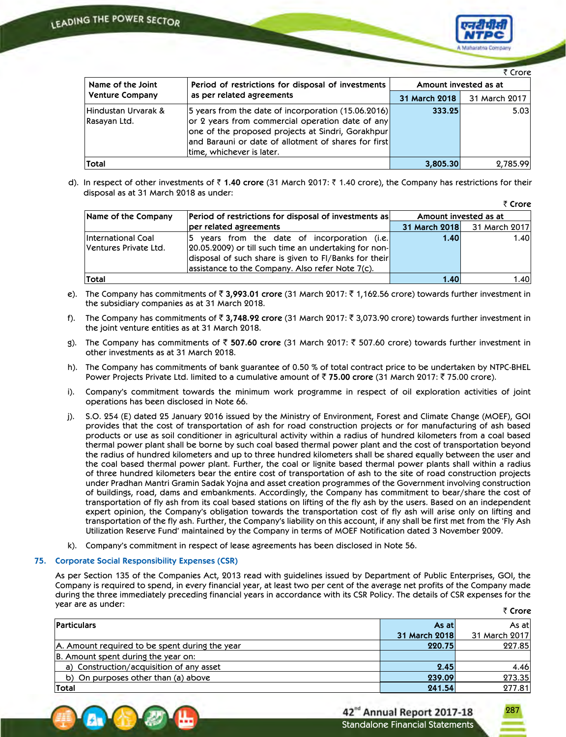₹ Crore

| Name of the Joint Venture Company | Period of restrictions for disposal of investments as per related agreements | Amount invested as at | |
|---|---|---|---|
| | | 31 March 2018 | 31 March 2017 |
| Hindustan Urvarak & Rasayan Ltd. | 5 years from the date of incorporation (15.06.2016) or 2 years from commercial operation date of any one of the proposed projects at Sindri, Gorakhpur and Barauni or date of allotment of shares for first time, whichever is later. | 333.25 | 5.03 |
| Total | | 3,805.30 | 2,785.99 |

d). In respect of other investments of ₹ **1.40 crore** (31 March 2017: ₹ 1.40 crore), the Company has restrictions for their disposal as at 31 March 2018 as under:

₹ Crore

| Name of the Company | Period of restrictions for disposal of investments as per related agreements | Amount invested as at | |
|---|---|---|---|
| | | 31 March 2018 | 31 March 2017 |
| International Coal Ventures Private Ltd. | 5 years from the date of incorporation (i.e. 20.05.2009) or till such time an undertaking for non-disposal of such share is given to FI/Banks for their assistance to the Company. Also refer Note 7(c). | 1.40 | 1.40 |
| Total | | 1.40 | 1.40 |

e). The Company has commitments of ₹ **3,993.01 crore** (31 March 2017: ₹ 1,162.56 crore) towards further investment in the subsidiary companies as at 31 March 2018.

f). The Company has commitments of ₹ **3,748.92 crore** (31 March 2017: ₹ 3,073.90 crore) towards further investment in the joint venture entities as at 31 March 2018.

g). The Company has commitments of ₹ **507.60 crore** (31 March 2017: ₹ 507.60 crore) towards further investment in other investments as at 31 March 2018.

h). The Company has commitments of bank guarantee of 0.50 % of total contract price to be undertaken by NTPC-BHEL Power Projects Private Ltd. limited to a cumulative amount of ₹ **75.00 crore** (31 March 2017: ₹ 75.00 crore).

i). Company's commitment towards the minimum work programme in respect of oil exploration activities of joint operations has been disclosed in Note 66.

j). S.O. 254 (E) dated 25 January 2016 issued by the Ministry of Environment, Forest and Climate Change (MOEF), GOI provides that the cost of transportation of ash for road construction projects or for manufacturing of ash based products or use as soil conditioner in agricultural activity within a radius of hundred kilometers from a coal based thermal power plant shall be borne by such coal based thermal power plant and the cost of transportation beyond the radius of hundred kilometers and up to three hundred kilometers shall be shared equally between the user and the coal based thermal power plant. Further, the coal or lignite based thermal power plants shall within a radius of three hundred kilometers bear the entire cost of transportation of ash to the site of road construction projects under Pradhan Mantri Gramin Sadak Yojna and asset creation programmes of the Government involving construction of buildings, road, dams and embankments. Accordingly, the Company has commitment to bear/share the cost of transportation of fly ash from its coal based stations on lifting of the fly ash by the users. Based on an independent expert opinion, the Company's obligation towards the transportation cost of fly ash will arise only on lifting and transportation of the fly ash. Further, the Company's liability on this account, if any shall be first met from the 'Fly Ash Utilization Reserve Fund' maintained by the Company in terms of MOEF Notification dated 3 November 2009.

k). Company's commitment in respect of lease agreements has been disclosed in Note 56.

## 75. Corporate Social Responsibility Expenses (CSR)

As per Section 135 of the Companies Act, 2013 read with guidelines issued by Department of Public Enterprises, GOI, the Company is required to spend, in every financial year, at least two per cent of the average net profits of the Company made during the three immediately preceding financial years in accordance with its CSR Policy. The details of CSR expenses for the year are as under:

₹ Crore

| Particulars | As at 31 March 2018 | As at 31 March 2017 |
|---|---|---|
| A. Amount required to be spent during the year | 220.75 | 227.85 |
| B. Amount spent during the year on: | | |
| a) Construction/acquisition of any asset | 2.45 | 4.46 |
| b) On purposes other than (a) above | 239.09 | 273.35 |
| Total | 241.54 | 277.81 |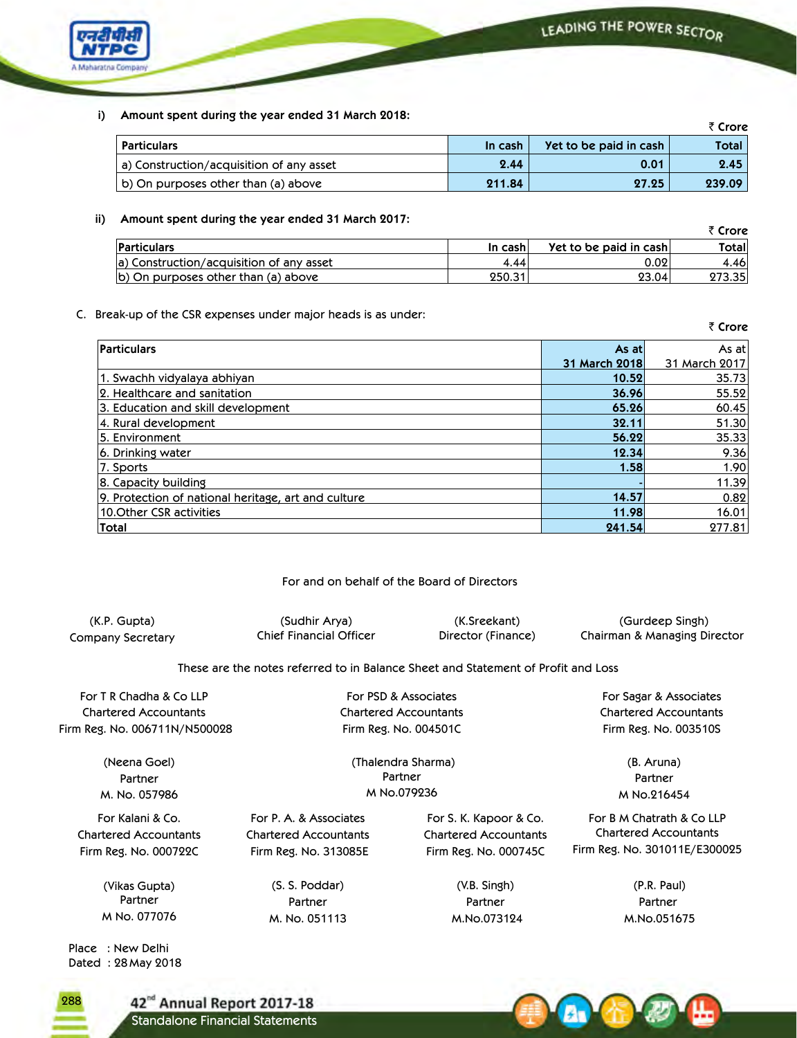i) **Amount spent during the year ended 31 March 2018:**

₹ Crore

| Particulars | In cash | Yet to be paid in cash | Total |
|---|---|---|---|
| a) Construction/acquisition of any asset | 2.44 | 0.01 | 2.45 |
| b) On purposes other than (a) above | 211.84 | 27.25 | 239.09 |

ii) **Amount spent during the year ended 31 March 2017:**

₹ Crore

| Particulars | In cash | Yet to be paid in cash | Total |
|---|---|---|---|
| a) Construction/acquisition of any asset | 4.44 | 0.02 | 4.46 |
| b) On purposes other than (a) above | 250.31 | 23.04 | 273.35 |

C. Break-up of the CSR expenses under major heads is as under:

₹ Crore

| Particulars | As at 31 March 2018 | As at 31 March 2017 |
|---|---|---|
| 1. Swachh vidyalaya abhiyan | 10.52 | 35.73 |
| 2. Healthcare and sanitation | 36.96 | 55.52 |
| 3. Education and skill development | 65.26 | 60.45 |
| 4. Rural development | 32.11 | 51.30 |
| 5. Environment | 56.22 | 35.33 |
| 6. Drinking water | 12.34 | 9.36 |
| 7. Sports | 1.58 | 1.90 |
| 8. Capacity building | - | 11.39 |
| 9. Protection of national heritage, art and culture | 14.57 | 0.82 |
| 10.Other CSR activities | 11.98 | 16.01 |
| **Total** | **241.54** | 277.81 |

For and on behalf of the Board of Directors

(K.P. Gupta)
Company Secretary

(Sudhir Arya)
Chief Financial Officer

(K.Sreekant)
Director (Finance)

(Gurdeep Singh)
Chairman & Managing Director

These are the notes referred to in Balance Sheet and Statement of Profit and Loss

For T R Chadha & Co LLP
Chartered Accountants
Firm Reg. No. 006711N/N500028

(Neena Goel)
Partner
M. No. 057986

For PSD & Associates
Chartered Accountants
Firm Reg. No. 004501C

(Thalendra Sharma)
Partner
M No.079236

For Sagar & Associates
Chartered Accountants
Firm Reg. No. 003510S

(B. Aruna)
Partner
M No.216454

For Kalani & Co.
Chartered Accountants
Firm Reg. No. 000722C

(Vikas Gupta)
Partner
M No. 077076

For P. A. & Associates
Chartered Accountants
Firm Reg. No. 313085E

(S. S. Poddar)
Partner
M. No. 051113

For S. K. Kapoor & Co.
Chartered Accountants
Firm Reg. No. 000745C

(V.B. Singh)
Partner
M.No.073124

For B M Chatrath & Co LLP
Chartered Accountants
Firm Reg. No. 301011E/E300025

(P.R. Paul)
Partner
M.No.051675

Place : New Delhi
Dated : 28 May 2018